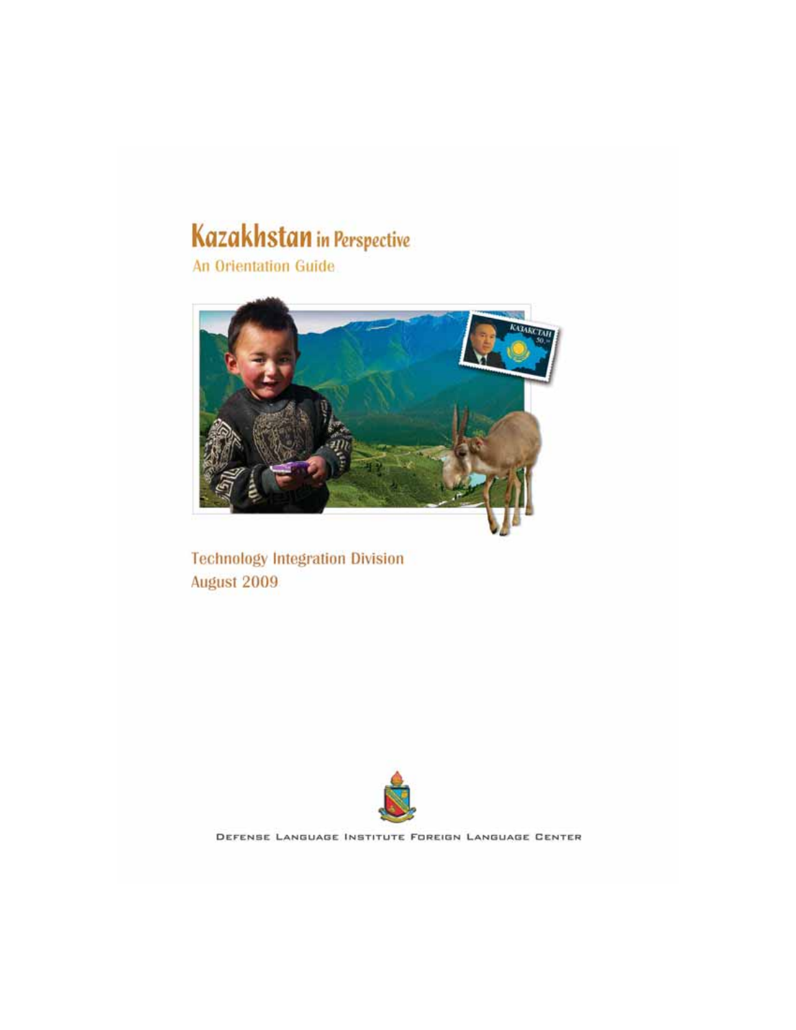# Kazakhstan in Perspective

An Orientation Guide

Technology Integration Division
August 2009

DEFENSE LANGUAGE INSTITUTE FOREIGN LANGUAGE CENTER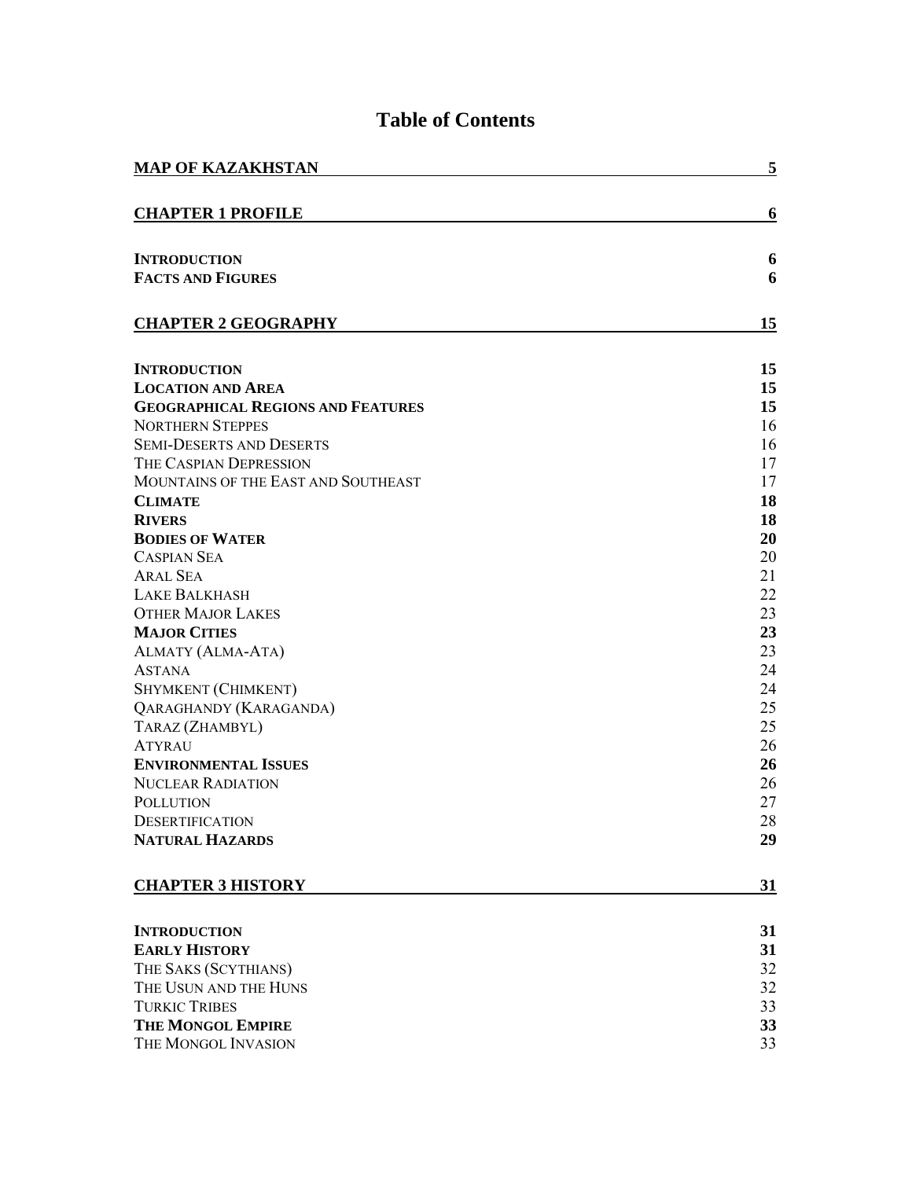# Table of Contents

| | |
|---|---|
| **MAP OF KAZAKHSTAN** | **5** |
| **CHAPTER 1 PROFILE** | **6** |
| **INTRODUCTION** | **6** |
| **FACTS AND FIGURES** | **6** |
| **CHAPTER 2 GEOGRAPHY** | **15** |
| **INTRODUCTION** | **15** |
| **LOCATION AND AREA** | **15** |
| **GEOGRAPHICAL REGIONS AND FEATURES** | **15** |
| NORTHERN STEPPES | 16 |
| SEMI-DESERTS AND DESERTS | 16 |
| THE CASPIAN DEPRESSION | 17 |
| MOUNTAINS OF THE EAST AND SOUTHEAST | 17 |
| **CLIMATE** | **18** |
| **RIVERS** | **18** |
| **BODIES OF WATER** | **20** |
| CASPIAN SEA | 20 |
| ARAL SEA | 21 |
| LAKE BALKHASH | 22 |
| OTHER MAJOR LAKES | 23 |
| **MAJOR CITIES** | **23** |
| ALMATY (ALMA-ATA) | 23 |
| ASTANA | 24 |
| SHYMKENT (CHIMKENT) | 24 |
| QARAGHANDY (KARAGANDA) | 25 |
| TARAZ (ZHAMBYL) | 25 |
| ATYRAU | 26 |
| **ENVIRONMENTAL ISSUES** | **26** |
| NUCLEAR RADIATION | 26 |
| POLLUTION | 27 |
| DESERTIFICATION | 28 |
| **NATURAL HAZARDS** | **29** |
| **CHAPTER 3 HISTORY** | **31** |
| **INTRODUCTION** | **31** |
| **EARLY HISTORY** | **31** |
| THE SAKS (SCYTHIANS) | 32 |
| THE USUN AND THE HUNS | 32 |
| TURKIC TRIBES | 33 |
| **THE MONGOL EMPIRE** | **33** |
| THE MONGOL INVASION | 33 |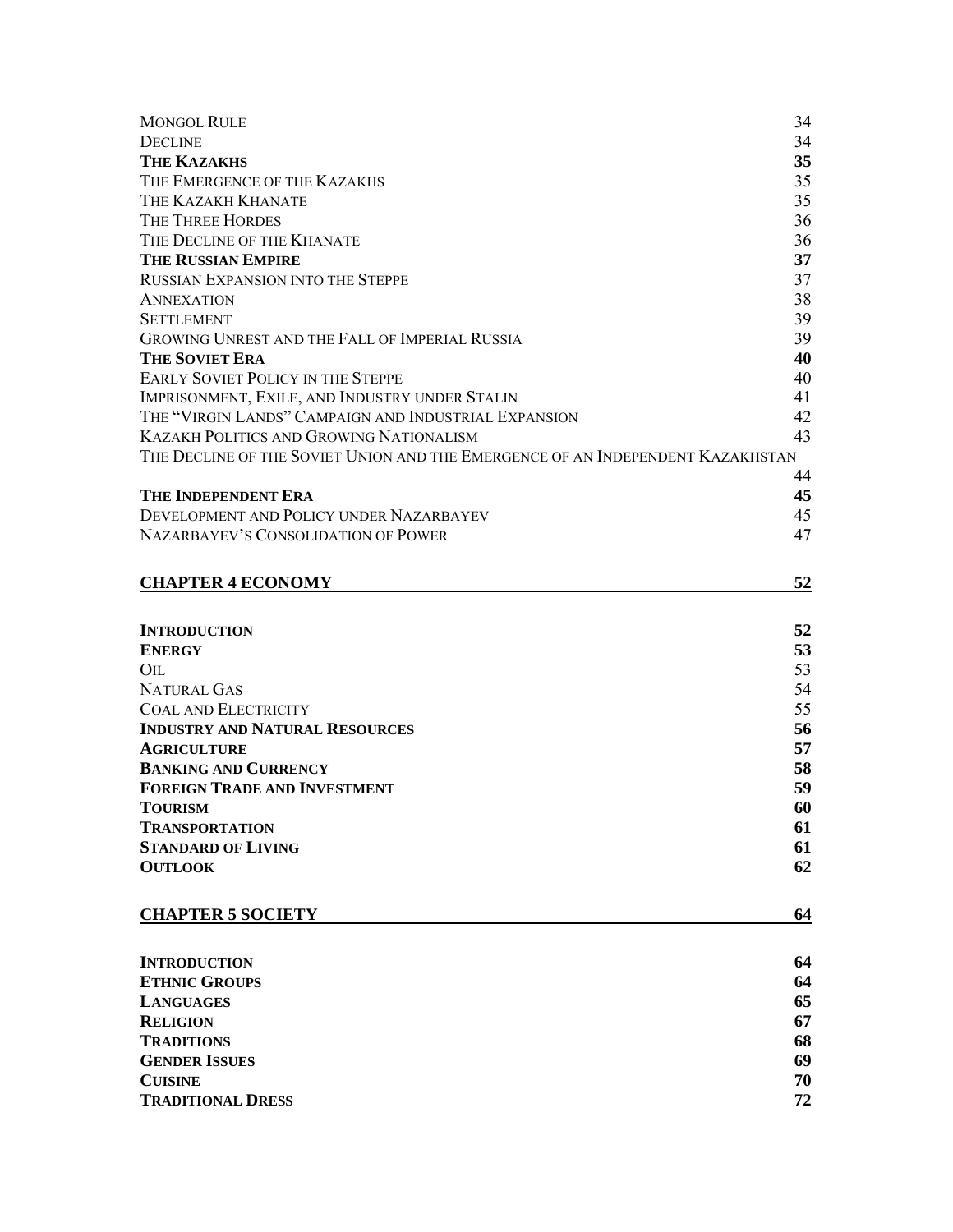MONGOL RULE 34
DECLINE 34
**THE KAZAKHS 35**
THE EMERGENCE OF THE KAZAKHS 35
THE KAZAKH KHANATE 35
THE THREE HORDES 36
THE DECLINE OF THE KHANATE 36
**THE RUSSIAN EMPIRE 37**
RUSSIAN EXPANSION INTO THE STEPPE 37
ANNEXATION 38
SETTLEMENT 39
GROWING UNREST AND THE FALL OF IMPERIAL RUSSIA 39
**THE SOVIET ERA 40**
EARLY SOVIET POLICY IN THE STEPPE 40
IMPRISONMENT, EXILE, AND INDUSTRY UNDER STALIN 41
THE "VIRGIN LANDS" CAMPAIGN AND INDUSTRIAL EXPANSION 42
KAZAKH POLITICS AND GROWING NATIONALISM 43
THE DECLINE OF THE SOVIET UNION AND THE EMERGENCE OF AN INDEPENDENT KAZAKHSTAN 44
**THE INDEPENDENT ERA 45**
DEVELOPMENT AND POLICY UNDER NAZARBAYEV 45
NAZARBAYEV'S CONSOLIDATION OF POWER 47

**CHAPTER 4 ECONOMY 52**

**INTRODUCTION 52**
**ENERGY 53**
OIL 53
NATURAL GAS 54
COAL AND ELECTRICITY 55
**INDUSTRY AND NATURAL RESOURCES 56**
**AGRICULTURE 57**
**BANKING AND CURRENCY 58**
**FOREIGN TRADE AND INVESTMENT 59**
**TOURISM 60**
**TRANSPORTATION 61**
**STANDARD OF LIVING 61**
**OUTLOOK 62**

**CHAPTER 5 SOCIETY 64**

**INTRODUCTION 64**
**ETHNIC GROUPS 64**
**LANGUAGES 65**
**RELIGION 67**
**TRADITIONS 68**
**GENDER ISSUES 69**
**CUISINE 70**
**TRADITIONAL DRESS 72**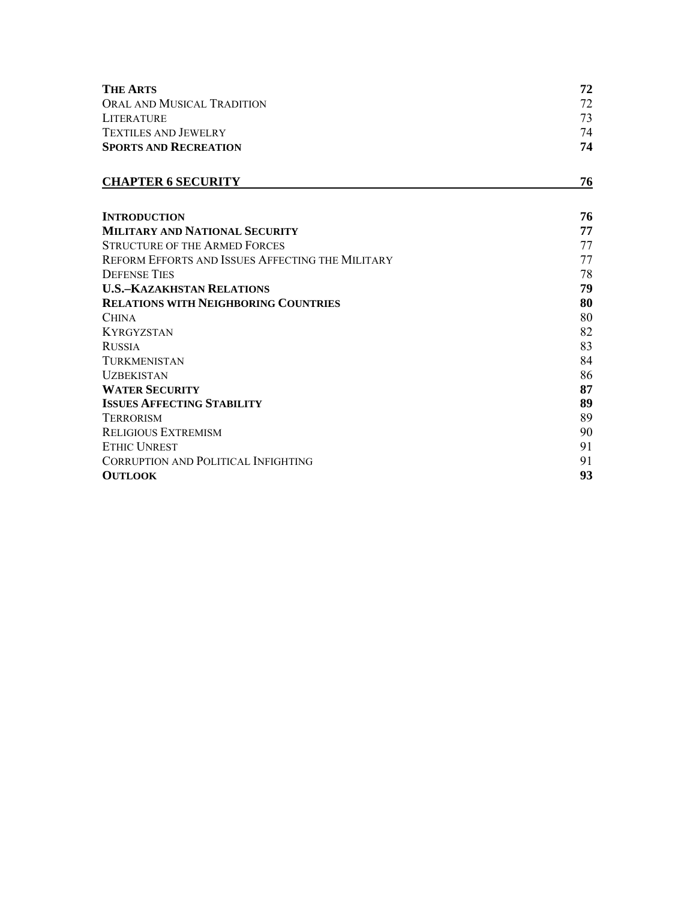| | |
|---|---|
| **THE ARTS** | **72** |
| ORAL AND MUSICAL TRADITION | 72 |
| LITERATURE | 73 |
| TEXTILES AND JEWELRY | 74 |
| **SPORTS AND RECREATION** | **74** |

**CHAPTER 6 SECURITY** **76**

| | |
|---|---|
| **INTRODUCTION** | **76** |
| **MILITARY AND NATIONAL SECURITY** | **77** |
| STRUCTURE OF THE ARMED FORCES | 77 |
| REFORM EFFORTS AND ISSUES AFFECTING THE MILITARY | 77 |
| DEFENSE TIES | 78 |
| **U.S.–KAZAKHSTAN RELATIONS** | **79** |
| **RELATIONS WITH NEIGHBORING COUNTRIES** | **80** |
| CHINA | 80 |
| KYRGYZSTAN | 82 |
| RUSSIA | 83 |
| TURKMENISTAN | 84 |
| UZBEKISTAN | 86 |
| **WATER SECURITY** | **87** |
| **ISSUES AFFECTING STABILITY** | **89** |
| TERRORISM | 89 |
| RELIGIOUS EXTREMISM | 90 |
| ETHIC UNREST | 91 |
| CORRUPTION AND POLITICAL INFIGHTING | 91 |
| **OUTLOOK** | **93** |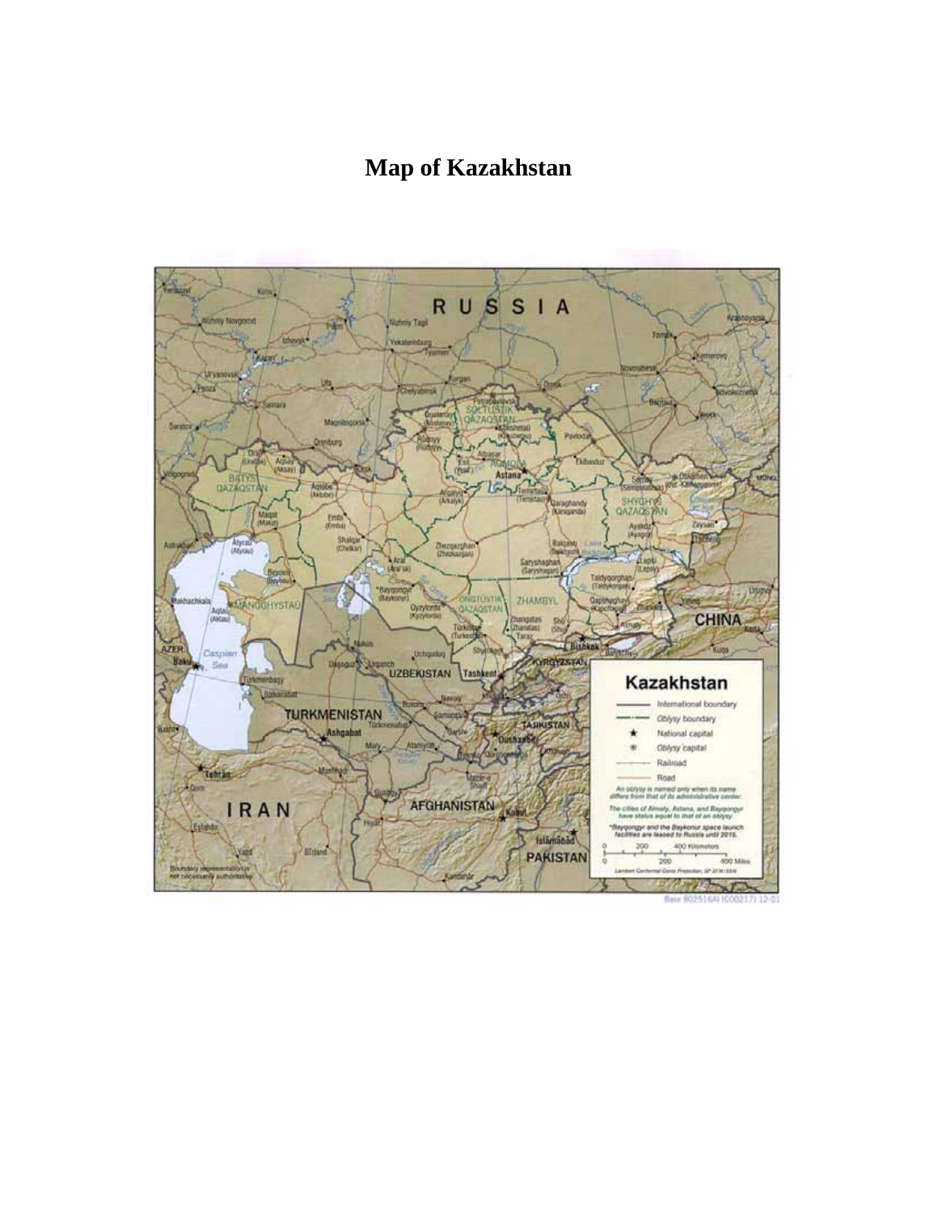# Map of Kazakhstan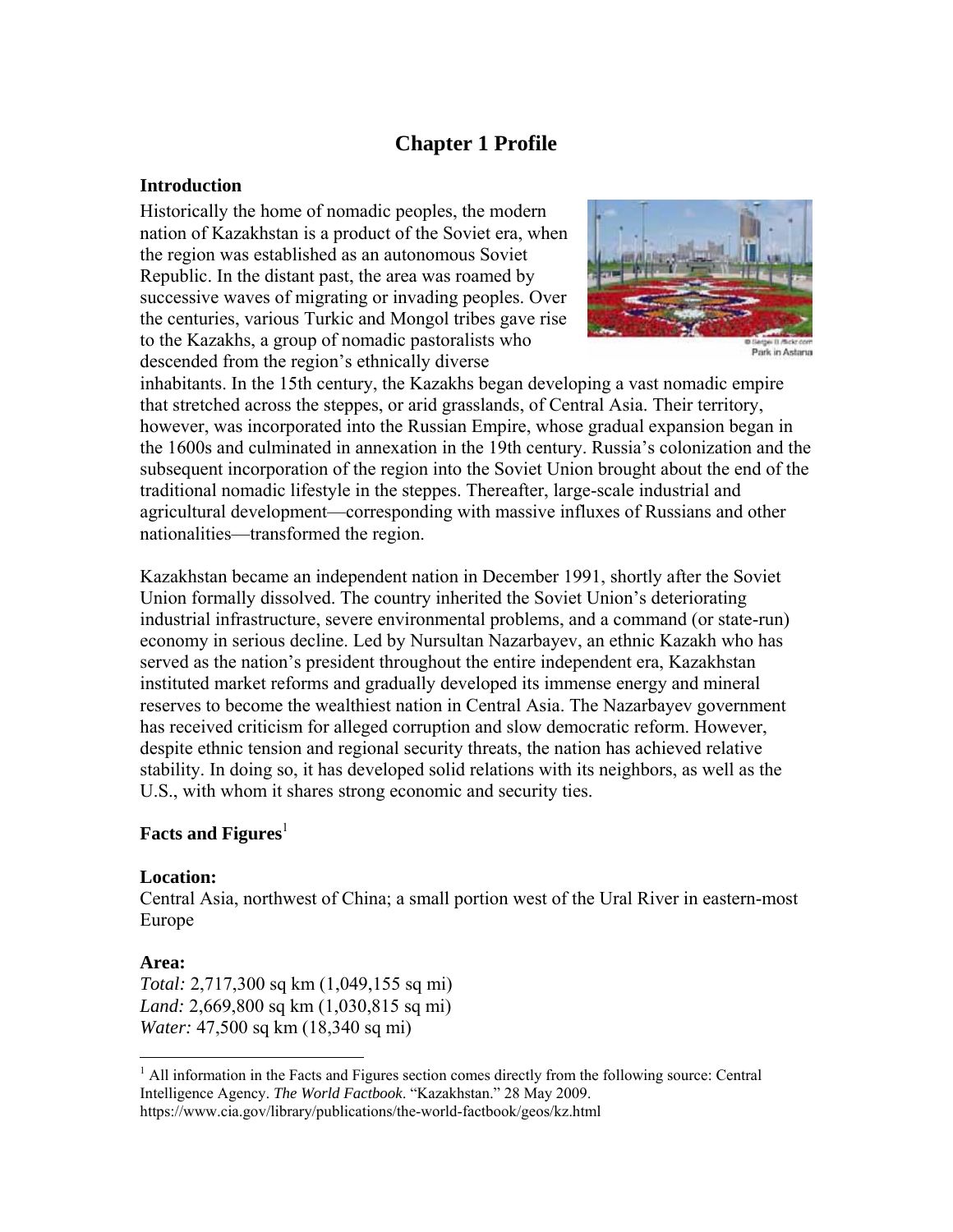# Chapter 1 Profile

## Introduction

Historically the home of nomadic peoples, the modern nation of Kazakhstan is a product of the Soviet era, when the region was established as an autonomous Soviet Republic. In the distant past, the area was roamed by successive waves of migrating or invading peoples. Over the centuries, various Turkic and Mongol tribes gave rise to the Kazakhs, a group of nomadic pastoralists who descended from the region's ethnically diverse inhabitants. In the 15th century, the Kazakhs began developing a vast nomadic empire that stretched across the steppes, or arid grasslands, of Central Asia. Their territory, however, was incorporated into the Russian Empire, whose gradual expansion began in the 1600s and culminated in annexation in the 19th century. Russia's colonization and the subsequent incorporation of the region into the Soviet Union brought about the end of the traditional nomadic lifestyle in the steppes. Thereafter, large-scale industrial and agricultural development—corresponding with massive influxes of Russians and other nationalities—transformed the region.

Park in Astana

Kazakhstan became an independent nation in December 1991, shortly after the Soviet Union formally dissolved. The country inherited the Soviet Union's deteriorating industrial infrastructure, severe environmental problems, and a command (or state-run) economy in serious decline. Led by Nursultan Nazarbayev, an ethnic Kazakh who has served as the nation's president throughout the entire independent era, Kazakhstan instituted market reforms and gradually developed its immense energy and mineral reserves to become the wealthiest nation in Central Asia. The Nazarbayev government has received criticism for alleged corruption and slow democratic reform. However, despite ethnic tension and regional security threats, the nation has achieved relative stability. In doing so, it has developed solid relations with its neighbors, as well as the U.S., with whom it shares strong economic and security ties.

## Facts and Figures[1]

### Location:

Central Asia, northwest of China; a small portion west of the Ural River in eastern-most Europe

### Area:

*Total:* 2,717,300 sq km (1,049,155 sq mi)
*Land:* 2,669,800 sq km (1,030,815 sq mi)
*Water:* 47,500 sq km (18,340 sq mi)

---

[1] All information in the Facts and Figures section comes directly from the following source: Central Intelligence Agency. *The World Factbook*. "Kazakhstan." 28 May 2009. https://www.cia.gov/library/publications/the-world-factbook/geos/kz.html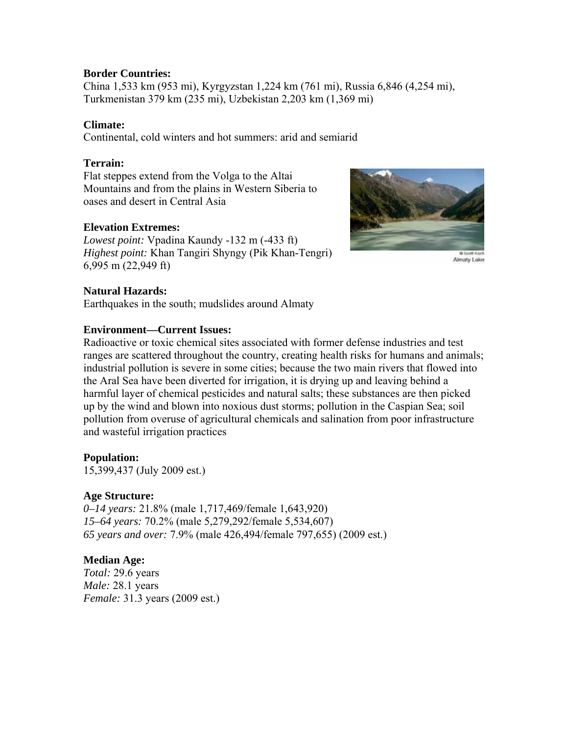**Border Countries:**
China 1,533 km (953 mi), Kyrgyzstan 1,224 km (761 mi), Russia 6,846 (4,254 mi), Turkmenistan 379 km (235 mi), Uzbekistan 2,203 km (1,369 mi)

**Climate:**
Continental, cold winters and hot summers: arid and semiarid

**Terrain:**
Flat steppes extend from the Volga to the Altai Mountains and from the plains in Western Siberia to oases and desert in Central Asia

**Elevation Extremes:**
*Lowest point:* Vpadina Kaundy -132 m (-433 ft)
*Highest point:* Khan Tangiri Shyngy (Pik Khan-Tengri) 6,995 m (22,949 ft)

Almaty Lake

**Natural Hazards:**
Earthquakes in the south; mudslides around Almaty

**Environment—Current Issues:**
Radioactive or toxic chemical sites associated with former defense industries and test ranges are scattered throughout the country, creating health risks for humans and animals; industrial pollution is severe in some cities; because the two main rivers that flowed into the Aral Sea have been diverted for irrigation, it is drying up and leaving behind a harmful layer of chemical pesticides and natural salts; these substances are then picked up by the wind and blown into noxious dust storms; pollution in the Caspian Sea; soil pollution from overuse of agricultural chemicals and salination from poor infrastructure and wasteful irrigation practices

**Population:**
15,399,437 (July 2009 est.)

**Age Structure:**
*0–14 years:* 21.8% (male 1,717,469/female 1,643,920)
*15–64 years:* 70.2% (male 5,279,292/female 5,534,607)
*65 years and over:* 7.9% (male 426,494/female 797,655) (2009 est.)

**Median Age:**
*Total:* 29.6 years
*Male:* 28.1 years
*Female:* 31.3 years (2009 est.)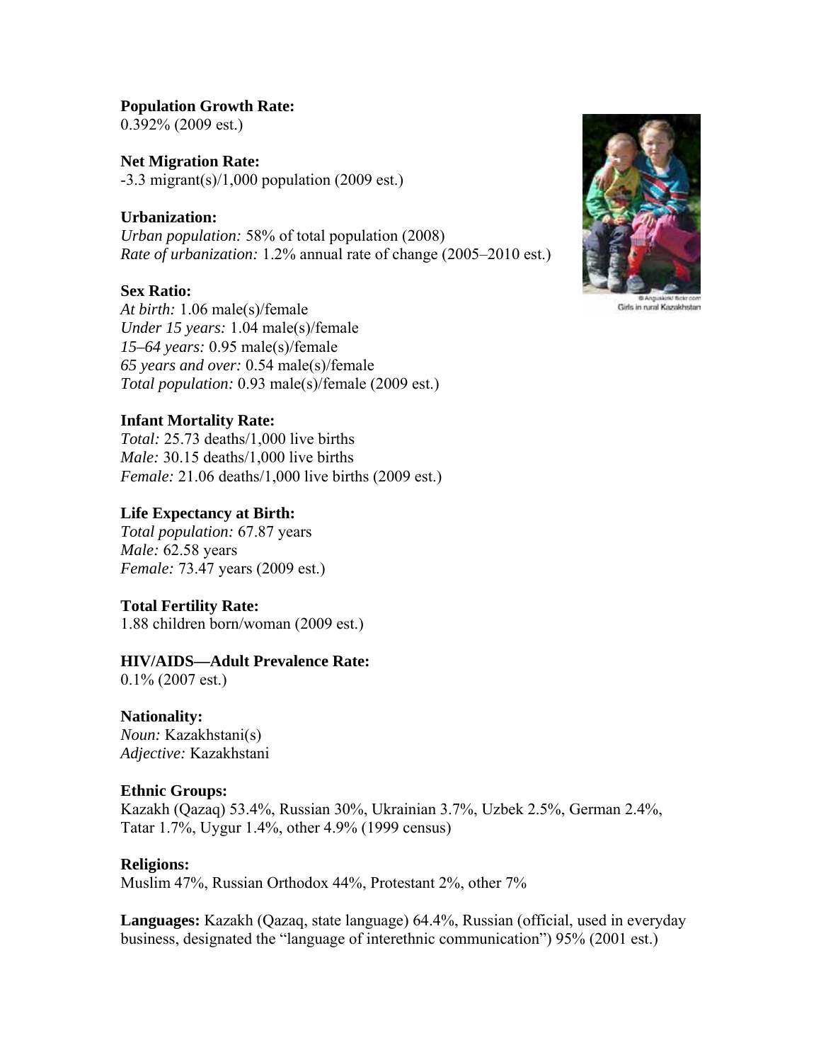**Population Growth Rate:**
0.392% (2009 est.)

**Net Migration Rate:**
-3.3 migrant(s)/1,000 population (2009 est.)

**Urbanization:**
*Urban population:* 58% of total population (2008)
*Rate of urbanization:* 1.2% annual rate of change (2005–2010 est.)

**Sex Ratio:**
*At birth:* 1.06 male(s)/female
*Under 15 years:* 1.04 male(s)/female
*15–64 years:* 0.95 male(s)/female
*65 years and over:* 0.54 male(s)/female
*Total population:* 0.93 male(s)/female (2009 est.)

© Anguskirk/ flickr.com
Girls in rural Kazakhstan

**Infant Mortality Rate:**
*Total:* 25.73 deaths/1,000 live births
*Male:* 30.15 deaths/1,000 live births
*Female:* 21.06 deaths/1,000 live births (2009 est.)

**Life Expectancy at Birth:**
*Total population:* 67.87 years
*Male:* 62.58 years
*Female:* 73.47 years (2009 est.)

**Total Fertility Rate:**
1.88 children born/woman (2009 est.)

**HIV/AIDS—Adult Prevalence Rate:**
0.1% (2007 est.)

**Nationality:**
*Noun:* Kazakhstani(s)
*Adjective:* Kazakhstani

**Ethnic Groups:**
Kazakh (Qazaq) 53.4%, Russian 30%, Ukrainian 3.7%, Uzbek 2.5%, German 2.4%, Tatar 1.7%, Uygur 1.4%, other 4.9% (1999 census)

**Religions:**
Muslim 47%, Russian Orthodox 44%, Protestant 2%, other 7%

**Languages:** Kazakh (Qazaq, state language) 64.4%, Russian (official, used in everyday business, designated the "language of interethnic communication") 95% (2001 est.)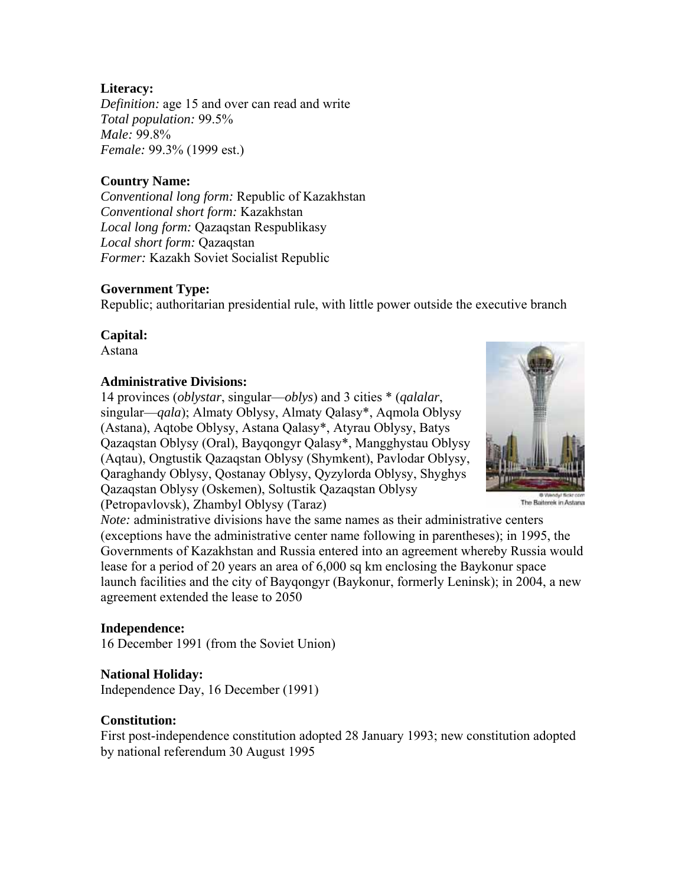**Literacy:**
*Definition:* age 15 and over can read and write
*Total population:* 99.5%
*Male:* 99.8%
*Female:* 99.3% (1999 est.)

**Country Name:**
*Conventional long form:* Republic of Kazakhstan
*Conventional short form:* Kazakhstan
*Local long form:* Qazaqstan Respublikasy
*Local short form:* Qazaqstan
*Former:* Kazakh Soviet Socialist Republic

**Government Type:**
Republic; authoritarian presidential rule, with little power outside the executive branch

**Capital:**
Astana

**Administrative Divisions:**
14 provinces (*oblystar*, singular—*oblys*) and 3 cities * (*qalalar*, singular—*qala*); Almaty Oblysy, Almaty Qalasy*, Aqmola Oblysy (Astana), Aqtobe Oblysy, Astana Qalasy*, Atyrau Oblysy, Batys Qazaqstan Oblysy (Oral), Bayqongyr Qalasy*, Mangghystau Oblysy (Aqtau), Ongtustik Qazaqstan Oblysy (Shymkent), Pavlodar Oblysy, Qaraghandy Oblysy, Qostanay Oblysy, Qyzylorda Oblysy, Shyghys Qazaqstan Oblysy (Oskemen), Soltustik Qazaqstan Oblysy (Petropavlovsk), Zhambyl Oblysy (Taraz)

The Baiterek in Astana

*Note:* administrative divisions have the same names as their administrative centers (exceptions have the administrative center name following in parentheses); in 1995, the Governments of Kazakhstan and Russia entered into an agreement whereby Russia would lease for a period of 20 years an area of 6,000 sq km enclosing the Baykonur space launch facilities and the city of Bayqongyr (Baykonur, formerly Leninsk); in 2004, a new agreement extended the lease to 2050

**Independence:**
16 December 1991 (from the Soviet Union)

**National Holiday:**
Independence Day, 16 December (1991)

**Constitution:**
First post-independence constitution adopted 28 January 1993; new constitution adopted by national referendum 30 August 1995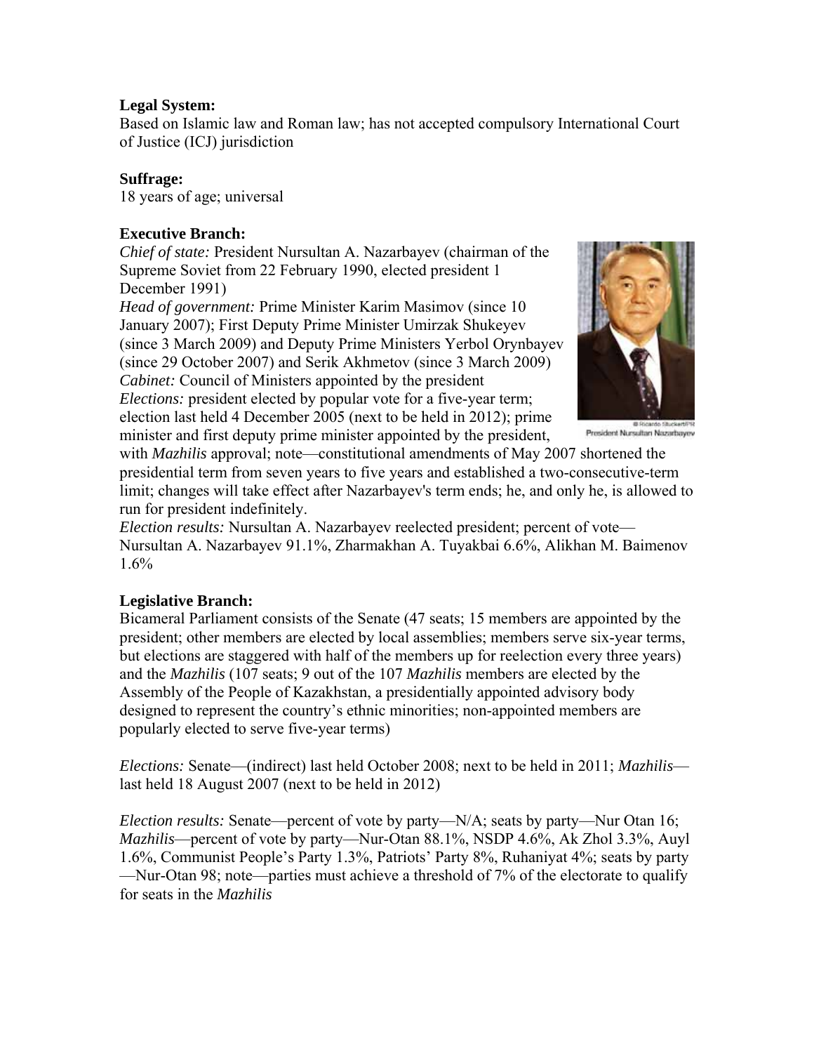**Legal System:**
Based on Islamic law and Roman law; has not accepted compulsory International Court of Justice (ICJ) jurisdiction

**Suffrage:**
18 years of age; universal

**Executive Branch:**
*Chief of state:* President Nursultan A. Nazarbayev (chairman of the Supreme Soviet from 22 February 1990, elected president 1 December 1991)
*Head of government:* Prime Minister Karim Masimov (since 10 January 2007); First Deputy Prime Minister Umirzak Shukeyev (since 3 March 2009) and Deputy Prime Ministers Yerbol Orynbayev (since 29 October 2007) and Serik Akhmetov (since 3 March 2009)
*Cabinet:* Council of Ministers appointed by the president
*Elections:* president elected by popular vote for a five-year term; election last held 4 December 2005 (next to be held in 2012); prime minister and first deputy prime minister appointed by the president, with *Mazhilis* approval; note—constitutional amendments of May 2007 shortened the presidential term from seven years to five years and established a two-consecutive-term limit; changes will take effect after Nazarbayev's term ends; he, and only he, is allowed to run for president indefinitely.
*Election results:* Nursultan A. Nazarbayev reelected president; percent of vote—Nursultan A. Nazarbayev 91.1%, Zharmakhan A. Tuyakbai 6.6%, Alikhan M. Baimenov 1.6%

President Nursultan Nazarbayev

**Legislative Branch:**
Bicameral Parliament consists of the Senate (47 seats; 15 members are appointed by the president; other members are elected by local assemblies; members serve six-year terms, but elections are staggered with half of the members up for reelection every three years) and the *Mazhilis* (107 seats; 9 out of the 107 *Mazhilis* members are elected by the Assembly of the People of Kazakhstan, a presidentially appointed advisory body designed to represent the country's ethnic minorities; non-appointed members are popularly elected to serve five-year terms)

*Elections:* Senate—(indirect) last held October 2008; next to be held in 2011; *Mazhilis*—last held 18 August 2007 (next to be held in 2012)

*Election results:* Senate—percent of vote by party—N/A; seats by party—Nur Otan 16; *Mazhilis*—percent of vote by party—Nur-Otan 88.1%, NSDP 4.6%, Ak Zhol 3.3%, Auyl 1.6%, Communist People's Party 1.3%, Patriots' Party 8%, Ruhaniyat 4%; seats by party—Nur-Otan 98; note—parties must achieve a threshold of 7% of the electorate to qualify for seats in the *Mazhilis*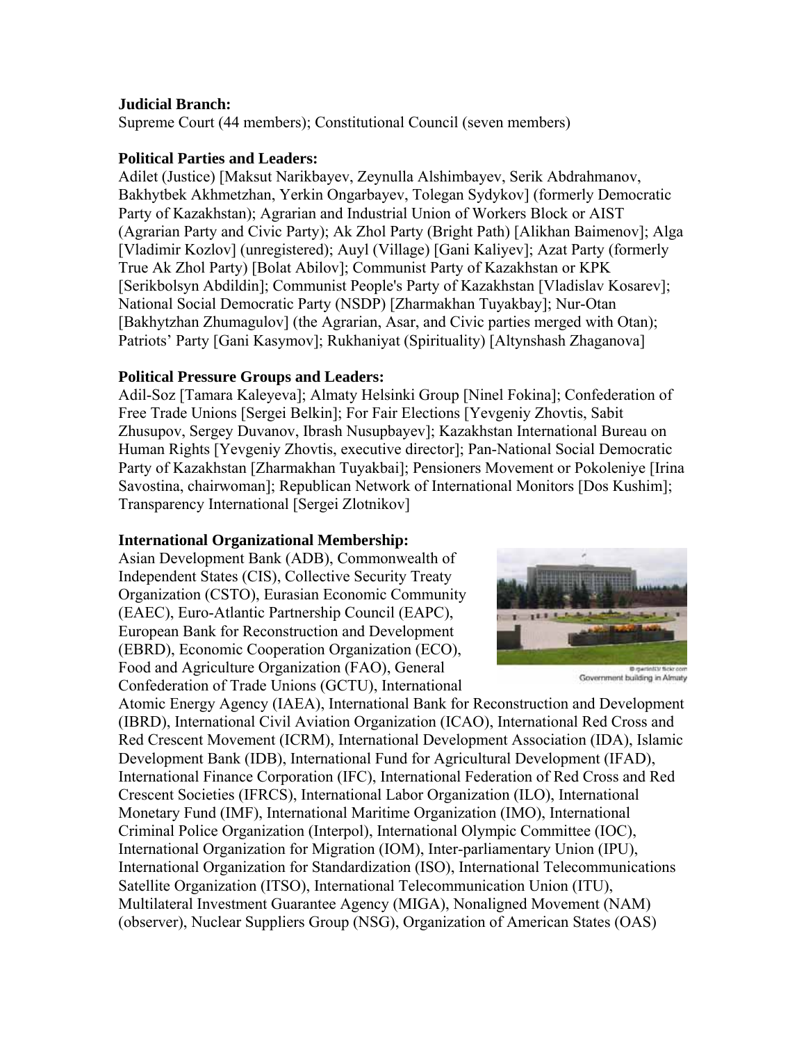**Judicial Branch:**
Supreme Court (44 members); Constitutional Council (seven members)

**Political Parties and Leaders:**
Adilet (Justice) [Maksut Narikbayev, Zeynulla Alshimbayev, Serik Abdrahmanov, Bakhytbek Akhmetzhan, Yerkin Ongarbayev, Tolegan Sydykov] (formerly Democratic Party of Kazakhstan); Agrarian and Industrial Union of Workers Block or AIST (Agrarian Party and Civic Party); Ak Zhol Party (Bright Path) [Alikhan Baimenov]; Alga [Vladimir Kozlov] (unregistered); Auyl (Village) [Gani Kaliyev]; Azat Party (formerly True Ak Zhol Party) [Bolat Abilov]; Communist Party of Kazakhstan or KPK [Serikbolsyn Abdildin]; Communist People's Party of Kazakhstan [Vladislav Kosarev]; National Social Democratic Party (NSDP) [Zharmakhan Tuyakbay]; Nur-Otan [Bakhytzhan Zhumagulov] (the Agrarian, Asar, and Civic parties merged with Otan); Patriots' Party [Gani Kasymov]; Rukhaniyat (Spirituality) [Altynshash Zhaganova]

**Political Pressure Groups and Leaders:**
Adil-Soz [Tamara Kaleyeva]; Almaty Helsinki Group [Ninel Fokina]; Confederation of Free Trade Unions [Sergei Belkin]; For Fair Elections [Yevgeniy Zhovtis, Sabit Zhusupov, Sergey Duvanov, Ibrash Nusupbayev]; Kazakhstan International Bureau on Human Rights [Yevgeniy Zhovtis, executive director]; Pan-National Social Democratic Party of Kazakhstan [Zharmakhan Tuyakbai]; Pensioners Movement or Pokoleniye [Irina Savostina, chairwoman]; Republican Network of International Monitors [Dos Kushim]; Transparency International [Sergei Zlotnikov]

**International Organizational Membership:**
Asian Development Bank (ADB), Commonwealth of Independent States (CIS), Collective Security Treaty Organization (CSTO), Eurasian Economic Community (EAEC), Euro-Atlantic Partnership Council (EAPC), European Bank for Reconstruction and Development (EBRD), Economic Cooperation Organization (ECO), Food and Agriculture Organization (FAO), General Confederation of Trade Unions (GCTU), International Atomic Energy Agency (IAEA), International Bank for Reconstruction and Development (IBRD), International Civil Aviation Organization (ICAO), International Red Cross and Red Crescent Movement (ICRM), International Development Association (IDA), Islamic Development Bank (IDB), International Fund for Agricultural Development (IFAD), International Finance Corporation (IFC), International Federation of Red Cross and Red Crescent Societies (IFRCS), International Labor Organization (ILO), International Monetary Fund (IMF), International Maritime Organization (IMO), International Criminal Police Organization (Interpol), International Olympic Committee (IOC), International Organization for Migration (IOM), Inter-parliamentary Union (IPU), International Organization for Standardization (ISO), International Telecommunications Satellite Organization (ITSO), International Telecommunication Union (ITU), Multilateral Investment Guarantee Agency (MIGA), Nonaligned Movement (NAM) (observer), Nuclear Suppliers Group (NSG), Organization of American States (OAS)

Government building in Almaty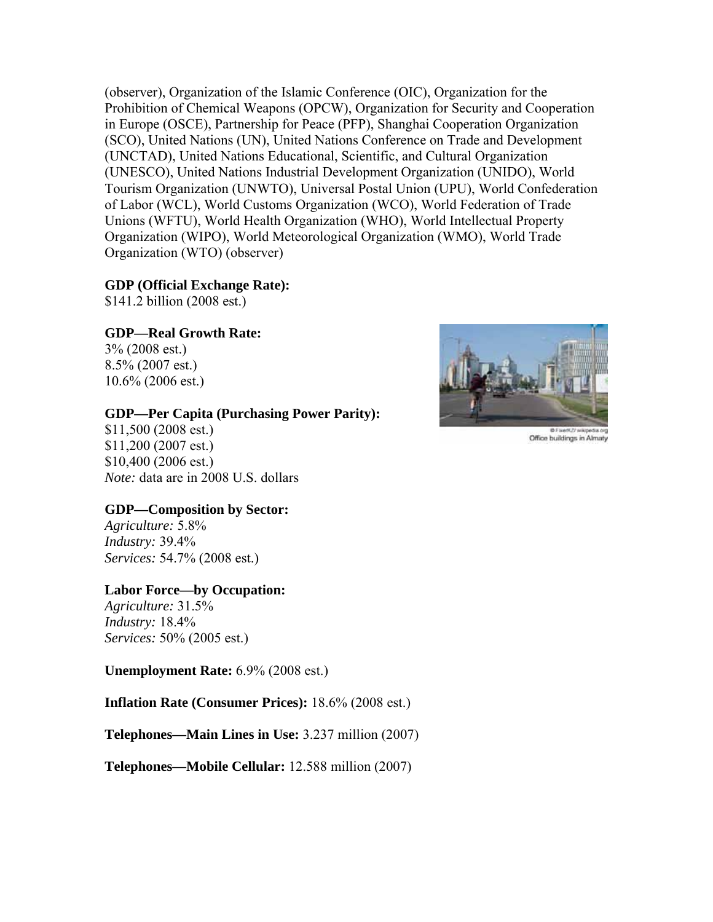(observer), Organization of the Islamic Conference (OIC), Organization for the Prohibition of Chemical Weapons (OPCW), Organization for Security and Cooperation in Europe (OSCE), Partnership for Peace (PFP), Shanghai Cooperation Organization (SCO), United Nations (UN), United Nations Conference on Trade and Development (UNCTAD), United Nations Educational, Scientific, and Cultural Organization (UNESCO), United Nations Industrial Development Organization (UNIDO), World Tourism Organization (UNWTO), Universal Postal Union (UPU), World Confederation of Labor (WCL), World Customs Organization (WCO), World Federation of Trade Unions (WFTU), World Health Organization (WHO), World Intellectual Property Organization (WIPO), World Meteorological Organization (WMO), World Trade Organization (WTO) (observer)

**GDP (Official Exchange Rate):**
$141.2 billion (2008 est.)

**GDP—Real Growth Rate:**
3% (2008 est.)
8.5% (2007 est.)
10.6% (2006 est.)

© FlaertKZ/ wikipedia.org
Office buildings in Almaty

**GDP—Per Capita (Purchasing Power Parity):**
$11,500 (2008 est.)
$11,200 (2007 est.)
$10,400 (2006 est.)
*Note:* data are in 2008 U.S. dollars

**GDP—Composition by Sector:**
*Agriculture:* 5.8%
*Industry:* 39.4%
*Services:* 54.7% (2008 est.)

**Labor Force—by Occupation:**
*Agriculture:* 31.5%
*Industry:* 18.4%
*Services:* 50% (2005 est.)

**Unemployment Rate:** 6.9% (2008 est.)

**Inflation Rate (Consumer Prices):** 18.6% (2008 est.)

**Telephones—Main Lines in Use:** 3.237 million (2007)

**Telephones—Mobile Cellular:** 12.588 million (2007)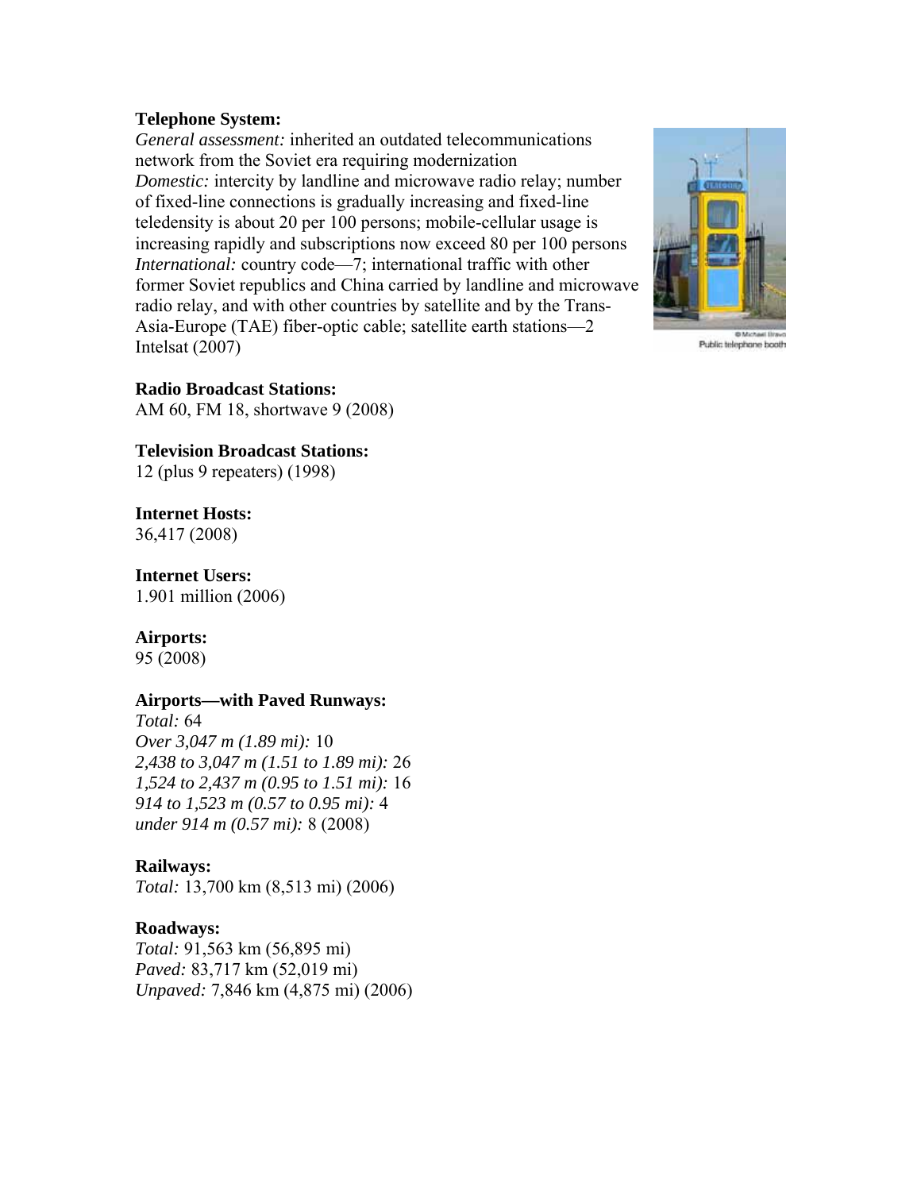**Telephone System:**

*General assessment:* inherited an outdated telecommunications network from the Soviet era requiring modernization
*Domestic:* intercity by landline and microwave radio relay; number of fixed-line connections is gradually increasing and fixed-line teledensity is about 20 per 100 persons; mobile-cellular usage is increasing rapidly and subscriptions now exceed 80 per 100 persons
*International:* country code—7; international traffic with other former Soviet republics and China carried by landline and microwave radio relay, and with other countries by satellite and by the Trans-Asia-Europe (TAE) fiber-optic cable; satellite earth stations—2 Intelsat (2007)

© Michael Bravo
Public telephone booth

**Radio Broadcast Stations:**
AM 60, FM 18, shortwave 9 (2008)

**Television Broadcast Stations:**
12 (plus 9 repeaters) (1998)

**Internet Hosts:**
36,417 (2008)

**Internet Users:**
1.901 million (2006)

**Airports:**
95 (2008)

**Airports—with Paved Runways:**
*Total:* 64
*Over 3,047 m (1.89 mi):* 10
*2,438 to 3,047 m (1.51 to 1.89 mi):* 26
*1,524 to 2,437 m (0.95 to 1.51 mi):* 16
*914 to 1,523 m (0.57 to 0.95 mi):* 4
*under 914 m (0.57 mi):* 8 (2008)

**Railways:**
*Total:* 13,700 km (8,513 mi) (2006)

**Roadways:**
*Total:* 91,563 km (56,895 mi)
*Paved:* 83,717 km (52,019 mi)
*Unpaved:* 7,846 km (4,875 mi) (2006)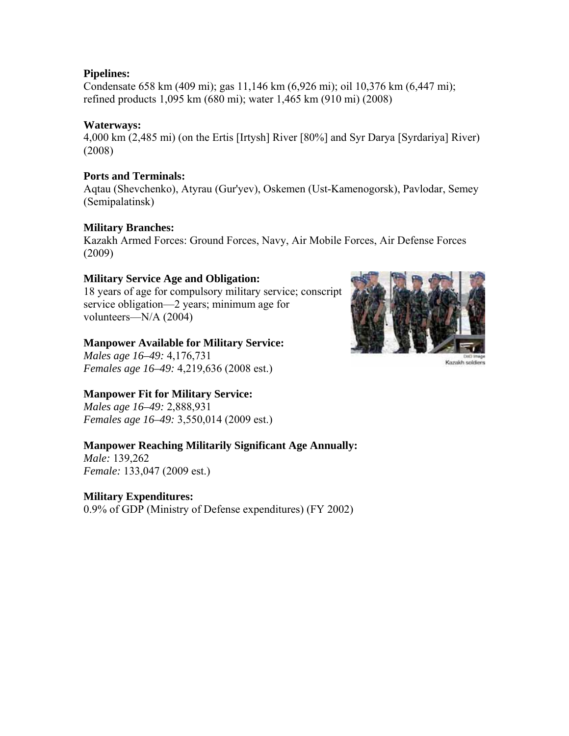**Pipelines:**
Condensate 658 km (409 mi); gas 11,146 km (6,926 mi); oil 10,376 km (6,447 mi); refined products 1,095 km (680 mi); water 1,465 km (910 mi) (2008)

**Waterways:**
4,000 km (2,485 mi) (on the Ertis [Irtysh] River [80%] and Syr Darya [Syrdariya] River) (2008)

**Ports and Terminals:**
Aqtau (Shevchenko), Atyrau (Gur'yev), Oskemen (Ust-Kamenogorsk), Pavlodar, Semey (Semipalatinsk)

**Military Branches:**
Kazakh Armed Forces: Ground Forces, Navy, Air Mobile Forces, Air Defense Forces (2009)

**Military Service Age and Obligation:**
18 years of age for compulsory military service; conscript service obligation—2 years; minimum age for volunteers—N/A (2004)

DoD Image
Kazakh soldiers

**Manpower Available for Military Service:**
*Males age 16–49:* 4,176,731
*Females age 16–49:* 4,219,636 (2008 est.)

**Manpower Fit for Military Service:**
*Males age 16–49:* 2,888,931
*Females age 16–49:* 3,550,014 (2009 est.)

**Manpower Reaching Militarily Significant Age Annually:**
*Male:* 139,262
*Female:* 133,047 (2009 est.)

**Military Expenditures:**
0.9% of GDP (Ministry of Defense expenditures) (FY 2002)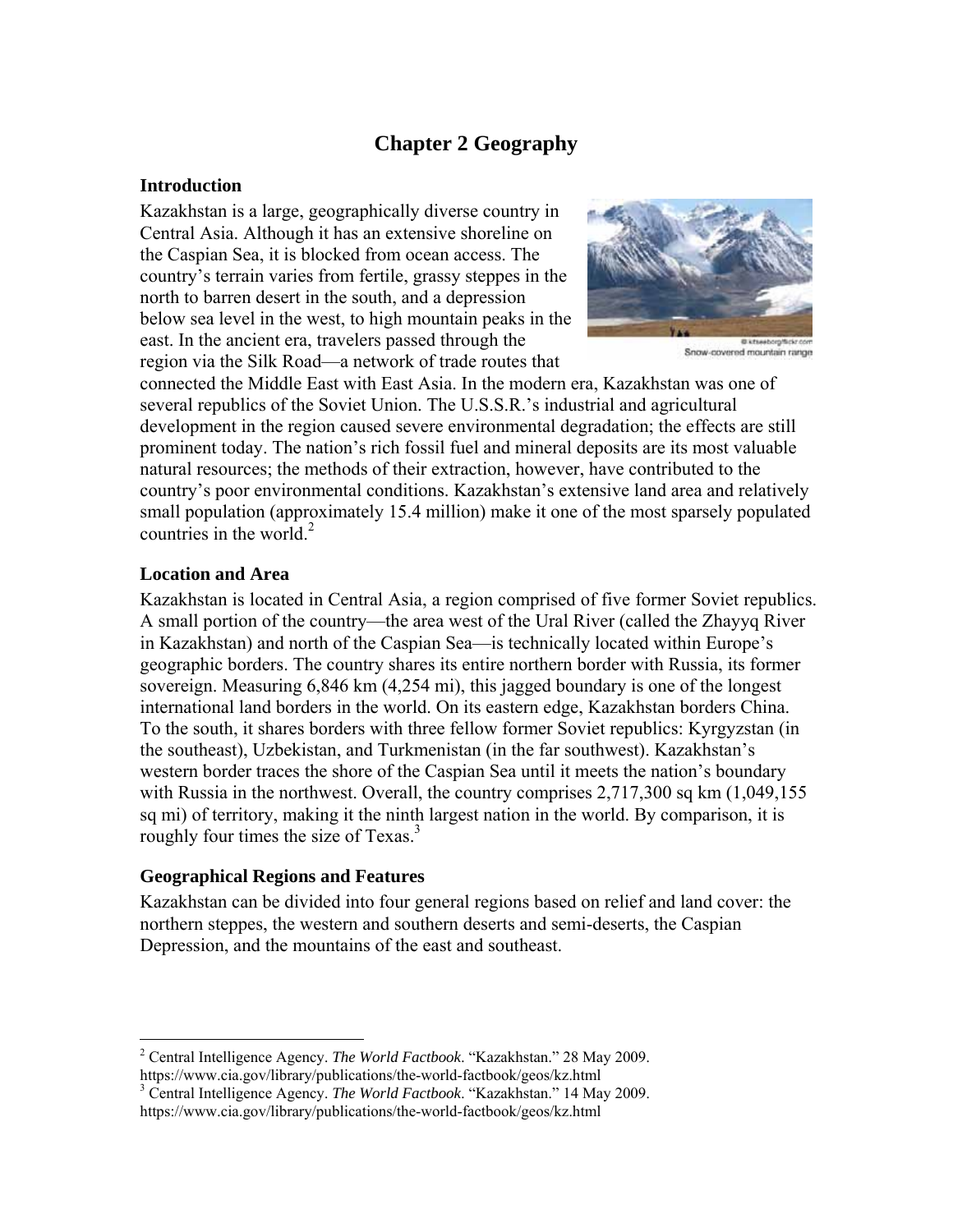# Chapter 2 Geography

## Introduction

Kazakhstan is a large, geographically diverse country in Central Asia. Although it has an extensive shoreline on the Caspian Sea, it is blocked from ocean access. The country's terrain varies from fertile, grassy steppes in the north to barren desert in the south, and a depression below sea level in the west, to high mountain peaks in the east. In the ancient era, travelers passed through the region via the Silk Road—a network of trade routes that connected the Middle East with East Asia. In the modern era, Kazakhstan was one of several republics of the Soviet Union. The U.S.S.R.'s industrial and agricultural development in the region caused severe environmental degradation; the effects are still prominent today. The nation's rich fossil fuel and mineral deposits are its most valuable natural resources; the methods of their extraction, however, have contributed to the country's poor environmental conditions. Kazakhstan's extensive land area and relatively small population (approximately 15.4 million) make it one of the most sparsely populated countries in the world.[2]

© kitseeborg/flickr.com
Snow-covered mountain range

## Location and Area

Kazakhstan is located in Central Asia, a region comprised of five former Soviet republics. A small portion of the country—the area west of the Ural River (called the Zhayyq River in Kazakhstan) and north of the Caspian Sea—is technically located within Europe's geographic borders. The country shares its entire northern border with Russia, its former sovereign. Measuring 6,846 km (4,254 mi), this jagged boundary is one of the longest international land borders in the world. On its eastern edge, Kazakhstan borders China. To the south, it shares borders with three fellow former Soviet republics: Kyrgyzstan (in the southeast), Uzbekistan, and Turkmenistan (in the far southwest). Kazakhstan's western border traces the shore of the Caspian Sea until it meets the nation's boundary with Russia in the northwest. Overall, the country comprises 2,717,300 sq km (1,049,155 sq mi) of territory, making it the ninth largest nation in the world. By comparison, it is roughly four times the size of Texas.[3]

## Geographical Regions and Features

Kazakhstan can be divided into four general regions based on relief and land cover: the northern steppes, the western and southern deserts and semi-deserts, the Caspian Depression, and the mountains of the east and southeast.

---

[2] Central Intelligence Agency. *The World Factbook*. "Kazakhstan." 28 May 2009. https://www.cia.gov/library/publications/the-world-factbook/geos/kz.html

[3] Central Intelligence Agency. *The World Factbook*. "Kazakhstan." 14 May 2009. https://www.cia.gov/library/publications/the-world-factbook/geos/kz.html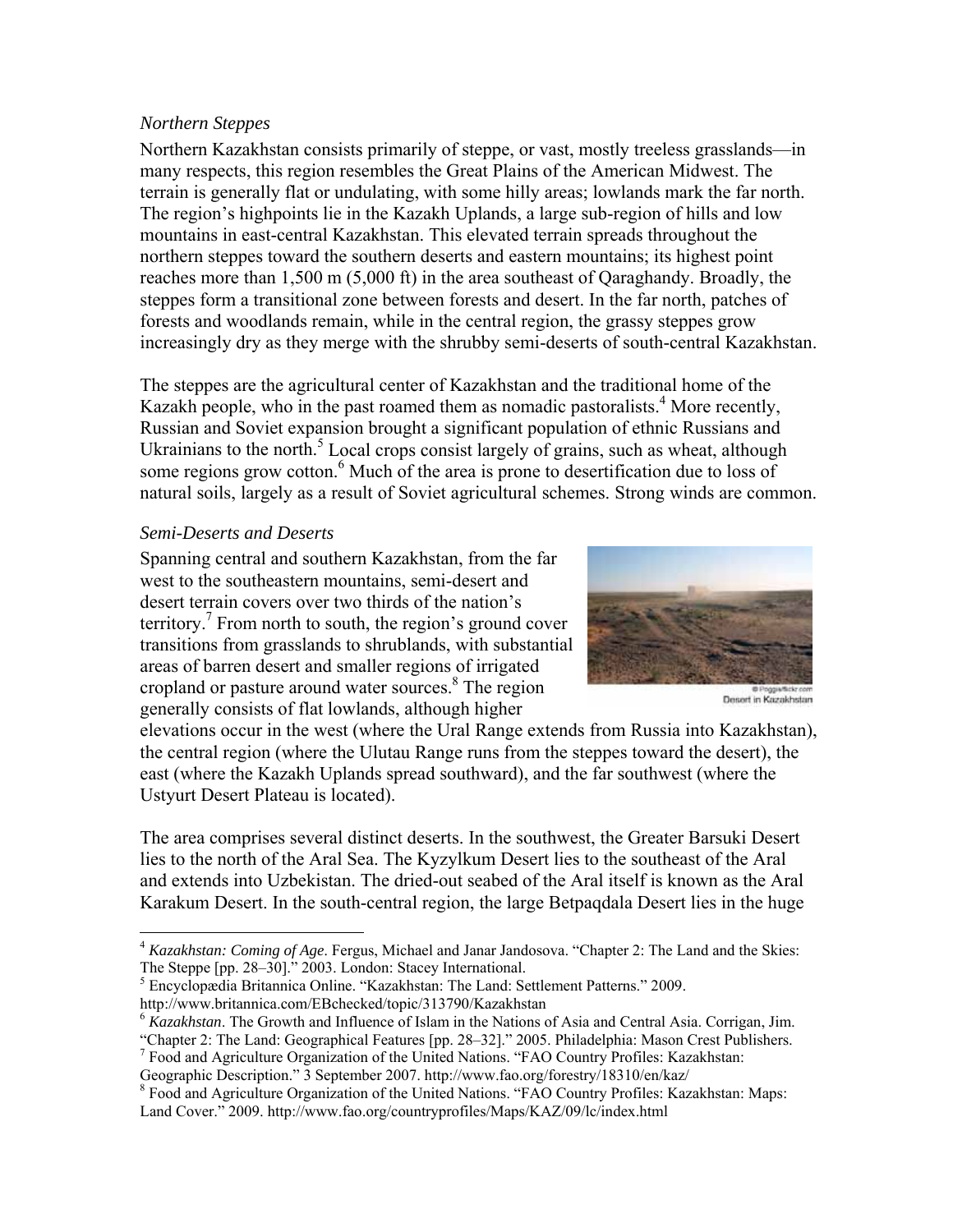*Northern Steppes*

Northern Kazakhstan consists primarily of steppe, or vast, mostly treeless grasslands—in many respects, this region resembles the Great Plains of the American Midwest. The terrain is generally flat or undulating, with some hilly areas; lowlands mark the far north. The region's highpoints lie in the Kazakh Uplands, a large sub-region of hills and low mountains in east-central Kazakhstan. This elevated terrain spreads throughout the northern steppes toward the southern deserts and eastern mountains; its highest point reaches more than 1,500 m (5,000 ft) in the area southeast of Qaraghandy. Broadly, the steppes form a transitional zone between forests and desert. In the far north, patches of forests and woodlands remain, while in the central region, the grassy steppes grow increasingly dry as they merge with the shrubby semi-deserts of south-central Kazakhstan.

The steppes are the agricultural center of Kazakhstan and the traditional home of the Kazakh people, who in the past roamed them as nomadic pastoralists.[4] More recently, Russian and Soviet expansion brought a significant population of ethnic Russians and Ukrainians to the north.[5] Local crops consist largely of grains, such as wheat, although some regions grow cotton.[6] Much of the area is prone to desertification due to loss of natural soils, largely as a result of Soviet agricultural schemes. Strong winds are common.

*Semi-Deserts and Deserts*

Spanning central and southern Kazakhstan, from the far west to the southeastern mountains, semi-desert and desert terrain covers over two thirds of the nation's territory.[7] From north to south, the region's ground cover transitions from grasslands to shrublands, with substantial areas of barren desert and smaller regions of irrigated cropland or pasture around water sources.[8] The region generally consists of flat lowlands, although higher elevations occur in the west (where the Ural Range extends from Russia into Kazakhstan), the central region (where the Ulutau Range runs from the steppes toward the desert), the east (where the Kazakh Uplands spread southward), and the far southwest (where the Ustyurt Desert Plateau is located).

© PoggiaFlickr.com
Desert in Kazakhstan

The area comprises several distinct deserts. In the southwest, the Greater Barsuki Desert lies to the north of the Aral Sea. The Kyzylkum Desert lies to the southeast of the Aral and extends into Uzbekistan. The dried-out seabed of the Aral itself is known as the Aral Karakum Desert. In the south-central region, the large Betpaqdala Desert lies in the huge

---

[4] *Kazakhstan: Coming of Age*. Fergus, Michael and Janar Jandosova. "Chapter 2: The Land and the Skies: The Steppe [pp. 28–30]." 2003. London: Stacey International.

[5] Encyclopædia Britannica Online. "Kazakhstan: The Land: Settlement Patterns." 2009. http://www.britannica.com/EBchecked/topic/313790/Kazakhstan

[6] *Kazakhstan*. The Growth and Influence of Islam in the Nations of Asia and Central Asia. Corrigan, Jim. "Chapter 2: The Land: Geographical Features [pp. 28–32]." 2005. Philadelphia: Mason Crest Publishers.

[7] Food and Agriculture Organization of the United Nations. "FAO Country Profiles: Kazakhstan: Geographic Description." 3 September 2007. http://www.fao.org/forestry/18310/en/kaz/

[8] Food and Agriculture Organization of the United Nations. "FAO Country Profiles: Kazakhstan: Maps: Land Cover." 2009. http://www.fao.org/countryprofiles/Maps/KAZ/09/lc/index.html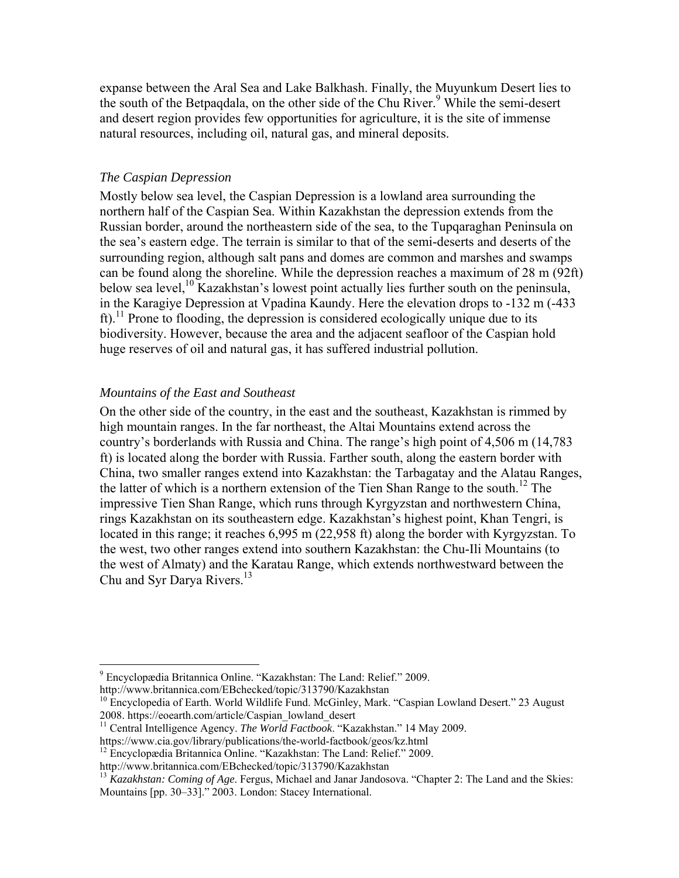expanse between the Aral Sea and Lake Balkhash. Finally, the Muyunkum Desert lies to the south of the Betpaqdala, on the other side of the Chu River.[9] While the semi-desert and desert region provides few opportunities for agriculture, it is the site of immense natural resources, including oil, natural gas, and mineral deposits.

### *The Caspian Depression*

Mostly below sea level, the Caspian Depression is a lowland area surrounding the northern half of the Caspian Sea. Within Kazakhstan the depression extends from the Russian border, around the northeastern side of the sea, to the Tupqaraghan Peninsula on the sea's eastern edge. The terrain is similar to that of the semi-deserts and deserts of the surrounding region, although salt pans and domes are common and marshes and swamps can be found along the shoreline. While the depression reaches a maximum of 28 m (92ft) below sea level,[10] Kazakhstan's lowest point actually lies further south on the peninsula, in the Karagiye Depression at Vpadina Kaundy. Here the elevation drops to -132 m (-433 ft).[11] Prone to flooding, the depression is considered ecologically unique due to its biodiversity. However, because the area and the adjacent seafloor of the Caspian hold huge reserves of oil and natural gas, it has suffered industrial pollution.

### *Mountains of the East and Southeast*

On the other side of the country, in the east and the southeast, Kazakhstan is rimmed by high mountain ranges. In the far northeast, the Altai Mountains extend across the country's borderlands with Russia and China. The range's high point of 4,506 m (14,783 ft) is located along the border with Russia. Farther south, along the eastern border with China, two smaller ranges extend into Kazakhstan: the Tarbagatay and the Alatau Ranges, the latter of which is a northern extension of the Tien Shan Range to the south.[12] The impressive Tien Shan Range, which runs through Kyrgyzstan and northwestern China, rings Kazakhstan on its southeastern edge. Kazakhstan's highest point, Khan Tengri, is located in this range; it reaches 6,995 m (22,958 ft) along the border with Kyrgyzstan. To the west, two other ranges extend into southern Kazakhstan: the Chu-Ili Mountains (to the west of Almaty) and the Karatau Range, which extends northwestward between the Chu and Syr Darya Rivers.[13]

---

[9] Encyclopædia Britannica Online. "Kazakhstan: The Land: Relief." 2009. http://www.britannica.com/EBchecked/topic/313790/Kazakhstan

[10] Encyclopedia of Earth. World Wildlife Fund. McGinley, Mark. "Caspian Lowland Desert." 23 August 2008. https://eoearth.com/article/Caspian_lowland_desert

[11] Central Intelligence Agency. *The World Factbook*. "Kazakhstan." 14 May 2009. https://www.cia.gov/library/publications/the-world-factbook/geos/kz.html

[12] Encyclopædia Britannica Online. "Kazakhstan: The Land: Relief." 2009. http://www.britannica.com/EBchecked/topic/313790/Kazakhstan

[13] *Kazakhstan: Coming of Age*. Fergus, Michael and Janar Jandosova. "Chapter 2: The Land and the Skies: Mountains [pp. 30–33]." 2003. London: Stacey International.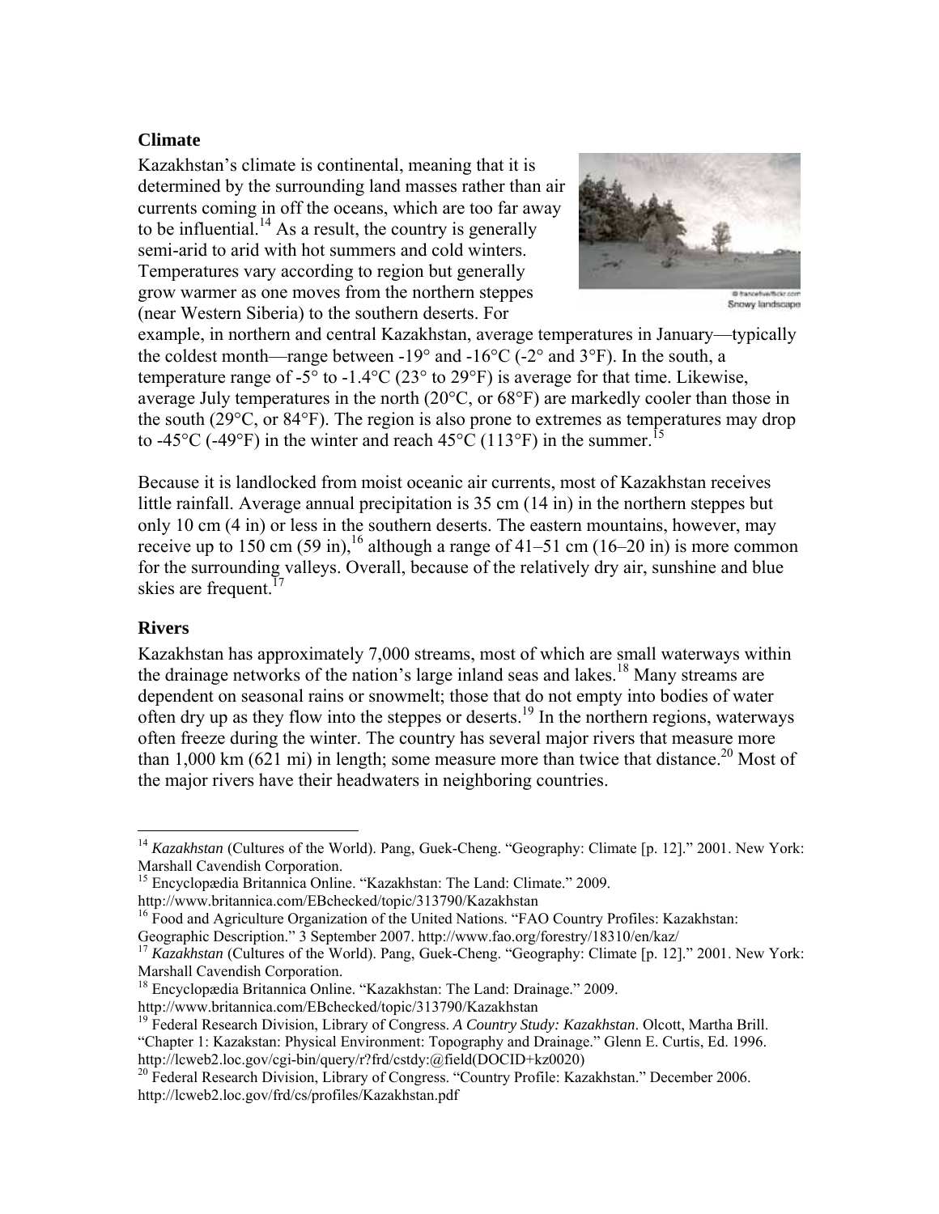## Climate

Kazakhstan's climate is continental, meaning that it is determined by the surrounding land masses rather than air currents coming in off the oceans, which are too far away to be influential.[14] As a result, the country is generally semi-arid to arid with hot summers and cold winters. Temperatures vary according to region but generally grow warmer as one moves from the northern steppes (near Western Siberia) to the southern deserts. For example, in northern and central Kazakhstan, average temperatures in January—typically the coldest month—range between -19° and -16°C (-2° and 3°F). In the south, a temperature range of -5° to -1.4°C (23° to 29°F) is average for that time. Likewise, average July temperatures in the north (20°C, or 68°F) are markedly cooler than those in the south (29°C, or 84°F). The region is also prone to extremes as temperatures may drop to -45°C (-49°F) in the winter and reach 45°C (113°F) in the summer.[15]

© francefive/flickr.com
Snowy landscape

Because it is landlocked from moist oceanic air currents, most of Kazakhstan receives little rainfall. Average annual precipitation is 35 cm (14 in) in the northern steppes but only 10 cm (4 in) or less in the southern deserts. The eastern mountains, however, may receive up to 150 cm (59 in),[16] although a range of 41–51 cm (16–20 in) is more common for the surrounding valleys. Overall, because of the relatively dry air, sunshine and blue skies are frequent.[17]

## Rivers

Kazakhstan has approximately 7,000 streams, most of which are small waterways within the drainage networks of the nation's large inland seas and lakes.[18] Many streams are dependent on seasonal rains or snowmelt; those that do not empty into bodies of water often dry up as they flow into the steppes or deserts.[19] In the northern regions, waterways often freeze during the winter. The country has several major rivers that measure more than 1,000 km (621 mi) in length; some measure more than twice that distance.[20] Most of the major rivers have their headwaters in neighboring countries.

---

[14] *Kazakhstan* (Cultures of the World). Pang, Guek-Cheng. "Geography: Climate [p. 12]." 2001. New York: Marshall Cavendish Corporation.

[15] Encyclopædia Britannica Online. "Kazakhstan: The Land: Climate." 2009. http://www.britannica.com/EBchecked/topic/313790/Kazakhstan

[16] Food and Agriculture Organization of the United Nations. "FAO Country Profiles: Kazakhstan: Geographic Description." 3 September 2007. http://www.fao.org/forestry/18310/en/kaz/

[17] *Kazakhstan* (Cultures of the World). Pang, Guek-Cheng. "Geography: Climate [p. 12]." 2001. New York: Marshall Cavendish Corporation.

[18] Encyclopædia Britannica Online. "Kazakhstan: The Land: Drainage." 2009. http://www.britannica.com/EBchecked/topic/313790/Kazakhstan

[19] Federal Research Division, Library of Congress. *A Country Study: Kazakhstan*. Olcott, Martha Brill. "Chapter 1: Kazakstan: Physical Environment: Topography and Drainage." Glenn E. Curtis, Ed. 1996. http://lcweb2.loc.gov/cgi-bin/query/r?frd/cstdy:@field(DOCID+kz0020)

[20] Federal Research Division, Library of Congress. "Country Profile: Kazakhstan." December 2006. http://lcweb2.loc.gov/frd/cs/profiles/Kazakhstan.pdf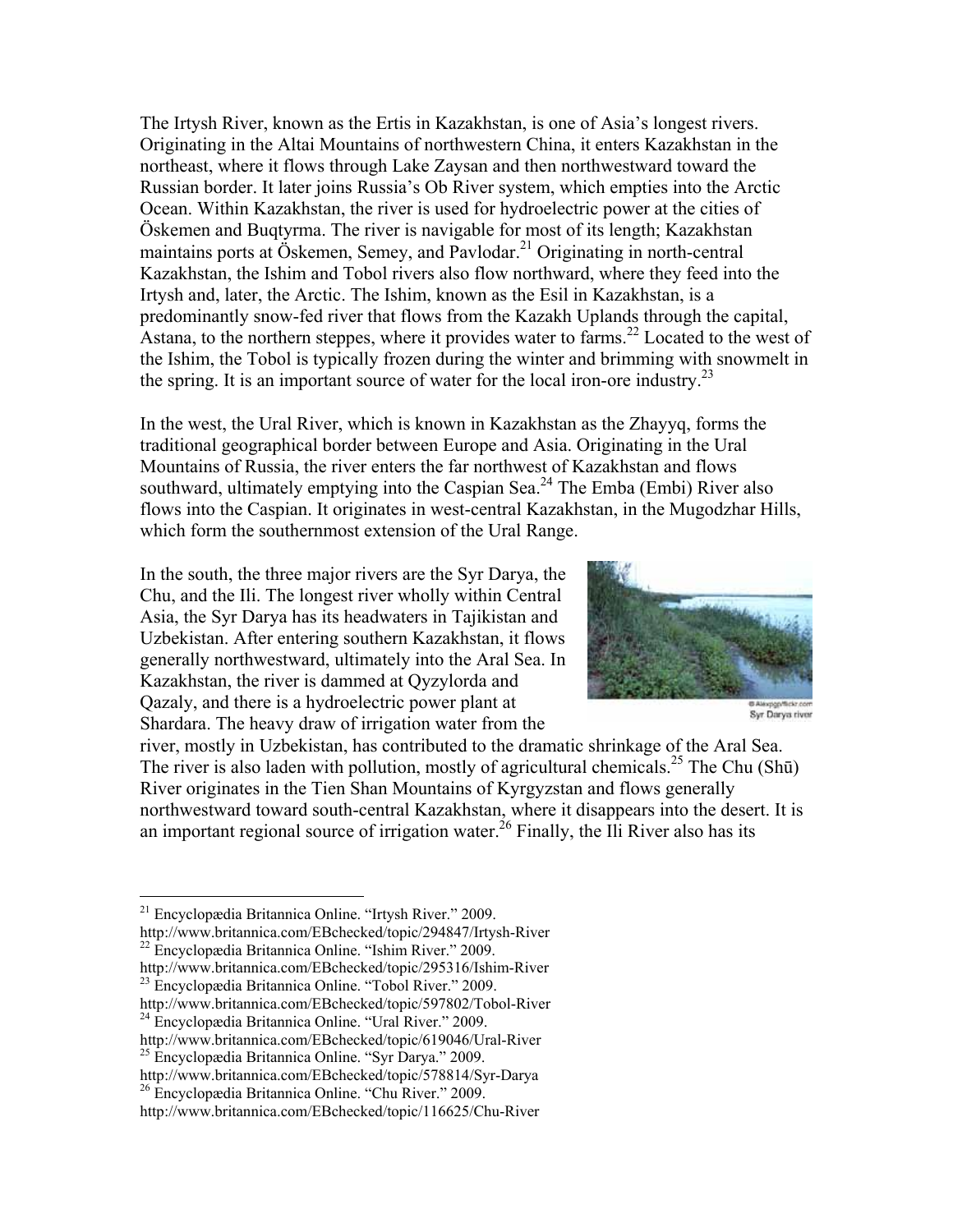The Irtysh River, known as the Ertis in Kazakhstan, is one of Asia's longest rivers. Originating in the Altai Mountains of northwestern China, it enters Kazakhstan in the northeast, where it flows through Lake Zaysan and then northwestward toward the Russian border. It later joins Russia's Ob River system, which empties into the Arctic Ocean. Within Kazakhstan, the river is used for hydroelectric power at the cities of Öskemen and Buqtyrma. The river is navigable for most of its length; Kazakhstan maintains ports at Öskemen, Semey, and Pavlodar.[21] Originating in north-central Kazakhstan, the Ishim and Tobol rivers also flow northward, where they feed into the Irtysh and, later, the Arctic. The Ishim, known as the Esil in Kazakhstan, is a predominantly snow-fed river that flows from the Kazakh Uplands through the capital, Astana, to the northern steppes, where it provides water to farms.[22] Located to the west of the Ishim, the Tobol is typically frozen during the winter and brimming with snowmelt in the spring. It is an important source of water for the local iron-ore industry.[23]

In the west, the Ural River, which is known in Kazakhstan as the Zhayyq, forms the traditional geographical border between Europe and Asia. Originating in the Ural Mountains of Russia, the river enters the far northwest of Kazakhstan and flows southward, ultimately emptying into the Caspian Sea.[24] The Emba (Embi) River also flows into the Caspian. It originates in west-central Kazakhstan, in the Mugodzhar Hills, which form the southernmost extension of the Ural Range.

In the south, the three major rivers are the Syr Darya, the Chu, and the Ili. The longest river wholly within Central Asia, the Syr Darya has its headwaters in Tajikistan and Uzbekistan. After entering southern Kazakhstan, it flows generally northwestward, ultimately into the Aral Sea. In Kazakhstan, the river is dammed at Qyzylorda and Qazaly, and there is a hydroelectric power plant at Shardara. The heavy draw of irrigation water from the river, mostly in Uzbekistan, has contributed to the dramatic shrinkage of the Aral Sea. The river is also laden with pollution, mostly of agricultural chemicals.[25] The Chu (Shū) River originates in the Tien Shan Mountains of Kyrgyzstan and flows generally northwestward toward south-central Kazakhstan, where it disappears into the desert. It is an important regional source of irrigation water.[26] Finally, the Ili River also has its

© Alexpgp/flickr.com
Syr Darya river

---

[21] Encyclopædia Britannica Online. "Irtysh River." 2009. http://www.britannica.com/EBchecked/topic/294847/Irtysh-River

[22] Encyclopædia Britannica Online. "Ishim River." 2009. http://www.britannica.com/EBchecked/topic/295316/Ishim-River

[23] Encyclopædia Britannica Online. "Tobol River." 2009. http://www.britannica.com/EBchecked/topic/597802/Tobol-River

[24] Encyclopædia Britannica Online. "Ural River." 2009. http://www.britannica.com/EBchecked/topic/619046/Ural-River

[25] Encyclopædia Britannica Online. "Syr Darya." 2009. http://www.britannica.com/EBchecked/topic/578814/Syr-Darya

[26] Encyclopædia Britannica Online. "Chu River." 2009. http://www.britannica.com/EBchecked/topic/116625/Chu-River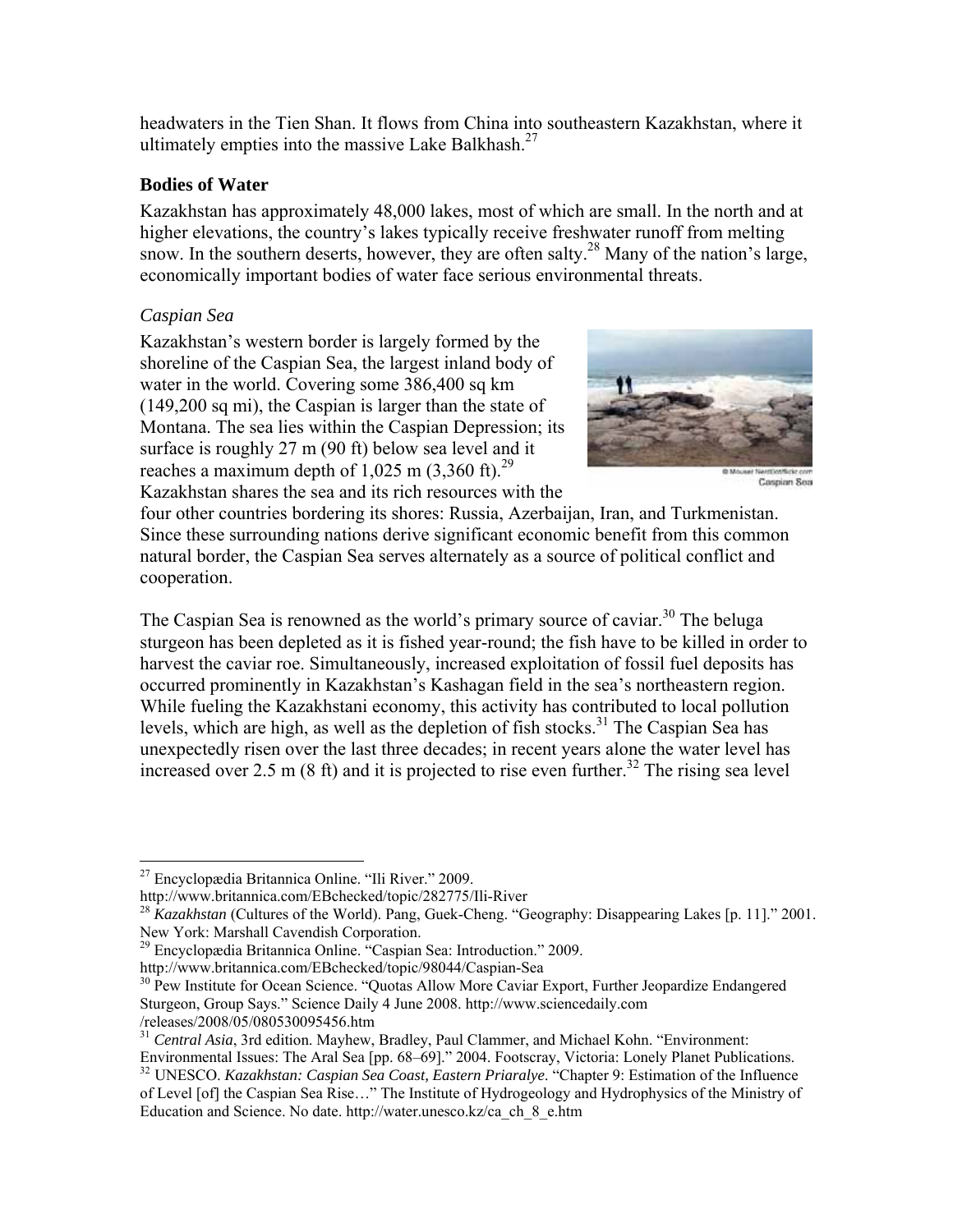headwaters in the Tien Shan. It flows from China into southeastern Kazakhstan, where it ultimately empties into the massive Lake Balkhash.[27]

### Bodies of Water

Kazakhstan has approximately 48,000 lakes, most of which are small. In the north and at higher elevations, the country's lakes typically receive freshwater runoff from melting snow. In the southern deserts, however, they are often salty.[28] Many of the nation's large, economically important bodies of water face serious environmental threats.

#### *Caspian Sea*

Kazakhstan's western border is largely formed by the shoreline of the Caspian Sea, the largest inland body of water in the world. Covering some 386,400 sq km (149,200 sq mi), the Caspian is larger than the state of Montana. The sea lies within the Caspian Depression; its surface is roughly 27 m (90 ft) below sea level and it reaches a maximum depth of 1,025 m (3,360 ft).[29] Kazakhstan shares the sea and its rich resources with the four other countries bordering its shores: Russia, Azerbaijan, Iran, and Turkmenistan. Since these surrounding nations derive significant economic benefit from this common natural border, the Caspian Sea serves alternately as a source of political conflict and cooperation.

Caspian Sea

The Caspian Sea is renowned as the world's primary source of caviar.[30] The beluga sturgeon has been depleted as it is fished year-round; the fish have to be killed in order to harvest the caviar roe. Simultaneously, increased exploitation of fossil fuel deposits has occurred prominently in Kazakhstan's Kashagan field in the sea's northeastern region. While fueling the Kazakhstani economy, this activity has contributed to local pollution levels, which are high, as well as the depletion of fish stocks.[31] The Caspian Sea has unexpectedly risen over the last three decades; in recent years alone the water level has increased over 2.5 m (8 ft) and it is projected to rise even further.[32] The rising sea level

---

[27] Encyclopædia Britannica Online. "Ili River." 2009. http://www.britannica.com/EBchecked/topic/282775/Ili-River

[28] *Kazakhstan* (Cultures of the World). Pang, Guek-Cheng. "Geography: Disappearing Lakes [p. 11]." 2001. New York: Marshall Cavendish Corporation.

[29] Encyclopædia Britannica Online. "Caspian Sea: Introduction." 2009. http://www.britannica.com/EBchecked/topic/98044/Caspian-Sea

[30] Pew Institute for Ocean Science. "Quotas Allow More Caviar Export, Further Jeopardize Endangered Sturgeon, Group Says." Science Daily 4 June 2008. http://www.sciencedaily.com /releases/2008/05/080530095456.htm

[31] *Central Asia*, 3rd edition. Mayhew, Bradley, Paul Clammer, and Michael Kohn. "Environment: Environmental Issues: The Aral Sea [pp. 68–69]." 2004. Footscray, Victoria: Lonely Planet Publications.

[32] UNESCO. *Kazakhstan: Caspian Sea Coast, Eastern Priaralye*. "Chapter 9: Estimation of the Influence of Level [of] the Caspian Sea Rise…" The Institute of Hydrogeology and Hydrophysics of the Ministry of Education and Science. No date. http://water.unesco.kz/ca_ch_8_e.htm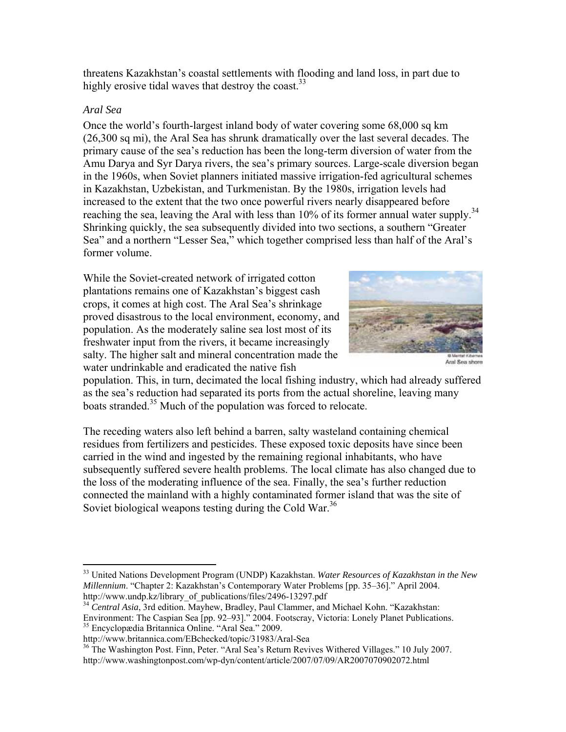threatens Kazakhstan's coastal settlements with flooding and land loss, in part due to highly erosive tidal waves that destroy the coast.[33]

### *Aral Sea*

Once the world's fourth-largest inland body of water covering some 68,000 sq km (26,300 sq mi), the Aral Sea has shrunk dramatically over the last several decades. The primary cause of the sea's reduction has been the long-term diversion of water from the Amu Darya and Syr Darya rivers, the sea's primary sources. Large-scale diversion began in the 1960s, when Soviet planners initiated massive irrigation-fed agricultural schemes in Kazakhstan, Uzbekistan, and Turkmenistan. By the 1980s, irrigation levels had increased to the extent that the two once powerful rivers nearly disappeared before reaching the sea, leaving the Aral with less than 10% of its former annual water supply.[34] Shrinking quickly, the sea subsequently divided into two sections, a southern "Greater Sea" and a northern "Lesser Sea," which together comprised less than half of the Aral's former volume.

While the Soviet-created network of irrigated cotton plantations remains one of Kazakhstan's biggest cash crops, it comes at high cost. The Aral Sea's shrinkage proved disastrous to the local environment, economy, and population. As the moderately saline sea lost most of its freshwater input from the rivers, it became increasingly salty. The higher salt and mineral concentration made the water undrinkable and eradicated the native fish population. This, in turn, decimated the local fishing industry, which had already suffered as the sea's reduction had separated its ports from the actual shoreline, leaving many boats stranded.[35] Much of the population was forced to relocate.

© Mentat Kibernes
Aral Sea shore

The receding waters also left behind a barren, salty wasteland containing chemical residues from fertilizers and pesticides. These exposed toxic deposits have since been carried in the wind and ingested by the remaining regional inhabitants, who have subsequently suffered severe health problems. The local climate has also changed due to the loss of the moderating influence of the sea. Finally, the sea's further reduction connected the mainland with a highly contaminated former island that was the site of Soviet biological weapons testing during the Cold War.[36]

---

[33] United Nations Development Program (UNDP) Kazakhstan. *Water Resources of Kazakhstan in the New Millennium*. "Chapter 2: Kazakhstan's Contemporary Water Problems [pp. 35–36]." April 2004. http://www.undp.kz/library_of_publications/files/2496-13297.pdf

[34] *Central Asia*, 3rd edition. Mayhew, Bradley, Paul Clammer, and Michael Kohn. "Kazakhstan: Environment: The Caspian Sea [pp. 92–93]." 2004. Footscray, Victoria: Lonely Planet Publications.

[35] Encyclopædia Britannica Online. "Aral Sea." 2009. http://www.britannica.com/EBchecked/topic/31983/Aral-Sea

[36] The Washington Post. Finn, Peter. "Aral Sea's Return Revives Withered Villages." 10 July 2007. http://www.washingtonpost.com/wp-dyn/content/article/2007/07/09/AR2007070902072.html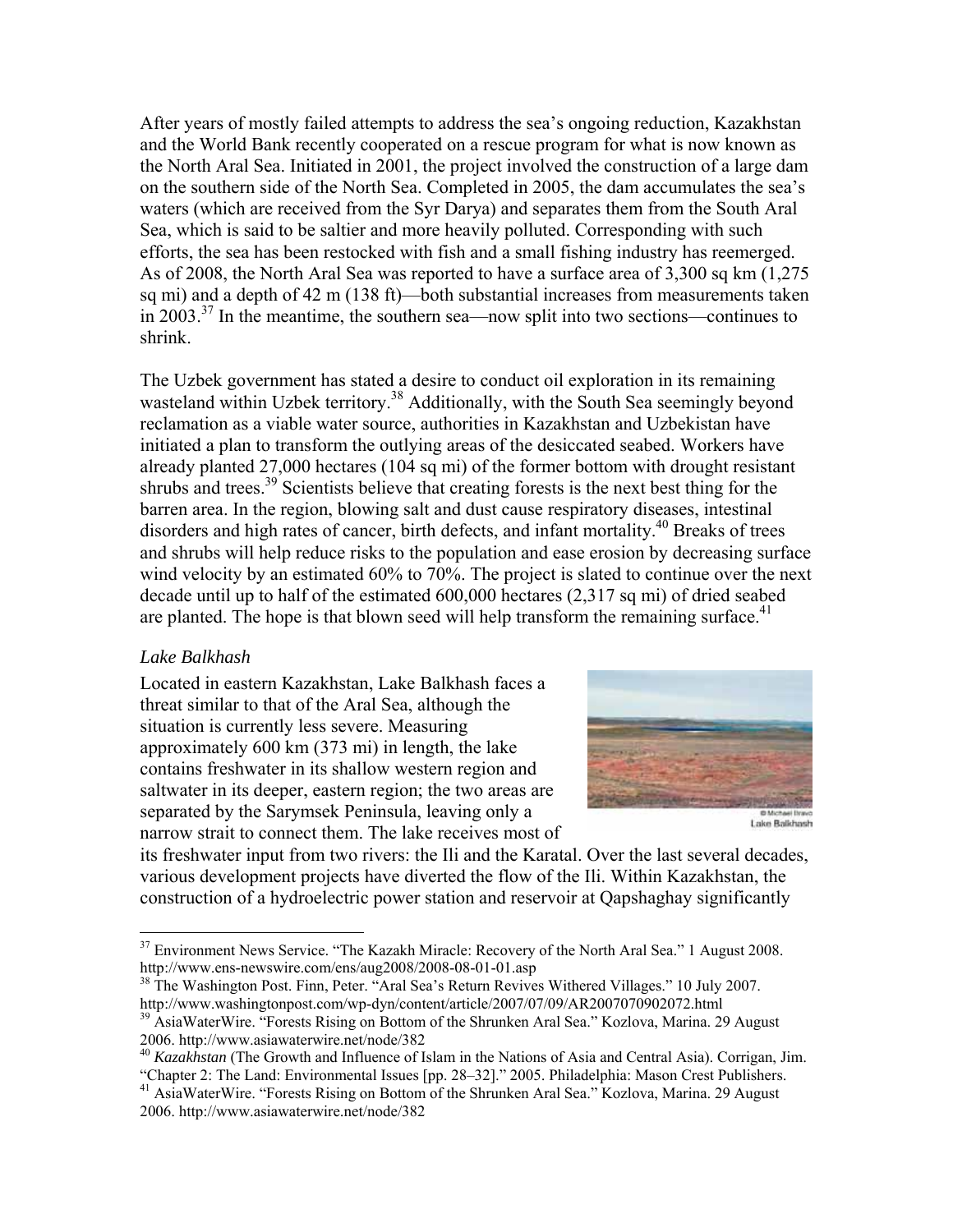After years of mostly failed attempts to address the sea's ongoing reduction, Kazakhstan and the World Bank recently cooperated on a rescue program for what is now known as the North Aral Sea. Initiated in 2001, the project involved the construction of a large dam on the southern side of the North Sea. Completed in 2005, the dam accumulates the sea's waters (which are received from the Syr Darya) and separates them from the South Aral Sea, which is said to be saltier and more heavily polluted. Corresponding with such efforts, the sea has been restocked with fish and a small fishing industry has reemerged. As of 2008, the North Aral Sea was reported to have a surface area of 3,300 sq km (1,275 sq mi) and a depth of 42 m (138 ft)—both substantial increases from measurements taken in 2003.[37] In the meantime, the southern sea—now split into two sections—continues to shrink.

The Uzbek government has stated a desire to conduct oil exploration in its remaining wasteland within Uzbek territory.[38] Additionally, with the South Sea seemingly beyond reclamation as a viable water source, authorities in Kazakhstan and Uzbekistan have initiated a plan to transform the outlying areas of the desiccated seabed. Workers have already planted 27,000 hectares (104 sq mi) of the former bottom with drought resistant shrubs and trees.[39] Scientists believe that creating forests is the next best thing for the barren area. In the region, blowing salt and dust cause respiratory diseases, intestinal disorders and high rates of cancer, birth defects, and infant mortality.[40] Breaks of trees and shrubs will help reduce risks to the population and ease erosion by decreasing surface wind velocity by an estimated 60% to 70%. The project is slated to continue over the next decade until up to half of the estimated 600,000 hectares (2,317 sq mi) of dried seabed are planted. The hope is that blown seed will help transform the remaining surface.[41]

*Lake Balkhash*

Located in eastern Kazakhstan, Lake Balkhash faces a threat similar to that of the Aral Sea, although the situation is currently less severe. Measuring approximately 600 km (373 mi) in length, the lake contains freshwater in its shallow western region and saltwater in its deeper, eastern region; the two areas are separated by the Sarymsek Peninsula, leaving only a narrow strait to connect them. The lake receives most of its freshwater input from two rivers: the Ili and the Karatal. Over the last several decades, various development projects have diverted the flow of the Ili. Within Kazakhstan, the construction of a hydroelectric power station and reservoir at Qapshaghay significantly

© Michael Bravo
Lake Balkhash

---

[37] Environment News Service. "The Kazakh Miracle: Recovery of the North Aral Sea." 1 August 2008. http://www.ens-newswire.com/ens/aug2008/2008-08-01-01.asp

[38] The Washington Post. Finn, Peter. "Aral Sea's Return Revives Withered Villages." 10 July 2007. http://www.washingtonpost.com/wp-dyn/content/article/2007/07/09/AR2007070902072.html

[39] AsiaWaterWire. "Forests Rising on Bottom of the Shrunken Aral Sea." Kozlova, Marina. 29 August 2006. http://www.asiawaterwire.net/node/382

[40] *Kazakhstan* (The Growth and Influence of Islam in the Nations of Asia and Central Asia). Corrigan, Jim. "Chapter 2: The Land: Environmental Issues [pp. 28–32]." 2005. Philadelphia: Mason Crest Publishers.

[41] AsiaWaterWire. "Forests Rising on Bottom of the Shrunken Aral Sea." Kozlova, Marina. 29 August 2006. http://www.asiawaterwire.net/node/382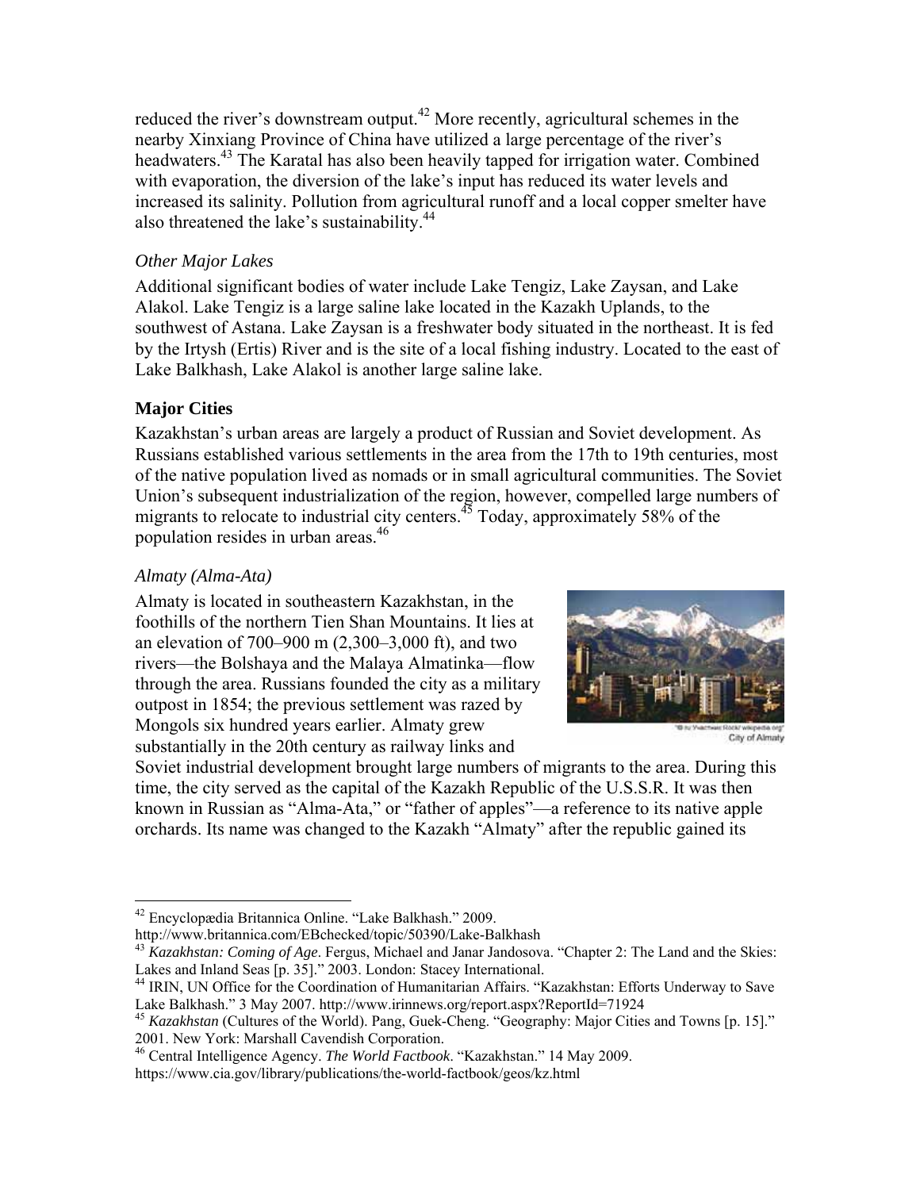reduced the river's downstream output.[42] More recently, agricultural schemes in the nearby Xinxiang Province of China have utilized a large percentage of the river's headwaters.[43] The Karatal has also been heavily tapped for irrigation water. Combined with evaporation, the diversion of the lake's input has reduced its water levels and increased its salinity. Pollution from agricultural runoff and a local copper smelter have also threatened the lake's sustainability.[44]

### *Other Major Lakes*

Additional significant bodies of water include Lake Tengiz, Lake Zaysan, and Lake Alakol. Lake Tengiz is a large saline lake located in the Kazakh Uplands, to the southwest of Astana. Lake Zaysan is a freshwater body situated in the northeast. It is fed by the Irtysh (Ertis) River and is the site of a local fishing industry. Located to the east of Lake Balkhash, Lake Alakol is another large saline lake.

## **Major Cities**

Kazakhstan's urban areas are largely a product of Russian and Soviet development. As Russians established various settlements in the area from the 17th to 19th centuries, most of the native population lived as nomads or in small agricultural communities. The Soviet Union's subsequent industrialization of the region, however, compelled large numbers of migrants to relocate to industrial city centers.[45] Today, approximately 58% of the population resides in urban areas.[46]

### *Almaty (Alma-Ata)*

Almaty is located in southeastern Kazakhstan, in the foothills of the northern Tien Shan Mountains. It lies at an elevation of 700–900 m (2,300–3,000 ft), and two rivers—the Bolshaya and the Malaya Almatinka—flow through the area. Russians founded the city as a military outpost in 1854; the previous settlement was razed by Mongols six hundred years earlier. Almaty grew substantially in the 20th century as railway links and Soviet industrial development brought large numbers of migrants to the area. During this time, the city served as the capital of the Kazakh Republic of the U.S.S.R. It was then known in Russian as "Alma-Ata," or "father of apples"—a reference to its native apple orchards. Its name was changed to the Kazakh "Almaty" after the republic gained its

"© ru Участник:Rock/ wikipedia.org"
City of Almaty

---

[42] Encyclopædia Britannica Online. "Lake Balkhash." 2009. http://www.britannica.com/EBchecked/topic/50390/Lake-Balkhash

[43] *Kazakhstan: Coming of Age*. Fergus, Michael and Janar Jandosova. "Chapter 2: The Land and the Skies: Lakes and Inland Seas [p. 35]." 2003. London: Stacey International.

[44] IRIN, UN Office for the Coordination of Humanitarian Affairs. "Kazakhstan: Efforts Underway to Save Lake Balkhash." 3 May 2007. http://www.irinnews.org/report.aspx?ReportId=71924

[45] *Kazakhstan* (Cultures of the World). Pang, Guek-Cheng. "Geography: Major Cities and Towns [p. 15]." 2001. New York: Marshall Cavendish Corporation.

[46] Central Intelligence Agency. *The World Factbook*. "Kazakhstan." 14 May 2009. https://www.cia.gov/library/publications/the-world-factbook/geos/kz.html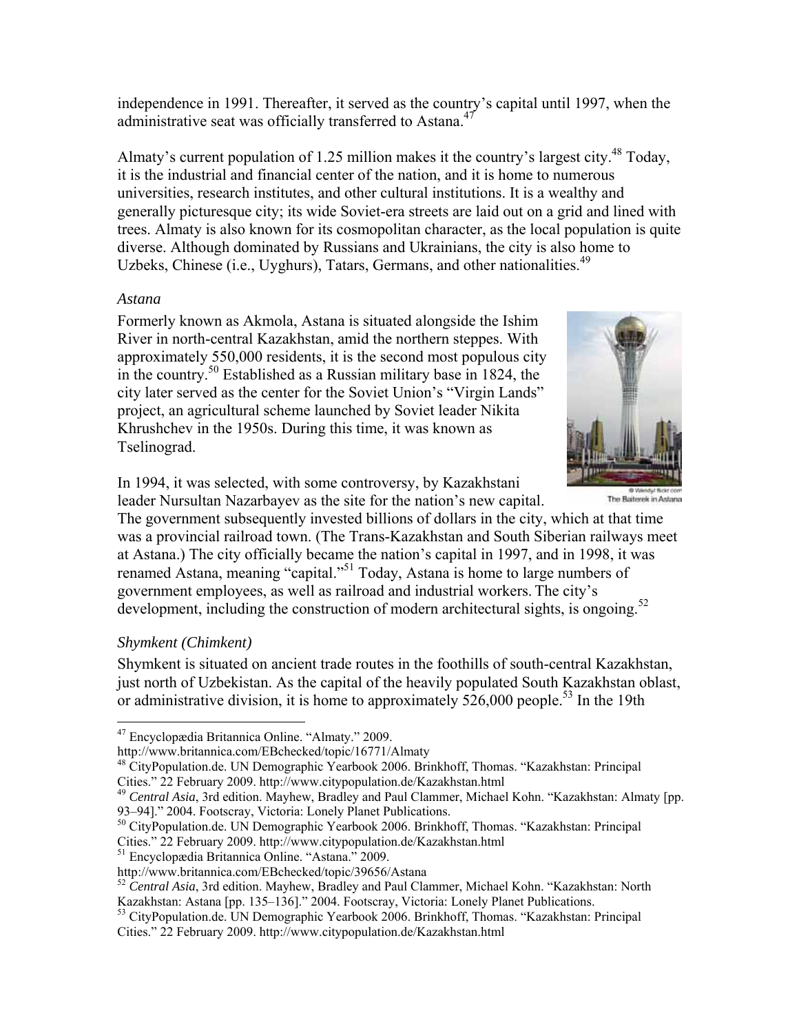independence in 1991. Thereafter, it served as the country's capital until 1997, when the administrative seat was officially transferred to Astana.[47]

Almaty's current population of 1.25 million makes it the country's largest city.[48] Today, it is the industrial and financial center of the nation, and it is home to numerous universities, research institutes, and other cultural institutions. It is a wealthy and generally picturesque city; its wide Soviet-era streets are laid out on a grid and lined with trees. Almaty is also known for its cosmopolitan character, as the local population is quite diverse. Although dominated by Russians and Ukrainians, the city is also home to Uzbeks, Chinese (i.e., Uyghurs), Tatars, Germans, and other nationalities.[49]

### *Astana*

Formerly known as Akmola, Astana is situated alongside the Ishim River in north-central Kazakhstan, amid the northern steppes. With approximately 550,000 residents, it is the second most populous city in the country.[50] Established as a Russian military base in 1824, the city later served as the center for the Soviet Union's "Virgin Lands" project, an agricultural scheme launched by Soviet leader Nikita Khrushchev in the 1950s. During this time, it was known as Tselinograd.

© Wendy! flickr.com
The Baiterek in Astana

In 1994, it was selected, with some controversy, by Kazakhstani leader Nursultan Nazarbayev as the site for the nation's new capital. The government subsequently invested billions of dollars in the city, which at that time was a provincial railroad town. (The Trans-Kazakhstan and South Siberian railways meet at Astana.) The city officially became the nation's capital in 1997, and in 1998, it was renamed Astana, meaning "capital."[51] Today, Astana is home to large numbers of government employees, as well as railroad and industrial workers. The city's development, including the construction of modern architectural sights, is ongoing.[52]

### *Shymkent (Chimkent)*

Shymkent is situated on ancient trade routes in the foothills of south-central Kazakhstan, just north of Uzbekistan. As the capital of the heavily populated South Kazakhstan oblast, or administrative division, it is home to approximately 526,000 people.[53] In the 19th

---

[47] Encyclopædia Britannica Online. "Almaty." 2009. http://www.britannica.com/EBchecked/topic/16771/Almaty

[48] CityPopulation.de. UN Demographic Yearbook 2006. Brinkhoff, Thomas. "Kazakhstan: Principal Cities." 22 February 2009. http://www.citypopulation.de/Kazakhstan.html

[49] *Central Asia*, 3rd edition. Mayhew, Bradley and Paul Clammer, Michael Kohn. "Kazakhstan: Almaty [pp. 93–94]." 2004. Footscray, Victoria: Lonely Planet Publications.

[50] CityPopulation.de. UN Demographic Yearbook 2006. Brinkhoff, Thomas. "Kazakhstan: Principal Cities." 22 February 2009. http://www.citypopulation.de/Kazakhstan.html

[51] Encyclopædia Britannica Online. "Astana." 2009. http://www.britannica.com/EBchecked/topic/39656/Astana

[52] *Central Asia*, 3rd edition. Mayhew, Bradley and Paul Clammer, Michael Kohn. "Kazakhstan: North Kazakhstan: Astana [pp. 135–136]." 2004. Footscray, Victoria: Lonely Planet Publications.

[53] CityPopulation.de. UN Demographic Yearbook 2006. Brinkhoff, Thomas. "Kazakhstan: Principal Cities." 22 February 2009. http://www.citypopulation.de/Kazakhstan.html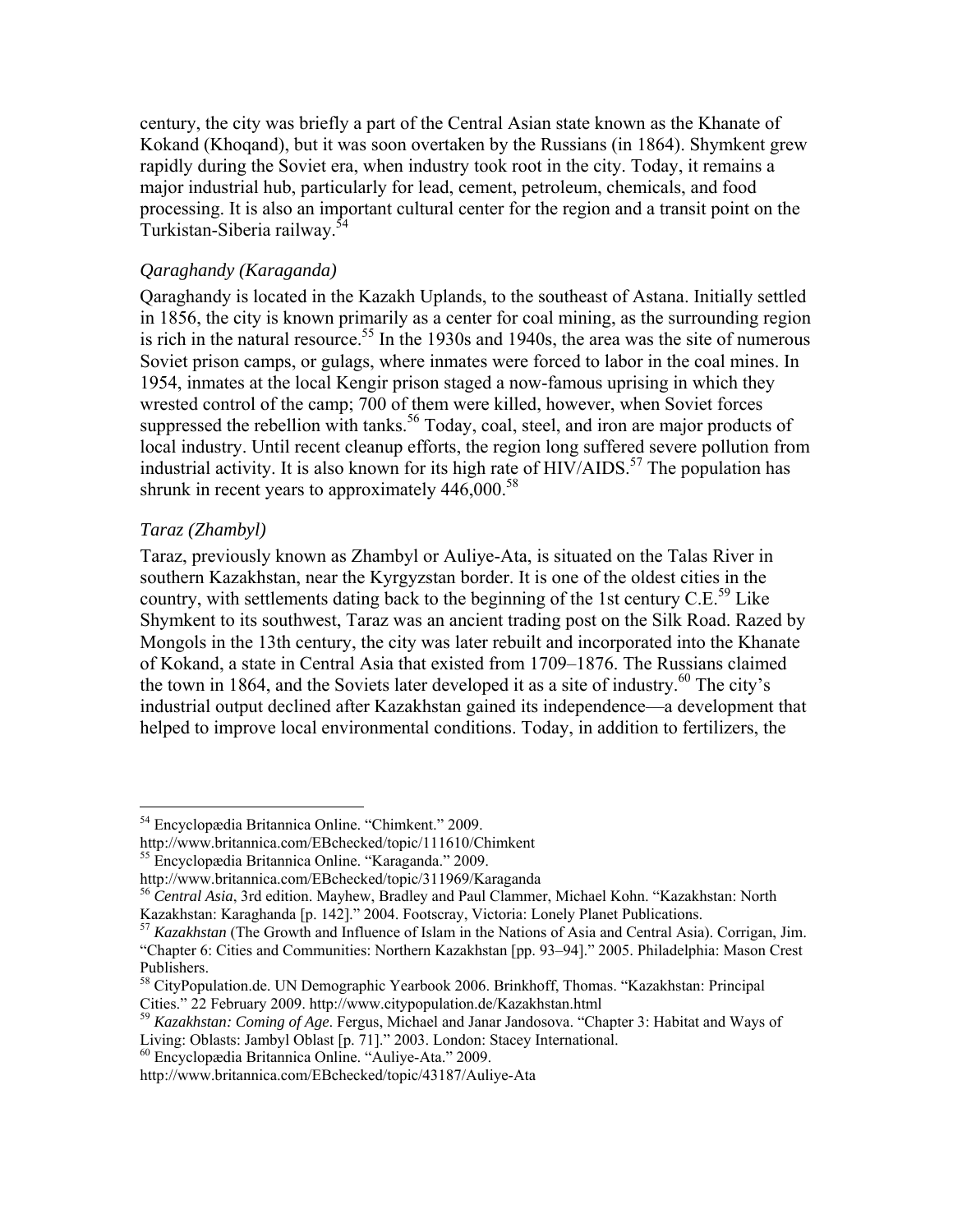century, the city was briefly a part of the Central Asian state known as the Khanate of Kokand (Khoqand), but it was soon overtaken by the Russians (in 1864). Shymkent grew rapidly during the Soviet era, when industry took root in the city. Today, it remains a major industrial hub, particularly for lead, cement, petroleum, chemicals, and food processing. It is also an important cultural center for the region and a transit point on the Turkistan-Siberia railway.[54]

### *Qaraghandy (Karaganda)*

Qaraghandy is located in the Kazakh Uplands, to the southeast of Astana. Initially settled in 1856, the city is known primarily as a center for coal mining, as the surrounding region is rich in the natural resource.[55] In the 1930s and 1940s, the area was the site of numerous Soviet prison camps, or gulags, where inmates were forced to labor in the coal mines. In 1954, inmates at the local Kengir prison staged a now-famous uprising in which they wrested control of the camp; 700 of them were killed, however, when Soviet forces suppressed the rebellion with tanks.[56] Today, coal, steel, and iron are major products of local industry. Until recent cleanup efforts, the region long suffered severe pollution from industrial activity. It is also known for its high rate of HIV/AIDS.[57] The population has shrunk in recent years to approximately 446,000.[58]

### *Taraz (Zhambyl)*

Taraz, previously known as Zhambyl or Auliye-Ata, is situated on the Talas River in southern Kazakhstan, near the Kyrgyzstan border. It is one of the oldest cities in the country, with settlements dating back to the beginning of the 1st century C.E.[59] Like Shymkent to its southwest, Taraz was an ancient trading post on the Silk Road. Razed by Mongols in the 13th century, the city was later rebuilt and incorporated into the Khanate of Kokand, a state in Central Asia that existed from 1709–1876. The Russians claimed the town in 1864, and the Soviets later developed it as a site of industry.[60] The city's industrial output declined after Kazakhstan gained its independence—a development that helped to improve local environmental conditions. Today, in addition to fertilizers, the

---

[54] Encyclopædia Britannica Online. "Chimkent." 2009. http://www.britannica.com/EBchecked/topic/111610/Chimkent

[55] Encyclopædia Britannica Online. "Karaganda." 2009. http://www.britannica.com/EBchecked/topic/311969/Karaganda

[56] *Central Asia*, 3rd edition. Mayhew, Bradley and Paul Clammer, Michael Kohn. "Kazakhstan: North Kazakhstan: Karaghanda [p. 142]." 2004. Footscray, Victoria: Lonely Planet Publications.

[57] *Kazakhstan* (The Growth and Influence of Islam in the Nations of Asia and Central Asia). Corrigan, Jim. "Chapter 6: Cities and Communities: Northern Kazakhstan [pp. 93–94]." 2005. Philadelphia: Mason Crest Publishers.

[58] CityPopulation.de. UN Demographic Yearbook 2006. Brinkhoff, Thomas. "Kazakhstan: Principal Cities." 22 February 2009. http://www.citypopulation.de/Kazakhstan.html

[59] *Kazakhstan: Coming of Age*. Fergus, Michael and Janar Jandosova. "Chapter 3: Habitat and Ways of Living: Oblasts: Jambyl Oblast [p. 71]." 2003. London: Stacey International.

[60] Encyclopædia Britannica Online. "Auliye-Ata." 2009. http://www.britannica.com/EBchecked/topic/43187/Auliye-Ata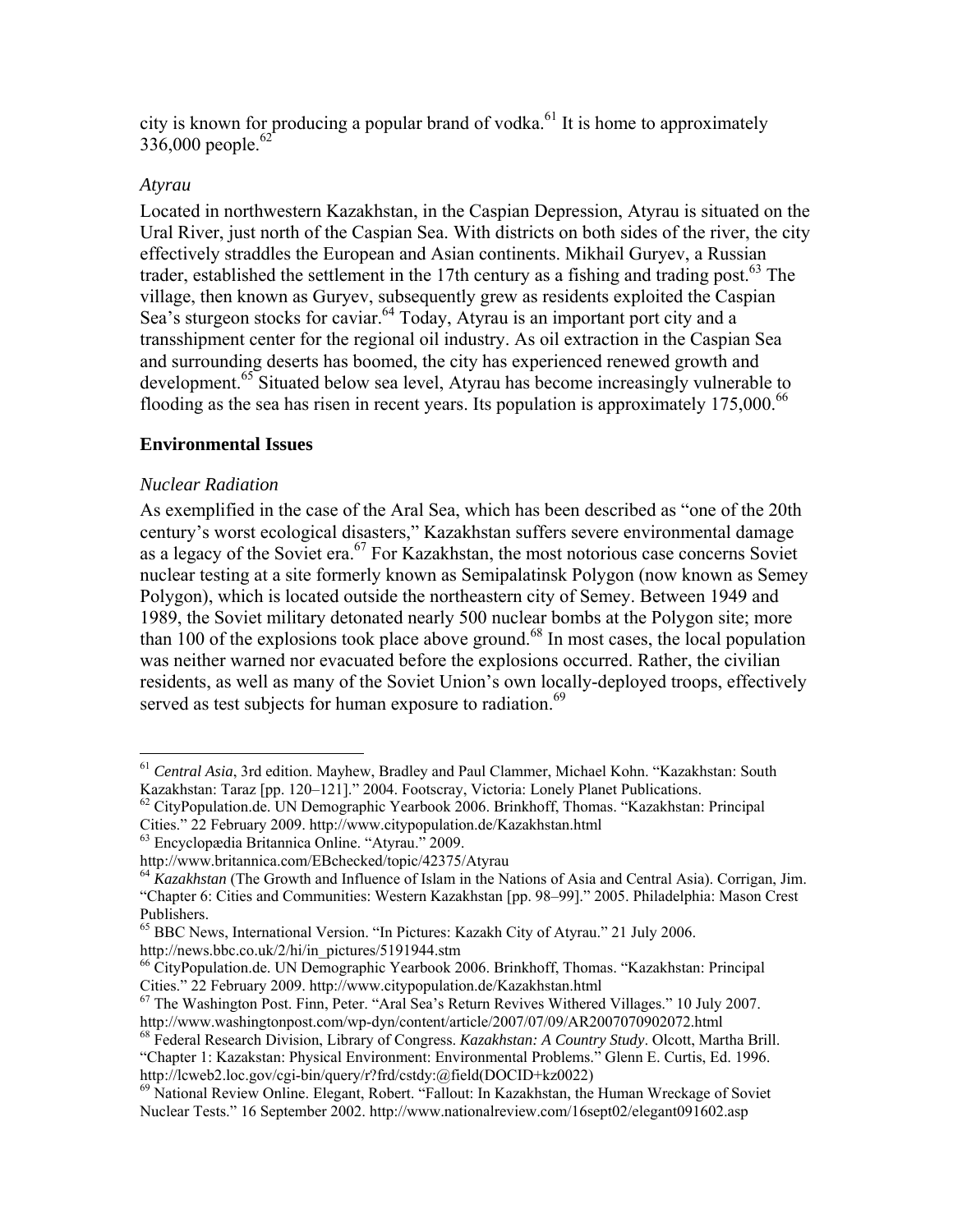city is known for producing a popular brand of vodka.[61] It is home to approximately 336,000 people.[62]

### *Atyrau*

Located in northwestern Kazakhstan, in the Caspian Depression, Atyrau is situated on the Ural River, just north of the Caspian Sea. With districts on both sides of the river, the city effectively straddles the European and Asian continents. Mikhail Guryev, a Russian trader, established the settlement in the 17th century as a fishing and trading post.[63] The village, then known as Guryev, subsequently grew as residents exploited the Caspian Sea's sturgeon stocks for caviar.[64] Today, Atyrau is an important port city and a transshipment center for the regional oil industry. As oil extraction in the Caspian Sea and surrounding deserts has boomed, the city has experienced renewed growth and development.[65] Situated below sea level, Atyrau has become increasingly vulnerable to flooding as the sea has risen in recent years. Its population is approximately 175,000.[66]

## Environmental Issues

### *Nuclear Radiation*

As exemplified in the case of the Aral Sea, which has been described as "one of the 20th century's worst ecological disasters," Kazakhstan suffers severe environmental damage as a legacy of the Soviet era.[67] For Kazakhstan, the most notorious case concerns Soviet nuclear testing at a site formerly known as Semipalatinsk Polygon (now known as Semey Polygon), which is located outside the northeastern city of Semey. Between 1949 and 1989, the Soviet military detonated nearly 500 nuclear bombs at the Polygon site; more than 100 of the explosions took place above ground.[68] In most cases, the local population was neither warned nor evacuated before the explosions occurred. Rather, the civilian residents, as well as many of the Soviet Union's own locally-deployed troops, effectively served as test subjects for human exposure to radiation.[69]

---

[61] *Central Asia*, 3rd edition. Mayhew, Bradley and Paul Clammer, Michael Kohn. "Kazakhstan: South Kazakhstan: Taraz [pp. 120–121]." 2004. Footscray, Victoria: Lonely Planet Publications.

[62] CityPopulation.de. UN Demographic Yearbook 2006. Brinkhoff, Thomas. "Kazakhstan: Principal Cities." 22 February 2009. http://www.citypopulation.de/Kazakhstan.html

[63] Encyclopædia Britannica Online. "Atyrau." 2009. http://www.britannica.com/EBchecked/topic/42375/Atyrau

[64] *Kazakhstan* (The Growth and Influence of Islam in the Nations of Asia and Central Asia). Corrigan, Jim. "Chapter 6: Cities and Communities: Western Kazakhstan [pp. 98–99]." 2005. Philadelphia: Mason Crest Publishers.

[65] BBC News, International Version. "In Pictures: Kazakh City of Atyrau." 21 July 2006. http://news.bbc.co.uk/2/hi/in_pictures/5191944.stm

[66] CityPopulation.de. UN Demographic Yearbook 2006. Brinkhoff, Thomas. "Kazakhstan: Principal Cities." 22 February 2009. http://www.citypopulation.de/Kazakhstan.html

[67] The Washington Post. Finn, Peter. "Aral Sea's Return Revives Withered Villages." 10 July 2007. http://www.washingtonpost.com/wp-dyn/content/article/2007/07/09/AR2007070902072.html

[68] Federal Research Division, Library of Congress. *Kazakhstan: A Country Study*. Olcott, Martha Brill. "Chapter 1: Kazakstan: Physical Environment: Environmental Problems." Glenn E. Curtis, Ed. 1996. http://lcweb2.loc.gov/cgi-bin/query/r?frd/cstdy:@field(DOCID+kz0022)

[69] National Review Online. Elegant, Robert. "Fallout: In Kazakhstan, the Human Wreckage of Soviet Nuclear Tests." 16 September 2002. http://www.nationalreview.com/16sept02/elegant091602.asp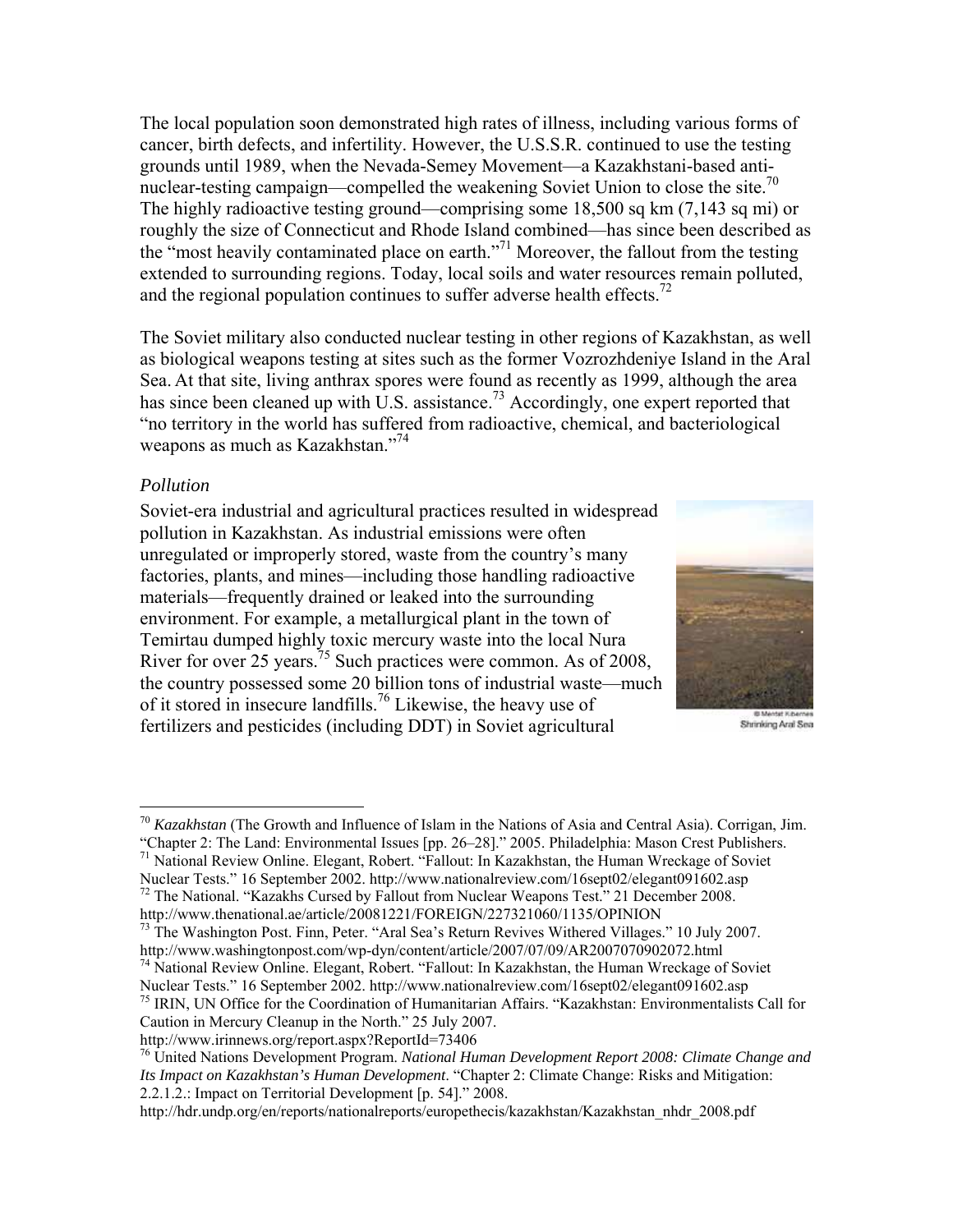The local population soon demonstrated high rates of illness, including various forms of cancer, birth defects, and infertility. However, the U.S.S.R. continued to use the testing grounds until 1989, when the Nevada-Semey Movement—a Kazakhstani-based anti-nuclear-testing campaign—compelled the weakening Soviet Union to close the site.[70] The highly radioactive testing ground—comprising some 18,500 sq km (7,143 sq mi) or roughly the size of Connecticut and Rhode Island combined—has since been described as the "most heavily contaminated place on earth."[71] Moreover, the fallout from the testing extended to surrounding regions. Today, local soils and water resources remain polluted, and the regional population continues to suffer adverse health effects.[72]

The Soviet military also conducted nuclear testing in other regions of Kazakhstan, as well as biological weapons testing at sites such as the former Vozrozhdeniye Island in the Aral Sea. At that site, living anthrax spores were found as recently as 1999, although the area has since been cleaned up with U.S. assistance.[73] Accordingly, one expert reported that "no territory in the world has suffered from radioactive, chemical, and bacteriological weapons as much as Kazakhstan."[74]

*Pollution*

Soviet-era industrial and agricultural practices resulted in widespread pollution in Kazakhstan. As industrial emissions were often unregulated or improperly stored, waste from the country's many factories, plants, and mines—including those handling radioactive materials—frequently drained or leaked into the surrounding environment. For example, a metallurgical plant in the town of Temirtau dumped highly toxic mercury waste into the local Nura River for over 25 years.[75] Such practices were common. As of 2008, the country possessed some 20 billion tons of industrial waste—much of it stored in insecure landfills.[76] Likewise, the heavy use of fertilizers and pesticides (including DDT) in Soviet agricultural

© Mentat Kibernes
Shrinking Aral Sea

---

[70] *Kazakhstan* (The Growth and Influence of Islam in the Nations of Asia and Central Asia). Corrigan, Jim. "Chapter 2: The Land: Environmental Issues [pp. 26–28]." 2005. Philadelphia: Mason Crest Publishers.

[71] National Review Online. Elegant, Robert. "Fallout: In Kazakhstan, the Human Wreckage of Soviet Nuclear Tests." 16 September 2002. http://www.nationalreview.com/16sept02/elegant091602.asp

[72] The National. "Kazakhs Cursed by Fallout from Nuclear Weapons Test." 21 December 2008. http://www.thenational.ae/article/20081221/FOREIGN/227321060/1135/OPINION

[73] The Washington Post. Finn, Peter. "Aral Sea's Return Revives Withered Villages." 10 July 2007. http://www.washingtonpost.com/wp-dyn/content/article/2007/07/09/AR2007070902072.html

[74] National Review Online. Elegant, Robert. "Fallout: In Kazakhstan, the Human Wreckage of Soviet Nuclear Tests." 16 September 2002. http://www.nationalreview.com/16sept02/elegant091602.asp

[75] IRIN, UN Office for the Coordination of Humanitarian Affairs. "Kazakhstan: Environmentalists Call for Caution in Mercury Cleanup in the North." 25 July 2007. http://www.irinnews.org/report.aspx?ReportId=73406

[76] United Nations Development Program. *National Human Development Report 2008: Climate Change and Its Impact on Kazakhstan's Human Development*. "Chapter 2: Climate Change: Risks and Mitigation: 2.2.1.2.: Impact on Territorial Development [p. 54]." 2008. http://hdr.undp.org/en/reports/nationalreports/europethecis/kazakhstan/Kazakhstan_nhdr_2008.pdf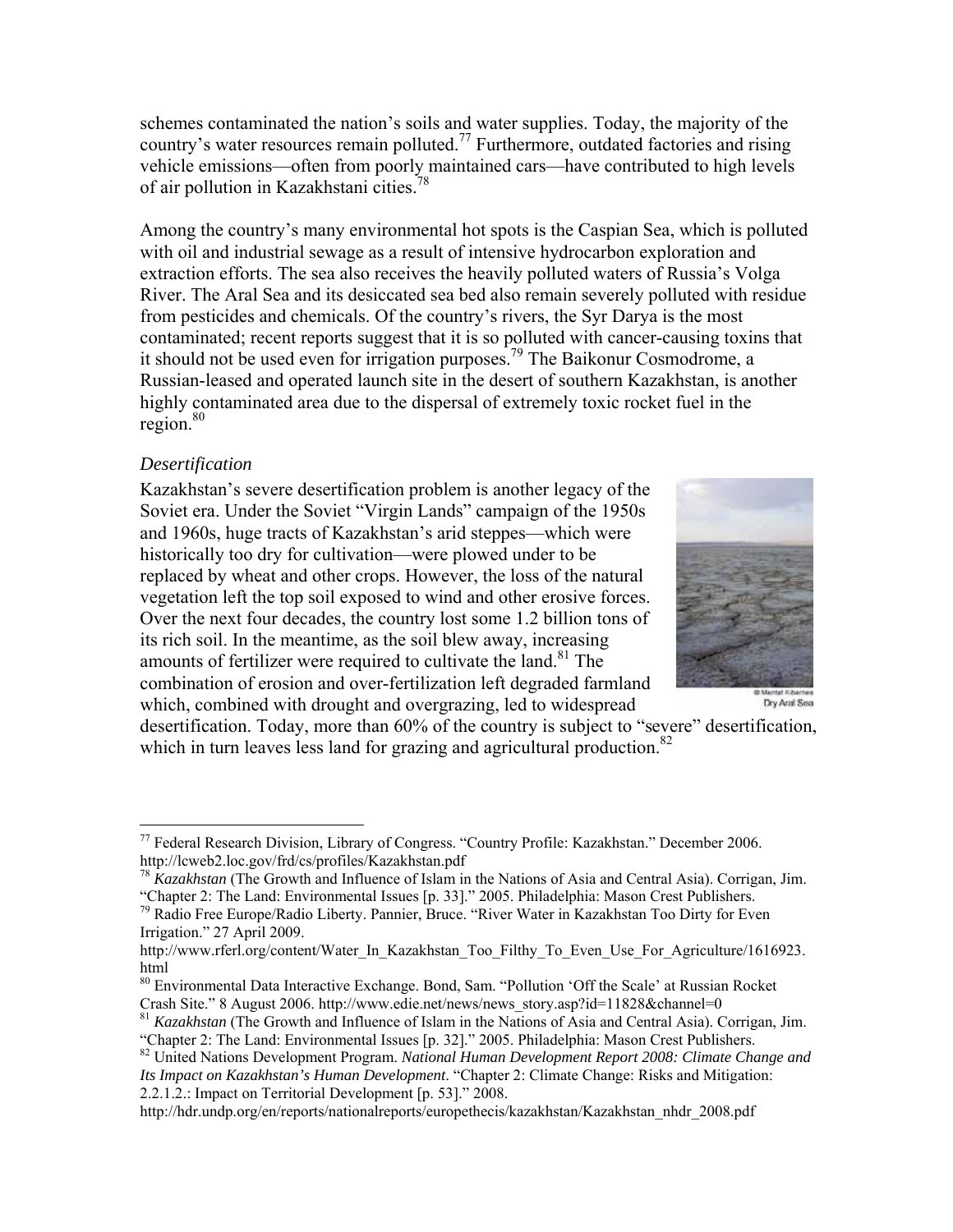schemes contaminated the nation's soils and water supplies. Today, the majority of the country's water resources remain polluted.[77] Furthermore, outdated factories and rising vehicle emissions—often from poorly maintained cars—have contributed to high levels of air pollution in Kazakhstani cities.[78]

Among the country's many environmental hot spots is the Caspian Sea, which is polluted with oil and industrial sewage as a result of intensive hydrocarbon exploration and extraction efforts. The sea also receives the heavily polluted waters of Russia's Volga River. The Aral Sea and its desiccated sea bed also remain severely polluted with residue from pesticides and chemicals. Of the country's rivers, the Syr Darya is the most contaminated; recent reports suggest that it is so polluted with cancer-causing toxins that it should not be used even for irrigation purposes.[79] The Baikonur Cosmodrome, a Russian-leased and operated launch site in the desert of southern Kazakhstan, is another highly contaminated area due to the dispersal of extremely toxic rocket fuel in the region.[80]

*Desertification*

Kazakhstan's severe desertification problem is another legacy of the Soviet era. Under the Soviet "Virgin Lands" campaign of the 1950s and 1960s, huge tracts of Kazakhstan's arid steppes—which were historically too dry for cultivation—were plowed under to be replaced by wheat and other crops. However, the loss of the natural vegetation left the top soil exposed to wind and other erosive forces. Over the next four decades, the country lost some 1.2 billion tons of its rich soil. In the meantime, as the soil blew away, increasing amounts of fertilizer were required to cultivate the land.[81] The combination of erosion and over-fertilization left degraded farmland which, combined with drought and overgrazing, led to widespread desertification. Today, more than 60% of the country is subject to "severe" desertification, which in turn leaves less land for grazing and agricultural production.[82]

© Mentat Kibernes
Dry Aral Sea

---

[77] Federal Research Division, Library of Congress. "Country Profile: Kazakhstan." December 2006. http://lcweb2.loc.gov/frd/cs/profiles/Kazakhstan.pdf

[78] *Kazakhstan* (The Growth and Influence of Islam in the Nations of Asia and Central Asia). Corrigan, Jim. "Chapter 2: The Land: Environmental Issues [p. 33]." 2005. Philadelphia: Mason Crest Publishers.

[79] Radio Free Europe/Radio Liberty. Pannier, Bruce. "River Water in Kazakhstan Too Dirty for Even Irrigation." 27 April 2009. http://www.rferl.org/content/Water_In_Kazakhstan_Too_Filthy_To_Even_Use_For_Agriculture/1616923.html

[80] Environmental Data Interactive Exchange. Bond, Sam. "Pollution 'Off the Scale' at Russian Rocket Crash Site." 8 August 2006. http://www.edie.net/news/news_story.asp?id=11828&channel=0

[81] *Kazakhstan* (The Growth and Influence of Islam in the Nations of Asia and Central Asia). Corrigan, Jim. "Chapter 2: The Land: Environmental Issues [p. 32]." 2005. Philadelphia: Mason Crest Publishers.

[82] United Nations Development Program. *National Human Development Report 2008: Climate Change and Its Impact on Kazakhstan's Human Development*. "Chapter 2: Climate Change: Risks and Mitigation: 2.2.1.2.: Impact on Territorial Development [p. 53]." 2008. http://hdr.undp.org/en/reports/nationalreports/europethecis/kazakhstan/Kazakhstan_nhdr_2008.pdf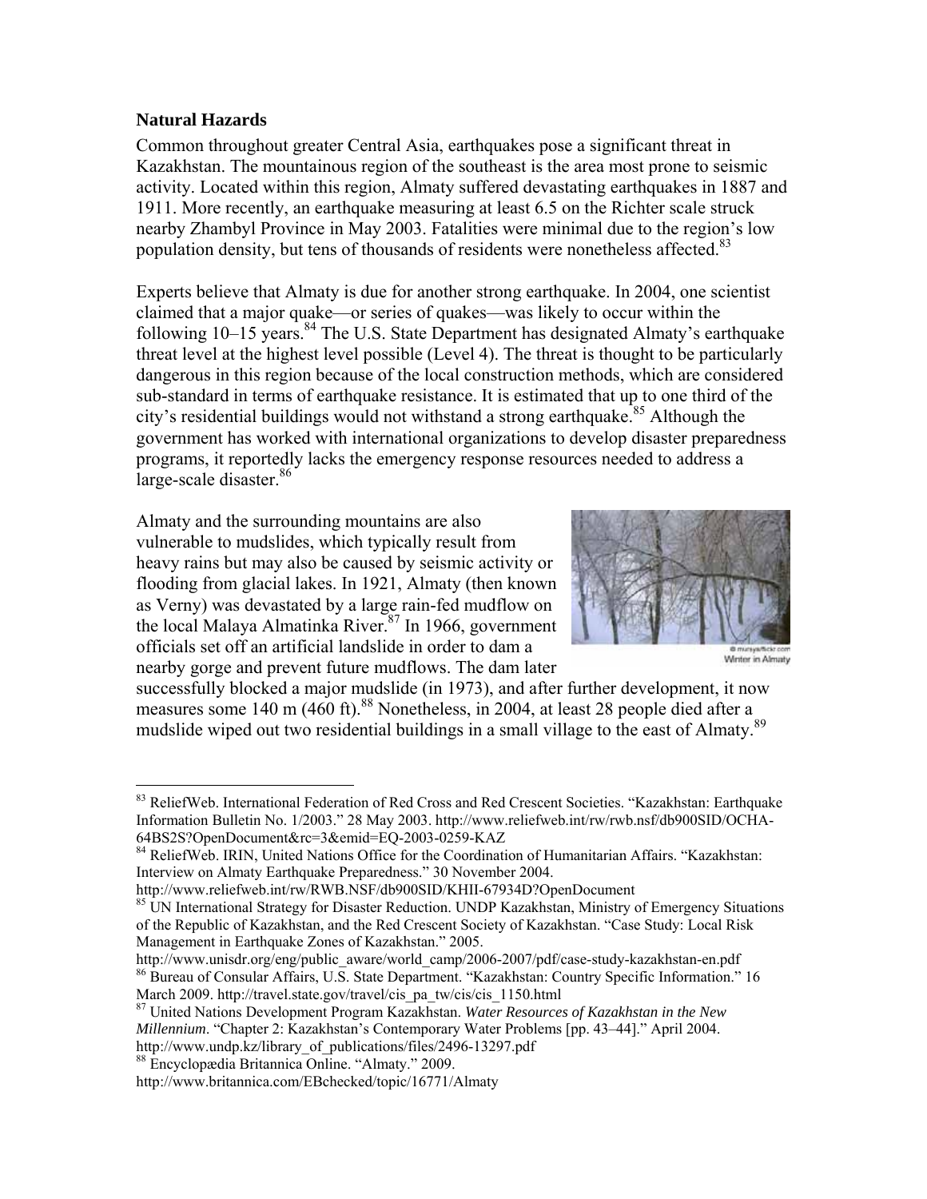## Natural Hazards

Common throughout greater Central Asia, earthquakes pose a significant threat in Kazakhstan. The mountainous region of the southeast is the area most prone to seismic activity. Located within this region, Almaty suffered devastating earthquakes in 1887 and 1911. More recently, an earthquake measuring at least 6.5 on the Richter scale struck nearby Zhambyl Province in May 2003. Fatalities were minimal due to the region's low population density, but tens of thousands of residents were nonetheless affected.[83]

Experts believe that Almaty is due for another strong earthquake. In 2004, one scientist claimed that a major quake—or series of quakes—was likely to occur within the following 10–15 years.[84] The U.S. State Department has designated Almaty's earthquake threat level at the highest level possible (Level 4). The threat is thought to be particularly dangerous in this region because of the local construction methods, which are considered sub-standard in terms of earthquake resistance. It is estimated that up to one third of the city's residential buildings would not withstand a strong earthquake.[85] Although the government has worked with international organizations to develop disaster preparedness programs, it reportedly lacks the emergency response resources needed to address a large-scale disaster.[86]

Almaty and the surrounding mountains are also vulnerable to mudslides, which typically result from heavy rains but may also be caused by seismic activity or flooding from glacial lakes. In 1921, Almaty (then known as Verny) was devastated by a large rain-fed mudflow on the local Malaya Almatinka River.[87] In 1966, government officials set off an artificial landslide in order to dam a nearby gorge and prevent future mudflows. The dam later successfully blocked a major mudslide (in 1973), and after further development, it now measures some 140 m (460 ft).[88] Nonetheless, in 2004, at least 28 people died after a mudslide wiped out two residential buildings in a small village to the east of Almaty.[89]

Winter in Almaty

---

[83] ReliefWeb. International Federation of Red Cross and Red Crescent Societies. "Kazakhstan: Earthquake Information Bulletin No. 1/2003." 28 May 2003. http://www.reliefweb.int/rw/rwb.nsf/db900SID/OCHA-64BS2S?OpenDocument&rc=3&emid=EQ-2003-0259-KAZ

[84] ReliefWeb. IRIN, United Nations Office for the Coordination of Humanitarian Affairs. "Kazakhstan: Interview on Almaty Earthquake Preparedness." 30 November 2004. http://www.reliefweb.int/rw/RWB.NSF/db900SID/KHII-67934D?OpenDocument

[85] UN International Strategy for Disaster Reduction. UNDP Kazakhstan, Ministry of Emergency Situations of the Republic of Kazakhstan, and the Red Crescent Society of Kazakhstan. "Case Study: Local Risk Management in Earthquake Zones of Kazakhstan." 2005. http://www.unisdr.org/eng/public_aware/world_camp/2006-2007/pdf/case-study-kazakhstan-en.pdf

[86] Bureau of Consular Affairs, U.S. State Department. "Kazakhstan: Country Specific Information." 16 March 2009. http://travel.state.gov/travel/cis_pa_tw/cis/cis_1150.html

[87] United Nations Development Program Kazakhstan. *Water Resources of Kazakhstan in the New Millennium*. "Chapter 2: Kazakhstan's Contemporary Water Problems [pp. 43–44]." April 2004. http://www.undp.kz/library_of_publications/files/2496-13297.pdf

[88] Encyclopædia Britannica Online. "Almaty." 2009. http://www.britannica.com/EBchecked/topic/16771/Almaty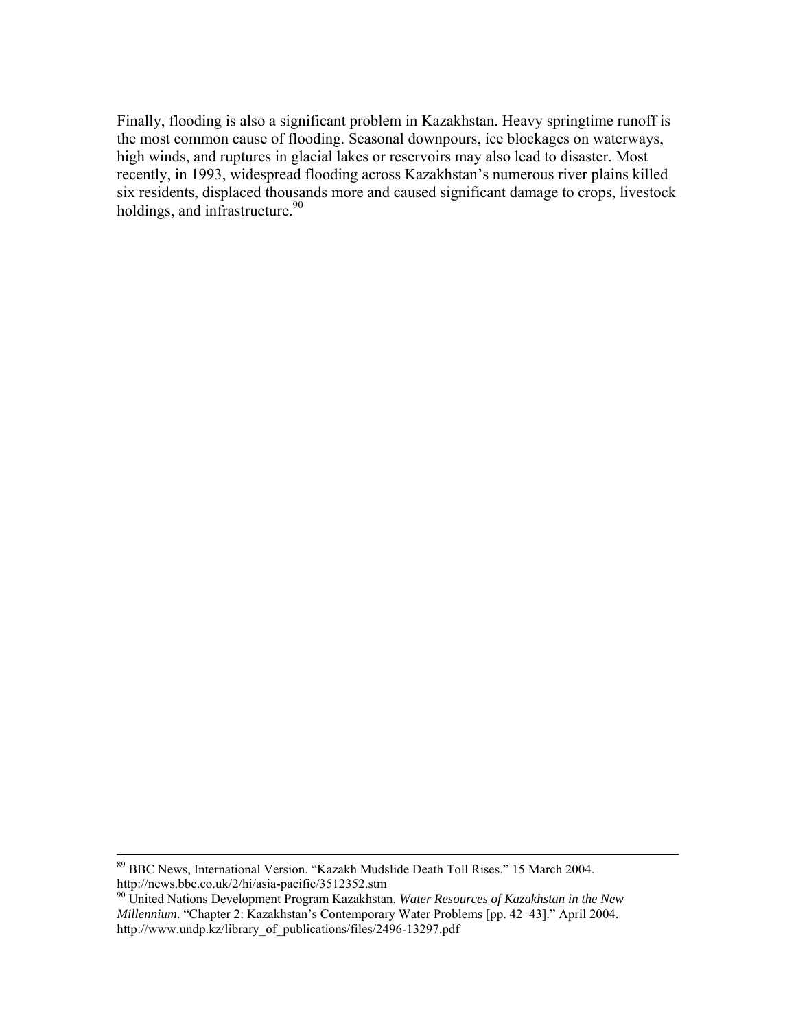Finally, flooding is also a significant problem in Kazakhstan. Heavy springtime runoff is the most common cause of flooding. Seasonal downpours, ice blockages on waterways, high winds, and ruptures in glacial lakes or reservoirs may also lead to disaster. Most recently, in 1993, widespread flooding across Kazakhstan's numerous river plains killed six residents, displaced thousands more and caused significant damage to crops, livestock holdings, and infrastructure.[90]

---

[89] BBC News, International Version. "Kazakh Mudslide Death Toll Rises." 15 March 2004. http://news.bbc.co.uk/2/hi/asia-pacific/3512352.stm

[90] United Nations Development Program Kazakhstan. *Water Resources of Kazakhstan in the New Millennium*. "Chapter 2: Kazakhstan's Contemporary Water Problems [pp. 42–43]." April 2004. http://www.undp.kz/library_of_publications/files/2496-13297.pdf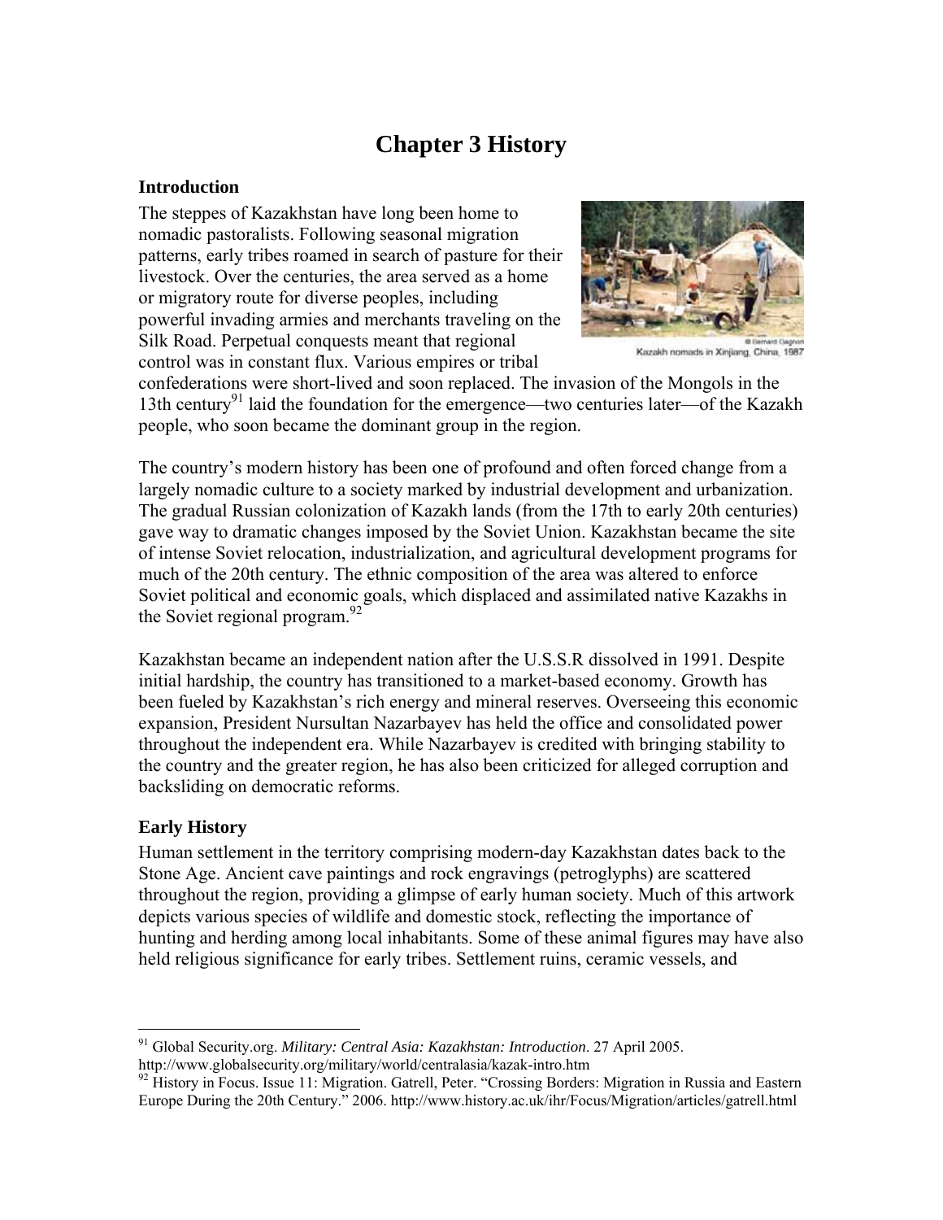# Chapter 3 History

## Introduction

The steppes of Kazakhstan have long been home to nomadic pastoralists. Following seasonal migration patterns, early tribes roamed in search of pasture for their livestock. Over the centuries, the area served as a home or migratory route for diverse peoples, including powerful invading armies and merchants traveling on the Silk Road. Perpetual conquests meant that regional control was in constant flux. Various empires or tribal confederations were short-lived and soon replaced. The invasion of the Mongols in the 13th century[91] laid the foundation for the emergence—two centuries later—of the Kazakh people, who soon became the dominant group in the region.

© Bernard Gagnon
Kazakh nomads in Xinjiang, China, 1987

The country's modern history has been one of profound and often forced change from a largely nomadic culture to a society marked by industrial development and urbanization. The gradual Russian colonization of Kazakh lands (from the 17th to early 20th centuries) gave way to dramatic changes imposed by the Soviet Union. Kazakhstan became the site of intense Soviet relocation, industrialization, and agricultural development programs for much of the 20th century. The ethnic composition of the area was altered to enforce Soviet political and economic goals, which displaced and assimilated native Kazakhs in the Soviet regional program.[92]

Kazakhstan became an independent nation after the U.S.S.R dissolved in 1991. Despite initial hardship, the country has transitioned to a market-based economy. Growth has been fueled by Kazakhstan's rich energy and mineral reserves. Overseeing this economic expansion, President Nursultan Nazarbayev has held the office and consolidated power throughout the independent era. While Nazarbayev is credited with bringing stability to the country and the greater region, he has also been criticized for alleged corruption and backsliding on democratic reforms.

## Early History

Human settlement in the territory comprising modern-day Kazakhstan dates back to the Stone Age. Ancient cave paintings and rock engravings (petroglyphs) are scattered throughout the region, providing a glimpse of early human society. Much of this artwork depicts various species of wildlife and domestic stock, reflecting the importance of hunting and herding among local inhabitants. Some of these animal figures may have also held religious significance for early tribes. Settlement ruins, ceramic vessels, and

---

[91] Global Security.org. *Military: Central Asia: Kazakhstan: Introduction*. 27 April 2005. http://www.globalsecurity.org/military/world/centralasia/kazak-intro.htm

[92] History in Focus. Issue 11: Migration. Gatrell, Peter. "Crossing Borders: Migration in Russia and Eastern Europe During the 20th Century." 2006. http://www.history.ac.uk/ihr/Focus/Migration/articles/gatrell.html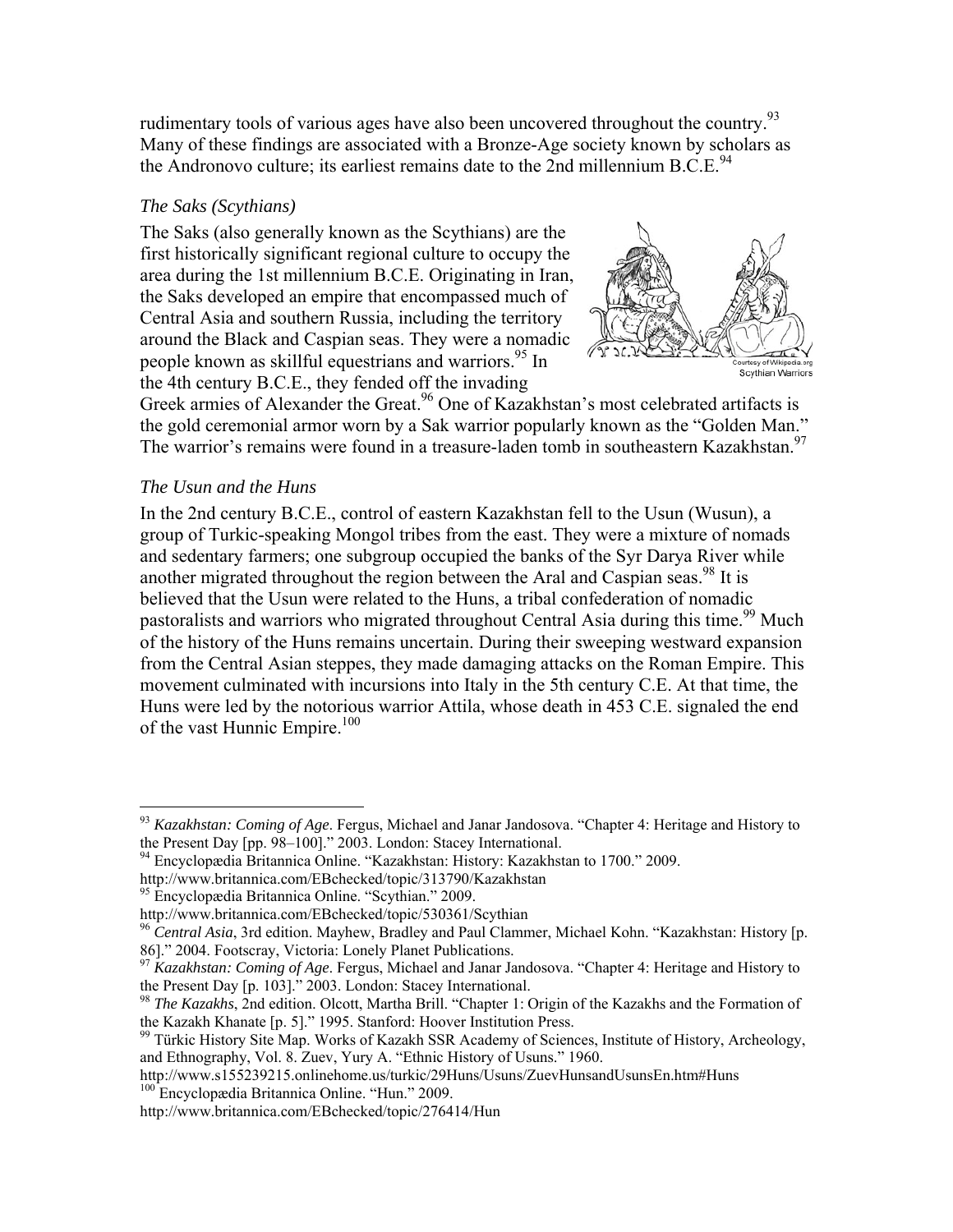rudimentary tools of various ages have also been uncovered throughout the country.[93] Many of these findings are associated with a Bronze-Age society known by scholars as the Andronovo culture; its earliest remains date to the 2nd millennium B.C.E.[94]

### *The Saks (Scythians)*

The Saks (also generally known as the Scythians) are the first historically significant regional culture to occupy the area during the 1st millennium B.C.E. Originating in Iran, the Saks developed an empire that encompassed much of Central Asia and southern Russia, including the territory around the Black and Caspian seas. They were a nomadic people known as skillful equestrians and warriors.[95] In the 4th century B.C.E., they fended off the invading Greek armies of Alexander the Great.[96] One of Kazakhstan's most celebrated artifacts is the gold ceremonial armor worn by a Sak warrior popularly known as the "Golden Man." The warrior's remains were found in a treasure-laden tomb in southeastern Kazakhstan.[97]

Courtesy of Wikipedia.org
Scythian Warriors

### *The Usun and the Huns*

In the 2nd century B.C.E., control of eastern Kazakhstan fell to the Usun (Wusun), a group of Turkic-speaking Mongol tribes from the east. They were a mixture of nomads and sedentary farmers; one subgroup occupied the banks of the Syr Darya River while another migrated throughout the region between the Aral and Caspian seas.[98] It is believed that the Usun were related to the Huns, a tribal confederation of nomadic pastoralists and warriors who migrated throughout Central Asia during this time.[99] Much of the history of the Huns remains uncertain. During their sweeping westward expansion from the Central Asian steppes, they made damaging attacks on the Roman Empire. This movement culminated with incursions into Italy in the 5th century C.E. At that time, the Huns were led by the notorious warrior Attila, whose death in 453 C.E. signaled the end of the vast Hunnic Empire.[100]

---

[93] *Kazakhstan: Coming of Age*. Fergus, Michael and Janar Jandosova. "Chapter 4: Heritage and History to the Present Day [pp. 98–100]." 2003. London: Stacey International.

[94] Encyclopædia Britannica Online. "Kazakhstan: History: Kazakhstan to 1700." 2009. http://www.britannica.com/EBchecked/topic/313790/Kazakhstan

[95] Encyclopædia Britannica Online. "Scythian." 2009. http://www.britannica.com/EBchecked/topic/530361/Scythian

[96] *Central Asia*, 3rd edition. Mayhew, Bradley and Paul Clammer, Michael Kohn. "Kazakhstan: History [p. 86]." 2004. Footscray, Victoria: Lonely Planet Publications.

[97] *Kazakhstan: Coming of Age*. Fergus, Michael and Janar Jandosova. "Chapter 4: Heritage and History to the Present Day [p. 103]." 2003. London: Stacey International.

[98] *The Kazakhs*, 2nd edition. Olcott, Martha Brill. "Chapter 1: Origin of the Kazakhs and the Formation of the Kazakh Khanate [p. 5]." 1995. Stanford: Hoover Institution Press.

[99] Türkic History Site Map. Works of Kazakh SSR Academy of Sciences, Institute of History, Archeology, and Ethnography, Vol. 8. Zuev, Yury A. "Ethnic History of Usuns." 1960. http://www.s155239215.onlinehome.us/turkic/29Huns/Usuns/ZuevHunsandUsunsEn.htm#Huns

[100] Encyclopædia Britannica Online. "Hun." 2009. http://www.britannica.com/EBchecked/topic/276414/Hun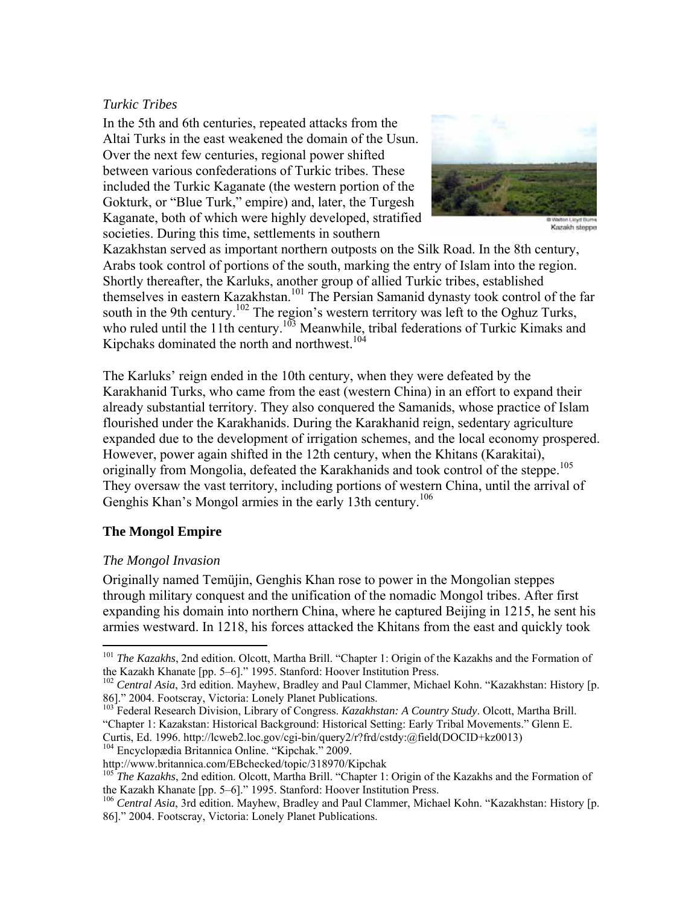*Turkic Tribes*

In the 5th and 6th centuries, repeated attacks from the Altai Turks in the east weakened the domain of the Usun. Over the next few centuries, regional power shifted between various confederations of Turkic tribes. These included the Turkic Kaganate (the western portion of the Gokturk, or "Blue Turk," empire) and, later, the Turgesh Kaganate, both of which were highly developed, stratified societies. During this time, settlements in southern Kazakhstan served as important northern outposts on the Silk Road. In the 8th century, Arabs took control of portions of the south, marking the entry of Islam into the region. Shortly thereafter, the Karluks, another group of allied Turkic tribes, established themselves in eastern Kazakhstan.[101] The Persian Samanid dynasty took control of the far south in the 9th century.[102] The region's western territory was left to the Oghuz Turks, who ruled until the 11th century.[103] Meanwhile, tribal federations of Turkic Kimaks and Kipchaks dominated the north and northwest.[104]

© Walton Lloyd Burns
Kazakh steppe

The Karluks' reign ended in the 10th century, when they were defeated by the Karakhanid Turks, who came from the east (western China) in an effort to expand their already substantial territory. They also conquered the Samanids, whose practice of Islam flourished under the Karakhanids. During the Karakhanid reign, sedentary agriculture expanded due to the development of irrigation schemes, and the local economy prospered. However, power again shifted in the 12th century, when the Khitans (Karakitai), originally from Mongolia, defeated the Karakhanids and took control of the steppe.[105] They oversaw the vast territory, including portions of western China, until the arrival of Genghis Khan's Mongol armies in the early 13th century.[106]

## The Mongol Empire

*The Mongol Invasion*

Originally named Temüjin, Genghis Khan rose to power in the Mongolian steppes through military conquest and the unification of the nomadic Mongol tribes. After first expanding his domain into northern China, where he captured Beijing in 1215, he sent his armies westward. In 1218, his forces attacked the Khitans from the east and quickly took

---

[101] *The Kazakhs*, 2nd edition. Olcott, Martha Brill. "Chapter 1: Origin of the Kazakhs and the Formation of the Kazakh Khanate [pp. 5–6]." 1995. Stanford: Hoover Institution Press.

[102] *Central Asia*, 3rd edition. Mayhew, Bradley and Paul Clammer, Michael Kohn. "Kazakhstan: History [p. 86]." 2004. Footscray, Victoria: Lonely Planet Publications.

[103] Federal Research Division, Library of Congress. *Kazakhstan: A Country Study*. Olcott, Martha Brill. "Chapter 1: Kazakstan: Historical Background: Historical Setting: Early Tribal Movements." Glenn E. Curtis, Ed. 1996. http://lcweb2.loc.gov/cgi-bin/query2/r?frd/cstdy:@field(DOCID+kz0013)

[104] Encyclopædia Britannica Online. "Kipchak." 2009. http://www.britannica.com/EBchecked/topic/318970/Kipchak

[105] *The Kazakhs*, 2nd edition. Olcott, Martha Brill. "Chapter 1: Origin of the Kazakhs and the Formation of the Kazakh Khanate [pp. 5–6]." 1995. Stanford: Hoover Institution Press.

[106] *Central Asia*, 3rd edition. Mayhew, Bradley and Paul Clammer, Michael Kohn. "Kazakhstan: History [p. 86]." 2004. Footscray, Victoria: Lonely Planet Publications.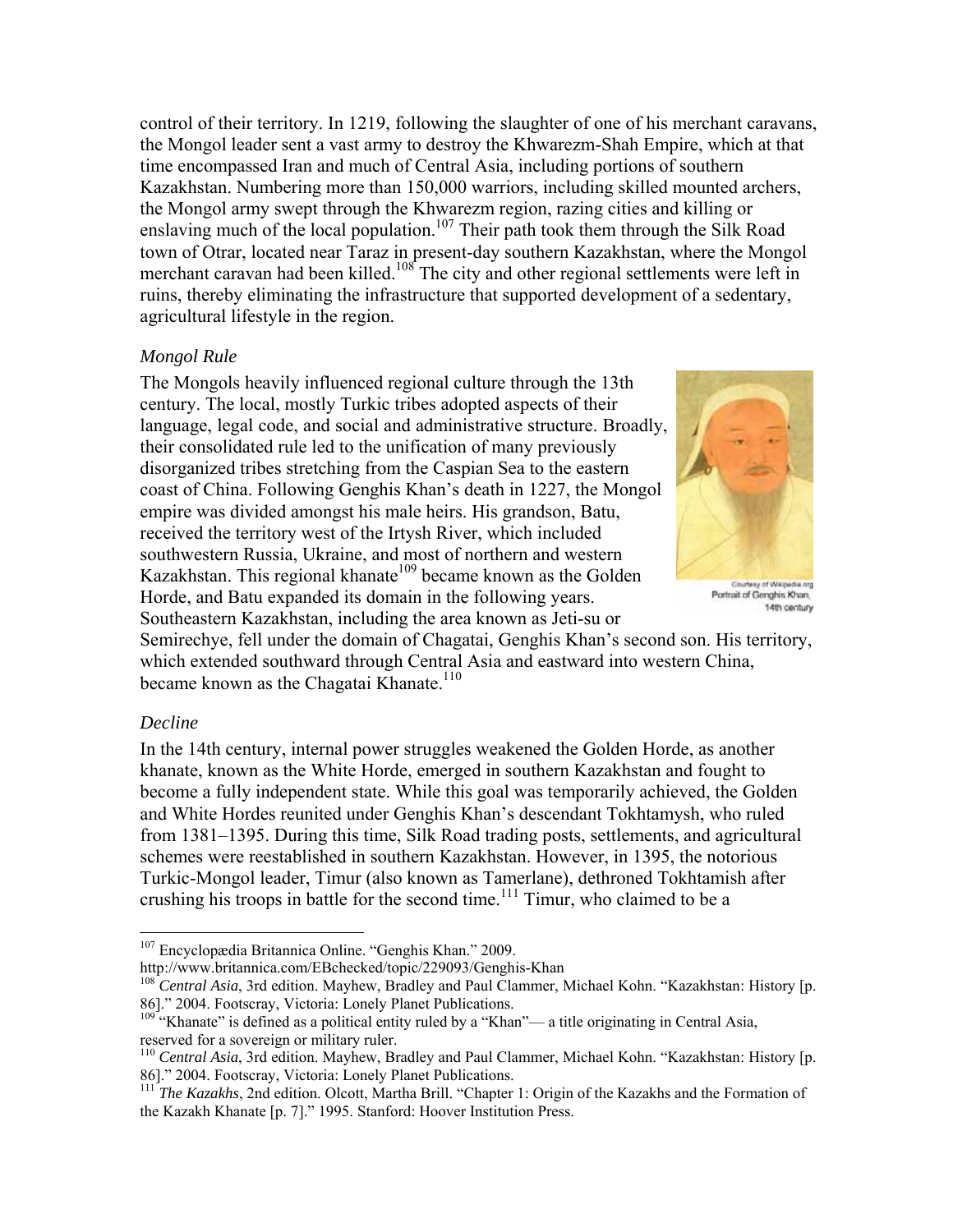control of their territory. In 1219, following the slaughter of one of his merchant caravans, the Mongol leader sent a vast army to destroy the Khwarezm-Shah Empire, which at that time encompassed Iran and much of Central Asia, including portions of southern Kazakhstan. Numbering more than 150,000 warriors, including skilled mounted archers, the Mongol army swept through the Khwarezm region, razing cities and killing or enslaving much of the local population.[107] Their path took them through the Silk Road town of Otrar, located near Taraz in present-day southern Kazakhstan, where the Mongol merchant caravan had been killed.[108] The city and other regional settlements were left in ruins, thereby eliminating the infrastructure that supported development of a sedentary, agricultural lifestyle in the region.

*Mongol Rule*

The Mongols heavily influenced regional culture through the 13th century. The local, mostly Turkic tribes adopted aspects of their language, legal code, and social and administrative structure. Broadly, their consolidated rule led to the unification of many previously disorganized tribes stretching from the Caspian Sea to the eastern coast of China. Following Genghis Khan's death in 1227, the Mongol empire was divided amongst his male heirs. His grandson, Batu, received the territory west of the Irtysh River, which included southwestern Russia, Ukraine, and most of northern and western Kazakhstan. This regional khanate[109] became known as the Golden Horde, and Batu expanded its domain in the following years. Southeastern Kazakhstan, including the area known as Jeti-su or Semirechye, fell under the domain of Chagatai, Genghis Khan's second son. His territory, which extended southward through Central Asia and eastward into western China, became known as the Chagatai Khanate.[110]

Courtesy of Wikipedia.org
Portrait of Genghis Khan, 14th century

*Decline*

In the 14th century, internal power struggles weakened the Golden Horde, as another khanate, known as the White Horde, emerged in southern Kazakhstan and fought to become a fully independent state. While this goal was temporarily achieved, the Golden and White Hordes reunited under Genghis Khan's descendant Tokhtamysh, who ruled from 1381–1395. During this time, Silk Road trading posts, settlements, and agricultural schemes were reestablished in southern Kazakhstan. However, in 1395, the notorious Turkic-Mongol leader, Timur (also known as Tamerlane), dethroned Tokhtamish after crushing his troops in battle for the second time.[111] Timur, who claimed to be a

---

[107] Encyclopædia Britannica Online. "Genghis Khan." 2009. http://www.britannica.com/EBchecked/topic/229093/Genghis-Khan

[108] *Central Asia*, 3rd edition. Mayhew, Bradley and Paul Clammer, Michael Kohn. "Kazakhstan: History [p. 86]." 2004. Footscray, Victoria: Lonely Planet Publications.

[109] "Khanate" is defined as a political entity ruled by a "Khan"— a title originating in Central Asia, reserved for a sovereign or military ruler.

[110] *Central Asia*, 3rd edition. Mayhew, Bradley and Paul Clammer, Michael Kohn. "Kazakhstan: History [p. 86]." 2004. Footscray, Victoria: Lonely Planet Publications.

[111] *The Kazakhs*, 2nd edition. Olcott, Martha Brill. "Chapter 1: Origin of the Kazakhs and the Formation of the Kazakh Khanate [p. 7]." 1995. Stanford: Hoover Institution Press.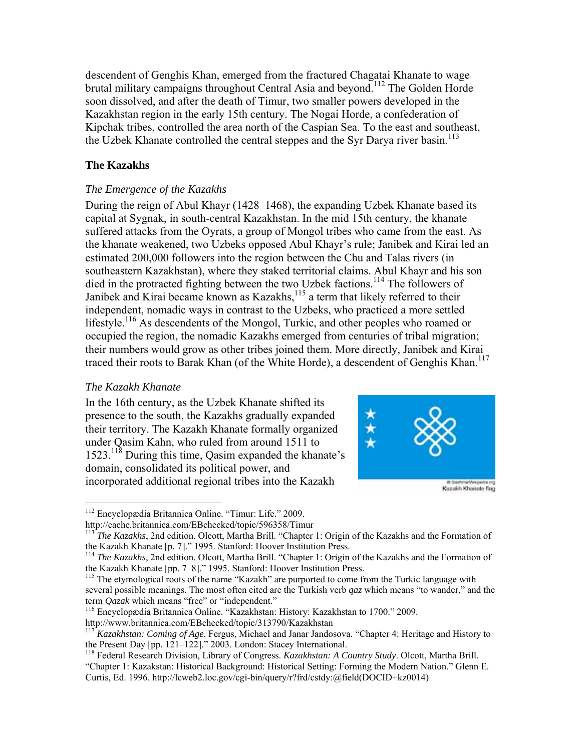descendent of Genghis Khan, emerged from the fractured Chagatai Khanate to wage brutal military campaigns throughout Central Asia and beyond.[112] The Golden Horde soon dissolved, and after the death of Timur, two smaller powers developed in the Kazakhstan region in the early 15th century. The Nogai Horde, a confederation of Kipchak tribes, controlled the area north of the Caspian Sea. To the east and southeast, the Uzbek Khanate controlled the central steppes and the Syr Darya river basin.[113]

## The Kazakhs

### *The Emergence of the Kazakhs*

During the reign of Abul Khayr (1428–1468), the expanding Uzbek Khanate based its capital at Sygnak, in south-central Kazakhstan. In the mid 15th century, the khanate suffered attacks from the Oyrats, a group of Mongol tribes who came from the east. As the khanate weakened, two Uzbeks opposed Abul Khayr's rule; Janibek and Kirai led an estimated 200,000 followers into the region between the Chu and Talas rivers (in southeastern Kazakhstan), where they staked territorial claims. Abul Khayr and his son died in the protracted fighting between the two Uzbek factions.[114] The followers of Janibek and Kirai became known as Kazakhs,[115] a term that likely referred to their independent, nomadic ways in contrast to the Uzbeks, who practiced a more settled lifestyle.[116] As descendents of the Mongol, Turkic, and other peoples who roamed or occupied the region, the nomadic Kazakhs emerged from centuries of tribal migration; their numbers would grow as other tribes joined them. More directly, Janibek and Kirai traced their roots to Barak Khan (of the White Horde), a descendent of Genghis Khan.[117]

### *The Kazakh Khanate*

In the 16th century, as the Uzbek Khanate shifted its presence to the south, the Kazakhs gradually expanded their territory. The Kazakh Khanate formally organized under Qasim Kahn, who ruled from around 1511 to 1523.[118] During this time, Qasim expanded the khanate's domain, consolidated its political power, and incorporated additional regional tribes into the Kazakh

© Slashme/Wikipedia.org
Kazakh Khanate flag

---

[112] Encyclopædia Britannica Online. "Timur: Life." 2009. http://cache.britannica.com/EBchecked/topic/596358/Timur

[113] *The Kazakhs*, 2nd edition. Olcott, Martha Brill. "Chapter 1: Origin of the Kazakhs and the Formation of the Kazakh Khanate [p. 7]." 1995. Stanford: Hoover Institution Press.

[114] *The Kazakhs*, 2nd edition. Olcott, Martha Brill. "Chapter 1: Origin of the Kazakhs and the Formation of the Kazakh Khanate [pp. 7–8]." 1995. Stanford: Hoover Institution Press.

[115] The etymological roots of the name "Kazakh" are purported to come from the Turkic language with several possible meanings. The most often cited are the Turkish verb *qaz* which means "to wander," and the term *Qazak* which means "free" or "independent."

[116] Encyclopædia Britannica Online. "Kazakhstan: History: Kazakhstan to 1700." 2009. http://www.britannica.com/EBchecked/topic/313790/Kazakhstan

[117] *Kazakhstan: Coming of Age*. Fergus, Michael and Janar Jandosova. "Chapter 4: Heritage and History to the Present Day [pp. 121–122]." 2003. London: Stacey International.

[118] Federal Research Division, Library of Congress. *Kazakhstan: A Country Study*. Olcott, Martha Brill. "Chapter 1: Kazakstan: Historical Background: Historical Setting: Forming the Modern Nation." Glenn E. Curtis, Ed. 1996. http://lcweb2.loc.gov/cgi-bin/query/r?frd/cstdy:@field(DOCID+kz0014)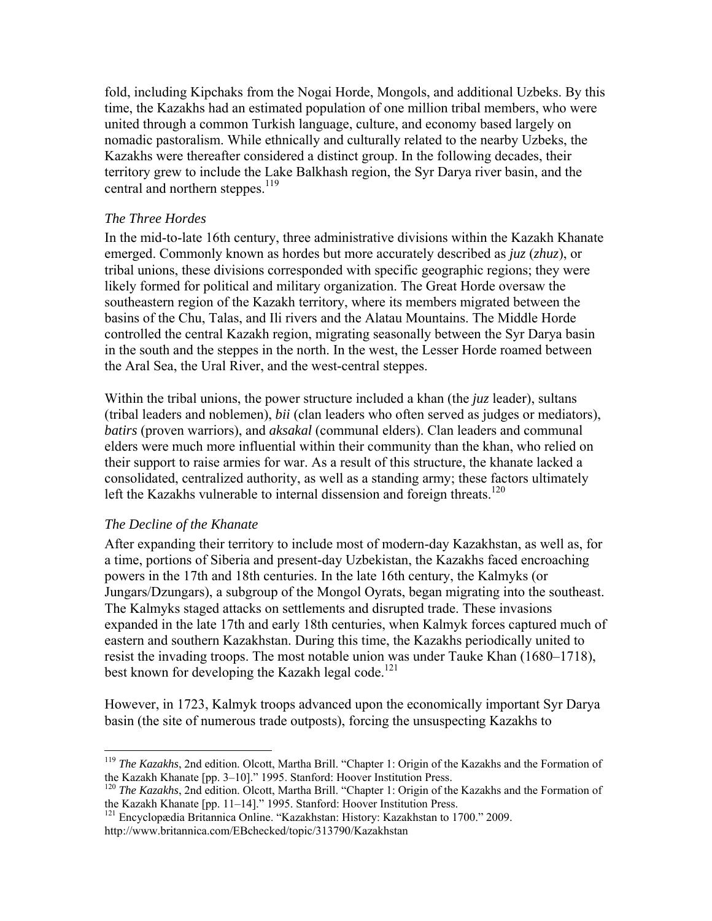fold, including Kipchaks from the Nogai Horde, Mongols, and additional Uzbeks. By this time, the Kazakhs had an estimated population of one million tribal members, who were united through a common Turkish language, culture, and economy based largely on nomadic pastoralism. While ethnically and culturally related to the nearby Uzbeks, the Kazakhs were thereafter considered a distinct group. In the following decades, their territory grew to include the Lake Balkhash region, the Syr Darya river basin, and the central and northern steppes.[119]

### *The Three Hordes*

In the mid-to-late 16th century, three administrative divisions within the Kazakh Khanate emerged. Commonly known as hordes but more accurately described as *juz* (*zhuz*), or tribal unions, these divisions corresponded with specific geographic regions; they were likely formed for political and military organization. The Great Horde oversaw the southeastern region of the Kazakh territory, where its members migrated between the basins of the Chu, Talas, and Ili rivers and the Alatau Mountains. The Middle Horde controlled the central Kazakh region, migrating seasonally between the Syr Darya basin in the south and the steppes in the north. In the west, the Lesser Horde roamed between the Aral Sea, the Ural River, and the west-central steppes.

Within the tribal unions, the power structure included a khan (the *juz* leader), sultans (tribal leaders and noblemen), *bii* (clan leaders who often served as judges or mediators), *batirs* (proven warriors), and *aksakal* (communal elders). Clan leaders and communal elders were much more influential within their community than the khan, who relied on their support to raise armies for war. As a result of this structure, the khanate lacked a consolidated, centralized authority, as well as a standing army; these factors ultimately left the Kazakhs vulnerable to internal dissension and foreign threats.[120]

### *The Decline of the Khanate*

After expanding their territory to include most of modern-day Kazakhstan, as well as, for a time, portions of Siberia and present-day Uzbekistan, the Kazakhs faced encroaching powers in the 17th and 18th centuries. In the late 16th century, the Kalmyks (or Jungars/Dzungars), a subgroup of the Mongol Oyrats, began migrating into the southeast. The Kalmyks staged attacks on settlements and disrupted trade. These invasions expanded in the late 17th and early 18th centuries, when Kalmyk forces captured much of eastern and southern Kazakhstan. During this time, the Kazakhs periodically united to resist the invading troops. The most notable union was under Tauke Khan (1680–1718), best known for developing the Kazakh legal code.[121]

However, in 1723, Kalmyk troops advanced upon the economically important Syr Darya basin (the site of numerous trade outposts), forcing the unsuspecting Kazakhs to

---

[119] *The Kazakhs*, 2nd edition. Olcott, Martha Brill. "Chapter 1: Origin of the Kazakhs and the Formation of the Kazakh Khanate [pp. 3–10]." 1995. Stanford: Hoover Institution Press.

[120] *The Kazakhs*, 2nd edition. Olcott, Martha Brill. "Chapter 1: Origin of the Kazakhs and the Formation of the Kazakh Khanate [pp. 11–14]." 1995. Stanford: Hoover Institution Press.

[121] Encyclopædia Britannica Online. "Kazakhstan: History: Kazakhstan to 1700." 2009. http://www.britannica.com/EBchecked/topic/313790/Kazakhstan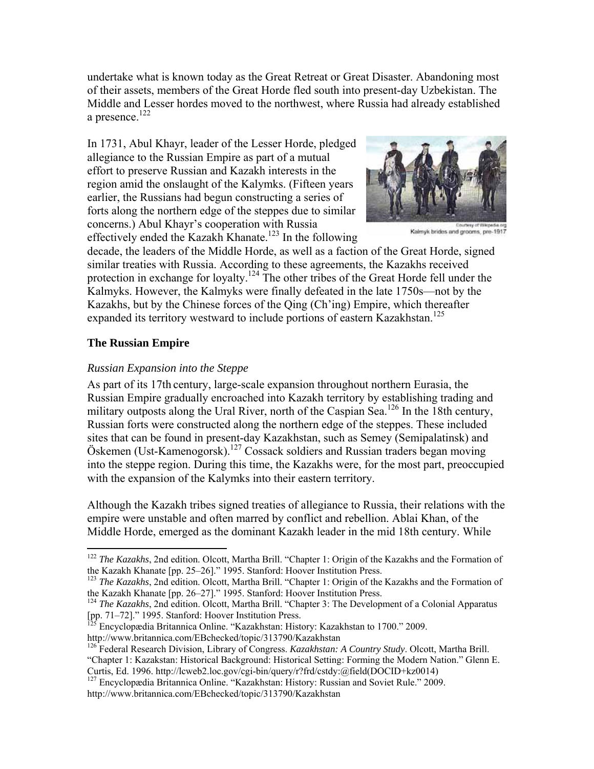undertake what is known today as the Great Retreat or Great Disaster. Abandoning most of their assets, members of the Great Horde fled south into present-day Uzbekistan. The Middle and Lesser hordes moved to the northwest, where Russia had already established a presence.[122]

In 1731, Abul Khayr, leader of the Lesser Horde, pledged allegiance to the Russian Empire as part of a mutual effort to preserve Russian and Kazakh interests in the region amid the onslaught of the Kalymks. (Fifteen years earlier, the Russians had begun constructing a series of forts along the northern edge of the steppes due to similar concerns.) Abul Khayr's cooperation with Russia effectively ended the Kazakh Khanate.[123] In the following decade, the leaders of the Middle Horde, as well as a faction of the Great Horde, signed similar treaties with Russia. According to these agreements, the Kazakhs received protection in exchange for loyalty.[124] The other tribes of the Great Horde fell under the Kalmyks. However, the Kalmyks were finally defeated in the late 1750s—not by the Kazakhs, but by the Chinese forces of the Qing (Ch'ing) Empire, which thereafter expanded its territory westward to include portions of eastern Kazakhstan.[125]

Courtesy of Wikipedia.org
Kalmyk brides and grooms, pre-1917

## The Russian Empire

### *Russian Expansion into the Steppe*

As part of its 17th century, large-scale expansion throughout northern Eurasia, the Russian Empire gradually encroached into Kazakh territory by establishing trading and military outposts along the Ural River, north of the Caspian Sea.[126] In the 18th century, Russian forts were constructed along the northern edge of the steppes. These included sites that can be found in present-day Kazakhstan, such as Semey (Semipalatinsk) and Öskemen (Ust-Kamenogorsk).[127] Cossack soldiers and Russian traders began moving into the steppe region. During this time, the Kazakhs were, for the most part, preoccupied with the expansion of the Kalymks into their eastern territory.

Although the Kazakh tribes signed treaties of allegiance to Russia, their relations with the empire were unstable and often marred by conflict and rebellion. Ablai Khan, of the Middle Horde, emerged as the dominant Kazakh leader in the mid 18th century. While

---

[122] *The Kazakhs*, 2nd edition. Olcott, Martha Brill. "Chapter 1: Origin of the Kazakhs and the Formation of the Kazakh Khanate [pp. 25–26]." 1995. Stanford: Hoover Institution Press.

[123] *The Kazakhs*, 2nd edition. Olcott, Martha Brill. "Chapter 1: Origin of the Kazakhs and the Formation of the Kazakh Khanate [pp. 26–27]." 1995. Stanford: Hoover Institution Press.

[124] *The Kazakhs*, 2nd edition. Olcott, Martha Brill. "Chapter 3: The Development of a Colonial Apparatus [pp. 71–72]." 1995. Stanford: Hoover Institution Press.

[125] Encyclopædia Britannica Online. "Kazakhstan: History: Kazakhstan to 1700." 2009. http://www.britannica.com/EBchecked/topic/313790/Kazakhstan

[126] Federal Research Division, Library of Congress. *Kazakhstan: A Country Study*. Olcott, Martha Brill. "Chapter 1: Kazakstan: Historical Background: Historical Setting: Forming the Modern Nation." Glenn E. Curtis, Ed. 1996. http://lcweb2.loc.gov/cgi-bin/query/r?frd/cstdy:@field(DOCID+kz0014)

[127] Encyclopædia Britannica Online. "Kazakhstan: History: Russian and Soviet Rule." 2009. http://www.britannica.com/EBchecked/topic/313790/Kazakhstan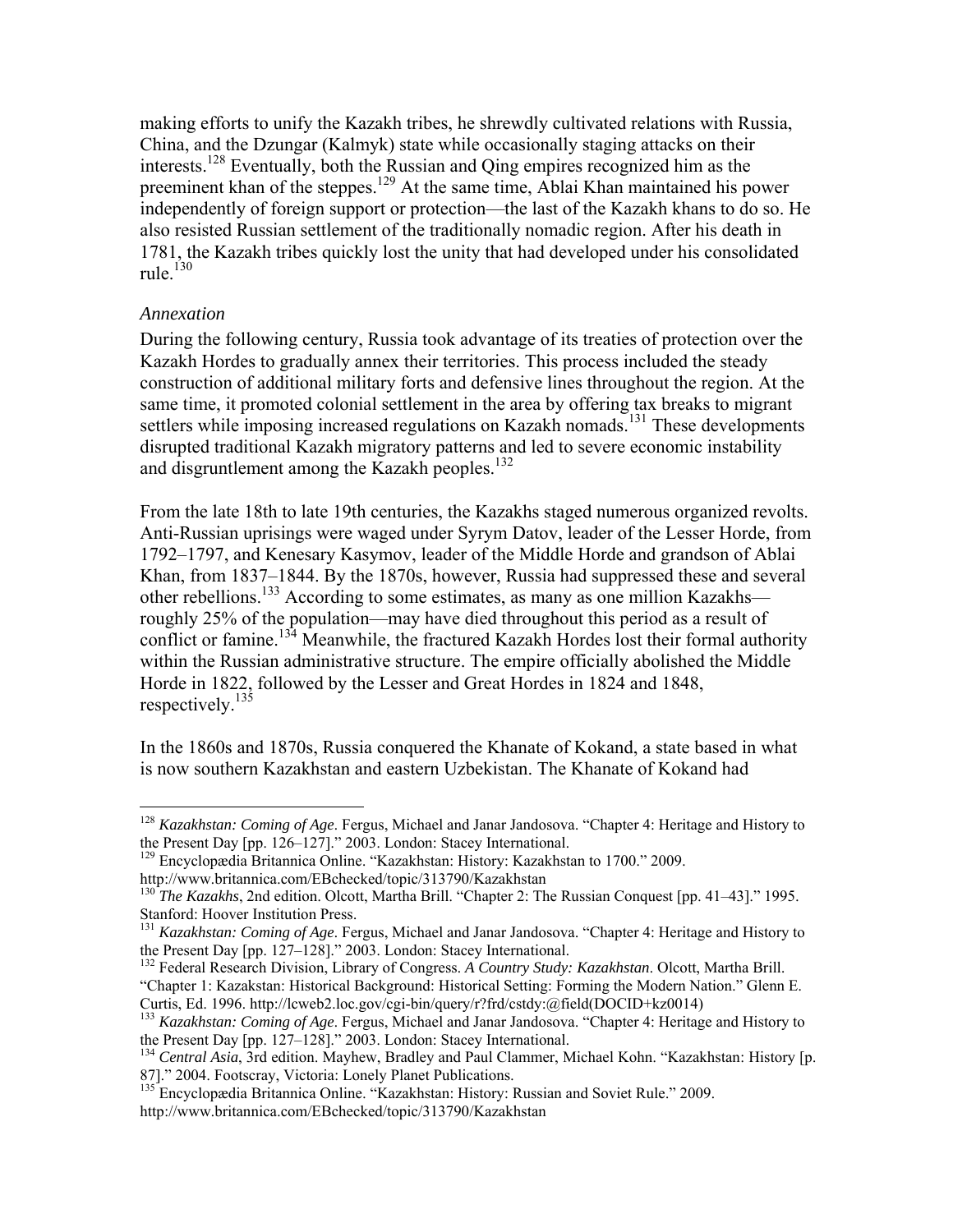making efforts to unify the Kazakh tribes, he shrewdly cultivated relations with Russia, China, and the Dzungar (Kalmyk) state while occasionally staging attacks on their interests.[128] Eventually, both the Russian and Qing empires recognized him as the preeminent khan of the steppes.[129] At the same time, Ablai Khan maintained his power independently of foreign support or protection—the last of the Kazakh khans to do so. He also resisted Russian settlement of the traditionally nomadic region. After his death in 1781, the Kazakh tribes quickly lost the unity that had developed under his consolidated rule.[130]

*Annexation*

During the following century, Russia took advantage of its treaties of protection over the Kazakh Hordes to gradually annex their territories. This process included the steady construction of additional military forts and defensive lines throughout the region. At the same time, it promoted colonial settlement in the area by offering tax breaks to migrant settlers while imposing increased regulations on Kazakh nomads.[131] These developments disrupted traditional Kazakh migratory patterns and led to severe economic instability and disgruntlement among the Kazakh peoples.[132]

From the late 18th to late 19th centuries, the Kazakhs staged numerous organized revolts. Anti-Russian uprisings were waged under Syrym Datov, leader of the Lesser Horde, from 1792–1797, and Kenesary Kasymov, leader of the Middle Horde and grandson of Ablai Khan, from 1837–1844. By the 1870s, however, Russia had suppressed these and several other rebellions.[133] According to some estimates, as many as one million Kazakhs—roughly 25% of the population—may have died throughout this period as a result of conflict or famine.[134] Meanwhile, the fractured Kazakh Hordes lost their formal authority within the Russian administrative structure. The empire officially abolished the Middle Horde in 1822, followed by the Lesser and Great Hordes in 1824 and 1848, respectively.[135]

In the 1860s and 1870s, Russia conquered the Khanate of Kokand, a state based in what is now southern Kazakhstan and eastern Uzbekistan. The Khanate of Kokand had

---

[128] *Kazakhstan: Coming of Age*. Fergus, Michael and Janar Jandosova. "Chapter 4: Heritage and History to the Present Day [pp. 126–127]." 2003. London: Stacey International.

[129] Encyclopædia Britannica Online. "Kazakhstan: History: Kazakhstan to 1700." 2009. http://www.britannica.com/EBchecked/topic/313790/Kazakhstan

[130] *The Kazakhs*, 2nd edition. Olcott, Martha Brill. "Chapter 2: The Russian Conquest [pp. 41–43]." 1995. Stanford: Hoover Institution Press.

[131] *Kazakhstan: Coming of Age*. Fergus, Michael and Janar Jandosova. "Chapter 4: Heritage and History to the Present Day [pp. 127–128]." 2003. London: Stacey International.

[132] Federal Research Division, Library of Congress. *A Country Study: Kazakhstan*. Olcott, Martha Brill. "Chapter 1: Kazakstan: Historical Background: Historical Setting: Forming the Modern Nation." Glenn E. Curtis, Ed. 1996. http://lcweb2.loc.gov/cgi-bin/query/r?frd/cstdy:@field(DOCID+kz0014)

[133] *Kazakhstan: Coming of Age*. Fergus, Michael and Janar Jandosova. "Chapter 4: Heritage and History to the Present Day [pp. 127–128]." 2003. London: Stacey International.

[134] *Central Asia*, 3rd edition. Mayhew, Bradley and Paul Clammer, Michael Kohn. "Kazakhstan: History [p. 87]." 2004. Footscray, Victoria: Lonely Planet Publications.

[135] Encyclopædia Britannica Online. "Kazakhstan: History: Russian and Soviet Rule." 2009. http://www.britannica.com/EBchecked/topic/313790/Kazakhstan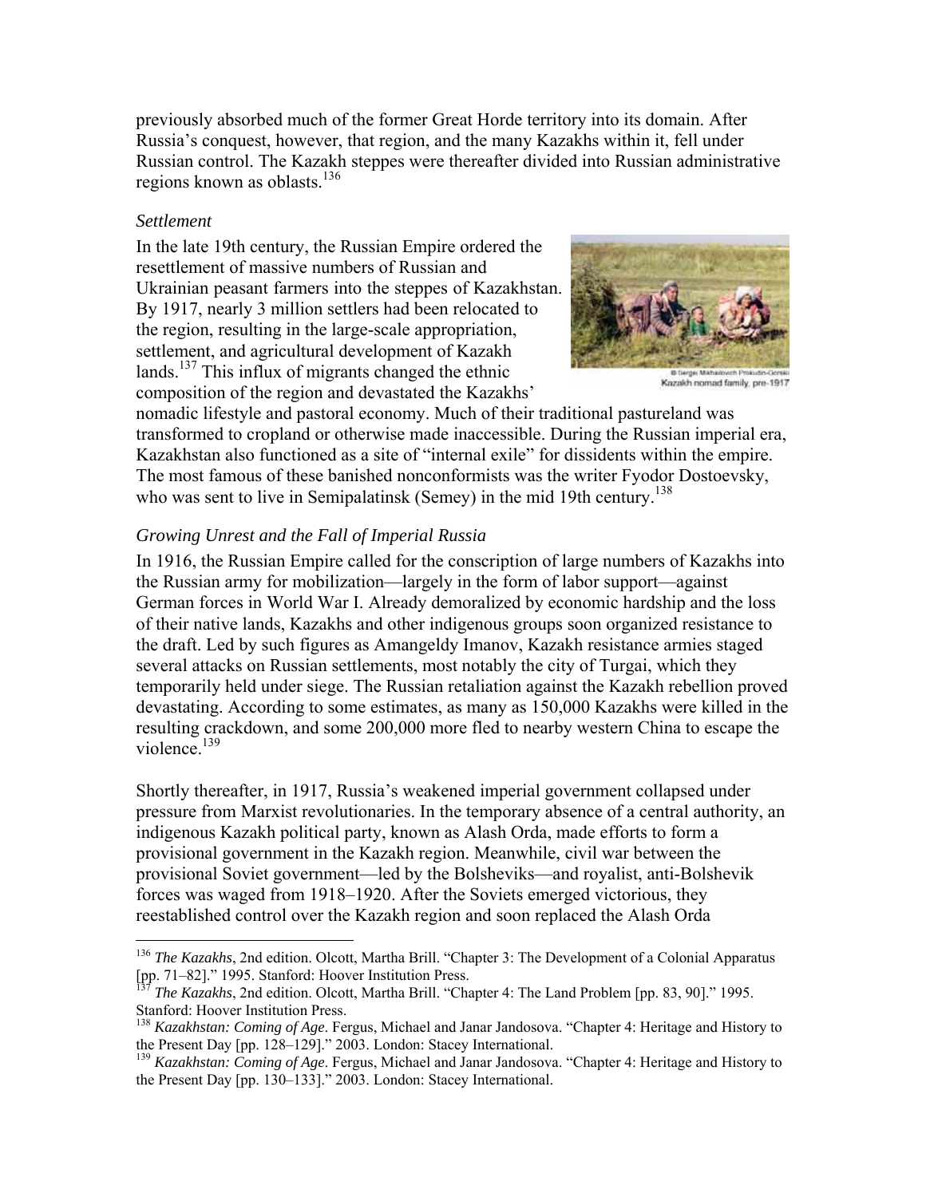previously absorbed much of the former Great Horde territory into its domain. After Russia's conquest, however, that region, and the many Kazakhs within it, fell under Russian control. The Kazakh steppes were thereafter divided into Russian administrative regions known as oblasts.[136]

*Settlement*

In the late 19th century, the Russian Empire ordered the resettlement of massive numbers of Russian and Ukrainian peasant farmers into the steppes of Kazakhstan. By 1917, nearly 3 million settlers had been relocated to the region, resulting in the large-scale appropriation, settlement, and agricultural development of Kazakh lands.[137] This influx of migrants changed the ethnic composition of the region and devastated the Kazakhs' nomadic lifestyle and pastoral economy. Much of their traditional pastureland was transformed to cropland or otherwise made inaccessible. During the Russian imperial era, Kazakhstan also functioned as a site of "internal exile" for dissidents within the empire. The most famous of these banished nonconformists was the writer Fyodor Dostoevsky, who was sent to live in Semipalatinsk (Semey) in the mid 19th century.[138]

© Sergei Mikhailovich Prokudin-Gorskii
Kazakh nomad family, pre-1917

*Growing Unrest and the Fall of Imperial Russia*

In 1916, the Russian Empire called for the conscription of large numbers of Kazakhs into the Russian army for mobilization—largely in the form of labor support—against German forces in World War I. Already demoralized by economic hardship and the loss of their native lands, Kazakhs and other indigenous groups soon organized resistance to the draft. Led by such figures as Amangeldy Imanov, Kazakh resistance armies staged several attacks on Russian settlements, most notably the city of Turgai, which they temporarily held under siege. The Russian retaliation against the Kazakh rebellion proved devastating. According to some estimates, as many as 150,000 Kazakhs were killed in the resulting crackdown, and some 200,000 more fled to nearby western China to escape the violence.[139]

Shortly thereafter, in 1917, Russia's weakened imperial government collapsed under pressure from Marxist revolutionaries. In the temporary absence of a central authority, an indigenous Kazakh political party, known as Alash Orda, made efforts to form a provisional government in the Kazakh region. Meanwhile, civil war between the provisional Soviet government—led by the Bolsheviks—and royalist, anti-Bolshevik forces was waged from 1918–1920. After the Soviets emerged victorious, they reestablished control over the Kazakh region and soon replaced the Alash Orda

---

[136] *The Kazakhs*, 2nd edition. Olcott, Martha Brill. "Chapter 3: The Development of a Colonial Apparatus [pp. 71–82]." 1995. Stanford: Hoover Institution Press.

[137] *The Kazakhs*, 2nd edition. Olcott, Martha Brill. "Chapter 4: The Land Problem [pp. 83, 90]." 1995. Stanford: Hoover Institution Press.

[138] *Kazakhstan: Coming of Age*. Fergus, Michael and Janar Jandosova. "Chapter 4: Heritage and History to the Present Day [pp. 128–129]." 2003. London: Stacey International.

[139] *Kazakhstan: Coming of Age*. Fergus, Michael and Janar Jandosova. "Chapter 4: Heritage and History to the Present Day [pp. 130–133]." 2003. London: Stacey International.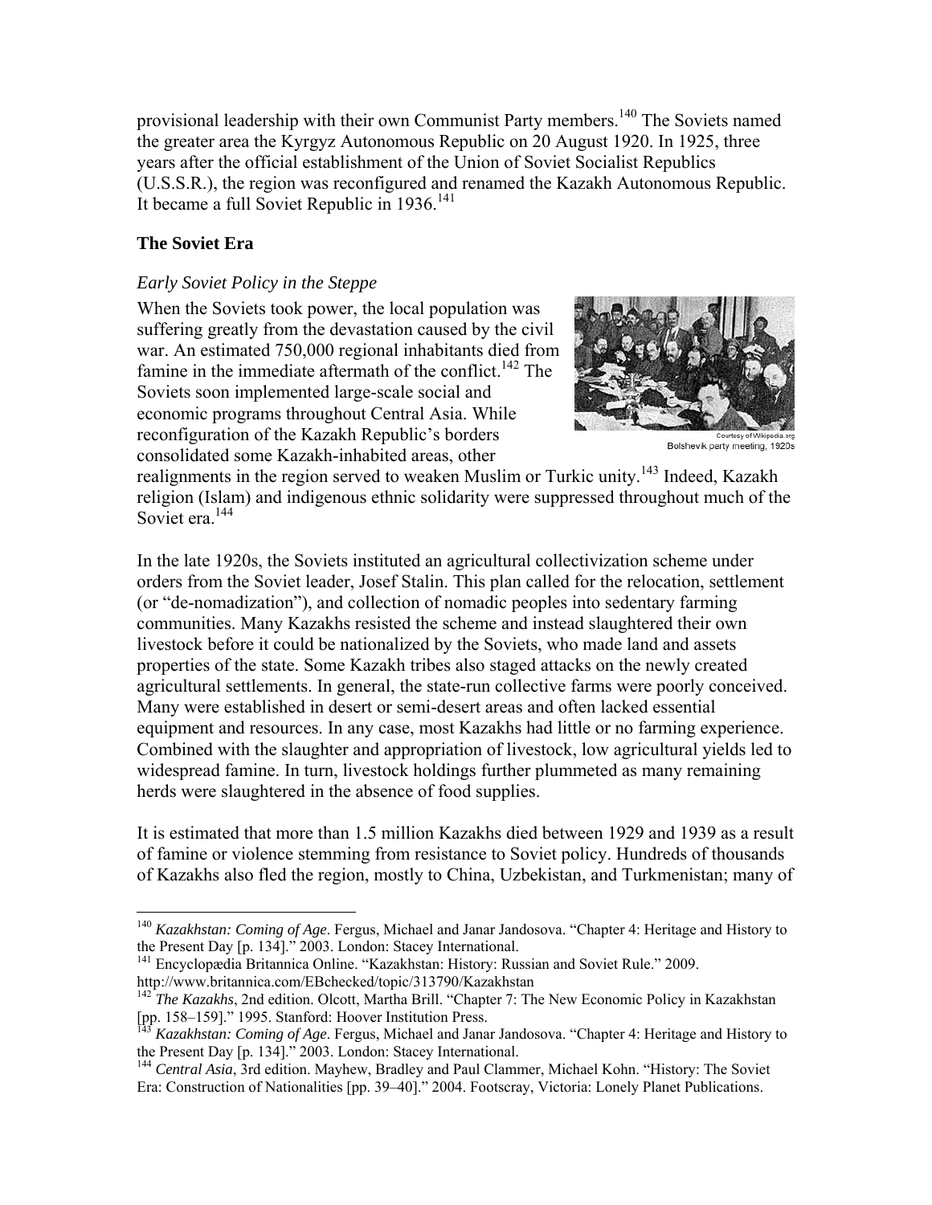provisional leadership with their own Communist Party members.[140] The Soviets named the greater area the Kyrgyz Autonomous Republic on 20 August 1920. In 1925, three years after the official establishment of the Union of Soviet Socialist Republics (U.S.S.R.), the region was reconfigured and renamed the Kazakh Autonomous Republic. It became a full Soviet Republic in 1936.[141]

## The Soviet Era

### *Early Soviet Policy in the Steppe*

When the Soviets took power, the local population was suffering greatly from the devastation caused by the civil war. An estimated 750,000 regional inhabitants died from famine in the immediate aftermath of the conflict.[142] The Soviets soon implemented large-scale social and economic programs throughout Central Asia. While reconfiguration of the Kazakh Republic's borders consolidated some Kazakh-inhabited areas, other realignments in the region served to weaken Muslim or Turkic unity.[143] Indeed, Kazakh religion (Islam) and indigenous ethnic solidarity were suppressed throughout much of the Soviet era.[144]

Courtesy of Wikipedia.org
Bolshevik party meeting, 1920s

In the late 1920s, the Soviets instituted an agricultural collectivization scheme under orders from the Soviet leader, Josef Stalin. This plan called for the relocation, settlement (or "de-nomadization"), and collection of nomadic peoples into sedentary farming communities. Many Kazakhs resisted the scheme and instead slaughtered their own livestock before it could be nationalized by the Soviets, who made land and assets properties of the state. Some Kazakh tribes also staged attacks on the newly created agricultural settlements. In general, the state-run collective farms were poorly conceived. Many were established in desert or semi-desert areas and often lacked essential equipment and resources. In any case, most Kazakhs had little or no farming experience. Combined with the slaughter and appropriation of livestock, low agricultural yields led to widespread famine. In turn, livestock holdings further plummeted as many remaining herds were slaughtered in the absence of food supplies.

It is estimated that more than 1.5 million Kazakhs died between 1929 and 1939 as a result of famine or violence stemming from resistance to Soviet policy. Hundreds of thousands of Kazakhs also fled the region, mostly to China, Uzbekistan, and Turkmenistan; many of

---

[140] *Kazakhstan: Coming of Age*. Fergus, Michael and Janar Jandosova. "Chapter 4: Heritage and History to the Present Day [p. 134]." 2003. London: Stacey International.

[141] Encyclopædia Britannica Online. "Kazakhstan: History: Russian and Soviet Rule." 2009. http://www.britannica.com/EBchecked/topic/313790/Kazakhstan

[142] *The Kazakhs*, 2nd edition. Olcott, Martha Brill. "Chapter 7: The New Economic Policy in Kazakhstan [pp. 158–159]." 1995. Stanford: Hoover Institution Press.

[143] *Kazakhstan: Coming of Age*. Fergus, Michael and Janar Jandosova. "Chapter 4: Heritage and History to the Present Day [p. 134]." 2003. London: Stacey International.

[144] *Central Asia*, 3rd edition. Mayhew, Bradley and Paul Clammer, Michael Kohn. "History: The Soviet Era: Construction of Nationalities [pp. 39–40]." 2004. Footscray, Victoria: Lonely Planet Publications.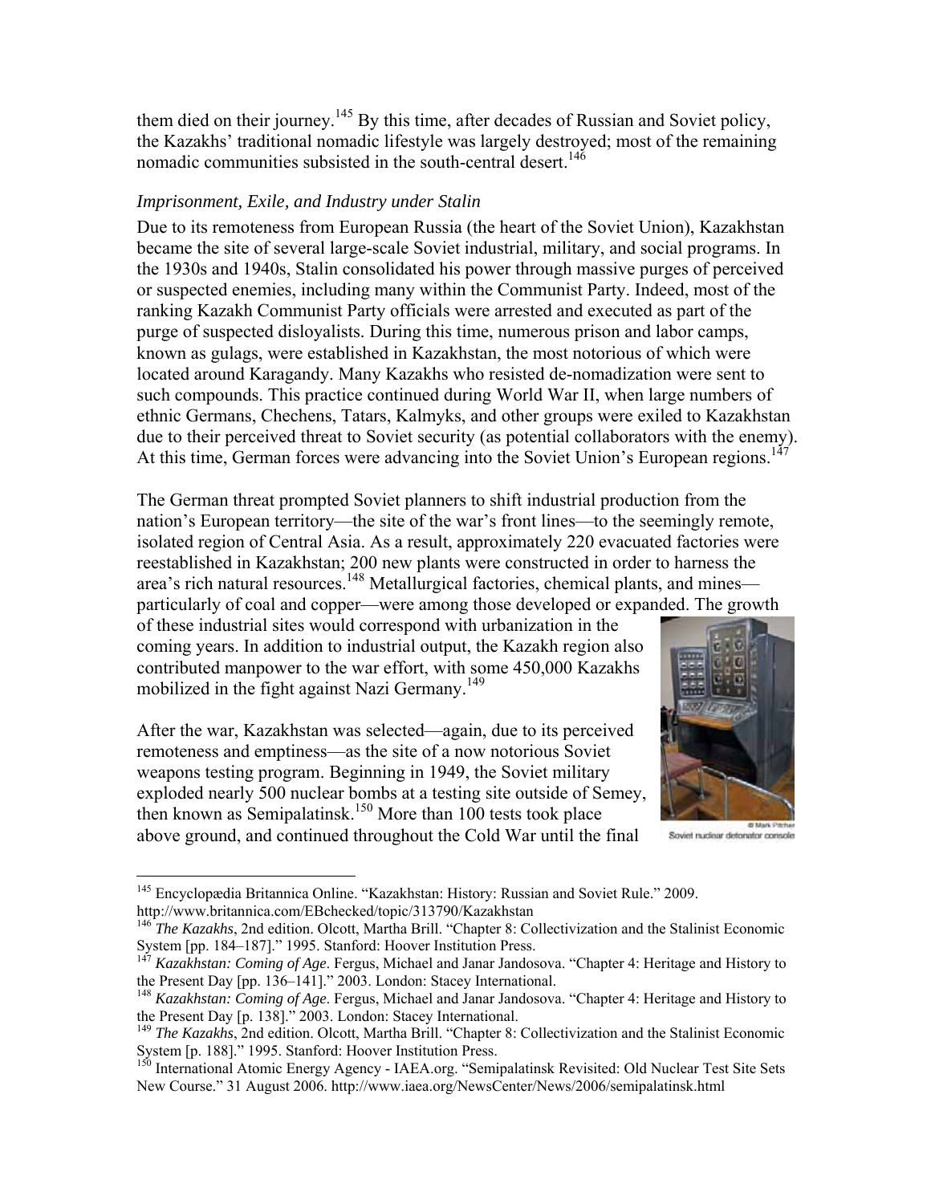them died on their journey.[145] By this time, after decades of Russian and Soviet policy, the Kazakhs' traditional nomadic lifestyle was largely destroyed; most of the remaining nomadic communities subsisted in the south-central desert.[146]

### *Imprisonment, Exile, and Industry under Stalin*

Due to its remoteness from European Russia (the heart of the Soviet Union), Kazakhstan became the site of several large-scale Soviet industrial, military, and social programs. In the 1930s and 1940s, Stalin consolidated his power through massive purges of perceived or suspected enemies, including many within the Communist Party. Indeed, most of the ranking Kazakh Communist Party officials were arrested and executed as part of the purge of suspected disloyalists. During this time, numerous prison and labor camps, known as gulags, were established in Kazakhstan, the most notorious of which were located around Karagandy. Many Kazakhs who resisted de-nomadization were sent to such compounds. This practice continued during World War II, when large numbers of ethnic Germans, Chechens, Tatars, Kalmyks, and other groups were exiled to Kazakhstan due to their perceived threat to Soviet security (as potential collaborators with the enemy). At this time, German forces were advancing into the Soviet Union's European regions.[147]

The German threat prompted Soviet planners to shift industrial production from the nation's European territory—the site of the war's front lines—to the seemingly remote, isolated region of Central Asia. As a result, approximately 220 evacuated factories were reestablished in Kazakhstan; 200 new plants were constructed in order to harness the area's rich natural resources.[148] Metallurgical factories, chemical plants, and mines—particularly of coal and copper—were among those developed or expanded. The growth of these industrial sites would correspond with urbanization in the coming years. In addition to industrial output, the Kazakh region also contributed manpower to the war effort, with some 450,000 Kazakhs mobilized in the fight against Nazi Germany.[149]

© Mark Pitcher
Soviet nuclear detonator console

After the war, Kazakhstan was selected—again, due to its perceived remoteness and emptiness—as the site of a now notorious Soviet weapons testing program. Beginning in 1949, the Soviet military exploded nearly 500 nuclear bombs at a testing site outside of Semey, then known as Semipalatinsk.[150] More than 100 tests took place above ground, and continued throughout the Cold War until the final

---

[145] Encyclopædia Britannica Online. "Kazakhstan: History: Russian and Soviet Rule." 2009. http://www.britannica.com/EBchecked/topic/313790/Kazakhstan

[146] *The Kazakhs*, 2nd edition. Olcott, Martha Brill. "Chapter 8: Collectivization and the Stalinist Economic System [pp. 184–187]." 1995. Stanford: Hoover Institution Press.

[147] *Kazakhstan: Coming of Age*. Fergus, Michael and Janar Jandosova. "Chapter 4: Heritage and History to the Present Day [pp. 136–141]." 2003. London: Stacey International.

[148] *Kazakhstan: Coming of Age*. Fergus, Michael and Janar Jandosova. "Chapter 4: Heritage and History to the Present Day [p. 138]." 2003. London: Stacey International.

[149] *The Kazakhs*, 2nd edition. Olcott, Martha Brill. "Chapter 8: Collectivization and the Stalinist Economic System [p. 188]." 1995. Stanford: Hoover Institution Press.

[150] International Atomic Energy Agency - IAEA.org. "Semipalatinsk Revisited: Old Nuclear Test Site Sets New Course." 31 August 2006. http://www.iaea.org/NewsCenter/News/2006/semipalatinsk.html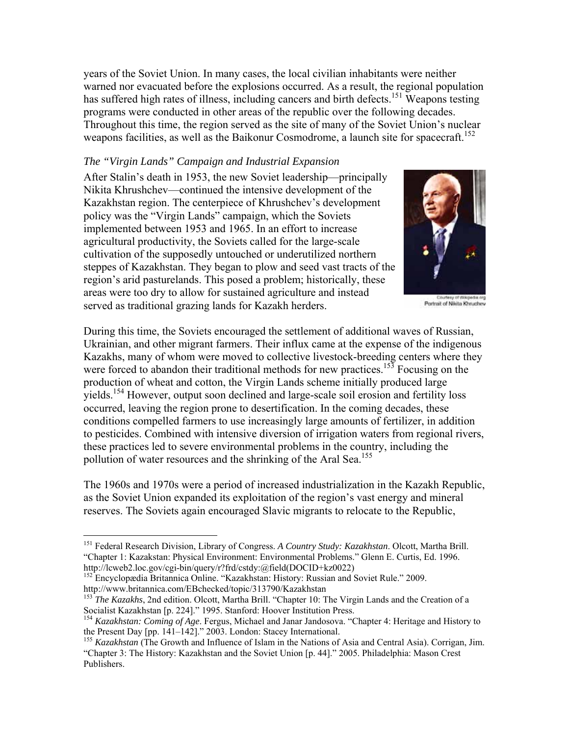years of the Soviet Union. In many cases, the local civilian inhabitants were neither warned nor evacuated before the explosions occurred. As a result, the regional population has suffered high rates of illness, including cancers and birth defects.[151] Weapons testing programs were conducted in other areas of the republic over the following decades. Throughout this time, the region served as the site of many of the Soviet Union's nuclear weapons facilities, as well as the Baikonur Cosmodrome, a launch site for spacecraft.[152]

### *The "Virgin Lands" Campaign and Industrial Expansion*

After Stalin's death in 1953, the new Soviet leadership—principally Nikita Khrushchev—continued the intensive development of the Kazakhstan region. The centerpiece of Khrushchev's development policy was the "Virgin Lands" campaign, which the Soviets implemented between 1953 and 1965. In an effort to increase agricultural productivity, the Soviets called for the large-scale cultivation of the supposedly untouched or underutilized northern steppes of Kazakhstan. They began to plow and seed vast tracts of the region's arid pasturelands. This posed a problem; historically, these areas were too dry to allow for sustained agriculture and instead served as traditional grazing lands for Kazakh herders.

Courtesy of Wikipedia.org
Portrait of Nikita Khruchev

During this time, the Soviets encouraged the settlement of additional waves of Russian, Ukrainian, and other migrant farmers. Their influx came at the expense of the indigenous Kazakhs, many of whom were moved to collective livestock-breeding centers where they were forced to abandon their traditional methods for new practices.[153] Focusing on the production of wheat and cotton, the Virgin Lands scheme initially produced large yields.[154] However, output soon declined and large-scale soil erosion and fertility loss occurred, leaving the region prone to desertification. In the coming decades, these conditions compelled farmers to use increasingly large amounts of fertilizer, in addition to pesticides. Combined with intensive diversion of irrigation waters from regional rivers, these practices led to severe environmental problems in the country, including the pollution of water resources and the shrinking of the Aral Sea.[155]

The 1960s and 1970s were a period of increased industrialization in the Kazakh Republic, as the Soviet Union expanded its exploitation of the region's vast energy and mineral reserves. The Soviets again encouraged Slavic migrants to relocate to the Republic,

---

[151] Federal Research Division, Library of Congress. *A Country Study: Kazakhstan*. Olcott, Martha Brill. "Chapter 1: Kazakstan: Physical Environment: Environmental Problems." Glenn E. Curtis, Ed. 1996. http://lcweb2.loc.gov/cgi-bin/query/r?frd/cstdy:@field(DOCID+kz0022)

[152] Encyclopædia Britannica Online. "Kazakhstan: History: Russian and Soviet Rule." 2009. http://www.britannica.com/EBchecked/topic/313790/Kazakhstan

[153] *The Kazakhs*, 2nd edition. Olcott, Martha Brill. "Chapter 10: The Virgin Lands and the Creation of a Socialist Kazakhstan [p. 224]." 1995. Stanford: Hoover Institution Press.

[154] *Kazakhstan: Coming of Age*. Fergus, Michael and Janar Jandosova. "Chapter 4: Heritage and History to the Present Day [pp. 141–142]." 2003. London: Stacey International.

[155] *Kazakhstan* (The Growth and Influence of Islam in the Nations of Asia and Central Asia). Corrigan, Jim. "Chapter 3: The History: Kazakhstan and the Soviet Union [p. 44]." 2005. Philadelphia: Mason Crest Publishers.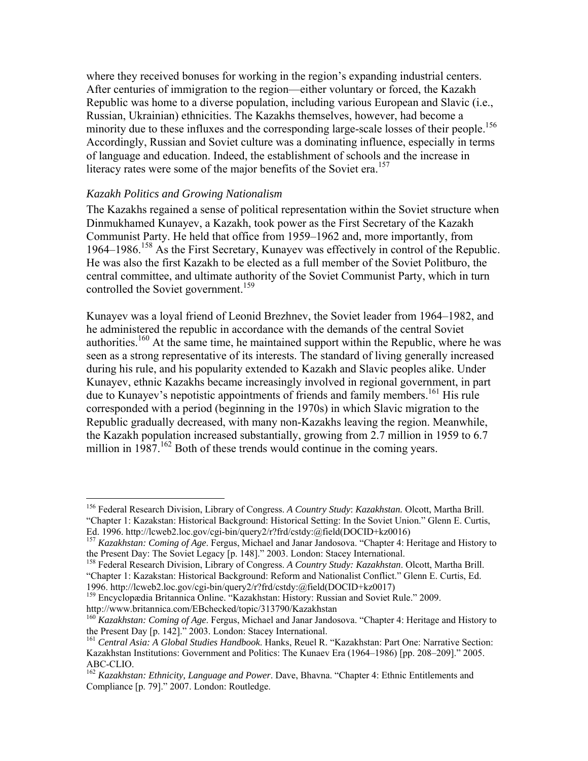where they received bonuses for working in the region's expanding industrial centers. After centuries of immigration to the region—either voluntary or forced, the Kazakh Republic was home to a diverse population, including various European and Slavic (i.e., Russian, Ukrainian) ethnicities. The Kazakhs themselves, however, had become a minority due to these influxes and the corresponding large-scale losses of their people.[156] Accordingly, Russian and Soviet culture was a dominating influence, especially in terms of language and education. Indeed, the establishment of schools and the increase in literacy rates were some of the major benefits of the Soviet era.[157]

### *Kazakh Politics and Growing Nationalism*

The Kazakhs regained a sense of political representation within the Soviet structure when Dinmukhamed Kunayev, a Kazakh, took power as the First Secretary of the Kazakh Communist Party. He held that office from 1959–1962 and, more importantly, from 1964–1986.[158] As the First Secretary, Kunayev was effectively in control of the Republic. He was also the first Kazakh to be elected as a full member of the Soviet Politburo, the central committee, and ultimate authority of the Soviet Communist Party, which in turn controlled the Soviet government.[159]

Kunayev was a loyal friend of Leonid Brezhnev, the Soviet leader from 1964–1982, and he administered the republic in accordance with the demands of the central Soviet authorities.[160] At the same time, he maintained support within the Republic, where he was seen as a strong representative of its interests. The standard of living generally increased during his rule, and his popularity extended to Kazakh and Slavic peoples alike. Under Kunayev, ethnic Kazakhs became increasingly involved in regional government, in part due to Kunayev's nepotistic appointments of friends and family members.[161] His rule corresponded with a period (beginning in the 1970s) in which Slavic migration to the Republic gradually decreased, with many non-Kazakhs leaving the region. Meanwhile, the Kazakh population increased substantially, growing from 2.7 million in 1959 to 6.7 million in 1987.[162] Both of these trends would continue in the coming years.

---

[156] Federal Research Division, Library of Congress. *A Country Study*: *Kazakhstan.* Olcott, Martha Brill. "Chapter 1: Kazakstan: Historical Background: Historical Setting: In the Soviet Union." Glenn E. Curtis, Ed. 1996. http://lcweb2.loc.gov/cgi-bin/query2/r?frd/cstdy:@field(DOCID+kz0016)

[157] *Kazakhstan: Coming of Age*. Fergus, Michael and Janar Jandosova. "Chapter 4: Heritage and History to the Present Day: The Soviet Legacy [p. 148]." 2003. London: Stacey International.

[158] Federal Research Division, Library of Congress. *A Country Study: Kazakhstan*. Olcott, Martha Brill. "Chapter 1: Kazakstan: Historical Background: Reform and Nationalist Conflict." Glenn E. Curtis, Ed. 1996. http://lcweb2.loc.gov/cgi-bin/query2/r?frd/cstdy:@field(DOCID+kz0017)

[159] Encyclopædia Britannica Online. "Kazakhstan: History: Russian and Soviet Rule." 2009. http://www.britannica.com/EBchecked/topic/313790/Kazakhstan

[160] *Kazakhstan: Coming of Age*. Fergus, Michael and Janar Jandosova. "Chapter 4: Heritage and History to the Present Day [p. 142]." 2003. London: Stacey International.

[161] *Central Asia: A Global Studies Handbook*. Hanks, Reuel R. "Kazakhstan: Part One: Narrative Section: Kazakhstan Institutions: Government and Politics: The Kunaev Era (1964–1986) [pp. 208–209]." 2005. ABC-CLIO.

[162] *Kazakhstan: Ethnicity, Language and Power*. Dave, Bhavna. "Chapter 4: Ethnic Entitlements and Compliance [p. 79]." 2007. London: Routledge.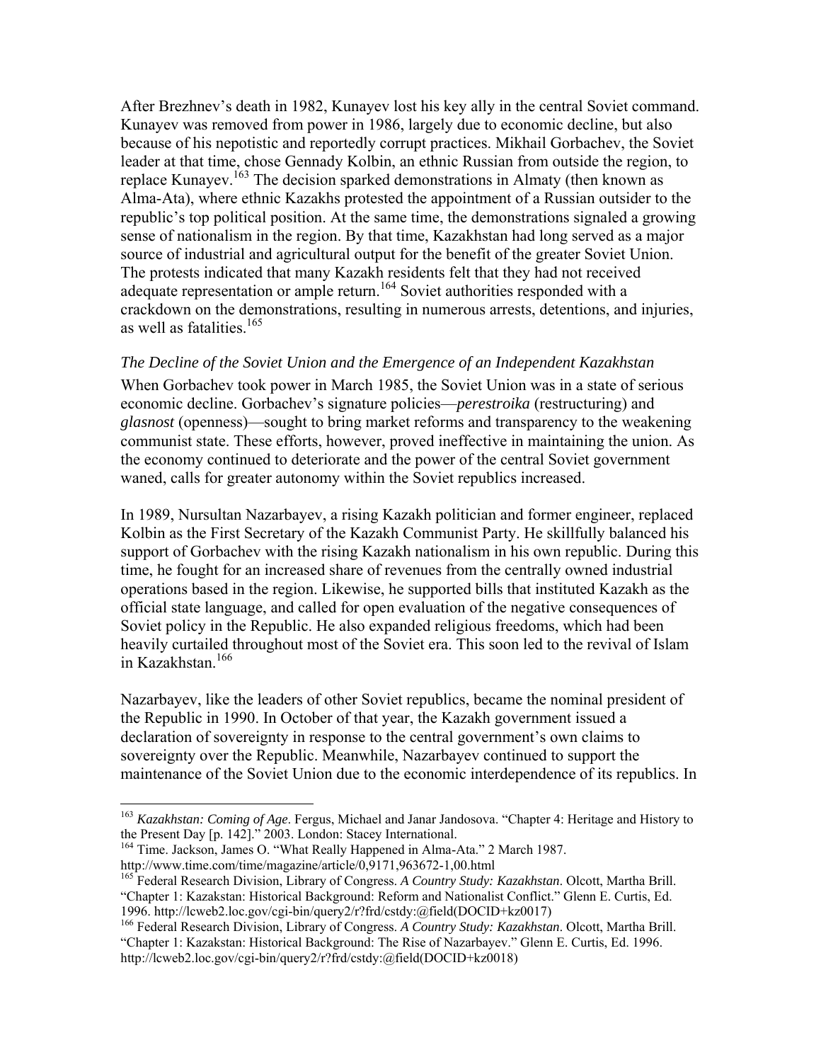After Brezhnev's death in 1982, Kunayev lost his key ally in the central Soviet command. Kunayev was removed from power in 1986, largely due to economic decline, but also because of his nepotistic and reportedly corrupt practices. Mikhail Gorbachev, the Soviet leader at that time, chose Gennady Kolbin, an ethnic Russian from outside the region, to replace Kunayev.[163] The decision sparked demonstrations in Almaty (then known as Alma-Ata), where ethnic Kazakhs protested the appointment of a Russian outsider to the republic's top political position. At the same time, the demonstrations signaled a growing sense of nationalism in the region. By that time, Kazakhstan had long served as a major source of industrial and agricultural output for the benefit of the greater Soviet Union. The protests indicated that many Kazakh residents felt that they had not received adequate representation or ample return.[164] Soviet authorities responded with a crackdown on the demonstrations, resulting in numerous arrests, detentions, and injuries, as well as fatalities.[165]

### *The Decline of the Soviet Union and the Emergence of an Independent Kazakhstan*

When Gorbachev took power in March 1985, the Soviet Union was in a state of serious economic decline. Gorbachev's signature policies—*perestroika* (restructuring) and *glasnost* (openness)—sought to bring market reforms and transparency to the weakening communist state. These efforts, however, proved ineffective in maintaining the union. As the economy continued to deteriorate and the power of the central Soviet government waned, calls for greater autonomy within the Soviet republics increased.

In 1989, Nursultan Nazarbayev, a rising Kazakh politician and former engineer, replaced Kolbin as the First Secretary of the Kazakh Communist Party. He skillfully balanced his support of Gorbachev with the rising Kazakh nationalism in his own republic. During this time, he fought for an increased share of revenues from the centrally owned industrial operations based in the region. Likewise, he supported bills that instituted Kazakh as the official state language, and called for open evaluation of the negative consequences of Soviet policy in the Republic. He also expanded religious freedoms, which had been heavily curtailed throughout most of the Soviet era. This soon led to the revival of Islam in Kazakhstan.[166]

Nazarbayev, like the leaders of other Soviet republics, became the nominal president of the Republic in 1990. In October of that year, the Kazakh government issued a declaration of sovereignty in response to the central government's own claims to sovereignty over the Republic. Meanwhile, Nazarbayev continued to support the maintenance of the Soviet Union due to the economic interdependence of its republics. In

---

[163] *Kazakhstan: Coming of Age*. Fergus, Michael and Janar Jandosova. "Chapter 4: Heritage and History to the Present Day [p. 142]." 2003. London: Stacey International.

[164] Time. Jackson, James O. "What Really Happened in Alma-Ata." 2 March 1987. http://www.time.com/time/magazine/article/0,9171,963672-1,00.html

[165] Federal Research Division, Library of Congress. *A Country Study: Kazakhstan*. Olcott, Martha Brill. "Chapter 1: Kazakstan: Historical Background: Reform and Nationalist Conflict." Glenn E. Curtis, Ed. 1996. http://lcweb2.loc.gov/cgi-bin/query2/r?frd/cstdy:@field(DOCID+kz0017)

[166] Federal Research Division, Library of Congress. *A Country Study: Kazakhstan*. Olcott, Martha Brill. "Chapter 1: Kazakstan: Historical Background: The Rise of Nazarbayev." Glenn E. Curtis, Ed. 1996. http://lcweb2.loc.gov/cgi-bin/query2/r?frd/cstdy:@field(DOCID+kz0018)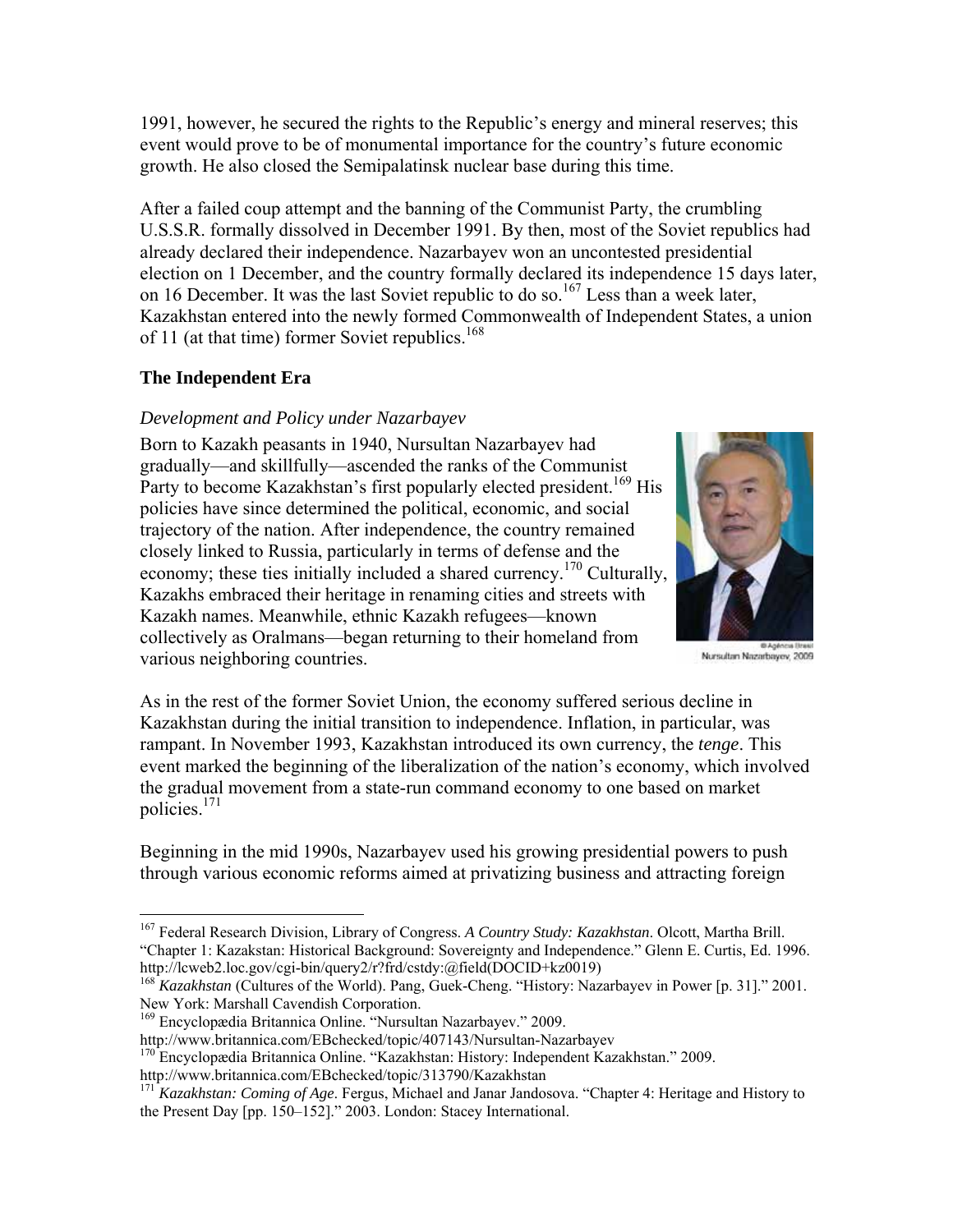1991, however, he secured the rights to the Republic's energy and mineral reserves; this event would prove to be of monumental importance for the country's future economic growth. He also closed the Semipalatinsk nuclear base during this time.

After a failed coup attempt and the banning of the Communist Party, the crumbling U.S.S.R. formally dissolved in December 1991. By then, most of the Soviet republics had already declared their independence. Nazarbayev won an uncontested presidential election on 1 December, and the country formally declared its independence 15 days later, on 16 December. It was the last Soviet republic to do so.[167] Less than a week later, Kazakhstan entered into the newly formed Commonwealth of Independent States, a union of 11 (at that time) former Soviet republics.[168]

## The Independent Era

### *Development and Policy under Nazarbayev*

Born to Kazakh peasants in 1940, Nursultan Nazarbayev had gradually—and skillfully—ascended the ranks of the Communist Party to become Kazakhstan's first popularly elected president.[169] His policies have since determined the political, economic, and social trajectory of the nation. After independence, the country remained closely linked to Russia, particularly in terms of defense and the economy; these ties initially included a shared currency.[170] Culturally, Kazakhs embraced their heritage in renaming cities and streets with Kazakh names. Meanwhile, ethnic Kazakh refugees—known collectively as Oralmans—began returning to their homeland from various neighboring countries.

© Agência Brasil
Nursultan Nazarbayev, 2009

As in the rest of the former Soviet Union, the economy suffered serious decline in Kazakhstan during the initial transition to independence. Inflation, in particular, was rampant. In November 1993, Kazakhstan introduced its own currency, the *tenge*. This event marked the beginning of the liberalization of the nation's economy, which involved the gradual movement from a state-run command economy to one based on market policies.[171]

Beginning in the mid 1990s, Nazarbayev used his growing presidential powers to push through various economic reforms aimed at privatizing business and attracting foreign

---

[167] Federal Research Division, Library of Congress. *A Country Study: Kazakhstan*. Olcott, Martha Brill. "Chapter 1: Kazakstan: Historical Background: Sovereignty and Independence." Glenn E. Curtis, Ed. 1996. http://lcweb2.loc.gov/cgi-bin/query2/r?frd/cstdy:@field(DOCID+kz0019)

[168] *Kazakhstan* (Cultures of the World). Pang, Guek-Cheng. "History: Nazarbayev in Power [p. 31]." 2001. New York: Marshall Cavendish Corporation.

[169] Encyclopædia Britannica Online. "Nursultan Nazarbayev." 2009. http://www.britannica.com/EBchecked/topic/407143/Nursultan-Nazarbayev

[170] Encyclopædia Britannica Online. "Kazakhstan: History: Independent Kazakhstan." 2009. http://www.britannica.com/EBchecked/topic/313790/Kazakhstan

[171] *Kazakhstan: Coming of Age*. Fergus, Michael and Janar Jandosova. "Chapter 4: Heritage and History to the Present Day [pp. 150–152]." 2003. London: Stacey International.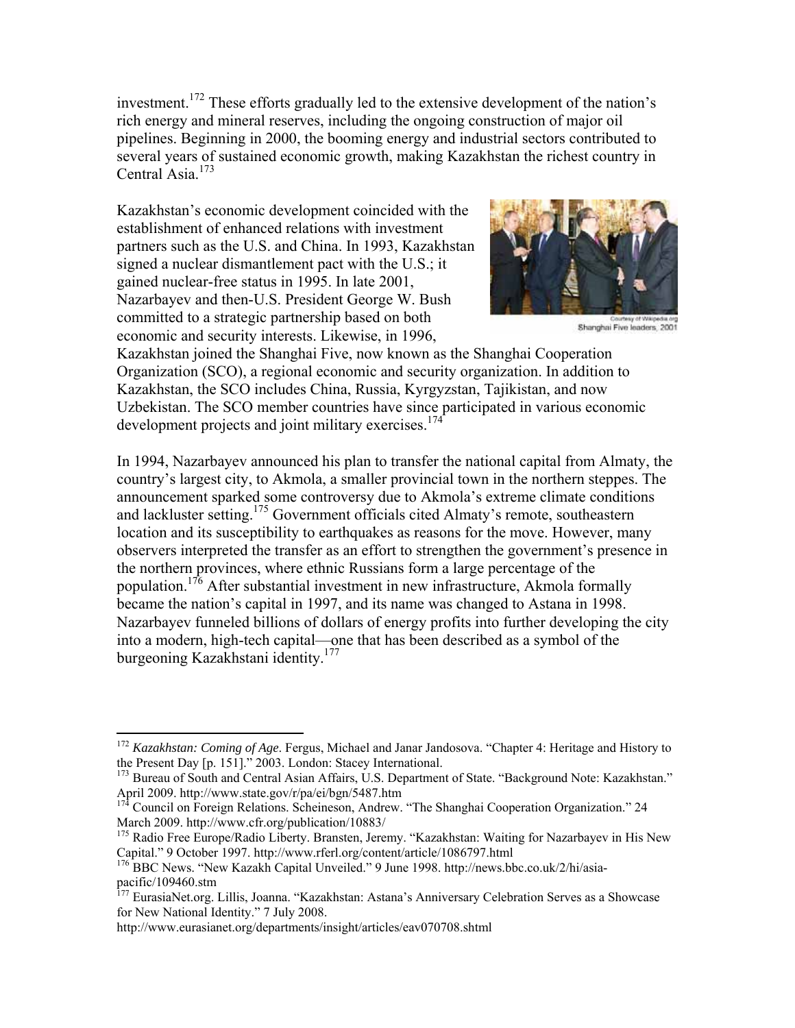investment.[172] These efforts gradually led to the extensive development of the nation's rich energy and mineral reserves, including the ongoing construction of major oil pipelines. Beginning in 2000, the booming energy and industrial sectors contributed to several years of sustained economic growth, making Kazakhstan the richest country in Central Asia.[173]

Kazakhstan's economic development coincided with the establishment of enhanced relations with investment partners such as the U.S. and China. In 1993, Kazakhstan signed a nuclear dismantlement pact with the U.S.; it gained nuclear-free status in 1995. In late 2001, Nazarbayev and then-U.S. President George W. Bush committed to a strategic partnership based on both economic and security interests. Likewise, in 1996, Kazakhstan joined the Shanghai Five, now known as the Shanghai Cooperation Organization (SCO), a regional economic and security organization. In addition to Kazakhstan, the SCO includes China, Russia, Kyrgyzstan, Tajikistan, and now Uzbekistan. The SCO member countries have since participated in various economic development projects and joint military exercises.[174]

Courtesy of Wikipedia.org
Shanghai Five leaders, 2001

In 1994, Nazarbayev announced his plan to transfer the national capital from Almaty, the country's largest city, to Akmola, a smaller provincial town in the northern steppes. The announcement sparked some controversy due to Akmola's extreme climate conditions and lackluster setting.[175] Government officials cited Almaty's remote, southeastern location and its susceptibility to earthquakes as reasons for the move. However, many observers interpreted the transfer as an effort to strengthen the government's presence in the northern provinces, where ethnic Russians form a large percentage of the population.[176] After substantial investment in new infrastructure, Akmola formally became the nation's capital in 1997, and its name was changed to Astana in 1998. Nazarbayev funneled billions of dollars of energy profits into further developing the city into a modern, high-tech capital—one that has been described as a symbol of the burgeoning Kazakhstani identity.[177]

---

[172] *Kazakhstan: Coming of Age*. Fergus, Michael and Janar Jandosova. "Chapter 4: Heritage and History to the Present Day [p. 151]." 2003. London: Stacey International.

[173] Bureau of South and Central Asian Affairs, U.S. Department of State. "Background Note: Kazakhstan." April 2009. http://www.state.gov/r/pa/ei/bgn/5487.htm

[174] Council on Foreign Relations. Scheineson, Andrew. "The Shanghai Cooperation Organization." 24 March 2009. http://www.cfr.org/publication/10883/

[175] Radio Free Europe/Radio Liberty. Bransten, Jeremy. "Kazakhstan: Waiting for Nazarbayev in His New Capital." 9 October 1997. http://www.rferl.org/content/article/1086797.html

[176] BBC News. "New Kazakh Capital Unveiled." 9 June 1998. http://news.bbc.co.uk/2/hi/asia-pacific/109460.stm

[177] EurasiaNet.org. Lillis, Joanna. "Kazakhstan: Astana's Anniversary Celebration Serves as a Showcase for New National Identity." 7 July 2008. http://www.eurasianet.org/departments/insight/articles/eav070708.shtml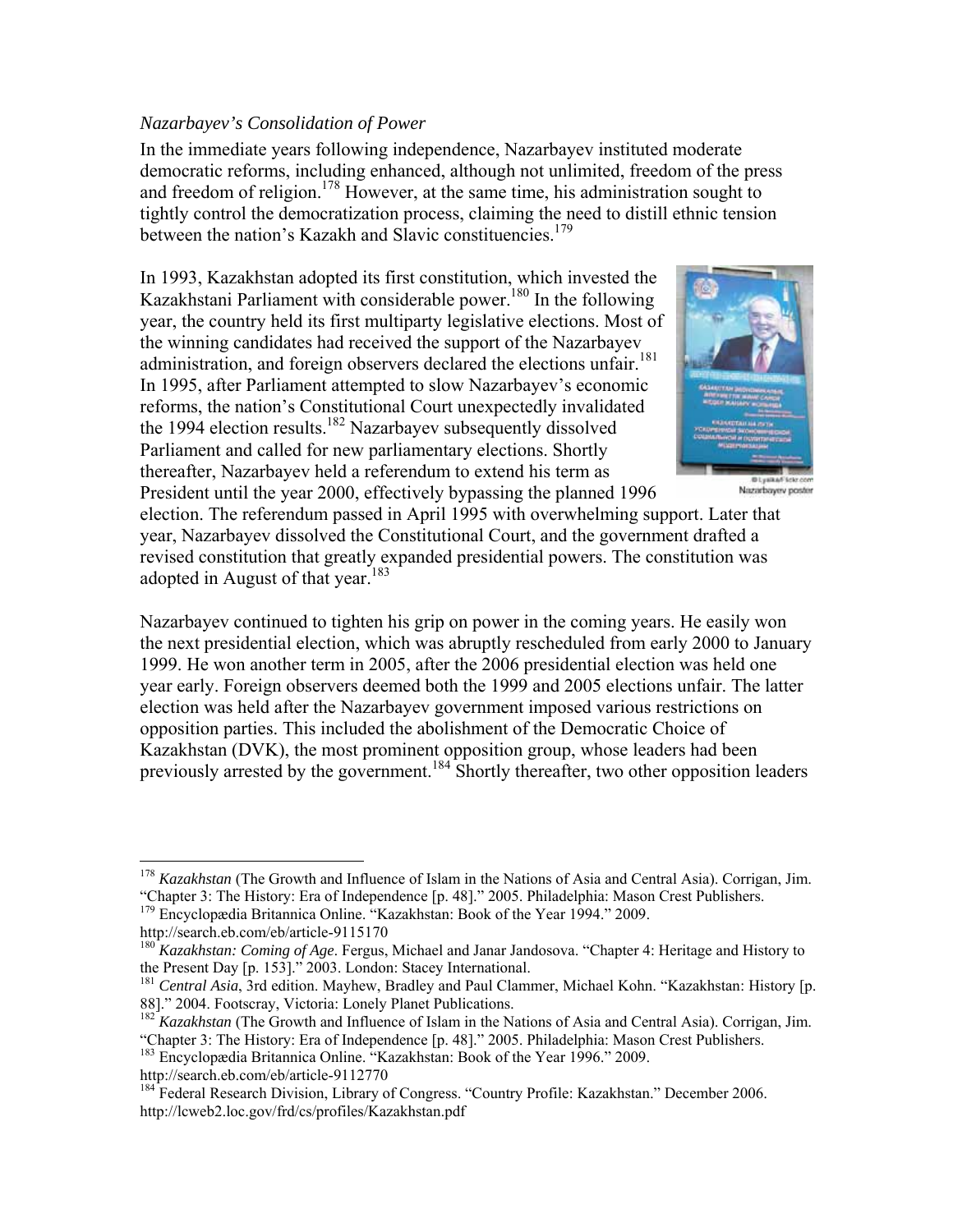*Nazarbayev's Consolidation of Power*

In the immediate years following independence, Nazarbayev instituted moderate democratic reforms, including enhanced, although not unlimited, freedom of the press and freedom of religion.[178] However, at the same time, his administration sought to tightly control the democratization process, claiming the need to distill ethnic tension between the nation's Kazakh and Slavic constituencies.[179]

In 1993, Kazakhstan adopted its first constitution, which invested the Kazakhstani Parliament with considerable power.[180] In the following year, the country held its first multiparty legislative elections. Most of the winning candidates had received the support of the Nazarbayev administration, and foreign observers declared the elections unfair.[181] In 1995, after Parliament attempted to slow Nazarbayev's economic reforms, the nation's Constitutional Court unexpectedly invalidated the 1994 election results.[182] Nazarbayev subsequently dissolved Parliament and called for new parliamentary elections. Shortly thereafter, Nazarbayev held a referendum to extend his term as President until the year 2000, effectively bypassing the planned 1996 election. The referendum passed in April 1995 with overwhelming support. Later that year, Nazarbayev dissolved the Constitutional Court, and the government drafted a revised constitution that greatly expanded presidential powers. The constitution was adopted in August of that year.[183]

© Lyaka/Flickr.com

Nazarbayev poster

Nazarbayev continued to tighten his grip on power in the coming years. He easily won the next presidential election, which was abruptly rescheduled from early 2000 to January 1999. He won another term in 2005, after the 2006 presidential election was held one year early. Foreign observers deemed both the 1999 and 2005 elections unfair. The latter election was held after the Nazarbayev government imposed various restrictions on opposition parties. This included the abolishment of the Democratic Choice of Kazakhstan (DVK), the most prominent opposition group, whose leaders had been previously arrested by the government.[184] Shortly thereafter, two other opposition leaders

---

[178] *Kazakhstan* (The Growth and Influence of Islam in the Nations of Asia and Central Asia). Corrigan, Jim. "Chapter 3: The History: Era of Independence [p. 48]." 2005. Philadelphia: Mason Crest Publishers.

[179] Encyclopædia Britannica Online. "Kazakhstan: Book of the Year 1994." 2009. http://search.eb.com/eb/article-9115170

[180] *Kazakhstan: Coming of Age*. Fergus, Michael and Janar Jandosova. "Chapter 4: Heritage and History to the Present Day [p. 153]." 2003. London: Stacey International.

[181] *Central Asia*, 3rd edition. Mayhew, Bradley and Paul Clammer, Michael Kohn. "Kazakhstan: History [p. 88]." 2004. Footscray, Victoria: Lonely Planet Publications.

[182] *Kazakhstan* (The Growth and Influence of Islam in the Nations of Asia and Central Asia). Corrigan, Jim. "Chapter 3: The History: Era of Independence [p. 48]." 2005. Philadelphia: Mason Crest Publishers.

[183] Encyclopædia Britannica Online. "Kazakhstan: Book of the Year 1996." 2009. http://search.eb.com/eb/article-9112770

[184] Federal Research Division, Library of Congress. "Country Profile: Kazakhstan." December 2006. http://lcweb2.loc.gov/frd/cs/profiles/Kazakhstan.pdf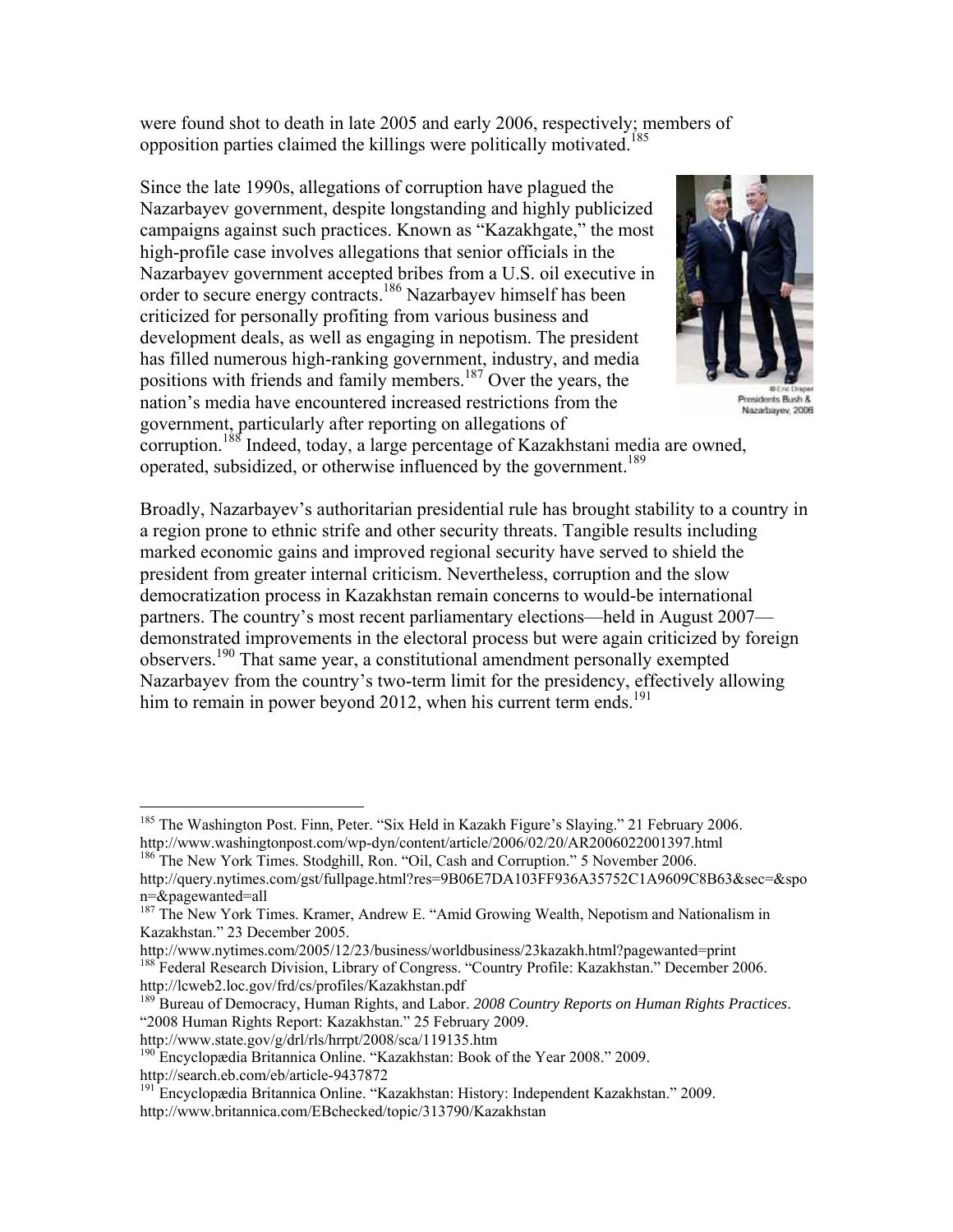were found shot to death in late 2005 and early 2006, respectively; members of opposition parties claimed the killings were politically motivated.[185]

Since the late 1990s, allegations of corruption have plagued the Nazarbayev government, despite longstanding and highly publicized campaigns against such practices. Known as "Kazakhgate," the most high-profile case involves allegations that senior officials in the Nazarbayev government accepted bribes from a U.S. oil executive in order to secure energy contracts.[186] Nazarbayev himself has been criticized for personally profiting from various business and development deals, as well as engaging in nepotism. The president has filled numerous high-ranking government, industry, and media positions with friends and family members.[187] Over the years, the nation's media have encountered increased restrictions from the government, particularly after reporting on allegations of corruption.[188] Indeed, today, a large percentage of Kazakhstani media are owned, operated, subsidized, or otherwise influenced by the government.[189]

© Eric Draper
Presidents Bush & Nazarbayev, 2006

Broadly, Nazarbayev's authoritarian presidential rule has brought stability to a country in a region prone to ethnic strife and other security threats. Tangible results including marked economic gains and improved regional security have served to shield the president from greater internal criticism. Nevertheless, corruption and the slow democratization process in Kazakhstan remain concerns to would-be international partners. The country's most recent parliamentary elections—held in August 2007—demonstrated improvements in the electoral process but were again criticized by foreign observers.[190] That same year, a constitutional amendment personally exempted Nazarbayev from the country's two-term limit for the presidency, effectively allowing him to remain in power beyond 2012, when his current term ends.[191]

---

[185] The Washington Post. Finn, Peter. "Six Held in Kazakh Figure's Slaying." 21 February 2006. http://www.washingtonpost.com/wp-dyn/content/article/2006/02/20/AR2006022001397.html

[186] The New York Times. Stodghill, Ron. "Oil, Cash and Corruption." 5 November 2006. http://query.nytimes.com/gst/fullpage.html?res=9B06E7DA103FF936A35752C1A9609C8B63&sec=&spon=&pagewanted=all

[187] The New York Times. Kramer, Andrew E. "Amid Growing Wealth, Nepotism and Nationalism in Kazakhstan." 23 December 2005. http://www.nytimes.com/2005/12/23/business/worldbusiness/23kazakh.html?pagewanted=print

[188] Federal Research Division, Library of Congress. "Country Profile: Kazakhstan." December 2006. http://lcweb2.loc.gov/frd/cs/profiles/Kazakhstan.pdf

[189] Bureau of Democracy, Human Rights, and Labor. *2008 Country Reports on Human Rights Practices*. "2008 Human Rights Report: Kazakhstan." 25 February 2009. http://www.state.gov/g/drl/rls/hrrpt/2008/sca/119135.htm

[190] Encyclopædia Britannica Online. "Kazakhstan: Book of the Year 2008." 2009. http://search.eb.com/eb/article-9437872

[191] Encyclopædia Britannica Online. "Kazakhstan: History: Independent Kazakhstan." 2009. http://www.britannica.com/EBchecked/topic/313790/Kazakhstan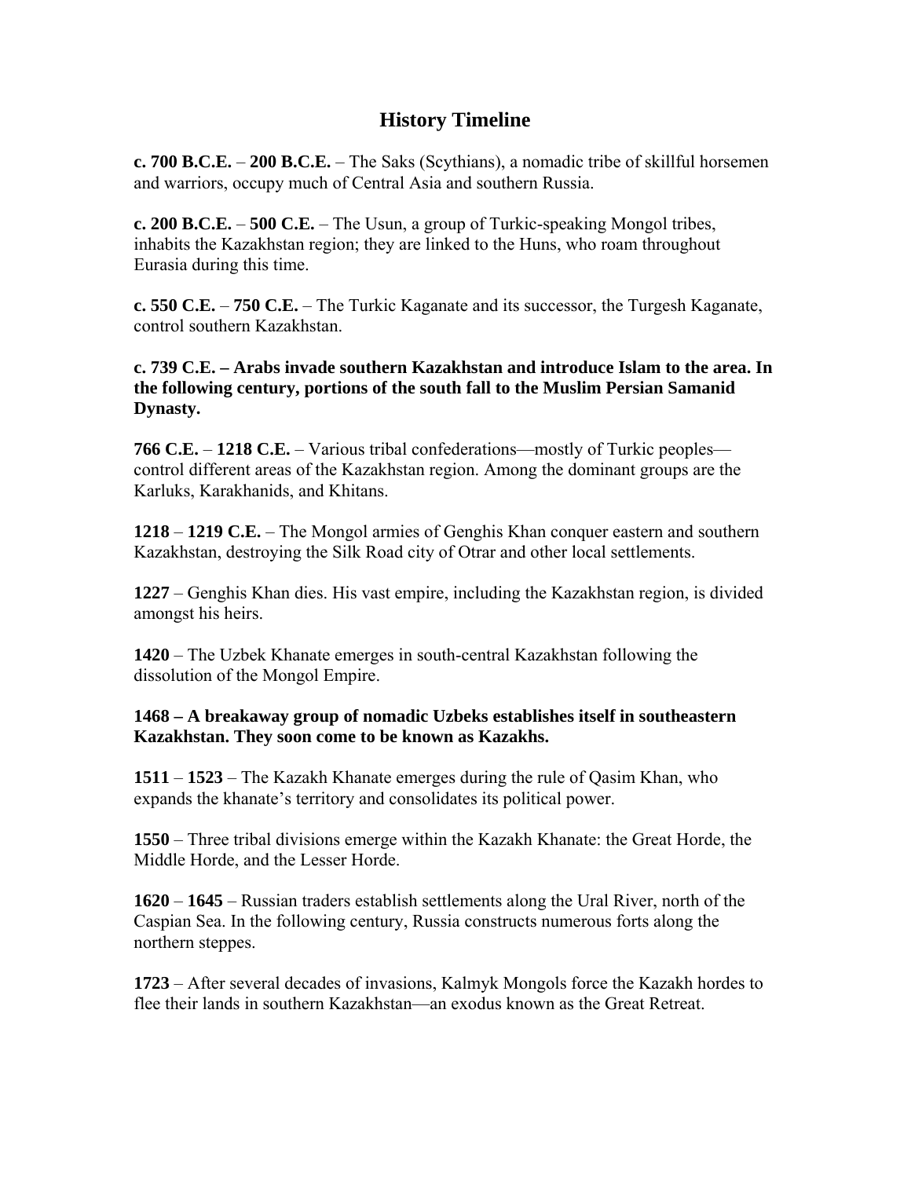# History Timeline

**c. 700 B.C.E.** – **200 B.C.E.** – The Saks (Scythians), a nomadic tribe of skillful horsemen and warriors, occupy much of Central Asia and southern Russia.

**c. 200 B.C.E.** – **500 C.E.** – The Usun, a group of Turkic-speaking Mongol tribes, inhabits the Kazakhstan region; they are linked to the Huns, who roam throughout Eurasia during this time.

**c. 550 C.E.** – **750 C.E.** – The Turkic Kaganate and its successor, the Turgesh Kaganate, control southern Kazakhstan.

**c. 739 C.E. – Arabs invade southern Kazakhstan and introduce Islam to the area. In the following century, portions of the south fall to the Muslim Persian Samanid Dynasty.**

**766 C.E.** – **1218 C.E.** – Various tribal confederations—mostly of Turkic peoples—control different areas of the Kazakhstan region. Among the dominant groups are the Karluks, Karakhanids, and Khitans.

**1218** – **1219 C.E.** – The Mongol armies of Genghis Khan conquer eastern and southern Kazakhstan, destroying the Silk Road city of Otrar and other local settlements.

**1227** – Genghis Khan dies. His vast empire, including the Kazakhstan region, is divided amongst his heirs.

**1420** – The Uzbek Khanate emerges in south-central Kazakhstan following the dissolution of the Mongol Empire.

**1468 – A breakaway group of nomadic Uzbeks establishes itself in southeastern Kazakhstan. They soon come to be known as Kazakhs.**

**1511** – **1523** – The Kazakh Khanate emerges during the rule of Qasim Khan, who expands the khanate's territory and consolidates its political power.

**1550** – Three tribal divisions emerge within the Kazakh Khanate: the Great Horde, the Middle Horde, and the Lesser Horde.

**1620** – **1645** – Russian traders establish settlements along the Ural River, north of the Caspian Sea. In the following century, Russia constructs numerous forts along the northern steppes.

**1723** – After several decades of invasions, Kalmyk Mongols force the Kazakh hordes to flee their lands in southern Kazakhstan—an exodus known as the Great Retreat.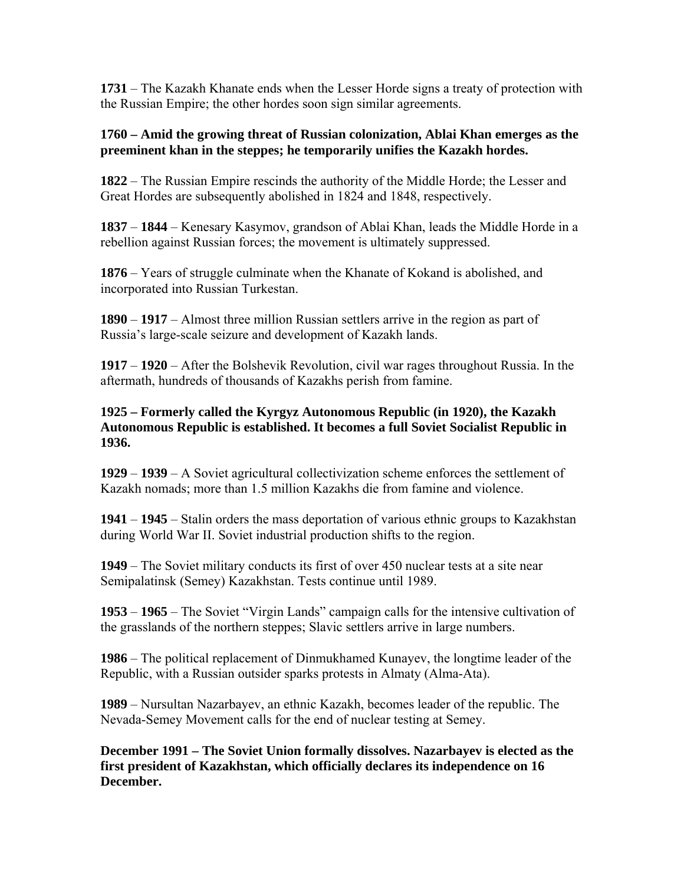**1731** – The Kazakh Khanate ends when the Lesser Horde signs a treaty of protection with the Russian Empire; the other hordes soon sign similar agreements.

**1760 – Amid the growing threat of Russian colonization, Ablai Khan emerges as the preeminent khan in the steppes; he temporarily unifies the Kazakh hordes.**

**1822** – The Russian Empire rescinds the authority of the Middle Horde; the Lesser and Great Hordes are subsequently abolished in 1824 and 1848, respectively.

**1837** – **1844** – Kenesary Kasymov, grandson of Ablai Khan, leads the Middle Horde in a rebellion against Russian forces; the movement is ultimately suppressed.

**1876** – Years of struggle culminate when the Khanate of Kokand is abolished, and incorporated into Russian Turkestan.

**1890** – **1917** – Almost three million Russian settlers arrive in the region as part of Russia's large-scale seizure and development of Kazakh lands.

**1917** – **1920** – After the Bolshevik Revolution, civil war rages throughout Russia. In the aftermath, hundreds of thousands of Kazakhs perish from famine.

**1925 – Formerly called the Kyrgyz Autonomous Republic (in 1920), the Kazakh Autonomous Republic is established. It becomes a full Soviet Socialist Republic in 1936.**

**1929** – **1939** – A Soviet agricultural collectivization scheme enforces the settlement of Kazakh nomads; more than 1.5 million Kazakhs die from famine and violence.

**1941** – **1945** – Stalin orders the mass deportation of various ethnic groups to Kazakhstan during World War II. Soviet industrial production shifts to the region.

**1949** – The Soviet military conducts its first of over 450 nuclear tests at a site near Semipalatinsk (Semey) Kazakhstan. Tests continue until 1989.

**1953** – **1965** – The Soviet "Virgin Lands" campaign calls for the intensive cultivation of the grasslands of the northern steppes; Slavic settlers arrive in large numbers.

**1986** – The political replacement of Dinmukhamed Kunayev, the longtime leader of the Republic, with a Russian outsider sparks protests in Almaty (Alma-Ata).

**1989** – Nursultan Nazarbayev, an ethnic Kazakh, becomes leader of the republic. The Nevada-Semey Movement calls for the end of nuclear testing at Semey.

**December 1991 – The Soviet Union formally dissolves. Nazarbayev is elected as the first president of Kazakhstan, which officially declares its independence on 16 December.**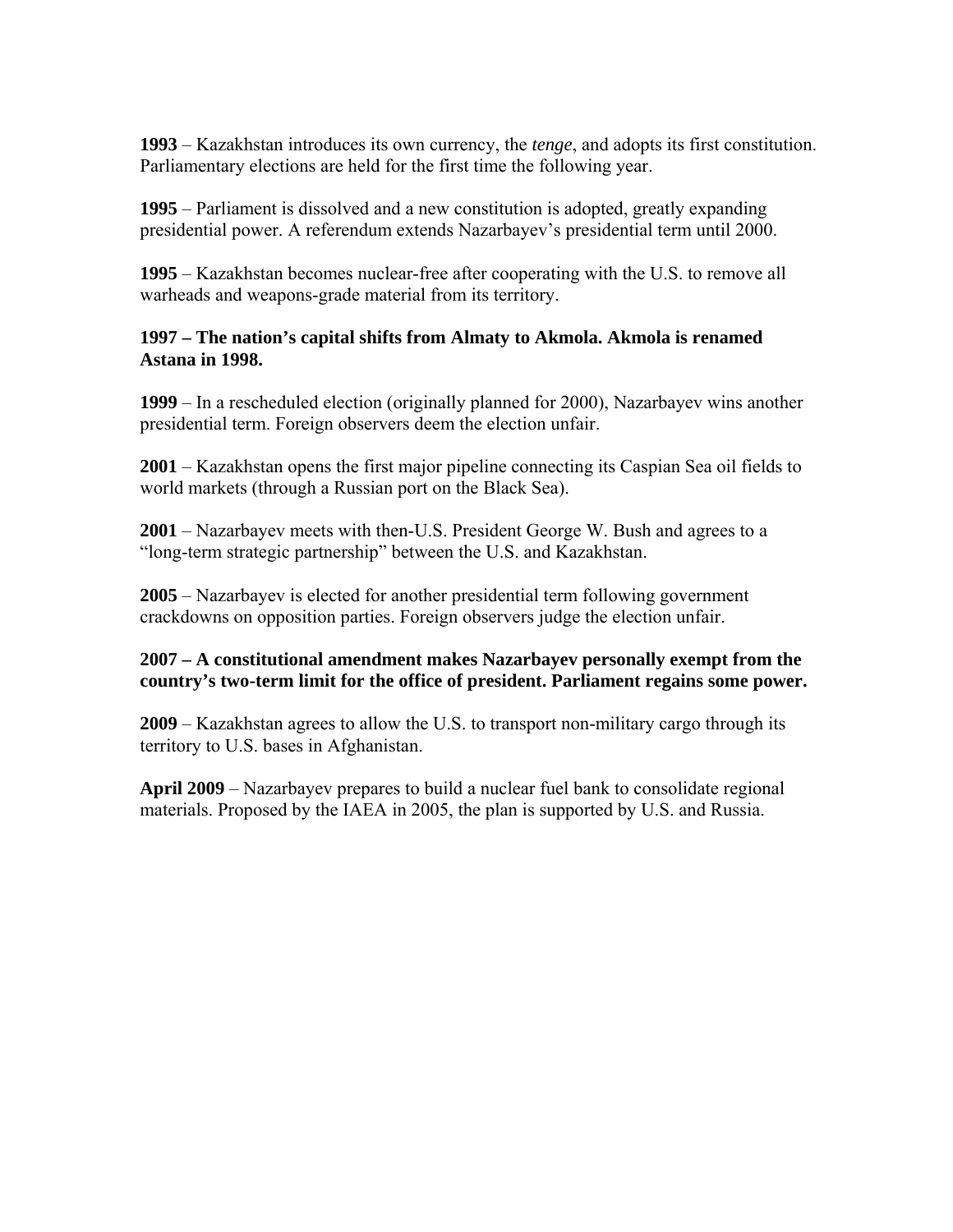**1993** – Kazakhstan introduces its own currency, the *tenge*, and adopts its first constitution. Parliamentary elections are held for the first time the following year.

**1995** – Parliament is dissolved and a new constitution is adopted, greatly expanding presidential power. A referendum extends Nazarbayev's presidential term until 2000.

**1995** – Kazakhstan becomes nuclear-free after cooperating with the U.S. to remove all warheads and weapons-grade material from its territory.

**1997 – The nation's capital shifts from Almaty to Akmola. Akmola is renamed Astana in 1998.**

**1999** – In a rescheduled election (originally planned for 2000), Nazarbayev wins another presidential term. Foreign observers deem the election unfair.

**2001** – Kazakhstan opens the first major pipeline connecting its Caspian Sea oil fields to world markets (through a Russian port on the Black Sea).

**2001** – Nazarbayev meets with then-U.S. President George W. Bush and agrees to a "long-term strategic partnership" between the U.S. and Kazakhstan.

**2005** – Nazarbayev is elected for another presidential term following government crackdowns on opposition parties. Foreign observers judge the election unfair.

**2007 – A constitutional amendment makes Nazarbayev personally exempt from the country's two-term limit for the office of president. Parliament regains some power.**

**2009** – Kazakhstan agrees to allow the U.S. to transport non-military cargo through its territory to U.S. bases in Afghanistan.

**April 2009** – Nazarbayev prepares to build a nuclear fuel bank to consolidate regional materials. Proposed by the IAEA in 2005, the plan is supported by U.S. and Russia.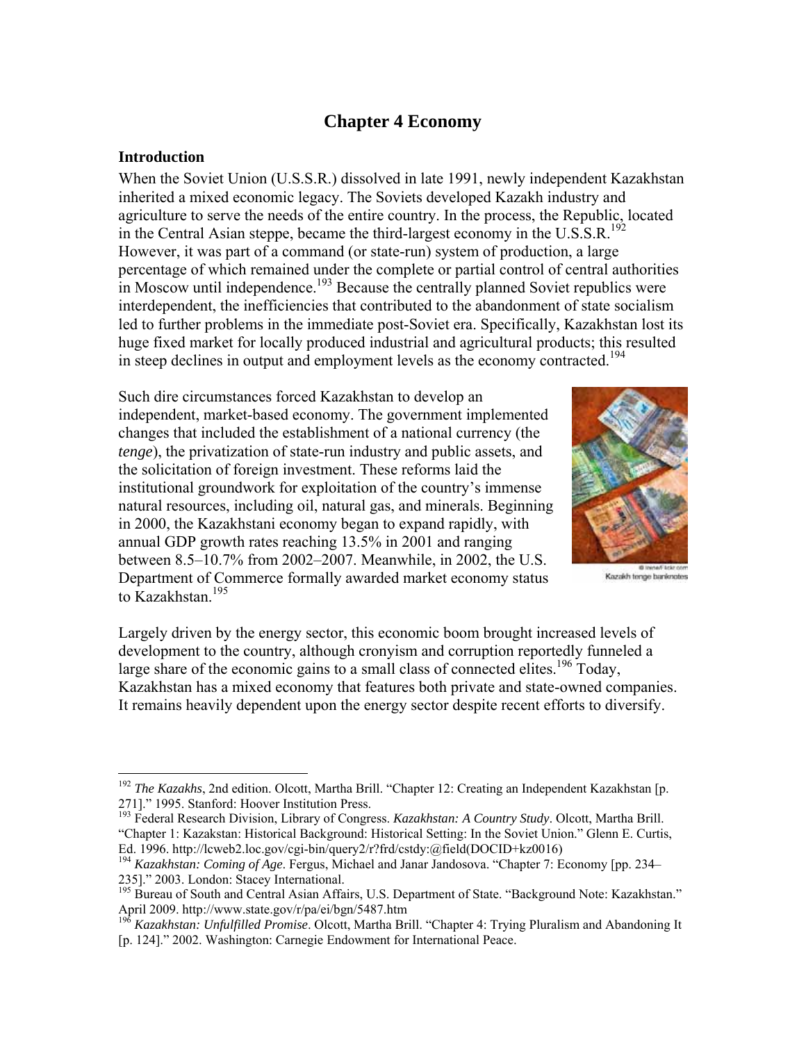# Chapter 4 Economy

## Introduction

When the Soviet Union (U.S.S.R.) dissolved in late 1991, newly independent Kazakhstan inherited a mixed economic legacy. The Soviets developed Kazakh industry and agriculture to serve the needs of the entire country. In the process, the Republic, located in the Central Asian steppe, became the third-largest economy in the U.S.S.R.[192] However, it was part of a command (or state-run) system of production, a large percentage of which remained under the complete or partial control of central authorities in Moscow until independence.[193] Because the centrally planned Soviet republics were interdependent, the inefficiencies that contributed to the abandonment of state socialism led to further problems in the immediate post-Soviet era. Specifically, Kazakhstan lost its huge fixed market for locally produced industrial and agricultural products; this resulted in steep declines in output and employment levels as the economy contracted.[194]

Such dire circumstances forced Kazakhstan to develop an independent, market-based economy. The government implemented changes that included the establishment of a national currency (the *tenge*), the privatization of state-run industry and public assets, and the solicitation of foreign investment. These reforms laid the institutional groundwork for exploitation of the country's immense natural resources, including oil, natural gas, and minerals. Beginning in 2000, the Kazakhstani economy began to expand rapidly, with annual GDP growth rates reaching 13.5% in 2001 and ranging between 8.5–10.7% from 2002–2007. Meanwhile, in 2002, the U.S. Department of Commerce formally awarded market economy status to Kazakhstan.[195]

Kazakh tenge banknotes

Largely driven by the energy sector, this economic boom brought increased levels of development to the country, although cronyism and corruption reportedly funneled a large share of the economic gains to a small class of connected elites.[196] Today, Kazakhstan has a mixed economy that features both private and state-owned companies. It remains heavily dependent upon the energy sector despite recent efforts to diversify.

---

[192] *The Kazakhs*, 2nd edition. Olcott, Martha Brill. "Chapter 12: Creating an Independent Kazakhstan [p. 271]." 1995. Stanford: Hoover Institution Press.

[193] Federal Research Division, Library of Congress. *Kazakhstan: A Country Study*. Olcott, Martha Brill. "Chapter 1: Kazakstan: Historical Background: Historical Setting: In the Soviet Union." Glenn E. Curtis, Ed. 1996. http://lcweb2.loc.gov/cgi-bin/query2/r?frd/cstdy:@field(DOCID+kz0016)

[194] *Kazakhstan: Coming of Age*. Fergus, Michael and Janar Jandosova. "Chapter 7: Economy [pp. 234–235]." 2003. London: Stacey International.

[195] Bureau of South and Central Asian Affairs, U.S. Department of State. "Background Note: Kazakhstan." April 2009. http://www.state.gov/r/pa/ei/bgn/5487.htm

[196] *Kazakhstan: Unfulfilled Promise*. Olcott, Martha Brill. "Chapter 4: Trying Pluralism and Abandoning It [p. 124]." 2002. Washington: Carnegie Endowment for International Peace.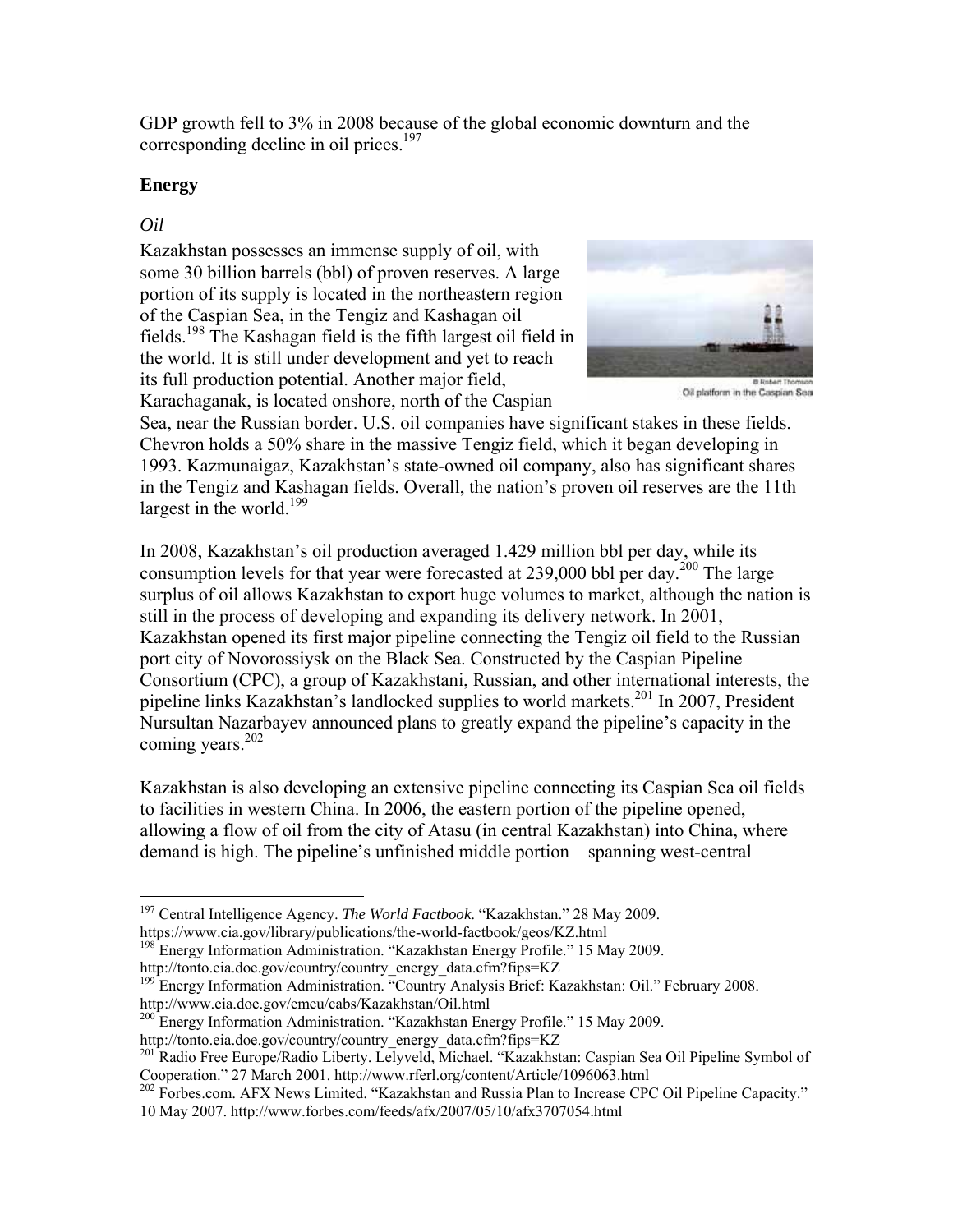GDP growth fell to 3% in 2008 because of the global economic downturn and the corresponding decline in oil prices.[197]

**Energy**

*Oil*

Kazakhstan possesses an immense supply of oil, with some 30 billion barrels (bbl) of proven reserves. A large portion of its supply is located in the northeastern region of the Caspian Sea, in the Tengiz and Kashagan oil fields.[198] The Kashagan field is the fifth largest oil field in the world. It is still under development and yet to reach its full production potential. Another major field, Karachaganak, is located onshore, north of the Caspian Sea, near the Russian border. U.S. oil companies have significant stakes in these fields. Chevron holds a 50% share in the massive Tengiz field, which it began developing in 1993. Kazmunaigaz, Kazakhstan's state-owned oil company, also has significant shares in the Tengiz and Kashagan fields. Overall, the nation's proven oil reserves are the 11th largest in the world.[199]

© Robert Thomson
Oil platform in the Caspian Sea

In 2008, Kazakhstan's oil production averaged 1.429 million bbl per day, while its consumption levels for that year were forecasted at 239,000 bbl per day.[200] The large surplus of oil allows Kazakhstan to export huge volumes to market, although the nation is still in the process of developing and expanding its delivery network. In 2001, Kazakhstan opened its first major pipeline connecting the Tengiz oil field to the Russian port city of Novorossiysk on the Black Sea. Constructed by the Caspian Pipeline Consortium (CPC), a group of Kazakhstani, Russian, and other international interests, the pipeline links Kazakhstan's landlocked supplies to world markets.[201] In 2007, President Nursultan Nazarbayev announced plans to greatly expand the pipeline's capacity in the coming years.[202]

Kazakhstan is also developing an extensive pipeline connecting its Caspian Sea oil fields to facilities in western China. In 2006, the eastern portion of the pipeline opened, allowing a flow of oil from the city of Atasu (in central Kazakhstan) into China, where demand is high. The pipeline's unfinished middle portion—spanning west-central

---

[197] Central Intelligence Agency. *The World Factbook*. "Kazakhstan." 28 May 2009. https://www.cia.gov/library/publications/the-world-factbook/geos/KZ.html

[198] Energy Information Administration. "Kazakhstan Energy Profile." 15 May 2009. http://tonto.eia.doe.gov/country/country_energy_data.cfm?fips=KZ

[199] Energy Information Administration. "Country Analysis Brief: Kazakhstan: Oil." February 2008. http://www.eia.doe.gov/emeu/cabs/Kazakhstan/Oil.html

[200] Energy Information Administration. "Kazakhstan Energy Profile." 15 May 2009. http://tonto.eia.doe.gov/country/country_energy_data.cfm?fips=KZ

[201] Radio Free Europe/Radio Liberty. Lelyveld, Michael. "Kazakhstan: Caspian Sea Oil Pipeline Symbol of Cooperation." 27 March 2001. http://www.rferl.org/content/Article/1096063.html

[202] Forbes.com. AFX News Limited. "Kazakhstan and Russia Plan to Increase CPC Oil Pipeline Capacity." 10 May 2007. http://www.forbes.com/feeds/afx/2007/05/10/afx3707054.html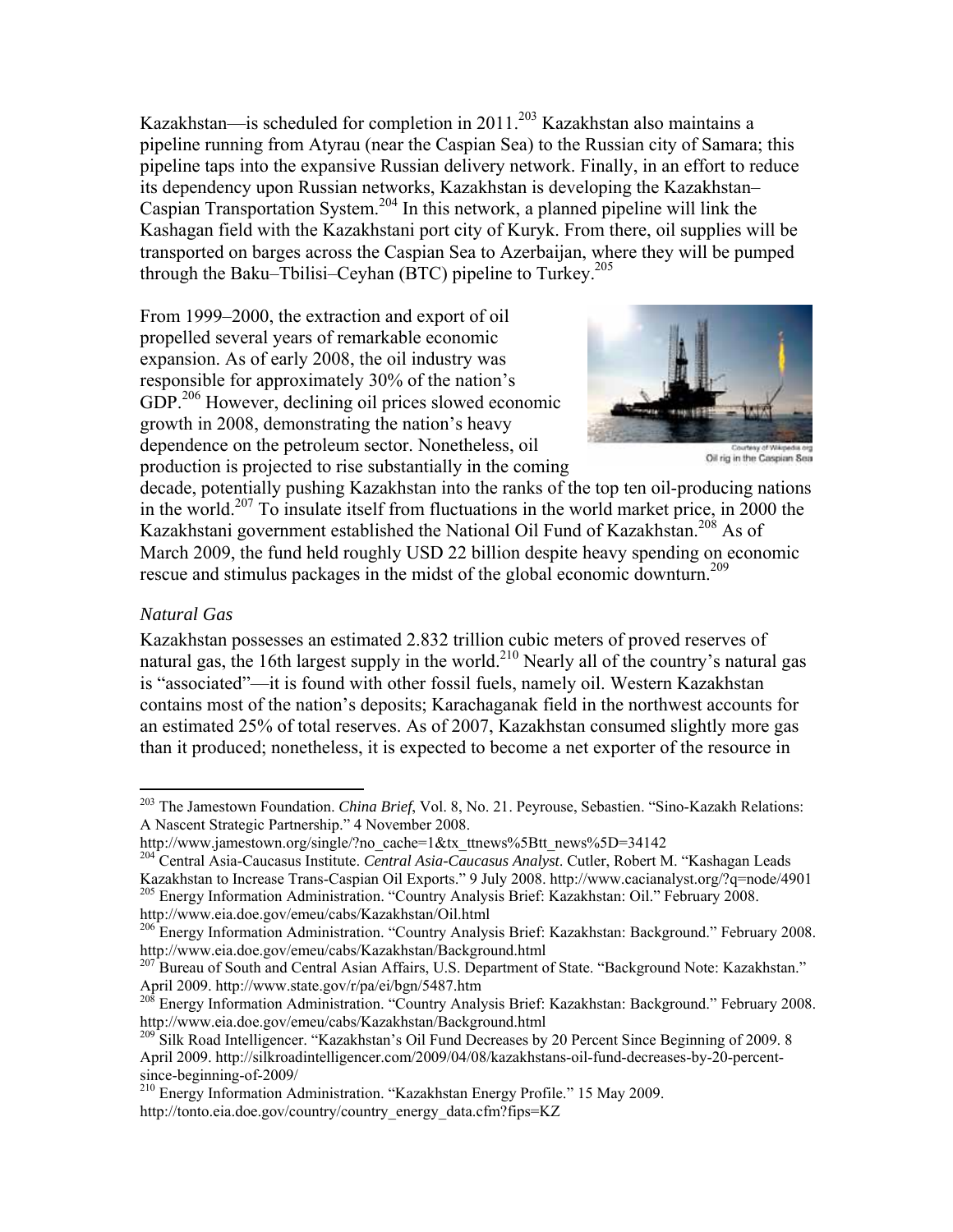Kazakhstan—is scheduled for completion in 2011.[203] Kazakhstan also maintains a pipeline running from Atyrau (near the Caspian Sea) to the Russian city of Samara; this pipeline taps into the expansive Russian delivery network. Finally, in an effort to reduce its dependency upon Russian networks, Kazakhstan is developing the Kazakhstan–Caspian Transportation System.[204] In this network, a planned pipeline will link the Kashagan field with the Kazakhstani port city of Kuryk. From there, oil supplies will be transported on barges across the Caspian Sea to Azerbaijan, where they will be pumped through the Baku–Tbilisi–Ceyhan (BTC) pipeline to Turkey.[205]

From 1999–2000, the extraction and export of oil propelled several years of remarkable economic expansion. As of early 2008, the oil industry was responsible for approximately 30% of the nation's GDP.[206] However, declining oil prices slowed economic growth in 2008, demonstrating the nation's heavy dependence on the petroleum sector. Nonetheless, oil production is projected to rise substantially in the coming decade, potentially pushing Kazakhstan into the ranks of the top ten oil-producing nations in the world.[207] To insulate itself from fluctuations in the world market price, in 2000 the Kazakhstani government established the National Oil Fund of Kazakhstan.[208] As of March 2009, the fund held roughly USD 22 billion despite heavy spending on economic rescue and stimulus packages in the midst of the global economic downturn.[209]

Courtesy of Wikipedia.org
Oil rig in the Caspian Sea

### *Natural Gas*

Kazakhstan possesses an estimated 2.832 trillion cubic meters of proved reserves of natural gas, the 16th largest supply in the world.[210] Nearly all of the country's natural gas is "associated"—it is found with other fossil fuels, namely oil. Western Kazakhstan contains most of the nation's deposits; Karachaganak field in the northwest accounts for an estimated 25% of total reserves. As of 2007, Kazakhstan consumed slightly more gas than it produced; nonetheless, it is expected to become a net exporter of the resource in

---

[203] The Jamestown Foundation. *China Brief*, Vol. 8, No. 21. Peyrouse, Sebastien. "Sino-Kazakh Relations: A Nascent Strategic Partnership." 4 November 2008. http://www.jamestown.org/single/?no_cache=1&tx_ttnews%5Btt_news%5D=34142

[204] Central Asia-Caucasus Institute. *Central Asia-Caucasus Analyst*. Cutler, Robert M. "Kashagan Leads Kazakhstan to Increase Trans-Caspian Oil Exports." 9 July 2008. http://www.cacianalyst.org/?q=node/4901

[205] Energy Information Administration. "Country Analysis Brief: Kazakhstan: Oil." February 2008. http://www.eia.doe.gov/emeu/cabs/Kazakhstan/Oil.html

[206] Energy Information Administration. "Country Analysis Brief: Kazakhstan: Background." February 2008. http://www.eia.doe.gov/emeu/cabs/Kazakhstan/Background.html

[207] Bureau of South and Central Asian Affairs, U.S. Department of State. "Background Note: Kazakhstan." April 2009. http://www.state.gov/r/pa/ei/bgn/5487.htm

[208] Energy Information Administration. "Country Analysis Brief: Kazakhstan: Background." February 2008. http://www.eia.doe.gov/emeu/cabs/Kazakhstan/Background.html

[209] Silk Road Intelligencer. "Kazakhstan's Oil Fund Decreases by 20 Percent Since Beginning of 2009. 8 April 2009. http://silkroadintelligencer.com/2009/04/08/kazakhstans-oil-fund-decreases-by-20-percent-since-beginning-of-2009/

[210] Energy Information Administration. "Kazakhstan Energy Profile." 15 May 2009. http://tonto.eia.doe.gov/country/country_energy_data.cfm?fips=KZ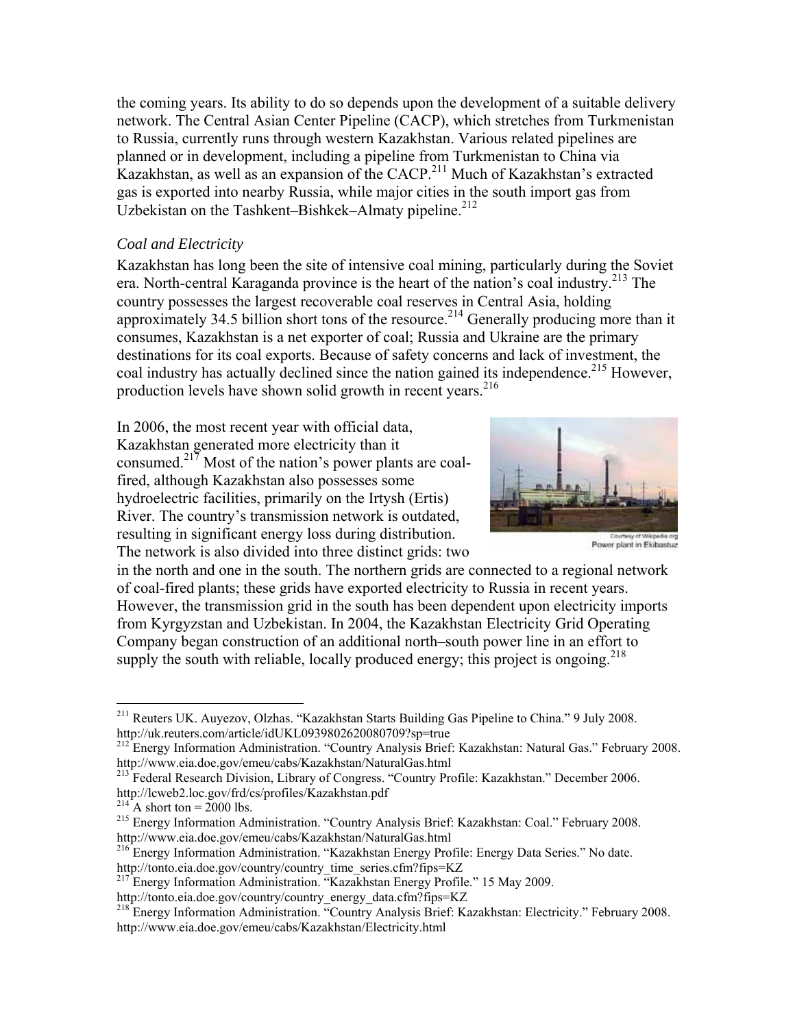the coming years. Its ability to do so depends upon the development of a suitable delivery network. The Central Asian Center Pipeline (CACP), which stretches from Turkmenistan to Russia, currently runs through western Kazakhstan. Various related pipelines are planned or in development, including a pipeline from Turkmenistan to China via Kazakhstan, as well as an expansion of the CACP.[211] Much of Kazakhstan's extracted gas is exported into nearby Russia, while major cities in the south import gas from Uzbekistan on the Tashkent–Bishkek–Almaty pipeline.[212]

*Coal and Electricity*

Kazakhstan has long been the site of intensive coal mining, particularly during the Soviet era. North-central Karaganda province is the heart of the nation's coal industry.[213] The country possesses the largest recoverable coal reserves in Central Asia, holding approximately 34.5 billion short tons of the resource.[214] Generally producing more than it consumes, Kazakhstan is a net exporter of coal; Russia and Ukraine are the primary destinations for its coal exports. Because of safety concerns and lack of investment, the coal industry has actually declined since the nation gained its independence.[215] However, production levels have shown solid growth in recent years.[216]

In 2006, the most recent year with official data, Kazakhstan generated more electricity than it consumed.[217] Most of the nation's power plants are coal-fired, although Kazakhstan also possesses some hydroelectric facilities, primarily on the Irtysh (Ertis) River. The country's transmission network is outdated, resulting in significant energy loss during distribution. The network is also divided into three distinct grids: two in the north and one in the south. The northern grids are connected to a regional network of coal-fired plants; these grids have exported electricity to Russia in recent years. However, the transmission grid in the south has been dependent upon electricity imports from Kyrgyzstan and Uzbekistan. In 2004, the Kazakhstan Electricity Grid Operating Company began construction of an additional north–south power line in an effort to supply the south with reliable, locally produced energy; this project is ongoing.[218]

Courtesy of Wikipedia.org
Power plant in Ekibastuz

---

[211] Reuters UK. Auyezov, Olzhas. "Kazakhstan Starts Building Gas Pipeline to China." 9 July 2008. http://uk.reuters.com/article/idUKL0939802620080709?sp=true

[212] Energy Information Administration. "Country Analysis Brief: Kazakhstan: Natural Gas." February 2008. http://www.eia.doe.gov/emeu/cabs/Kazakhstan/NaturalGas.html

[213] Federal Research Division, Library of Congress. "Country Profile: Kazakhstan." December 2006. http://lcweb2.loc.gov/frd/cs/profiles/Kazakhstan.pdf

[214] A short ton = 2000 lbs.

[215] Energy Information Administration. "Country Analysis Brief: Kazakhstan: Coal." February 2008. http://www.eia.doe.gov/emeu/cabs/Kazakhstan/NaturalGas.html

[216] Energy Information Administration. "Kazakhstan Energy Profile: Energy Data Series." No date. http://tonto.eia.doe.gov/country/country_time_series.cfm?fips=KZ

[217] Energy Information Administration. "Kazakhstan Energy Profile." 15 May 2009. http://tonto.eia.doe.gov/country/country_energy_data.cfm?fips=KZ

[218] Energy Information Administration. "Country Analysis Brief: Kazakhstan: Electricity." February 2008. http://www.eia.doe.gov/emeu/cabs/Kazakhstan/Electricity.html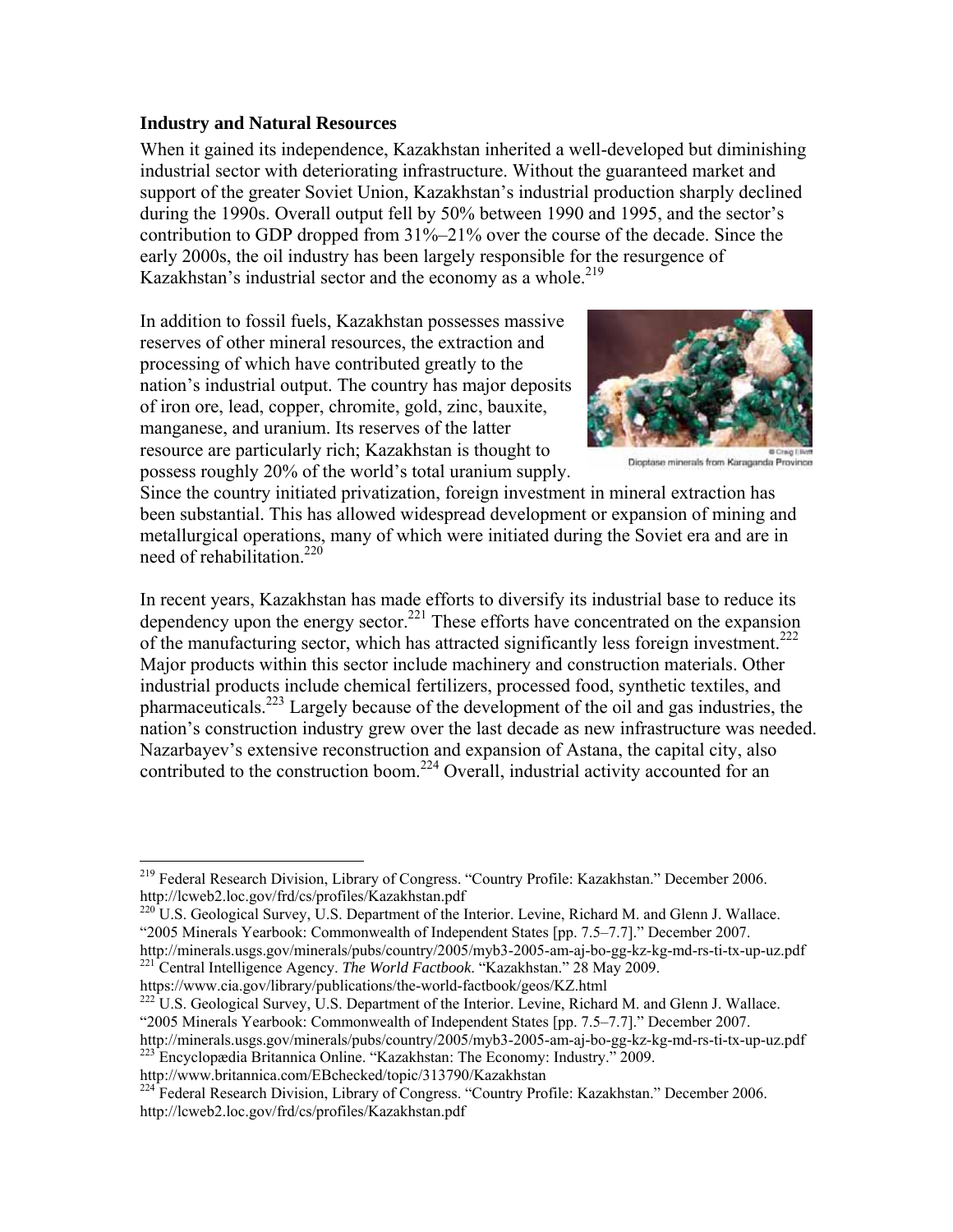## Industry and Natural Resources

When it gained its independence, Kazakhstan inherited a well-developed but diminishing industrial sector with deteriorating infrastructure. Without the guaranteed market and support of the greater Soviet Union, Kazakhstan's industrial production sharply declined during the 1990s. Overall output fell by 50% between 1990 and 1995, and the sector's contribution to GDP dropped from 31%–21% over the course of the decade. Since the early 2000s, the oil industry has been largely responsible for the resurgence of Kazakhstan's industrial sector and the economy as a whole.[219]

In addition to fossil fuels, Kazakhstan possesses massive reserves of other mineral resources, the extraction and processing of which have contributed greatly to the nation's industrial output. The country has major deposits of iron ore, lead, copper, chromite, gold, zinc, bauxite, manganese, and uranium. Its reserves of the latter resource are particularly rich; Kazakhstan is thought to possess roughly 20% of the world's total uranium supply. Since the country initiated privatization, foreign investment in mineral extraction has been substantial. This has allowed widespread development or expansion of mining and metallurgical operations, many of which were initiated during the Soviet era and are in need of rehabilitation.[220]

© Craig Elliott
Dioptase minerals from Karaganda Province

In recent years, Kazakhstan has made efforts to diversify its industrial base to reduce its dependency upon the energy sector.[221] These efforts have concentrated on the expansion of the manufacturing sector, which has attracted significantly less foreign investment.[222] Major products within this sector include machinery and construction materials. Other industrial products include chemical fertilizers, processed food, synthetic textiles, and pharmaceuticals.[223] Largely because of the development of the oil and gas industries, the nation's construction industry grew over the last decade as new infrastructure was needed. Nazarbayev's extensive reconstruction and expansion of Astana, the capital city, also contributed to the construction boom.[224] Overall, industrial activity accounted for an

---

[219] Federal Research Division, Library of Congress. "Country Profile: Kazakhstan." December 2006. http://lcweb2.loc.gov/frd/cs/profiles/Kazakhstan.pdf

[220] U.S. Geological Survey, U.S. Department of the Interior. Levine, Richard M. and Glenn J. Wallace. "2005 Minerals Yearbook: Commonwealth of Independent States [pp. 7.5–7.7]." December 2007. http://minerals.usgs.gov/minerals/pubs/country/2005/myb3-2005-am-aj-bo-gg-kz-kg-md-rs-ti-tx-up-uz.pdf

[221] Central Intelligence Agency. *The World Factbook*. "Kazakhstan." 28 May 2009. https://www.cia.gov/library/publications/the-world-factbook/geos/KZ.html

[222] U.S. Geological Survey, U.S. Department of the Interior. Levine, Richard M. and Glenn J. Wallace. "2005 Minerals Yearbook: Commonwealth of Independent States [pp. 7.5–7.7]." December 2007. http://minerals.usgs.gov/minerals/pubs/country/2005/myb3-2005-am-aj-bo-gg-kz-kg-md-rs-ti-tx-up-uz.pdf

[223] Encyclopædia Britannica Online. "Kazakhstan: The Economy: Industry." 2009. http://www.britannica.com/EBchecked/topic/313790/Kazakhstan

[224] Federal Research Division, Library of Congress. "Country Profile: Kazakhstan." December 2006. http://lcweb2.loc.gov/frd/cs/profiles/Kazakhstan.pdf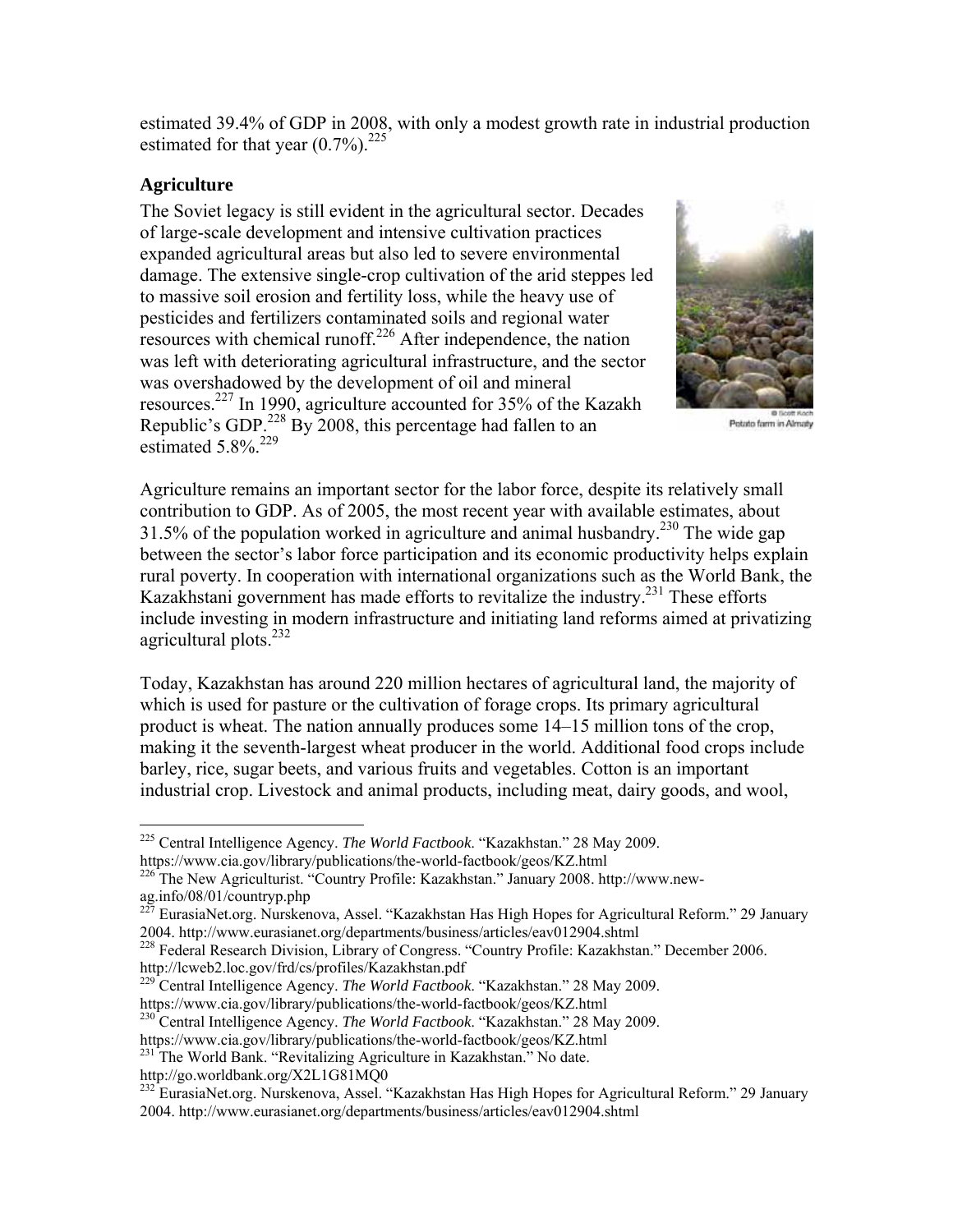estimated 39.4% of GDP in 2008, with only a modest growth rate in industrial production estimated for that year (0.7%).[225]

## Agriculture

The Soviet legacy is still evident in the agricultural sector. Decades of large-scale development and intensive cultivation practices expanded agricultural areas but also led to severe environmental damage. The extensive single-crop cultivation of the arid steppes led to massive soil erosion and fertility loss, while the heavy use of pesticides and fertilizers contaminated soils and regional water resources with chemical runoff.[226] After independence, the nation was left with deteriorating agricultural infrastructure, and the sector was overshadowed by the development of oil and mineral resources.[227] In 1990, agriculture accounted for 35% of the Kazakh Republic's GDP.[228] By 2008, this percentage had fallen to an estimated 5.8%.[229]

© Scott Koch
Potato farm in Almaty

Agriculture remains an important sector for the labor force, despite its relatively small contribution to GDP. As of 2005, the most recent year with available estimates, about 31.5% of the population worked in agriculture and animal husbandry.[230] The wide gap between the sector's labor force participation and its economic productivity helps explain rural poverty. In cooperation with international organizations such as the World Bank, the Kazakhstani government has made efforts to revitalize the industry.[231] These efforts include investing in modern infrastructure and initiating land reforms aimed at privatizing agricultural plots.[232]

Today, Kazakhstan has around 220 million hectares of agricultural land, the majority of which is used for pasture or the cultivation of forage crops. Its primary agricultural product is wheat. The nation annually produces some 14–15 million tons of the crop, making it the seventh-largest wheat producer in the world. Additional food crops include barley, rice, sugar beets, and various fruits and vegetables. Cotton is an important industrial crop. Livestock and animal products, including meat, dairy goods, and wool,

---

[225] Central Intelligence Agency. *The World Factbook*. "Kazakhstan." 28 May 2009. https://www.cia.gov/library/publications/the-world-factbook/geos/KZ.html

[226] The New Agriculturist. "Country Profile: Kazakhstan." January 2008. http://www.new-ag.info/08/01/countryp.php

[227] EurasiaNet.org. Nurskenova, Assel. "Kazakhstan Has High Hopes for Agricultural Reform." 29 January 2004. http://www.eurasianet.org/departments/business/articles/eav012904.shtml

[228] Federal Research Division, Library of Congress. "Country Profile: Kazakhstan." December 2006. http://lcweb2.loc.gov/frd/cs/profiles/Kazakhstan.pdf

[229] Central Intelligence Agency. *The World Factbook*. "Kazakhstan." 28 May 2009. https://www.cia.gov/library/publications/the-world-factbook/geos/KZ.html

[230] Central Intelligence Agency. *The World Factbook*. "Kazakhstan." 28 May 2009. https://www.cia.gov/library/publications/the-world-factbook/geos/KZ.html

[231] The World Bank. "Revitalizing Agriculture in Kazakhstan." No date. http://go.worldbank.org/X2L1G81MQ0

[232] EurasiaNet.org. Nurskenova, Assel. "Kazakhstan Has High Hopes for Agricultural Reform." 29 January 2004. http://www.eurasianet.org/departments/business/articles/eav012904.shtml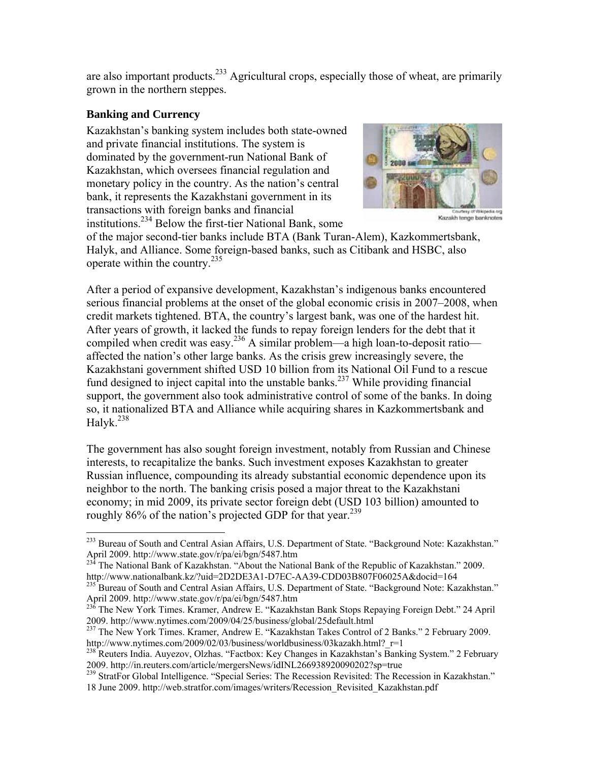are also important products.[233] Agricultural crops, especially those of wheat, are primarily grown in the northern steppes.

### Banking and Currency

Kazakhstan's banking system includes both state-owned and private financial institutions. The system is dominated by the government-run National Bank of Kazakhstan, which oversees financial regulation and monetary policy in the country. As the nation's central bank, it represents the Kazakhstani government in its transactions with foreign banks and financial institutions.[234] Below the first-tier National Bank, some of the major second-tier banks include BTA (Bank Turan-Alem), Kazkommertsbank, Halyk, and Alliance. Some foreign-based banks, such as Citibank and HSBC, also operate within the country.[235]

Courtesy of Wikipedia.org
Kazakh tenge banknotes

After a period of expansive development, Kazakhstan's indigenous banks encountered serious financial problems at the onset of the global economic crisis in 2007–2008, when credit markets tightened. BTA, the country's largest bank, was one of the hardest hit. After years of growth, it lacked the funds to repay foreign lenders for the debt that it compiled when credit was easy.[236] A similar problem—a high loan-to-deposit ratio—affected the nation's other large banks. As the crisis grew increasingly severe, the Kazakhstani government shifted USD 10 billion from its National Oil Fund to a rescue fund designed to inject capital into the unstable banks.[237] While providing financial support, the government also took administrative control of some of the banks. In doing so, it nationalized BTA and Alliance while acquiring shares in Kazkommertsbank and Halyk.[238]

The government has also sought foreign investment, notably from Russian and Chinese interests, to recapitalize the banks. Such investment exposes Kazakhstan to greater Russian influence, compounding its already substantial economic dependence upon its neighbor to the north. The banking crisis posed a major threat to the Kazakhstani economy; in mid 2009, its private sector foreign debt (USD 103 billion) amounted to roughly 86% of the nation's projected GDP for that year.[239]

---

[233] Bureau of South and Central Asian Affairs, U.S. Department of State. "Background Note: Kazakhstan." April 2009. http://www.state.gov/r/pa/ei/bgn/5487.htm

[234] The National Bank of Kazakhstan. "About the National Bank of the Republic of Kazakhstan." 2009. http://www.nationalbank.kz/?uid=2D2DE3A1-D7EC-AA39-CDD03B807F06025A&docid=164

[235] Bureau of South and Central Asian Affairs, U.S. Department of State. "Background Note: Kazakhstan." April 2009. http://www.state.gov/r/pa/ei/bgn/5487.htm

[236] The New York Times. Kramer, Andrew E. "Kazakhstan Bank Stops Repaying Foreign Debt." 24 April 2009. http://www.nytimes.com/2009/04/25/business/global/25default.html

[237] The New York Times. Kramer, Andrew E. "Kazakhstan Takes Control of 2 Banks." 2 February 2009. http://www.nytimes.com/2009/02/03/business/worldbusiness/03kazakh.html?_r=1

[238] Reuters India. Auyezov, Olzhas. "Factbox: Key Changes in Kazakhstan's Banking System." 2 February 2009. http://in.reuters.com/article/mergersNews/idINL266938920090202?sp=true

[239] StratFor Global Intelligence. "Special Series: The Recession Revisited: The Recession in Kazakhstan." 18 June 2009. http://web.stratfor.com/images/writers/Recession_Revisited_Kazakhstan.pdf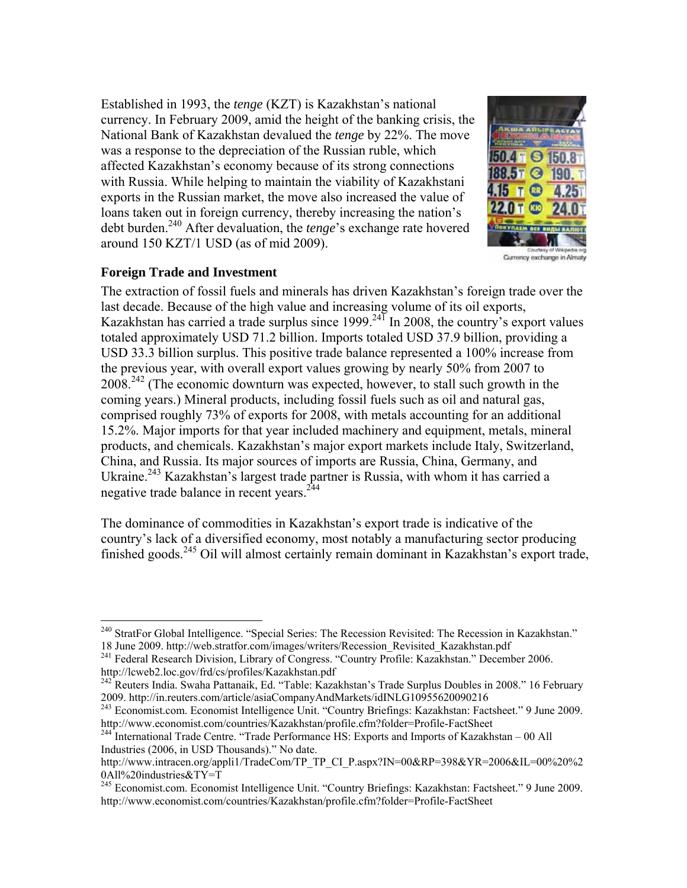Established in 1993, the *tenge* (KZT) is Kazakhstan's national currency. In February 2009, amid the height of the banking crisis, the National Bank of Kazakhstan devalued the *tenge* by 22%. The move was a response to the depreciation of the Russian ruble, which affected Kazakhstan's economy because of its strong connections with Russia. While helping to maintain the viability of Kazakhstani exports in the Russian market, the move also increased the value of loans taken out in foreign currency, thereby increasing the nation's debt burden.[240] After devaluation, the *tenge*'s exchange rate hovered around 150 KZT/1 USD (as of mid 2009).

Courtesy of Wikipedia.org
Currency exchange in Almaty

### Foreign Trade and Investment

The extraction of fossil fuels and minerals has driven Kazakhstan's foreign trade over the last decade. Because of the high value and increasing volume of its oil exports, Kazakhstan has carried a trade surplus since 1999.[241] In 2008, the country's export values totaled approximately USD 71.2 billion. Imports totaled USD 37.9 billion, providing a USD 33.3 billion surplus. This positive trade balance represented a 100% increase from the previous year, with overall export values growing by nearly 50% from 2007 to 2008.[242] (The economic downturn was expected, however, to stall such growth in the coming years.) Mineral products, including fossil fuels such as oil and natural gas, comprised roughly 73% of exports for 2008, with metals accounting for an additional 15.2%. Major imports for that year included machinery and equipment, metals, mineral products, and chemicals. Kazakhstan's major export markets include Italy, Switzerland, China, and Russia. Its major sources of imports are Russia, China, Germany, and Ukraine.[243] Kazakhstan's largest trade partner is Russia, with whom it has carried a negative trade balance in recent years.[244]

The dominance of commodities in Kazakhstan's export trade is indicative of the country's lack of a diversified economy, most notably a manufacturing sector producing finished goods.[245] Oil will almost certainly remain dominant in Kazakhstan's export trade,

---

[240] StratFor Global Intelligence. "Special Series: The Recession Revisited: The Recession in Kazakhstan." 18 June 2009. http://web.stratfor.com/images/writers/Recession_Revisited_Kazakhstan.pdf

[241] Federal Research Division, Library of Congress. "Country Profile: Kazakhstan." December 2006. http://lcweb2.loc.gov/frd/cs/profiles/Kazakhstan.pdf

[242] Reuters India. Swaha Pattanaik, Ed. "Table: Kazakhstan's Trade Surplus Doubles in 2008." 16 February 2009. http://in.reuters.com/article/asiaCompanyAndMarkets/idINLG10955620090216

[243] Economist.com. Economist Intelligence Unit. "Country Briefings: Kazakhstan: Factsheet." 9 June 2009. http://www.economist.com/countries/Kazakhstan/profile.cfm?folder=Profile-FactSheet

[244] International Trade Centre. "Trade Performance HS: Exports and Imports of Kazakhstan – 00 All Industries (2006, in USD Thousands)." No date. http://www.intracen.org/appli1/TradeCom/TP_TP_CI_P.aspx?IN=00&RP=398&YR=2006&IL=00%20%20All%20industries&TY=T

[245] Economist.com. Economist Intelligence Unit. "Country Briefings: Kazakhstan: Factsheet." 9 June 2009. http://www.economist.com/countries/Kazakhstan/profile.cfm?folder=Profile-FactSheet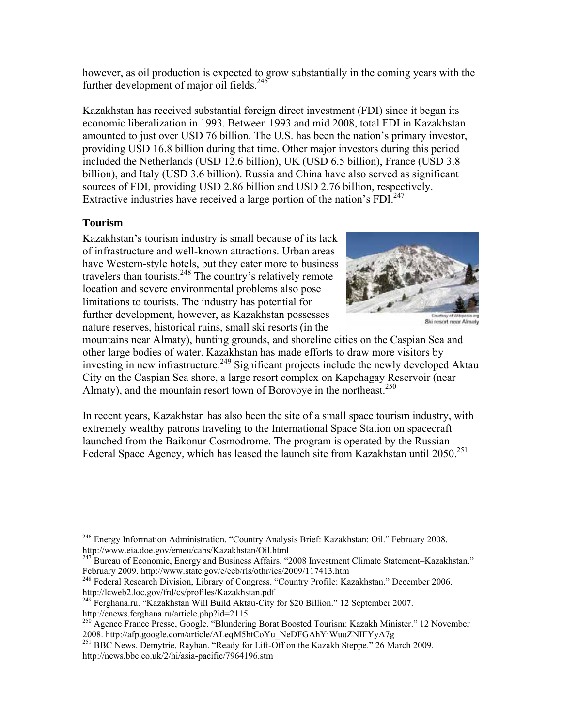however, as oil production is expected to grow substantially in the coming years with the further development of major oil fields.[246]

Kazakhstan has received substantial foreign direct investment (FDI) since it began its economic liberalization in 1993. Between 1993 and mid 2008, total FDI in Kazakhstan amounted to just over USD 76 billion. The U.S. has been the nation's primary investor, providing USD 16.8 billion during that time. Other major investors during this period included the Netherlands (USD 12.6 billion), UK (USD 6.5 billion), France (USD 3.8 billion), and Italy (USD 3.6 billion). Russia and China have also served as significant sources of FDI, providing USD 2.86 billion and USD 2.76 billion, respectively. Extractive industries have received a large portion of the nation's FDI.[247]

### Tourism

Kazakhstan's tourism industry is small because of its lack of infrastructure and well-known attractions. Urban areas have Western-style hotels, but they cater more to business travelers than tourists.[248] The country's relatively remote location and severe environmental problems also pose limitations to tourists. The industry has potential for further development, however, as Kazakhstan possesses nature reserves, historical ruins, small ski resorts (in the mountains near Almaty), hunting grounds, and shoreline cities on the Caspian Sea and other large bodies of water. Kazakhstan has made efforts to draw more visitors by investing in new infrastructure.[249] Significant projects include the newly developed Aktau City on the Caspian Sea shore, a large resort complex on Kapchagay Reservoir (near Almaty), and the mountain resort town of Borovoye in the northeast.[250]

Courtesy of Wikipedia.org
Ski resort near Almaty

In recent years, Kazakhstan has also been the site of a small space tourism industry, with extremely wealthy patrons traveling to the International Space Station on spacecraft launched from the Baikonur Cosmodrome. The program is operated by the Russian Federal Space Agency, which has leased the launch site from Kazakhstan until 2050.[251]

---

[246] Energy Information Administration. "Country Analysis Brief: Kazakhstan: Oil." February 2008. http://www.eia.doe.gov/emeu/cabs/Kazakhstan/Oil.html

[247] Bureau of Economic, Energy and Business Affairs. "2008 Investment Climate Statement–Kazakhstan." February 2009. http://www.state.gov/e/eeb/rls/othr/ics/2009/117413.htm

[248] Federal Research Division, Library of Congress. "Country Profile: Kazakhstan." December 2006. http://lcweb2.loc.gov/frd/cs/profiles/Kazakhstan.pdf

[249] Ferghana.ru. "Kazakhstan Will Build Aktau-City for $20 Billion." 12 September 2007. http://enews.ferghana.ru/article.php?id=2115

[250] Agence France Presse, Google. "Blundering Borat Boosted Tourism: Kazakh Minister." 12 November 2008. http://afp.google.com/article/ALeqM5htCoYu_NeDFGAhYiWuuZNIFYyA7g

[251] BBC News. Demytrie, Rayhan. "Ready for Lift-Off on the Kazakh Steppe." 26 March 2009. http://news.bbc.co.uk/2/hi/asia-pacific/7964196.stm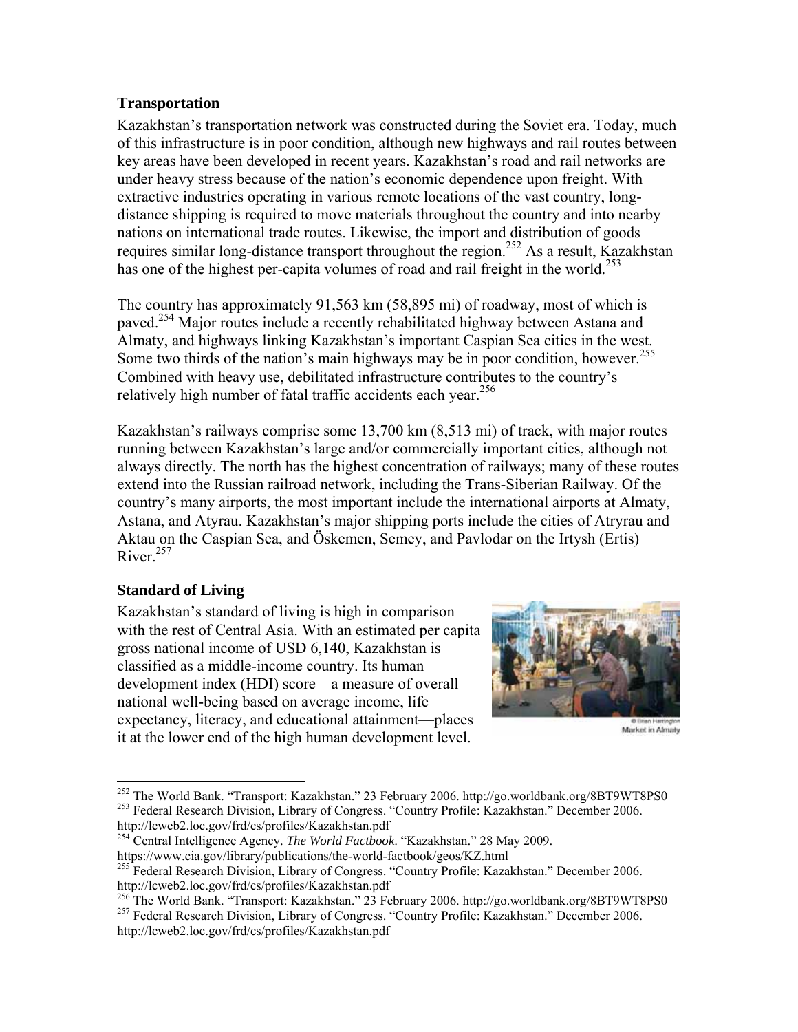## Transportation

Kazakhstan's transportation network was constructed during the Soviet era. Today, much of this infrastructure is in poor condition, although new highways and rail routes between key areas have been developed in recent years. Kazakhstan's road and rail networks are under heavy stress because of the nation's economic dependence upon freight. With extractive industries operating in various remote locations of the vast country, long-distance shipping is required to move materials throughout the country and into nearby nations on international trade routes. Likewise, the import and distribution of goods requires similar long-distance transport throughout the region.[252] As a result, Kazakhstan has one of the highest per-capita volumes of road and rail freight in the world.[253]

The country has approximately 91,563 km (58,895 mi) of roadway, most of which is paved.[254] Major routes include a recently rehabilitated highway between Astana and Almaty, and highways linking Kazakhstan's important Caspian Sea cities in the west. Some two thirds of the nation's main highways may be in poor condition, however.[255] Combined with heavy use, debilitated infrastructure contributes to the country's relatively high number of fatal traffic accidents each year.[256]

Kazakhstan's railways comprise some 13,700 km (8,513 mi) of track, with major routes running between Kazakhstan's large and/or commercially important cities, although not always directly. The north has the highest concentration of railways; many of these routes extend into the Russian railroad network, including the Trans-Siberian Railway. Of the country's many airports, the most important include the international airports at Almaty, Astana, and Atyrau. Kazakhstan's major shipping ports include the cities of Atryrau and Aktau on the Caspian Sea, and Öskemen, Semey, and Pavlodar on the Irtysh (Ertis) River.[257]

## Standard of Living

Kazakhstan's standard of living is high in comparison with the rest of Central Asia. With an estimated per capita gross national income of USD 6,140, Kazakhstan is classified as a middle-income country. Its human development index (HDI) score—a measure of overall national well-being based on average income, life expectancy, literacy, and educational attainment—places it at the lower end of the high human development level.

Market in Almaty

---

[252] The World Bank. "Transport: Kazakhstan." 23 February 2006. http://go.worldbank.org/8BT9WT8PS0

[253] Federal Research Division, Library of Congress. "Country Profile: Kazakhstan." December 2006. http://lcweb2.loc.gov/frd/cs/profiles/Kazakhstan.pdf

[254] Central Intelligence Agency. *The World Factbook*. "Kazakhstan." 28 May 2009. https://www.cia.gov/library/publications/the-world-factbook/geos/KZ.html

[255] Federal Research Division, Library of Congress. "Country Profile: Kazakhstan." December 2006. http://lcweb2.loc.gov/frd/cs/profiles/Kazakhstan.pdf

[256] The World Bank. "Transport: Kazakhstan." 23 February 2006. http://go.worldbank.org/8BT9WT8PS0

[257] Federal Research Division, Library of Congress. "Country Profile: Kazakhstan." December 2006. http://lcweb2.loc.gov/frd/cs/profiles/Kazakhstan.pdf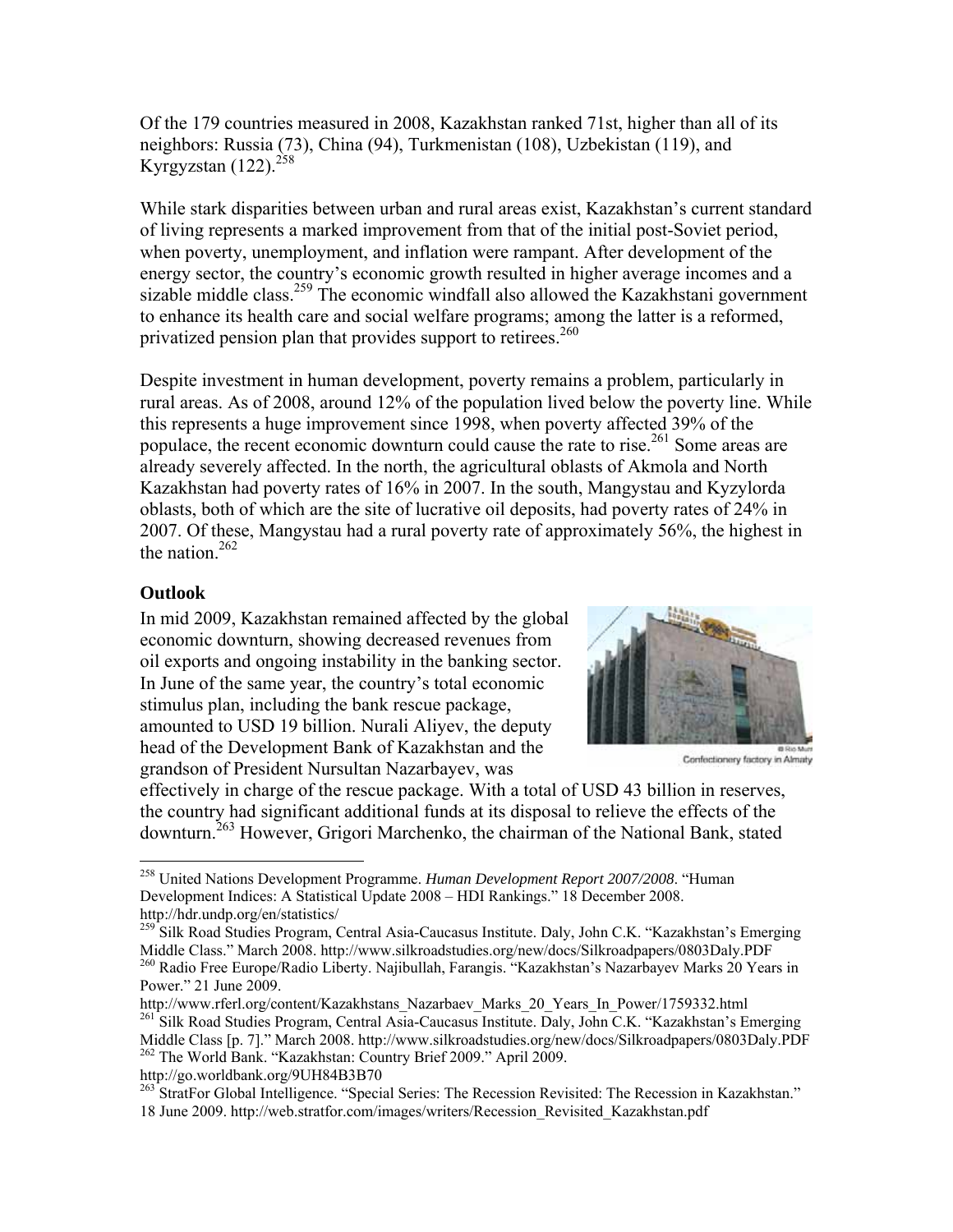Of the 179 countries measured in 2008, Kazakhstan ranked 71st, higher than all of its neighbors: Russia (73), China (94), Turkmenistan (108), Uzbekistan (119), and Kyrgyzstan (122).[258]

While stark disparities between urban and rural areas exist, Kazakhstan's current standard of living represents a marked improvement from that of the initial post-Soviet period, when poverty, unemployment, and inflation were rampant. After development of the energy sector, the country's economic growth resulted in higher average incomes and a sizable middle class.[259] The economic windfall also allowed the Kazakhstani government to enhance its health care and social welfare programs; among the latter is a reformed, privatized pension plan that provides support to retirees.[260]

Despite investment in human development, poverty remains a problem, particularly in rural areas. As of 2008, around 12% of the population lived below the poverty line. While this represents a huge improvement since 1998, when poverty affected 39% of the populace, the recent economic downturn could cause the rate to rise.[261] Some areas are already severely affected. In the north, the agricultural oblasts of Akmola and North Kazakhstan had poverty rates of 16% in 2007. In the south, Mangystau and Kyzylorda oblasts, both of which are the site of lucrative oil deposits, had poverty rates of 24% in 2007. Of these, Mangystau had a rural poverty rate of approximately 56%, the highest in the nation.[262]

## Outlook

In mid 2009, Kazakhstan remained affected by the global economic downturn, showing decreased revenues from oil exports and ongoing instability in the banking sector. In June of the same year, the country's total economic stimulus plan, including the bank rescue package, amounted to USD 19 billion. Nurali Aliyev, the deputy head of the Development Bank of Kazakhstan and the grandson of President Nursultan Nazarbayev, was effectively in charge of the rescue package. With a total of USD 43 billion in reserves, the country had significant additional funds at its disposal to relieve the effects of the downturn.[263] However, Grigori Marchenko, the chairman of the National Bank, stated

Confectionery factory in Almaty

---

[258] United Nations Development Programme. *Human Development Report 2007/2008*. "Human Development Indices: A Statistical Update 2008 – HDI Rankings." 18 December 2008. http://hdr.undp.org/en/statistics/

[259] Silk Road Studies Program, Central Asia-Caucasus Institute. Daly, John C.K. "Kazakhstan's Emerging Middle Class." March 2008. http://www.silkroadstudies.org/new/docs/Silkroadpapers/0803Daly.PDF

[260] Radio Free Europe/Radio Liberty. Najibullah, Farangis. "Kazakhstan's Nazarbayev Marks 20 Years in Power." 21 June 2009. http://www.rferl.org/content/Kazakhstans_Nazarbaev_Marks_20_Years_In_Power/1759332.html

[261] Silk Road Studies Program, Central Asia-Caucasus Institute. Daly, John C.K. "Kazakhstan's Emerging Middle Class [p. 7]." March 2008. http://www.silkroadstudies.org/new/docs/Silkroadpapers/0803Daly.PDF

[262] The World Bank. "Kazakhstan: Country Brief 2009." April 2009. http://go.worldbank.org/9UH84B3B70

[263] StratFor Global Intelligence. "Special Series: The Recession Revisited: The Recession in Kazakhstan." 18 June 2009. http://web.stratfor.com/images/writers/Recession_Revisited_Kazakhstan.pdf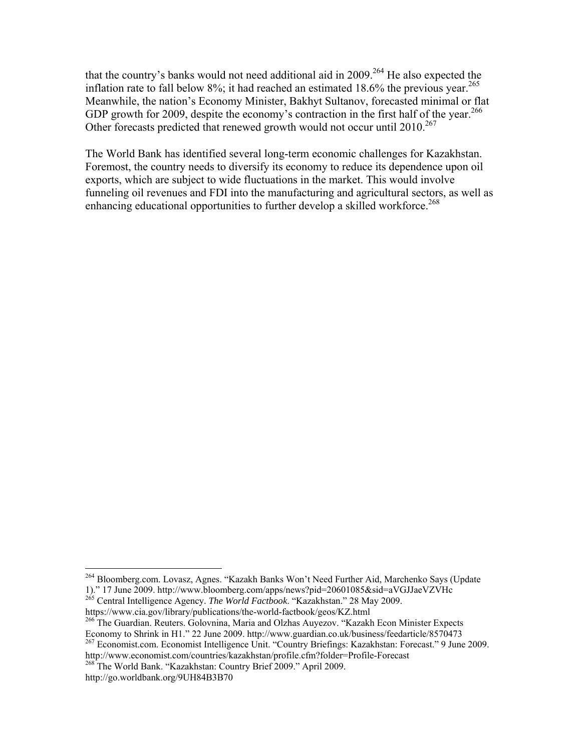that the country's banks would not need additional aid in 2009.[264] He also expected the inflation rate to fall below 8%; it had reached an estimated 18.6% the previous year.[265] Meanwhile, the nation's Economy Minister, Bakhyt Sultanov, forecasted minimal or flat GDP growth for 2009, despite the economy's contraction in the first half of the year.[266] Other forecasts predicted that renewed growth would not occur until 2010.[267]

The World Bank has identified several long-term economic challenges for Kazakhstan. Foremost, the country needs to diversify its economy to reduce its dependence upon oil exports, which are subject to wide fluctuations in the market. This would involve funneling oil revenues and FDI into the manufacturing and agricultural sectors, as well as enhancing educational opportunities to further develop a skilled workforce.[268]

---

[264] Bloomberg.com. Lovasz, Agnes. "Kazakh Banks Won't Need Further Aid, Marchenko Says (Update 1)." 17 June 2009. http://www.bloomberg.com/apps/news?pid=20601085&sid=aVGJJaeVZVHc

[265] Central Intelligence Agency. *The World Factbook*. "Kazakhstan." 28 May 2009. https://www.cia.gov/library/publications/the-world-factbook/geos/KZ.html

[266] The Guardian. Reuters. Golovnina, Maria and Olzhas Auyezov. "Kazakh Econ Minister Expects Economy to Shrink in H1." 22 June 2009. http://www.guardian.co.uk/business/feedarticle/8570473

[267] Economist.com. Economist Intelligence Unit. "Country Briefings: Kazakhstan: Forecast." 9 June 2009. http://www.economist.com/countries/kazakhstan/profile.cfm?folder=Profile-Forecast

[268] The World Bank. "Kazakhstan: Country Brief 2009." April 2009. http://go.worldbank.org/9UH84B3B70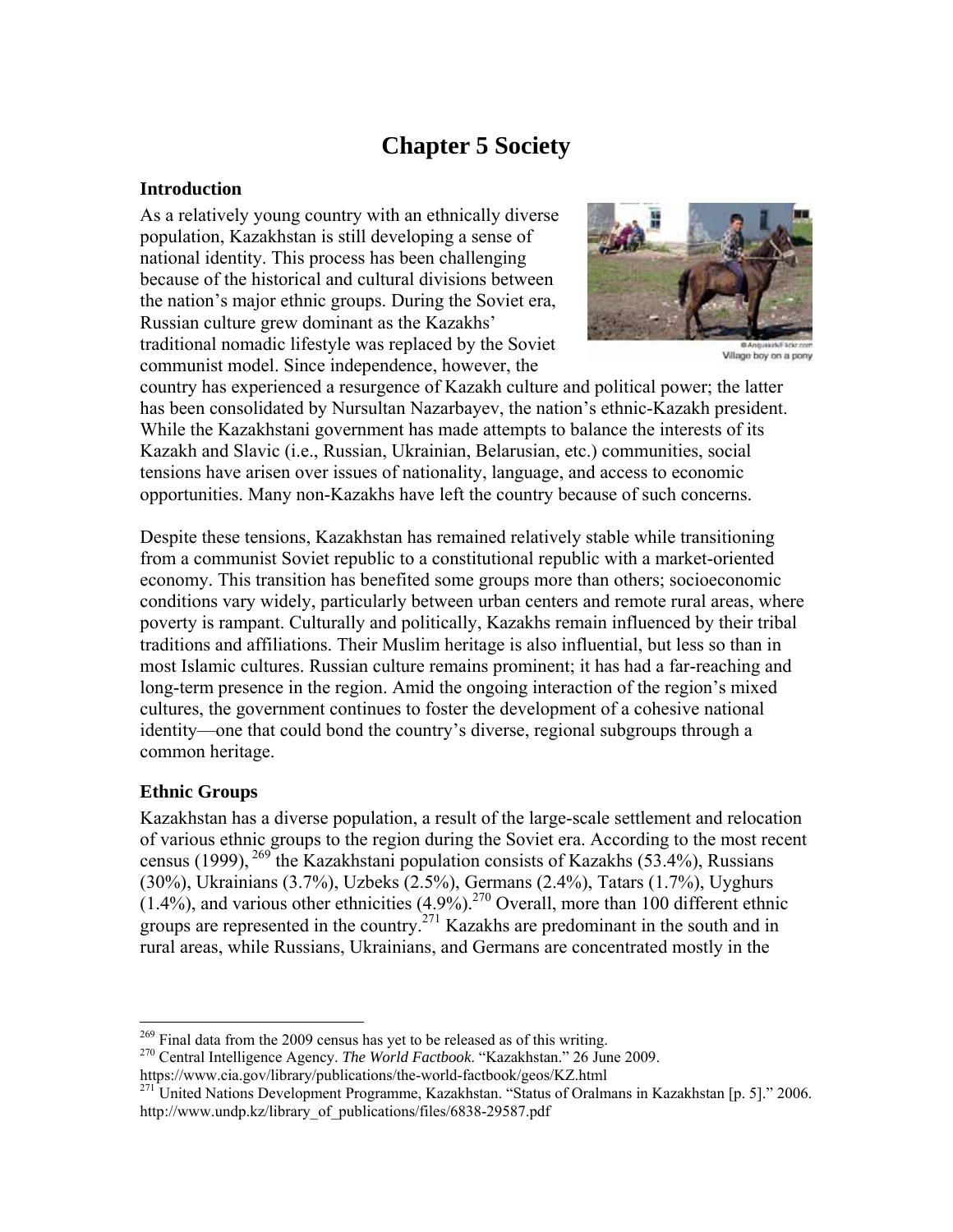# Chapter 5 Society

## Introduction

As a relatively young country with an ethnically diverse population, Kazakhstan is still developing a sense of national identity. This process has been challenging because of the historical and cultural divisions between the nation's major ethnic groups. During the Soviet era, Russian culture grew dominant as the Kazakhs' traditional nomadic lifestyle was replaced by the Soviet communist model. Since independence, however, the country has experienced a resurgence of Kazakh culture and political power; the latter has been consolidated by Nursultan Nazarbayev, the nation's ethnic-Kazakh president. While the Kazakhstani government has made attempts to balance the interests of its Kazakh and Slavic (i.e., Russian, Ukrainian, Belarusian, etc.) communities, social tensions have arisen over issues of nationality, language, and access to economic opportunities. Many non-Kazakhs have left the country because of such concerns.

Village boy on a pony

Despite these tensions, Kazakhstan has remained relatively stable while transitioning from a communist Soviet republic to a constitutional republic with a market-oriented economy. This transition has benefited some groups more than others; socioeconomic conditions vary widely, particularly between urban centers and remote rural areas, where poverty is rampant. Culturally and politically, Kazakhs remain influenced by their tribal traditions and affiliations. Their Muslim heritage is also influential, but less so than in most Islamic cultures. Russian culture remains prominent; it has had a far-reaching and long-term presence in the region. Amid the ongoing interaction of the region's mixed cultures, the government continues to foster the development of a cohesive national identity—one that could bond the country's diverse, regional subgroups through a common heritage.

## Ethnic Groups

Kazakhstan has a diverse population, a result of the large-scale settlement and relocation of various ethnic groups to the region during the Soviet era. According to the most recent census (1999), [269] the Kazakhstani population consists of Kazakhs (53.4%), Russians (30%), Ukrainians (3.7%), Uzbeks (2.5%), Germans (2.4%), Tatars (1.7%), Uyghurs (1.4%), and various other ethnicities (4.9%).[270] Overall, more than 100 different ethnic groups are represented in the country.[271] Kazakhs are predominant in the south and in rural areas, while Russians, Ukrainians, and Germans are concentrated mostly in the

---

[269] Final data from the 2009 census has yet to be released as of this writing.

[270] Central Intelligence Agency. *The World Factbook*. "Kazakhstan." 26 June 2009. https://www.cia.gov/library/publications/the-world-factbook/geos/KZ.html

[271] United Nations Development Programme, Kazakhstan. "Status of Oralmans in Kazakhstan [p. 5]." 2006. http://www.undp.kz/library_of_publications/files/6838-29587.pdf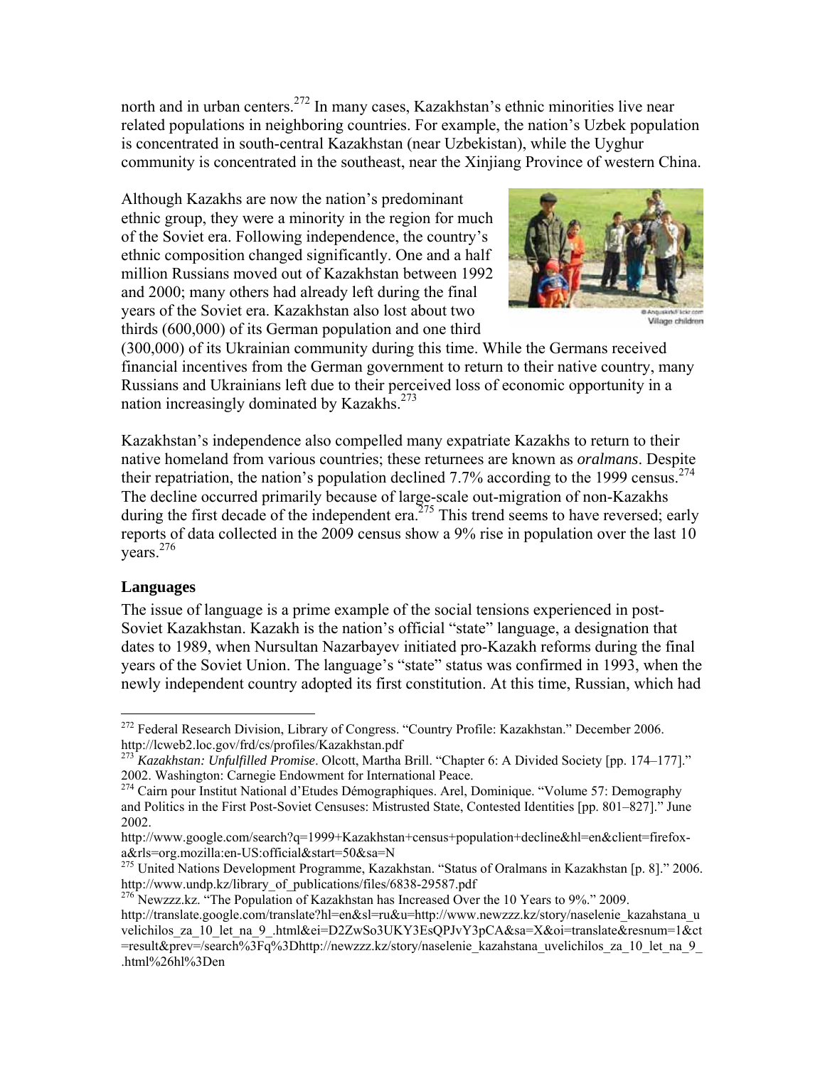north and in urban centers.[272] In many cases, Kazakhstan's ethnic minorities live near related populations in neighboring countries. For example, the nation's Uzbek population is concentrated in south-central Kazakhstan (near Uzbekistan), while the Uyghur community is concentrated in the southeast, near the Xinjiang Province of western China.

Although Kazakhs are now the nation's predominant ethnic group, they were a minority in the region for much of the Soviet era. Following independence, the country's ethnic composition changed significantly. One and a half million Russians moved out of Kazakhstan between 1992 and 2000; many others had already left during the final years of the Soviet era. Kazakhstan also lost about two thirds (600,000) of its German population and one third (300,000) of its Ukrainian community during this time. While the Germans received financial incentives from the German government to return to their native country, many Russians and Ukrainians left due to their perceived loss of economic opportunity in a nation increasingly dominated by Kazakhs.[273]

© Anguskirk / flickr.com
Village children

Kazakhstan's independence also compelled many expatriate Kazakhs to return to their native homeland from various countries; these returnees are known as *oralmans*. Despite their repatriation, the nation's population declined 7.7% according to the 1999 census.[274] The decline occurred primarily because of large-scale out-migration of non-Kazakhs during the first decade of the independent era.[275] This trend seems to have reversed; early reports of data collected in the 2009 census show a 9% rise in population over the last 10 years.[276]

### Languages

The issue of language is a prime example of the social tensions experienced in post-Soviet Kazakhstan. Kazakh is the nation's official "state" language, a designation that dates to 1989, when Nursultan Nazarbayev initiated pro-Kazakh reforms during the final years of the Soviet Union. The language's "state" status was confirmed in 1993, when the newly independent country adopted its first constitution. At this time, Russian, which had

---

[272] Federal Research Division, Library of Congress. "Country Profile: Kazakhstan." December 2006. http://lcweb2.loc.gov/frd/cs/profiles/Kazakhstan.pdf

[273] *Kazakhstan: Unfulfilled Promise*. Olcott, Martha Brill. "Chapter 6: A Divided Society [pp. 174–177]." 2002. Washington: Carnegie Endowment for International Peace.

[274] Cairn pour Institut National d'Etudes Démographiques. Arel, Dominique. "Volume 57: Demography and Politics in the First Post-Soviet Censuses: Mistrusted State, Contested Identities [pp. 801–827]." June 2002.
http://www.google.com/search?q=1999+Kazakhstan+census+population+decline&hl=en&client=firefox-a&rls=org.mozilla:en-US:official&start=50&sa=N

[275] United Nations Development Programme, Kazakhstan. "Status of Oralmans in Kazakhstan [p. 8]." 2006. http://www.undp.kz/library_of_publications/files/6838-29587.pdf

[276] Newzzz.kz. "The Population of Kazakhstan has Increased Over the 10 Years to 9%." 2009.
http://translate.google.com/translate?hl=en&sl=ru&u=http://www.newzzz.kz/story/naselenie_kazahstana_uvelichilos_za_10_let_na_9_.html&ei=D2ZwSo3UKY3EsQPJvY3pCA&sa=X&oi=translate&resnum=1&ct=result&prev=/search%3Fq%3Dhttp://newzzz.kz/story/naselenie_kazahstana_uvelichilos_za_10_let_na_9_.html%26hl%3Den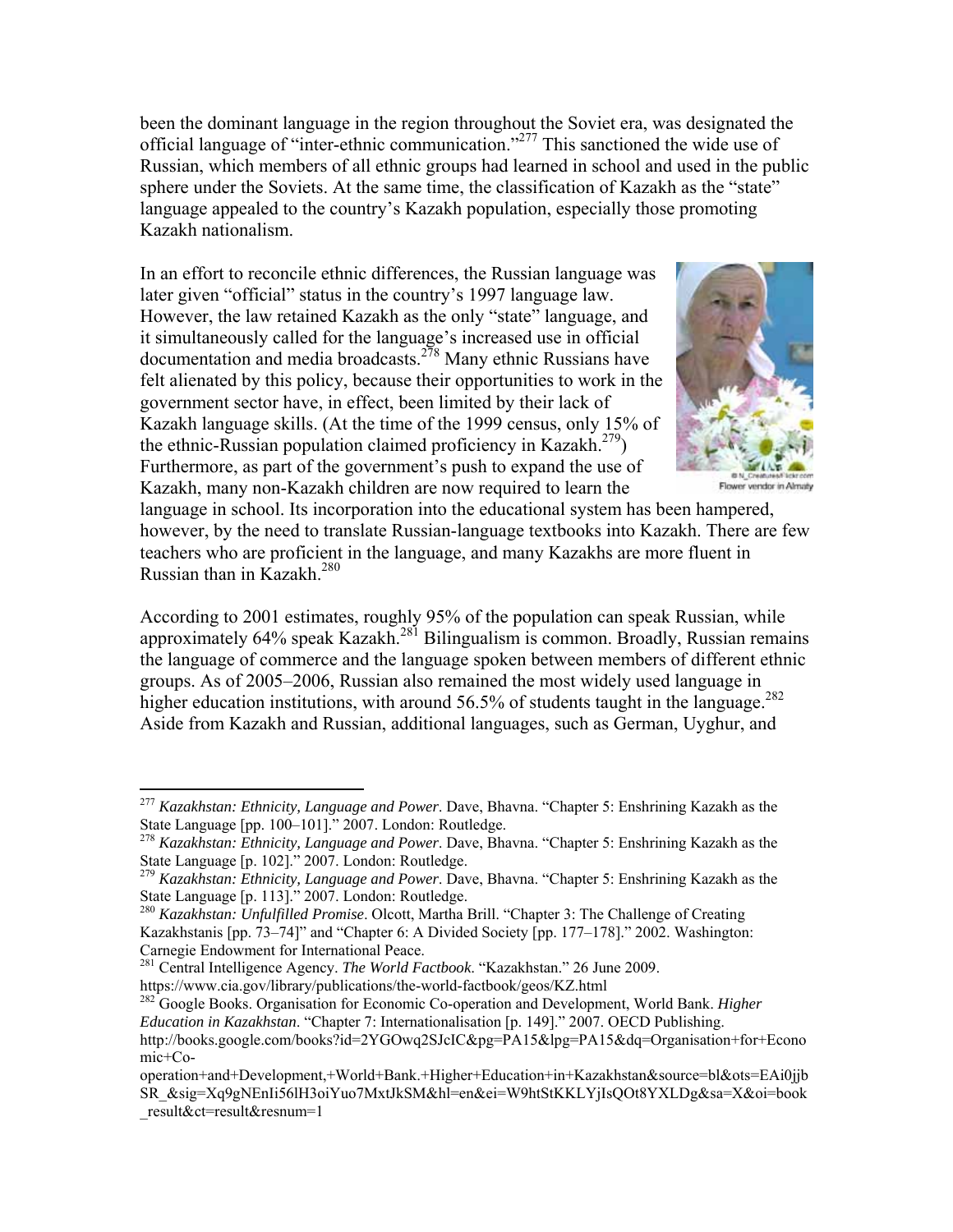been the dominant language in the region throughout the Soviet era, was designated the official language of "inter-ethnic communication."[277] This sanctioned the wide use of Russian, which members of all ethnic groups had learned in school and used in the public sphere under the Soviets. At the same time, the classification of Kazakh as the "state" language appealed to the country's Kazakh population, especially those promoting Kazakh nationalism.

In an effort to reconcile ethnic differences, the Russian language was later given "official" status in the country's 1997 language law. However, the law retained Kazakh as the only "state" language, and it simultaneously called for the language's increased use in official documentation and media broadcasts.[278] Many ethnic Russians have felt alienated by this policy, because their opportunities to work in the government sector have, in effect, been limited by their lack of Kazakh language skills. (At the time of the 1999 census, only 15% of the ethnic-Russian population claimed proficiency in Kazakh.[279]) Furthermore, as part of the government's push to expand the use of Kazakh, many non-Kazakh children are now required to learn the language in school. Its incorporation into the educational system has been hampered, however, by the need to translate Russian-language textbooks into Kazakh. There are few teachers who are proficient in the language, and many Kazakhs are more fluent in Russian than in Kazakh.[280]

© N_Creatures/Flickr.com
Flower vendor in Almaty

According to 2001 estimates, roughly 95% of the population can speak Russian, while approximately 64% speak Kazakh.[281] Bilingualism is common. Broadly, Russian remains the language of commerce and the language spoken between members of different ethnic groups. As of 2005–2006, Russian also remained the most widely used language in higher education institutions, with around 56.5% of students taught in the language.[282] Aside from Kazakh and Russian, additional languages, such as German, Uyghur, and

---

[277] *Kazakhstan: Ethnicity, Language and Power*. Dave, Bhavna. "Chapter 5: Enshrining Kazakh as the State Language [pp. 100–101]." 2007. London: Routledge.

[278] *Kazakhstan: Ethnicity, Language and Power*. Dave, Bhavna. "Chapter 5: Enshrining Kazakh as the State Language [p. 102]." 2007. London: Routledge.

[279] *Kazakhstan: Ethnicity, Language and Power*. Dave, Bhavna. "Chapter 5: Enshrining Kazakh as the State Language [p. 113]." 2007. London: Routledge.

[280] *Kazakhstan: Unfulfilled Promise*. Olcott, Martha Brill. "Chapter 3: The Challenge of Creating Kazakhstanis [pp. 73–74]" and "Chapter 6: A Divided Society [pp. 177–178]." 2002. Washington: Carnegie Endowment for International Peace.

[281] Central Intelligence Agency. *The World Factbook*. "Kazakhstan." 26 June 2009. https://www.cia.gov/library/publications/the-world-factbook/geos/KZ.html

[282] Google Books. Organisation for Economic Co-operation and Development, World Bank. *Higher Education in Kazakhstan*. "Chapter 7: Internationalisation [p. 149]." 2007. OECD Publishing. http://books.google.com/books?id=2YGOwq2SJcIC&pg=PA15&lpg=PA15&dq=Organisation+for+Economic+Co-operation+and+Development,+World+Bank.+Higher+Education+in+Kazakhstan&source=bl&ots=EAi0jjbSR_&sig=Xq9gNEnIi56lH3oiYuo7MxtJkSM&hl=en&ei=W9htStKKLYjIsQOt8YXLDg&sa=X&oi=book_result&ct=result&resnum=1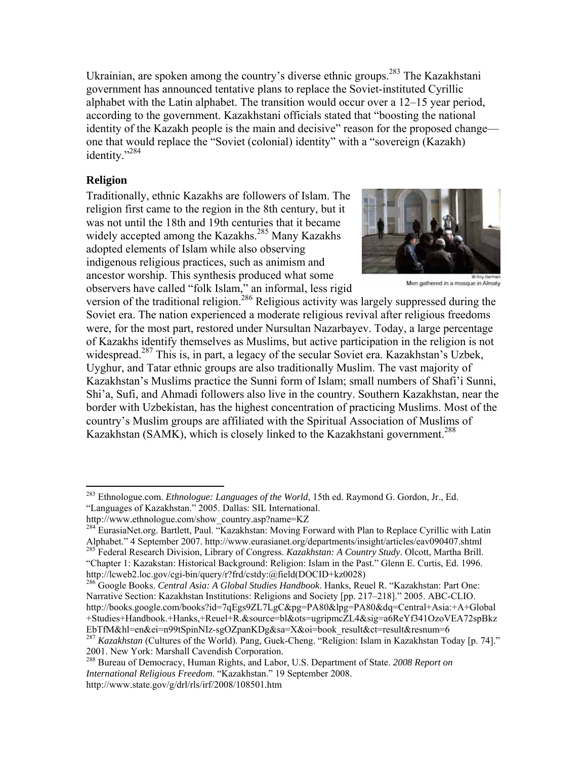Ukrainian, are spoken among the country's diverse ethnic groups.[283] The Kazakhstani government has announced tentative plans to replace the Soviet-instituted Cyrillic alphabet with the Latin alphabet. The transition would occur over a 12–15 year period, according to the government. Kazakhstani officials stated that "boosting the national identity of the Kazakh people is the main and decisive" reason for the proposed change—one that would replace the "Soviet (colonial) identity" with a "sovereign (Kazakh) identity."[284]

## Religion

Traditionally, ethnic Kazakhs are followers of Islam. The religion first came to the region in the 8th century, but it was not until the 18th and 19th centuries that it became widely accepted among the Kazakhs.[285] Many Kazakhs adopted elements of Islam while also observing indigenous religious practices, such as animism and ancestor worship. This synthesis produced what some observers have called "folk Islam," an informal, less rigid version of the traditional religion.[286] Religious activity was largely suppressed during the Soviet era. The nation experienced a moderate religious revival after religious freedoms were, for the most part, restored under Nursultan Nazarbayev. Today, a large percentage of Kazakhs identify themselves as Muslims, but active participation in the religion is not widespread.[287] This is, in part, a legacy of the secular Soviet era. Kazakhstan's Uzbek, Uyghur, and Tatar ethnic groups are also traditionally Muslim. The vast majority of Kazakhstan's Muslims practice the Sunni form of Islam; small numbers of Shafi'i Sunni, Shi'a, Sufi, and Ahmadi followers also live in the country. Southern Kazakhstan, near the border with Uzbekistan, has the highest concentration of practicing Muslims. Most of the country's Muslim groups are affiliated with the Spiritual Association of Muslims of Kazakhstan (SAMK), which is closely linked to the Kazakhstani government.[288]

© Roy Berman
Men gathered in a mosque in Almaty

---

[283] Ethnologue.com. *Ethnologue: Languages of the World*, 15th ed. Raymond G. Gordon, Jr., Ed. "Languages of Kazakhstan." 2005. Dallas: SIL International. http://www.ethnologue.com/show_country.asp?name=KZ

[284] EurasiaNet.org. Bartlett, Paul. "Kazakhstan: Moving Forward with Plan to Replace Cyrillic with Latin Alphabet." 4 September 2007. http://www.eurasianet.org/departments/insight/articles/eav090407.shtml

[285] Federal Research Division, Library of Congress. *Kazakhstan: A Country Study*. Olcott, Martha Brill. "Chapter 1: Kazakstan: Historical Background: Religion: Islam in the Past." Glenn E. Curtis, Ed. 1996. http://lcweb2.loc.gov/cgi-bin/query/r?frd/cstdy:@field(DOCID+kz0028)

[286] Google Books. *Central Asia: A Global Studies Handbook*. Hanks, Reuel R. "Kazakhstan: Part One: Narrative Section: Kazakhstan Institutions: Religions and Society [pp. 217–218]." 2005. ABC-CLIO. http://books.google.com/books?id=7qEgs9ZL7LgC&pg=PA80&lpg=PA80&dq=Central+Asia:+A+Global+Studies+Handbook.+Hanks,+Reuel+R.&source=bl&ots=ugripmcZL4&sig=a6ReYf341OzoVEA72spBkzEbTfM&hl=en&ei=n99tSpinNIz-sgOZpanKDg&sa=X&oi=book_result&ct=result&resnum=6

[287] *Kazakhstan* (Cultures of the World). Pang, Guek-Cheng. "Religion: Islam in Kazakhstan Today [p. 74]." 2001. New York: Marshall Cavendish Corporation.

[288] Bureau of Democracy, Human Rights, and Labor, U.S. Department of State. *2008 Report on International Religious Freedom*. "Kazakhstan." 19 September 2008. http://www.state.gov/g/drl/rls/irf/2008/108501.htm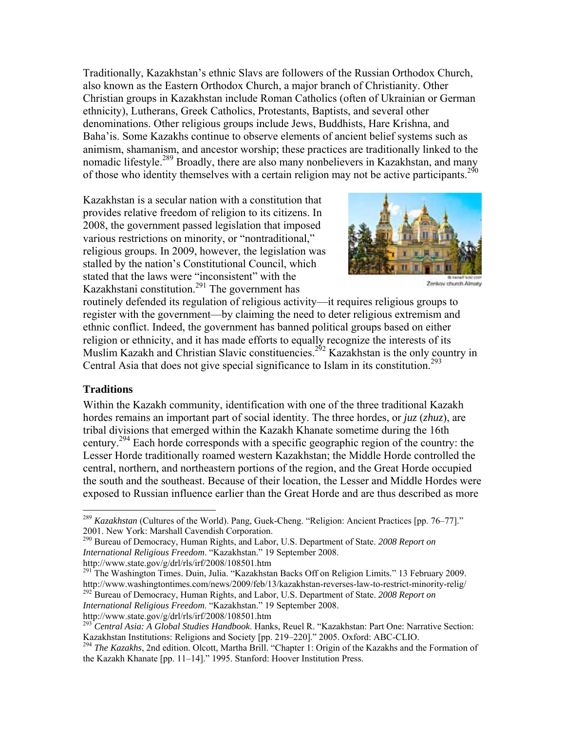Traditionally, Kazakhstan's ethnic Slavs are followers of the Russian Orthodox Church, also known as the Eastern Orthodox Church, a major branch of Christianity. Other Christian groups in Kazakhstan include Roman Catholics (often of Ukrainian or German ethnicity), Lutherans, Greek Catholics, Protestants, Baptists, and several other denominations. Other religious groups include Jews, Buddhists, Hare Krishna, and Baha'is. Some Kazakhs continue to observe elements of ancient belief systems such as animism, shamanism, and ancestor worship; these practices are traditionally linked to the nomadic lifestyle.[289] Broadly, there are also many nonbelievers in Kazakhstan, and many of those who identity themselves with a certain religion may not be active participants.[290]

Kazakhstan is a secular nation with a constitution that provides relative freedom of religion to its citizens. In 2008, the government passed legislation that imposed various restrictions on minority, or "nontraditional," religious groups. In 2009, however, the legislation was stalled by the nation's Constitutional Council, which stated that the laws were "inconsistent" with the Kazakhstani constitution.[291] The government has routinely defended its regulation of religious activity—it requires religious groups to register with the government—by claiming the need to deter religious extremism and ethnic conflict. Indeed, the government has banned political groups based on either religion or ethnicity, and it has made efforts to equally recognize the interests of its Muslim Kazakh and Christian Slavic constituencies.[292] Kazakhstan is the only country in Central Asia that does not give special significance to Islam in its constitution.[293]

Zenkov church Almaty

## Traditions

Within the Kazakh community, identification with one of the three traditional Kazakh hordes remains an important part of social identity. The three hordes, or *juz* (*zhuz*), are tribal divisions that emerged within the Kazakh Khanate sometime during the 16th century.[294] Each horde corresponds with a specific geographic region of the country: the Lesser Horde traditionally roamed western Kazakhstan; the Middle Horde controlled the central, northern, and northeastern portions of the region, and the Great Horde occupied the south and the southeast. Because of their location, the Lesser and Middle Hordes were exposed to Russian influence earlier than the Great Horde and are thus described as more

---

[289] *Kazakhstan* (Cultures of the World). Pang, Guek-Cheng. "Religion: Ancient Practices [pp. 76–77]." 2001. New York: Marshall Cavendish Corporation.

[290] Bureau of Democracy, Human Rights, and Labor, U.S. Department of State. *2008 Report on International Religious Freedom*. "Kazakhstan." 19 September 2008. http://www.state.gov/g/drl/rls/irf/2008/108501.htm

[291] The Washington Times. Duin, Julia. "Kazakhstan Backs Off on Religion Limits." 13 February 2009. http://www.washingtontimes.com/news/2009/feb/13/kazakhstan-reverses-law-to-restrict-minority-relig/

[292] Bureau of Democracy, Human Rights, and Labor, U.S. Department of State. *2008 Report on International Religious Freedom*. "Kazakhstan." 19 September 2008. http://www.state.gov/g/drl/rls/irf/2008/108501.htm

[293] *Central Asia: A Global Studies Handbook*. Hanks, Reuel R. "Kazakhstan: Part One: Narrative Section: Kazakhstan Institutions: Religions and Society [pp. 219–220]." 2005. Oxford: ABC-CLIO.

[294] *The Kazakhs*, 2nd edition. Olcott, Martha Brill. "Chapter 1: Origin of the Kazakhs and the Formation of the Kazakh Khanate [pp. 11–14]." 1995. Stanford: Hoover Institution Press.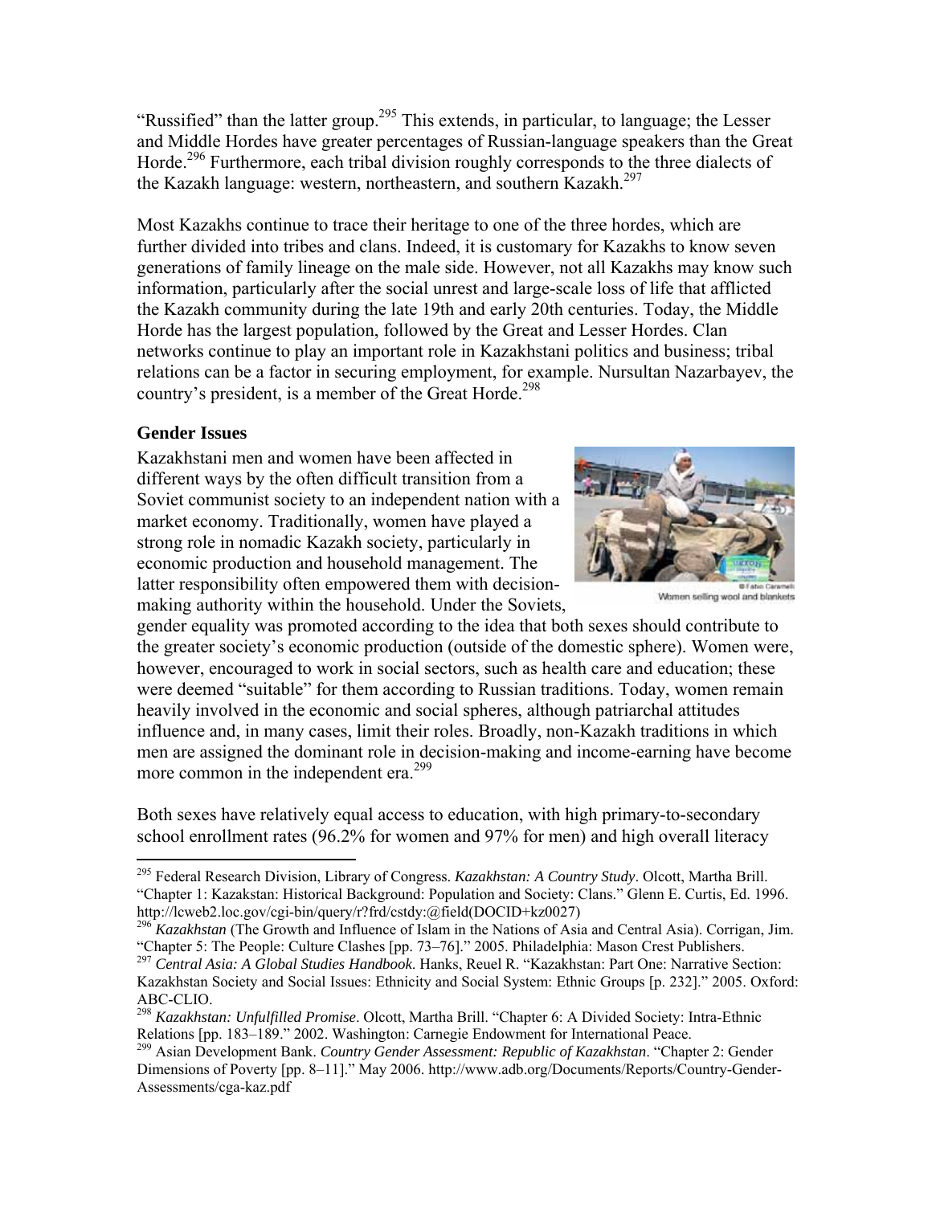"Russified" than the latter group.[295] This extends, in particular, to language; the Lesser and Middle Hordes have greater percentages of Russian-language speakers than the Great Horde.[296] Furthermore, each tribal division roughly corresponds to the three dialects of the Kazakh language: western, northeastern, and southern Kazakh.[297]

Most Kazakhs continue to trace their heritage to one of the three hordes, which are further divided into tribes and clans. Indeed, it is customary for Kazakhs to know seven generations of family lineage on the male side. However, not all Kazakhs may know such information, particularly after the social unrest and large-scale loss of life that afflicted the Kazakh community during the late 19th and early 20th centuries. Today, the Middle Horde has the largest population, followed by the Great and Lesser Hordes. Clan networks continue to play an important role in Kazakhstani politics and business; tribal relations can be a factor in securing employment, for example. Nursultan Nazarbayev, the country's president, is a member of the Great Horde.[298]

### Gender Issues

Kazakhstani men and women have been affected in different ways by the often difficult transition from a Soviet communist society to an independent nation with a market economy. Traditionally, women have played a strong role in nomadic Kazakh society, particularly in economic production and household management. The latter responsibility often empowered them with decision-making authority within the household. Under the Soviets, gender equality was promoted according to the idea that both sexes should contribute to the greater society's economic production (outside of the domestic sphere). Women were, however, encouraged to work in social sectors, such as health care and education; these were deemed "suitable" for them according to Russian traditions. Today, women remain heavily involved in the economic and social spheres, although patriarchal attitudes influence and, in many cases, limit their roles. Broadly, non-Kazakh traditions in which men are assigned the dominant role in decision-making and income-earning have become more common in the independent era.[299]

© Fabio Caramelli
Women selling wool and blankets

Both sexes have relatively equal access to education, with high primary-to-secondary school enrollment rates (96.2% for women and 97% for men) and high overall literacy

---

[295] Federal Research Division, Library of Congress. *Kazakhstan: A Country Study*. Olcott, Martha Brill. "Chapter 1: Kazakstan: Historical Background: Population and Society: Clans." Glenn E. Curtis, Ed. 1996. http://lcweb2.loc.gov/cgi-bin/query/r?frd/cstdy:@field(DOCID+kz0027)

[296] *Kazakhstan* (The Growth and Influence of Islam in the Nations of Asia and Central Asia). Corrigan, Jim. "Chapter 5: The People: Culture Clashes [pp. 73–76]." 2005. Philadelphia: Mason Crest Publishers.

[297] *Central Asia: A Global Studies Handbook*. Hanks, Reuel R. "Kazakhstan: Part One: Narrative Section: Kazakhstan Society and Social Issues: Ethnicity and Social System: Ethnic Groups [p. 232]." 2005. Oxford: ABC-CLIO.

[298] *Kazakhstan: Unfulfilled Promise*. Olcott, Martha Brill. "Chapter 6: A Divided Society: Intra-Ethnic Relations [pp. 183–189." 2002. Washington: Carnegie Endowment for International Peace.

[299] Asian Development Bank. *Country Gender Assessment: Republic of Kazakhstan*. "Chapter 2: Gender Dimensions of Poverty [pp. 8–11]." May 2006. http://www.adb.org/Documents/Reports/Country-Gender-Assessments/cga-kaz.pdf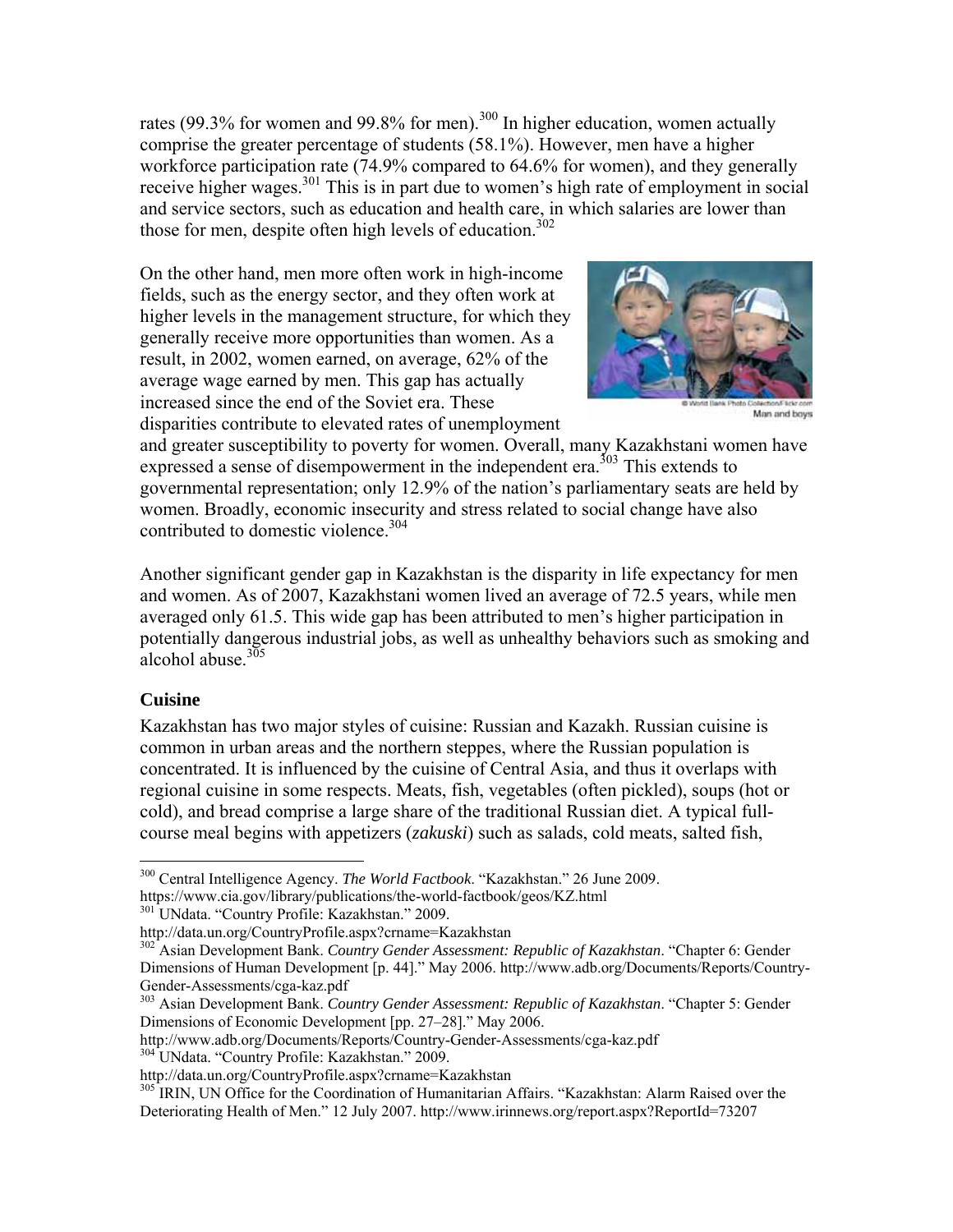rates (99.3% for women and 99.8% for men).[300] In higher education, women actually comprise the greater percentage of students (58.1%). However, men have a higher workforce participation rate (74.9% compared to 64.6% for women), and they generally receive higher wages.[301] This is in part due to women's high rate of employment in social and service sectors, such as education and health care, in which salaries are lower than those for men, despite often high levels of education.[302]

On the other hand, men more often work in high-income fields, such as the energy sector, and they often work at higher levels in the management structure, for which they generally receive more opportunities than women. As a result, in 2002, women earned, on average, 62% of the average wage earned by men. This gap has actually increased since the end of the Soviet era. These disparities contribute to elevated rates of unemployment and greater susceptibility to poverty for women. Overall, many Kazakhstani women have expressed a sense of disempowerment in the independent era.[303] This extends to governmental representation; only 12.9% of the nation's parliamentary seats are held by women. Broadly, economic insecurity and stress related to social change have also contributed to domestic violence.[304]

© World Bank Photo Collection/Flickr.com

Man and boys

Another significant gender gap in Kazakhstan is the disparity in life expectancy for men and women. As of 2007, Kazakhstani women lived an average of 72.5 years, while men averaged only 61.5. This wide gap has been attributed to men's higher participation in potentially dangerous industrial jobs, as well as unhealthy behaviors such as smoking and alcohol abuse.[305]

## Cuisine

Kazakhstan has two major styles of cuisine: Russian and Kazakh. Russian cuisine is common in urban areas and the northern steppes, where the Russian population is concentrated. It is influenced by the cuisine of Central Asia, and thus it overlaps with regional cuisine in some respects. Meats, fish, vegetables (often pickled), soups (hot or cold), and bread comprise a large share of the traditional Russian diet. A typical full-course meal begins with appetizers (*zakuski*) such as salads, cold meats, salted fish,

---

[300] Central Intelligence Agency. *The World Factbook*. "Kazakhstan." 26 June 2009. https://www.cia.gov/library/publications/the-world-factbook/geos/KZ.html

[301] UNdata. "Country Profile: Kazakhstan." 2009. http://data.un.org/CountryProfile.aspx?crname=Kazakhstan

[302] Asian Development Bank. *Country Gender Assessment: Republic of Kazakhstan*. "Chapter 6: Gender Dimensions of Human Development [p. 44]." May 2006. http://www.adb.org/Documents/Reports/Country-Gender-Assessments/cga-kaz.pdf

[303] Asian Development Bank. *Country Gender Assessment: Republic of Kazakhstan*. "Chapter 5: Gender Dimensions of Economic Development [pp. 27–28]." May 2006. http://www.adb.org/Documents/Reports/Country-Gender-Assessments/cga-kaz.pdf

[304] UNdata. "Country Profile: Kazakhstan." 2009. http://data.un.org/CountryProfile.aspx?crname=Kazakhstan

[305] IRIN, UN Office for the Coordination of Humanitarian Affairs. "Kazakhstan: Alarm Raised over the Deteriorating Health of Men." 12 July 2007. http://www.irinnews.org/report.aspx?ReportId=73207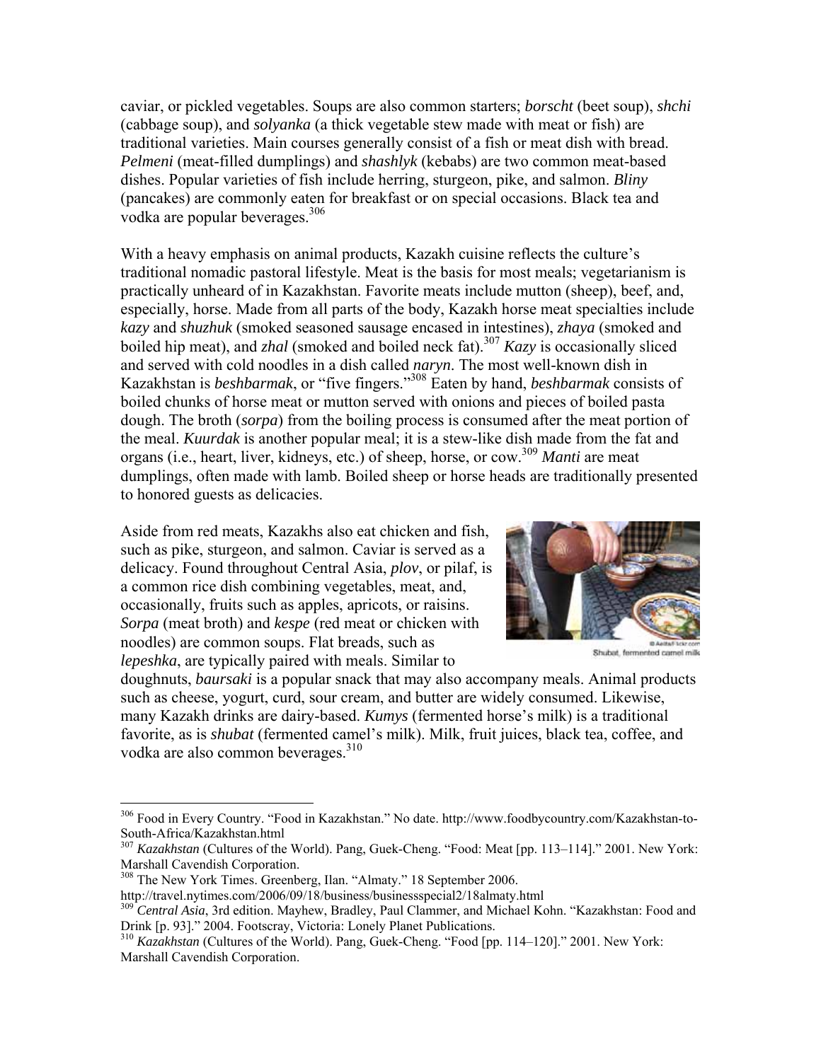caviar, or pickled vegetables. Soups are also common starters; *borscht* (beet soup), *shchi* (cabbage soup), and *solyanka* (a thick vegetable stew made with meat or fish) are traditional varieties. Main courses generally consist of a fish or meat dish with bread. *Pelmeni* (meat-filled dumplings) and *shashlyk* (kebabs) are two common meat-based dishes. Popular varieties of fish include herring, sturgeon, pike, and salmon. *Bliny* (pancakes) are commonly eaten for breakfast or on special occasions. Black tea and vodka are popular beverages.[306]

With a heavy emphasis on animal products, Kazakh cuisine reflects the culture's traditional nomadic pastoral lifestyle. Meat is the basis for most meals; vegetarianism is practically unheard of in Kazakhstan. Favorite meats include mutton (sheep), beef, and, especially, horse. Made from all parts of the body, Kazakh horse meat specialties include *kazy* and *shuzhuk* (smoked seasoned sausage encased in intestines), *zhaya* (smoked and boiled hip meat), and *zhal* (smoked and boiled neck fat).[307] *Kazy* is occasionally sliced and served with cold noodles in a dish called *naryn*. The most well-known dish in Kazakhstan is *beshbarmak*, or "five fingers."[308] Eaten by hand, *beshbarmak* consists of boiled chunks of horse meat or mutton served with onions and pieces of boiled pasta dough. The broth (*sorpa*) from the boiling process is consumed after the meat portion of the meal. *Kuurdak* is another popular meal; it is a stew-like dish made from the fat and organs (i.e., heart, liver, kidneys, etc.) of sheep, horse, or cow.[309] *Manti* are meat dumplings, often made with lamb. Boiled sheep or horse heads are traditionally presented to honored guests as delicacies.

Aside from red meats, Kazakhs also eat chicken and fish, such as pike, sturgeon, and salmon. Caviar is served as a delicacy. Found throughout Central Asia, *plov*, or pilaf, is a common rice dish combining vegetables, meat, and, occasionally, fruits such as apples, apricots, or raisins. *Sorpa* (meat broth) and *kespe* (red meat or chicken with noodles) are common soups. Flat breads, such as *lepeshka*, are typically paired with meals. Similar to doughnuts, *baursaki* is a popular snack that may also accompany meals. Animal products such as cheese, yogurt, curd, sour cream, and butter are widely consumed. Likewise, many Kazakh drinks are dairy-based. *Kumys* (fermented horse's milk) is a traditional favorite, as is *shubat* (fermented camel's milk). Milk, fruit juices, black tea, coffee, and vodka are also common beverages.[310]

Shubat, fermented camel milk

---

[306] Food in Every Country. "Food in Kazakhstan." No date. http://www.foodbycountry.com/Kazakhstan-to-South-Africa/Kazakhstan.html

[307] *Kazakhstan* (Cultures of the World). Pang, Guek-Cheng. "Food: Meat [pp. 113–114]." 2001. New York: Marshall Cavendish Corporation.

[308] The New York Times. Greenberg, Ilan. "Almaty." 18 September 2006. http://travel.nytimes.com/2006/09/18/business/businessspecial2/18almaty.html

[309] *Central Asia*, 3rd edition. Mayhew, Bradley, Paul Clammer, and Michael Kohn. "Kazakhstan: Food and Drink [p. 93]." 2004. Footscray, Victoria: Lonely Planet Publications.

[310] *Kazakhstan* (Cultures of the World). Pang, Guek-Cheng. "Food [pp. 114–120]." 2001. New York: Marshall Cavendish Corporation.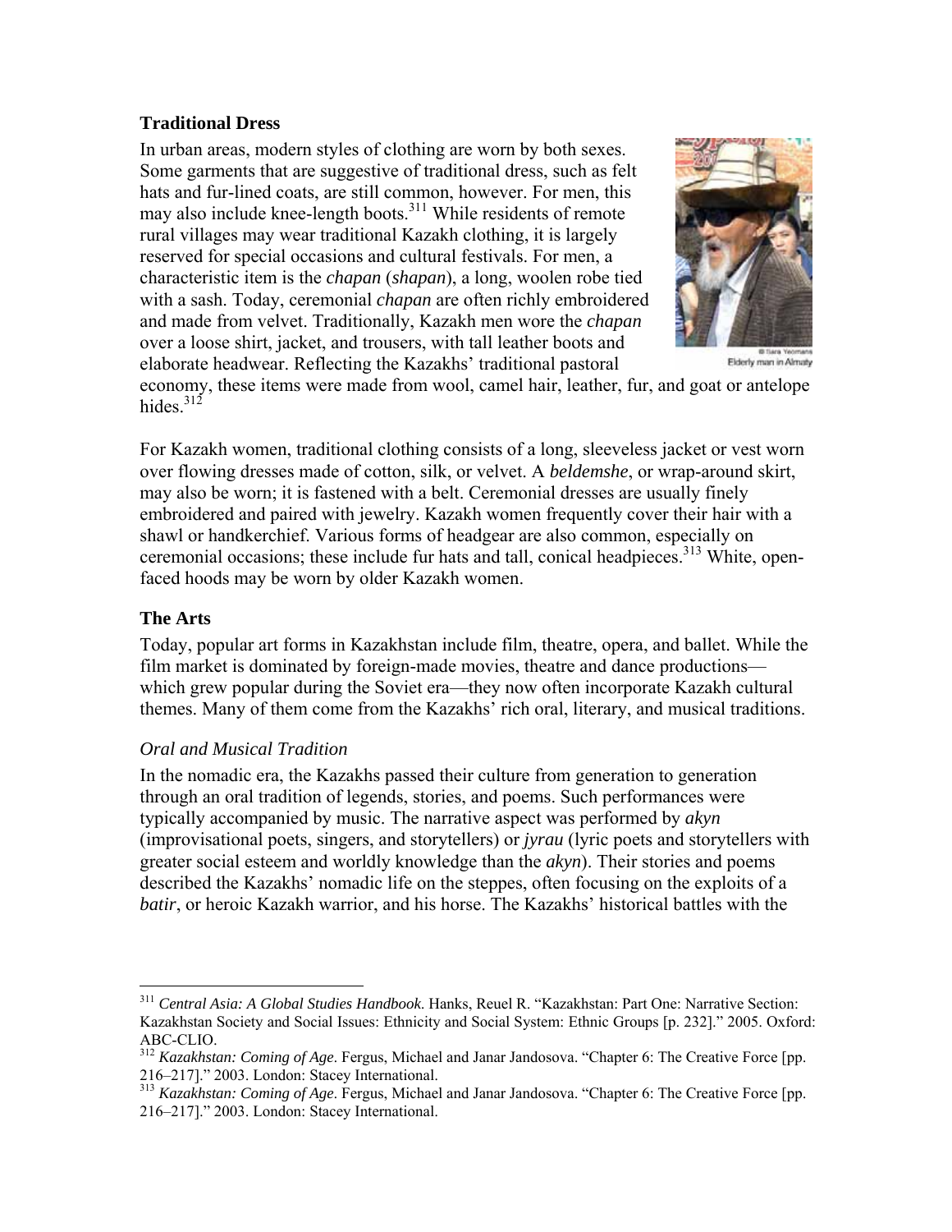## Traditional Dress

In urban areas, modern styles of clothing are worn by both sexes. Some garments that are suggestive of traditional dress, such as felt hats and fur-lined coats, are still common, however. For men, this may also include knee-length boots.[311] While residents of remote rural villages may wear traditional Kazakh clothing, it is largely reserved for special occasions and cultural festivals. For men, a characteristic item is the *chapan* (*shapan*), a long, woolen robe tied with a sash. Today, ceremonial *chapan* are often richly embroidered and made from velvet. Traditionally, Kazakh men wore the *chapan* over a loose shirt, jacket, and trousers, with tall leather boots and elaborate headwear. Reflecting the Kazakhs' traditional pastoral economy, these items were made from wool, camel hair, leather, fur, and goat or antelope hides.[312]

© Sara Yeomans
Elderly man in Almaty

For Kazakh women, traditional clothing consists of a long, sleeveless jacket or vest worn over flowing dresses made of cotton, silk, or velvet. A *beldemshe*, or wrap-around skirt, may also be worn; it is fastened with a belt. Ceremonial dresses are usually finely embroidered and paired with jewelry. Kazakh women frequently cover their hair with a shawl or handkerchief. Various forms of headgear are also common, especially on ceremonial occasions; these include fur hats and tall, conical headpieces.[313] White, open-faced hoods may be worn by older Kazakh women.

## The Arts

Today, popular art forms in Kazakhstan include film, theatre, opera, and ballet. While the film market is dominated by foreign-made movies, theatre and dance productions—which grew popular during the Soviet era—they now often incorporate Kazakh cultural themes. Many of them come from the Kazakhs' rich oral, literary, and musical traditions.

### *Oral and Musical Tradition*

In the nomadic era, the Kazakhs passed their culture from generation to generation through an oral tradition of legends, stories, and poems. Such performances were typically accompanied by music. The narrative aspect was performed by *akyn* (improvisational poets, singers, and storytellers) or *jyrau* (lyric poets and storytellers with greater social esteem and worldly knowledge than the *akyn*). Their stories and poems described the Kazakhs' nomadic life on the steppes, often focusing on the exploits of a *batir*, or heroic Kazakh warrior, and his horse. The Kazakhs' historical battles with the

---

[311] *Central Asia: A Global Studies Handbook*. Hanks, Reuel R. "Kazakhstan: Part One: Narrative Section: Kazakhstan Society and Social Issues: Ethnicity and Social System: Ethnic Groups [p. 232]." 2005. Oxford: ABC-CLIO.

[312] *Kazakhstan: Coming of Age*. Fergus, Michael and Janar Jandosova. "Chapter 6: The Creative Force [pp. 216–217]." 2003. London: Stacey International.

[313] *Kazakhstan: Coming of Age*. Fergus, Michael and Janar Jandosova. "Chapter 6: The Creative Force [pp. 216–217]." 2003. London: Stacey International.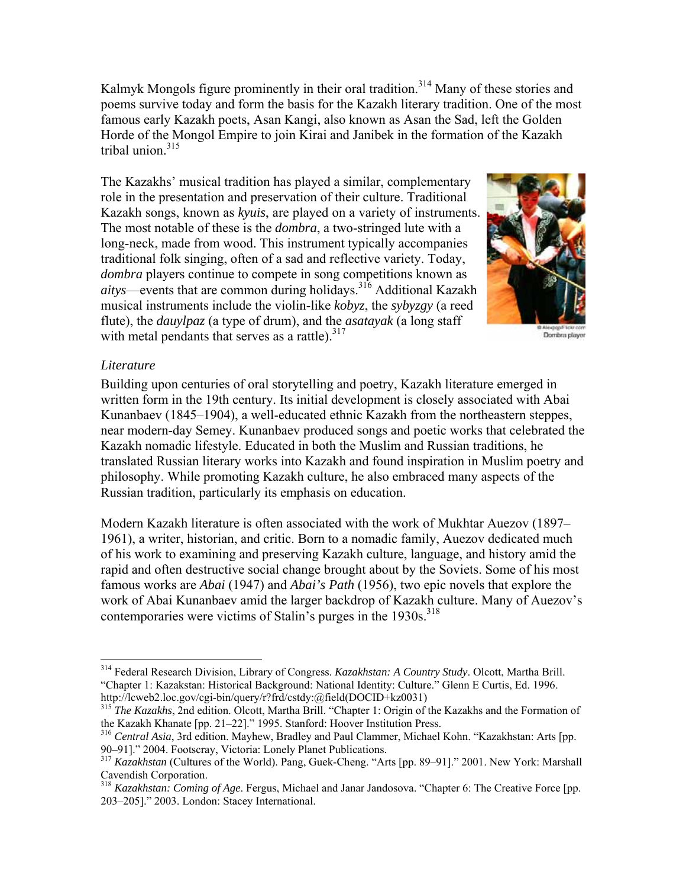Kalmyk Mongols figure prominently in their oral tradition.[314] Many of these stories and poems survive today and form the basis for the Kazakh literary tradition. One of the most famous early Kazakh poets, Asan Kangi, also known as Asan the Sad, left the Golden Horde of the Mongol Empire to join Kirai and Janibek in the formation of the Kazakh tribal union.[315]

The Kazakhs' musical tradition has played a similar, complementary role in the presentation and preservation of their culture. Traditional Kazakh songs, known as *kyuis*, are played on a variety of instruments. The most notable of these is the *dombra*, a two-stringed lute with a long-neck, made from wood. This instrument typically accompanies traditional folk singing, often of a sad and reflective variety. Today, *dombra* players continue to compete in song competitions known as *aitys*—events that are common during holidays.[316] Additional Kazakh musical instruments include the violin-like *kobyz*, the *sybyzgy* (a reed flute), the *dauylpaz* (a type of drum), and the *asatayak* (a long staff with metal pendants that serves as a rattle).[317]

© Alexpgpl flickr.com
Dombra player

*Literature*

Building upon centuries of oral storytelling and poetry, Kazakh literature emerged in written form in the 19th century. Its initial development is closely associated with Abai Kunanbaev (1845–1904), a well-educated ethnic Kazakh from the northeastern steppes, near modern-day Semey. Kunanbaev produced songs and poetic works that celebrated the Kazakh nomadic lifestyle. Educated in both the Muslim and Russian traditions, he translated Russian literary works into Kazakh and found inspiration in Muslim poetry and philosophy. While promoting Kazakh culture, he also embraced many aspects of the Russian tradition, particularly its emphasis on education.

Modern Kazakh literature is often associated with the work of Mukhtar Auezov (1897–1961), a writer, historian, and critic. Born to a nomadic family, Auezov dedicated much of his work to examining and preserving Kazakh culture, language, and history amid the rapid and often destructive social change brought about by the Soviets. Some of his most famous works are *Abai* (1947) and *Abai's Path* (1956), two epic novels that explore the work of Abai Kunanbaev amid the larger backdrop of Kazakh culture. Many of Auezov's contemporaries were victims of Stalin's purges in the 1930s.[318]

---

[314] Federal Research Division, Library of Congress. *Kazakhstan: A Country Study*. Olcott, Martha Brill. "Chapter 1: Kazakstan: Historical Background: National Identity: Culture." Glenn E Curtis, Ed. 1996. http://lcweb2.loc.gov/cgi-bin/query/r?frd/cstdy:@field(DOCID+kz0031)

[315] *The Kazakhs*, 2nd edition. Olcott, Martha Brill. "Chapter 1: Origin of the Kazakhs and the Formation of the Kazakh Khanate [pp. 21–22]." 1995. Stanford: Hoover Institution Press.

[316] *Central Asia*, 3rd edition. Mayhew, Bradley and Paul Clammer, Michael Kohn. "Kazakhstan: Arts [pp. 90–91]." 2004. Footscray, Victoria: Lonely Planet Publications.

[317] *Kazakhstan* (Cultures of the World). Pang, Guek-Cheng. "Arts [pp. 89–91]." 2001. New York: Marshall Cavendish Corporation.

[318] *Kazakhstan: Coming of Age*. Fergus, Michael and Janar Jandosova. "Chapter 6: The Creative Force [pp. 203–205]." 2003. London: Stacey International.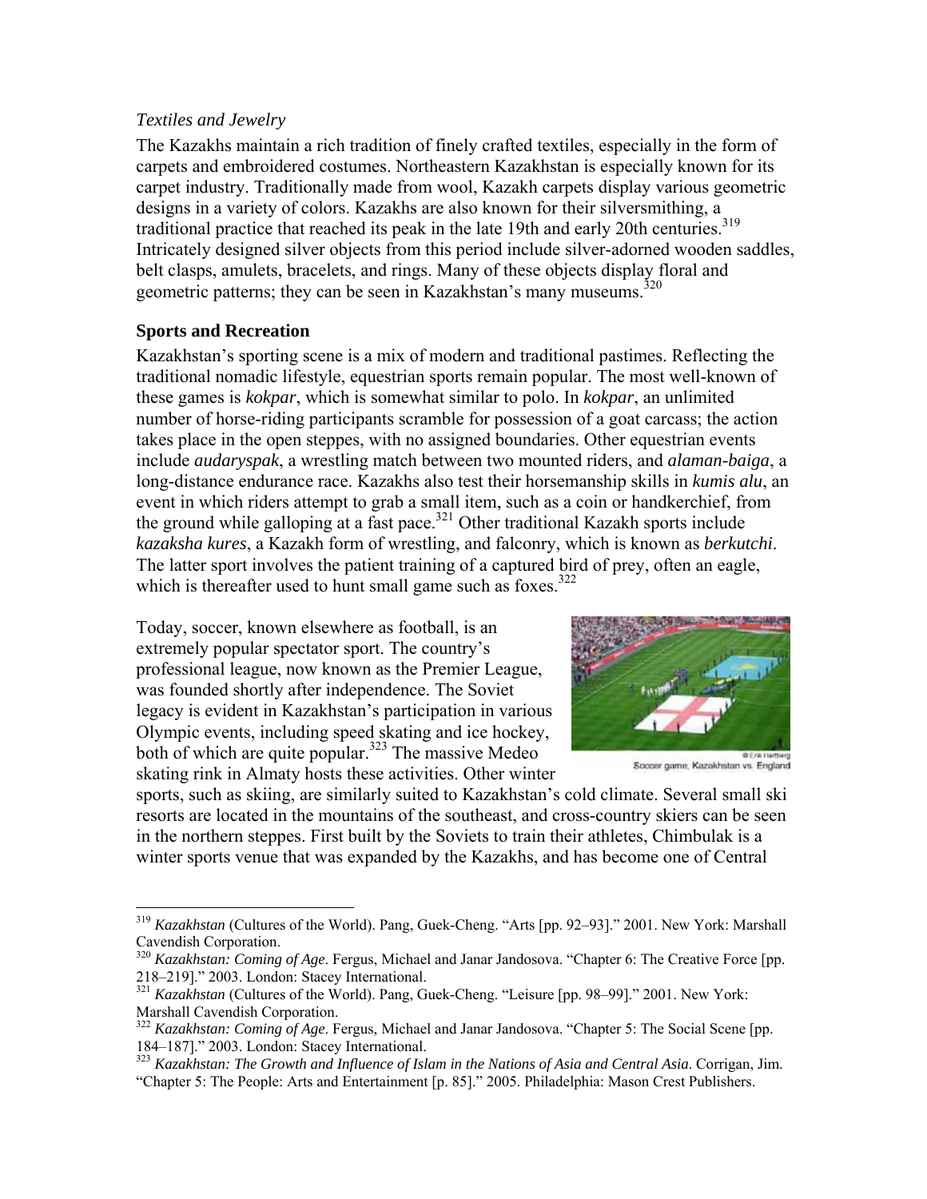*Textiles and Jewelry*

The Kazakhs maintain a rich tradition of finely crafted textiles, especially in the form of carpets and embroidered costumes. Northeastern Kazakhstan is especially known for its carpet industry. Traditionally made from wool, Kazakh carpets display various geometric designs in a variety of colors. Kazakhs are also known for their silversmithing, a traditional practice that reached its peak in the late 19th and early 20th centuries.[319] Intricately designed silver objects from this period include silver-adorned wooden saddles, belt clasps, amulets, bracelets, and rings. Many of these objects display floral and geometric patterns; they can be seen in Kazakhstan's many museums.[320]

**Sports and Recreation**

Kazakhstan's sporting scene is a mix of modern and traditional pastimes. Reflecting the traditional nomadic lifestyle, equestrian sports remain popular. The most well-known of these games is *kokpar*, which is somewhat similar to polo. In *kokpar*, an unlimited number of horse-riding participants scramble for possession of a goat carcass; the action takes place in the open steppes, with no assigned boundaries. Other equestrian events include *audaryspak*, a wrestling match between two mounted riders, and *alaman-baiga*, a long-distance endurance race. Kazakhs also test their horsemanship skills in *kumis alu*, an event in which riders attempt to grab a small item, such as a coin or handkerchief, from the ground while galloping at a fast pace.[321] Other traditional Kazakh sports include *kazaksha kures*, a Kazakh form of wrestling, and falconry, which is known as *berkutchi*. The latter sport involves the patient training of a captured bird of prey, often an eagle, which is thereafter used to hunt small game such as foxes.[322]

Today, soccer, known elsewhere as football, is an extremely popular spectator sport. The country's professional league, now known as the Premier League, was founded shortly after independence. The Soviet legacy is evident in Kazakhstan's participation in various Olympic events, including speed skating and ice hockey, both of which are quite popular.[323] The massive Medeo skating rink in Almaty hosts these activities. Other winter sports, such as skiing, are similarly suited to Kazakhstan's cold climate. Several small ski resorts are located in the mountains of the southeast, and cross-country skiers can be seen in the northern steppes. First built by the Soviets to train their athletes, Chimbulak is a winter sports venue that was expanded by the Kazakhs, and has become one of Central

© Erik Hartberg
Soccer game, Kazakhstan vs. England

---

[319] *Kazakhstan* (Cultures of the World). Pang, Guek-Cheng. "Arts [pp. 92–93]." 2001. New York: Marshall Cavendish Corporation.

[320] *Kazakhstan: Coming of Age*. Fergus, Michael and Janar Jandosova. "Chapter 6: The Creative Force [pp. 218–219]." 2003. London: Stacey International.

[321] *Kazakhstan* (Cultures of the World). Pang, Guek-Cheng. "Leisure [pp. 98–99]." 2001. New York: Marshall Cavendish Corporation.

[322] *Kazakhstan: Coming of Age*. Fergus, Michael and Janar Jandosova. "Chapter 5: The Social Scene [pp. 184–187]." 2003. London: Stacey International.

[323] *Kazakhstan: The Growth and Influence of Islam in the Nations of Asia and Central Asia*. Corrigan, Jim. "Chapter 5: The People: Arts and Entertainment [p. 85]." 2005. Philadelphia: Mason Crest Publishers.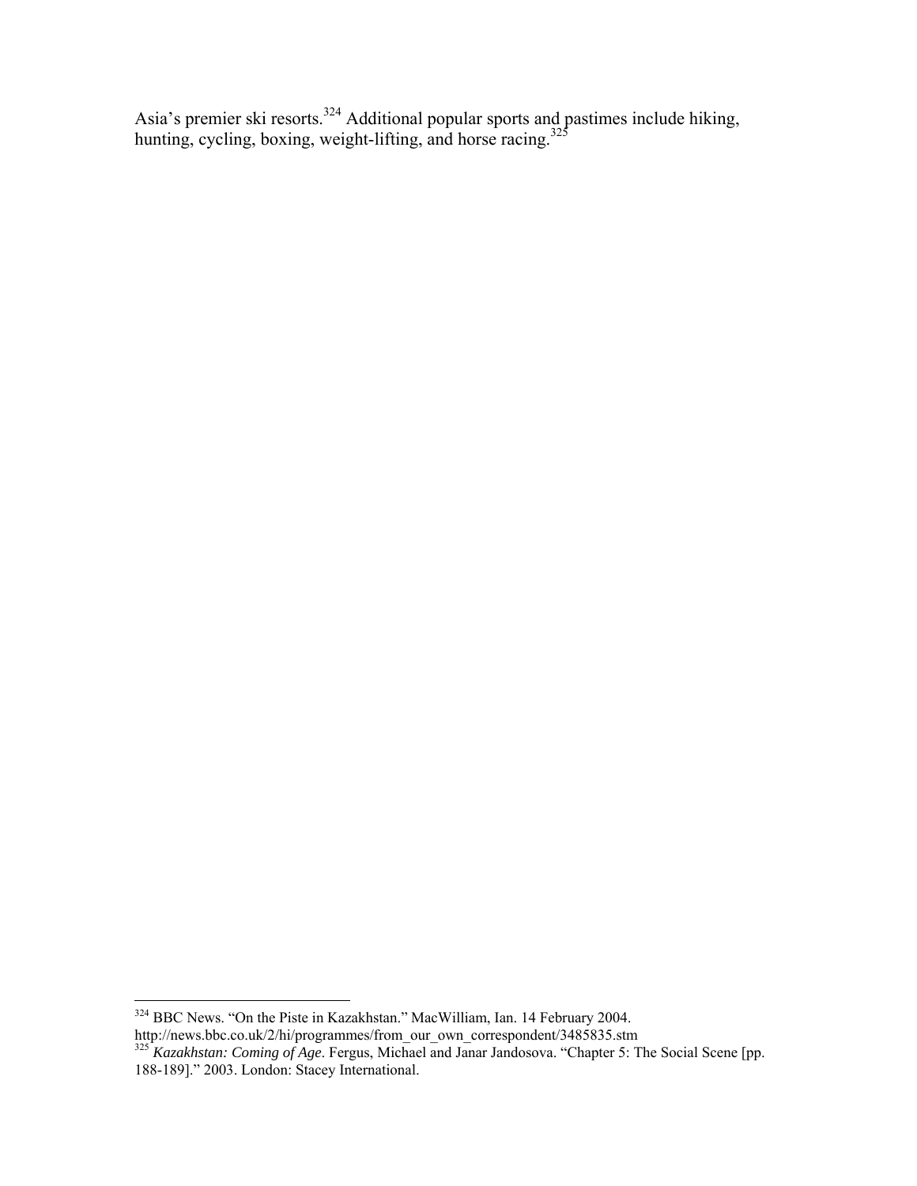Asia's premier ski resorts.[324] Additional popular sports and pastimes include hiking, hunting, cycling, boxing, weight-lifting, and horse racing.[325]

---

[324] BBC News. "On the Piste in Kazakhstan." MacWilliam, Ian. 14 February 2004. http://news.bbc.co.uk/2/hi/programmes/from_our_own_correspondent/3485835.stm

[325] *Kazakhstan: Coming of Age*. Fergus, Michael and Janar Jandosova. "Chapter 5: The Social Scene [pp. 188-189]." 2003. London: Stacey International.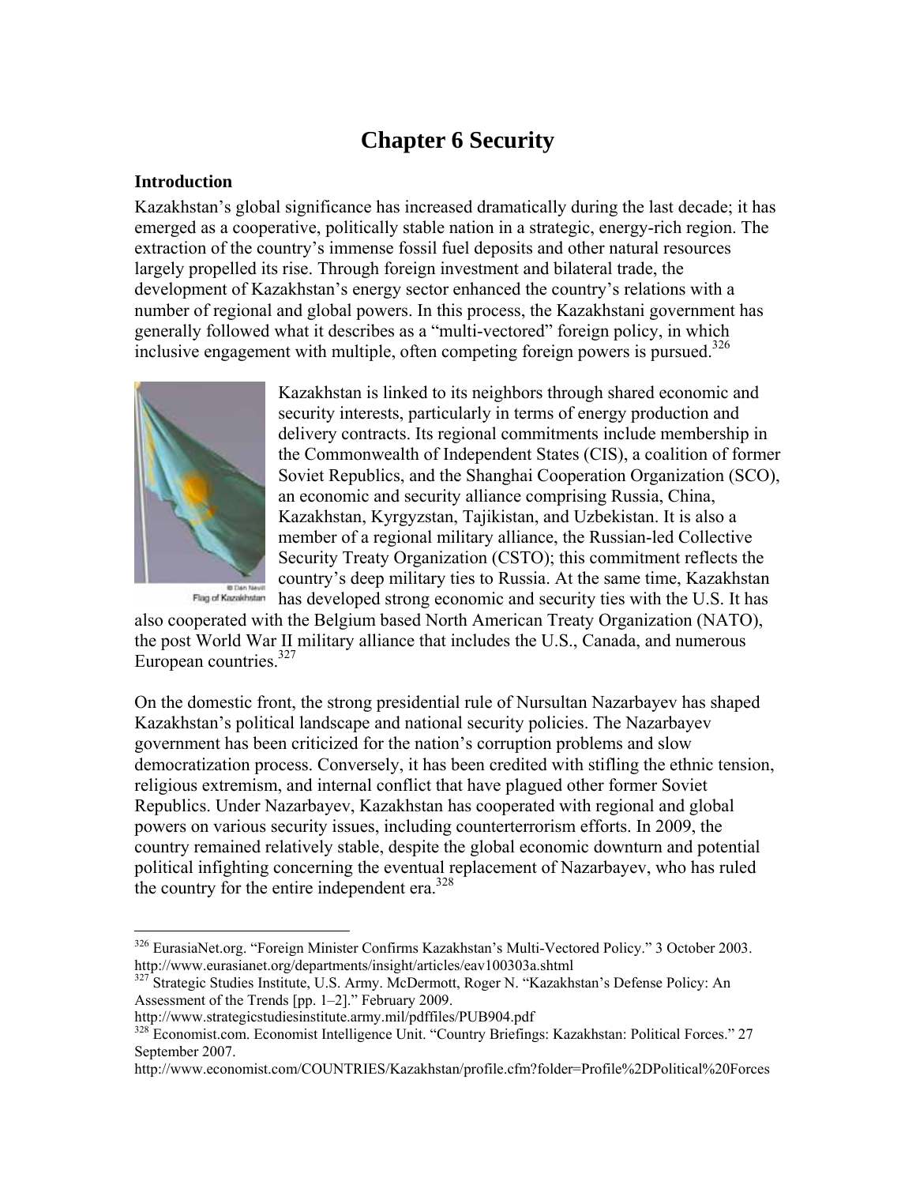# Chapter 6 Security

## Introduction

Kazakhstan's global significance has increased dramatically during the last decade; it has emerged as a cooperative, politically stable nation in a strategic, energy-rich region. The extraction of the country's immense fossil fuel deposits and other natural resources largely propelled its rise. Through foreign investment and bilateral trade, the development of Kazakhstan's energy sector enhanced the country's relations with a number of regional and global powers. In this process, the Kazakhstani government has generally followed what it describes as a "multi-vectored" foreign policy, in which inclusive engagement with multiple, often competing foreign powers is pursued.[326]

© Dan Nevil
Flag of Kazakhstan

Kazakhstan is linked to its neighbors through shared economic and security interests, particularly in terms of energy production and delivery contracts. Its regional commitments include membership in the Commonwealth of Independent States (CIS), a coalition of former Soviet Republics, and the Shanghai Cooperation Organization (SCO), an economic and security alliance comprising Russia, China, Kazakhstan, Kyrgyzstan, Tajikistan, and Uzbekistan. It is also a member of a regional military alliance, the Russian-led Collective Security Treaty Organization (CSTO); this commitment reflects the country's deep military ties to Russia. At the same time, Kazakhstan has developed strong economic and security ties with the U.S. It has also cooperated with the Belgium based North American Treaty Organization (NATO), the post World War II military alliance that includes the U.S., Canada, and numerous European countries.[327]

On the domestic front, the strong presidential rule of Nursultan Nazarbayev has shaped Kazakhstan's political landscape and national security policies. The Nazarbayev government has been criticized for the nation's corruption problems and slow democratization process. Conversely, it has been credited with stifling the ethnic tension, religious extremism, and internal conflict that have plagued other former Soviet Republics. Under Nazarbayev, Kazakhstan has cooperated with regional and global powers on various security issues, including counterterrorism efforts. In 2009, the country remained relatively stable, despite the global economic downturn and potential political infighting concerning the eventual replacement of Nazarbayev, who has ruled the country for the entire independent era.[328]

---

[326] EurasiaNet.org. "Foreign Minister Confirms Kazakhstan's Multi-Vectored Policy." 3 October 2003. http://www.eurasianet.org/departments/insight/articles/eav100303a.shtml

[327] Strategic Studies Institute, U.S. Army. McDermott, Roger N. "Kazakhstan's Defense Policy: An Assessment of the Trends [pp. 1–2]." February 2009. http://www.strategicstudiesinstitute.army.mil/pdffiles/PUB904.pdf

[328] Economist.com. Economist Intelligence Unit. "Country Briefings: Kazakhstan: Political Forces." 27 September 2007. http://www.economist.com/COUNTRIES/Kazakhstan/profile.cfm?folder=Profile%2DPolitical%20Forces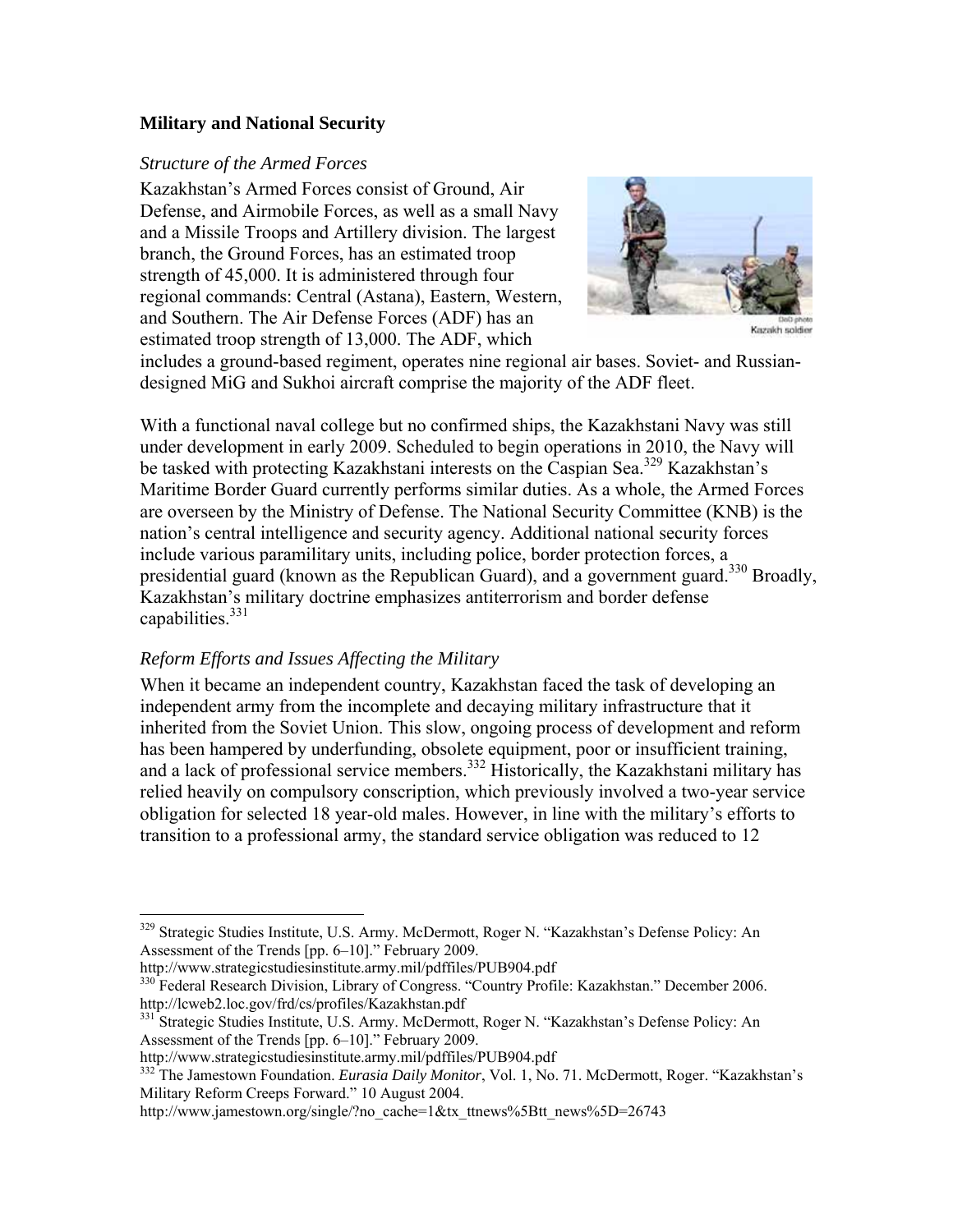**Military and National Security**

*Structure of the Armed Forces*

Kazakhstan's Armed Forces consist of Ground, Air Defense, and Airmobile Forces, as well as a small Navy and a Missile Troops and Artillery division. The largest branch, the Ground Forces, has an estimated troop strength of 45,000. It is administered through four regional commands: Central (Astana), Eastern, Western, and Southern. The Air Defense Forces (ADF) has an estimated troop strength of 13,000. The ADF, which includes a ground-based regiment, operates nine regional air bases. Soviet- and Russian-designed MiG and Sukhoi aircraft comprise the majority of the ADF fleet.

DoD photo
Kazakh soldier

With a functional naval college but no confirmed ships, the Kazakhstani Navy was still under development in early 2009. Scheduled to begin operations in 2010, the Navy will be tasked with protecting Kazakhstani interests on the Caspian Sea.[329] Kazakhstan's Maritime Border Guard currently performs similar duties. As a whole, the Armed Forces are overseen by the Ministry of Defense. The National Security Committee (KNB) is the nation's central intelligence and security agency. Additional national security forces include various paramilitary units, including police, border protection forces, a presidential guard (known as the Republican Guard), and a government guard.[330] Broadly, Kazakhstan's military doctrine emphasizes antiterrorism and border defense capabilities.[331]

*Reform Efforts and Issues Affecting the Military*

When it became an independent country, Kazakhstan faced the task of developing an independent army from the incomplete and decaying military infrastructure that it inherited from the Soviet Union. This slow, ongoing process of development and reform has been hampered by underfunding, obsolete equipment, poor or insufficient training, and a lack of professional service members.[332] Historically, the Kazakhstani military has relied heavily on compulsory conscription, which previously involved a two-year service obligation for selected 18 year-old males. However, in line with the military's efforts to transition to a professional army, the standard service obligation was reduced to 12

---

[329] Strategic Studies Institute, U.S. Army. McDermott, Roger N. "Kazakhstan's Defense Policy: An Assessment of the Trends [pp. 6–10]." February 2009. http://www.strategicstudiesinstitute.army.mil/pdffiles/PUB904.pdf

[330] Federal Research Division, Library of Congress. "Country Profile: Kazakhstan." December 2006. http://lcweb2.loc.gov/frd/cs/profiles/Kazakhstan.pdf

[331] Strategic Studies Institute, U.S. Army. McDermott, Roger N. "Kazakhstan's Defense Policy: An Assessment of the Trends [pp. 6–10]." February 2009. http://www.strategicstudiesinstitute.army.mil/pdffiles/PUB904.pdf

[332] The Jamestown Foundation. *Eurasia Daily Monitor*, Vol. 1, No. 71. McDermott, Roger. "Kazakhstan's Military Reform Creeps Forward." 10 August 2004. http://www.jamestown.org/single/?no_cache=1&tx_ttnews%5Btt_news%5D=26743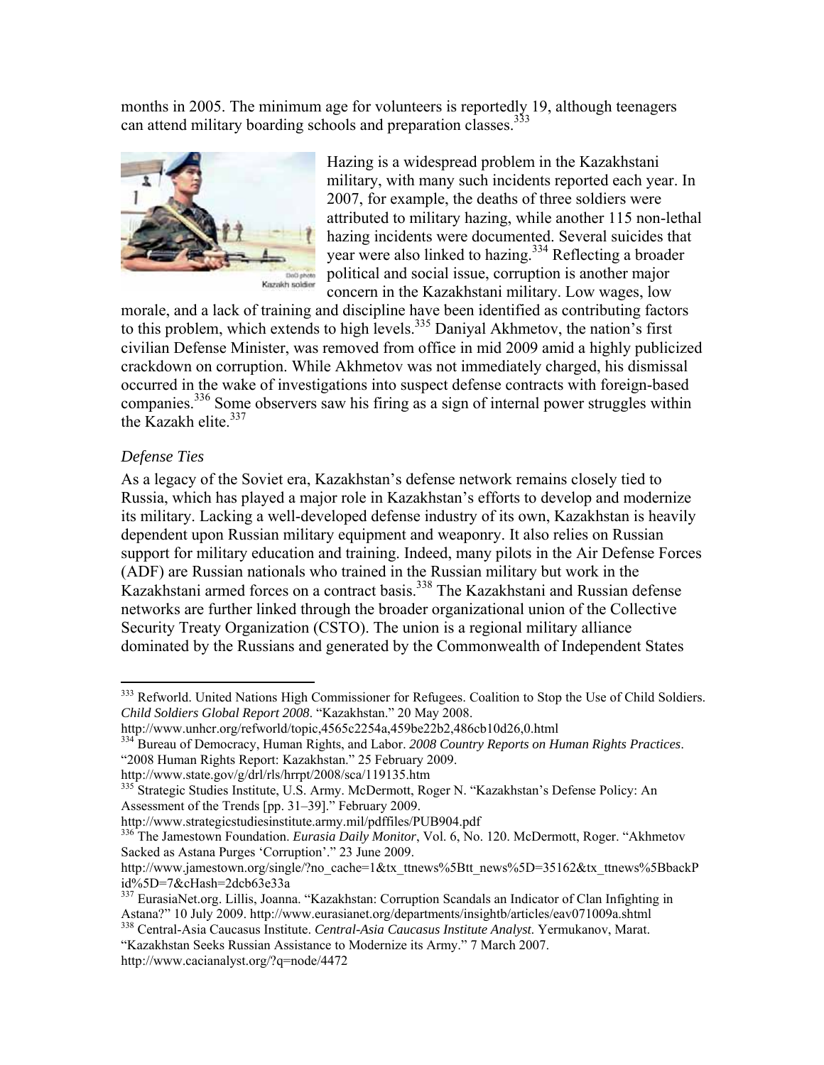months in 2005. The minimum age for volunteers is reportedly 19, although teenagers can attend military boarding schools and preparation classes.[333]

DoD photo
Kazakh soldier

Hazing is a widespread problem in the Kazakhstani military, with many such incidents reported each year. In 2007, for example, the deaths of three soldiers were attributed to military hazing, while another 115 non-lethal hazing incidents were documented. Several suicides that year were also linked to hazing.[334] Reflecting a broader political and social issue, corruption is another major concern in the Kazakhstani military. Low wages, low morale, and a lack of training and discipline have been identified as contributing factors to this problem, which extends to high levels.[335] Daniyal Akhmetov, the nation's first civilian Defense Minister, was removed from office in mid 2009 amid a highly publicized crackdown on corruption. While Akhmetov was not immediately charged, his dismissal occurred in the wake of investigations into suspect defense contracts with foreign-based companies.[336] Some observers saw his firing as a sign of internal power struggles within the Kazakh elite.[337]

### *Defense Ties*

As a legacy of the Soviet era, Kazakhstan's defense network remains closely tied to Russia, which has played a major role in Kazakhstan's efforts to develop and modernize its military. Lacking a well-developed defense industry of its own, Kazakhstan is heavily dependent upon Russian military equipment and weaponry. It also relies on Russian support for military education and training. Indeed, many pilots in the Air Defense Forces (ADF) are Russian nationals who trained in the Russian military but work in the Kazakhstani armed forces on a contract basis.[338] The Kazakhstani and Russian defense networks are further linked through the broader organizational union of the Collective Security Treaty Organization (CSTO). The union is a regional military alliance dominated by the Russians and generated by the Commonwealth of Independent States

---

[333] Refworld. United Nations High Commissioner for Refugees. Coalition to Stop the Use of Child Soldiers. *Child Soldiers Global Report 2008*. "Kazakhstan." 20 May 2008. http://www.unhcr.org/refworld/topic,4565c2254a,459be22b2,486cb10d26,0.html

[334] Bureau of Democracy, Human Rights, and Labor. *2008 Country Reports on Human Rights Practices*. "2008 Human Rights Report: Kazakhstan." 25 February 2009. http://www.state.gov/g/drl/rls/hrrpt/2008/sca/119135.htm

[335] Strategic Studies Institute, U.S. Army. McDermott, Roger N. "Kazakhstan's Defense Policy: An Assessment of the Trends [pp. 31–39]." February 2009. http://www.strategicstudiesinstitute.army.mil/pdffiles/PUB904.pdf

[336] The Jamestown Foundation. *Eurasia Daily Monitor*, Vol. 6, No. 120. McDermott, Roger. "Akhmetov Sacked as Astana Purges 'Corruption'." 23 June 2009. http://www.jamestown.org/single/?no_cache=1&tx_ttnews%5Btt_news%5D=35162&tx_ttnews%5BbackPid%5D=7&cHash=2dcb63e33a

[337] EurasiaNet.org. Lillis, Joanna. "Kazakhstan: Corruption Scandals an Indicator of Clan Infighting in Astana?" 10 July 2009. http://www.eurasianet.org/departments/insightb/articles/eav071009a.shtml

[338] Central-Asia Caucasus Institute. *Central-Asia Caucasus Institute Analyst*. Yermukanov, Marat. "Kazakhstan Seeks Russian Assistance to Modernize its Army." 7 March 2007. http://www.cacianalyst.org/?q=node/4472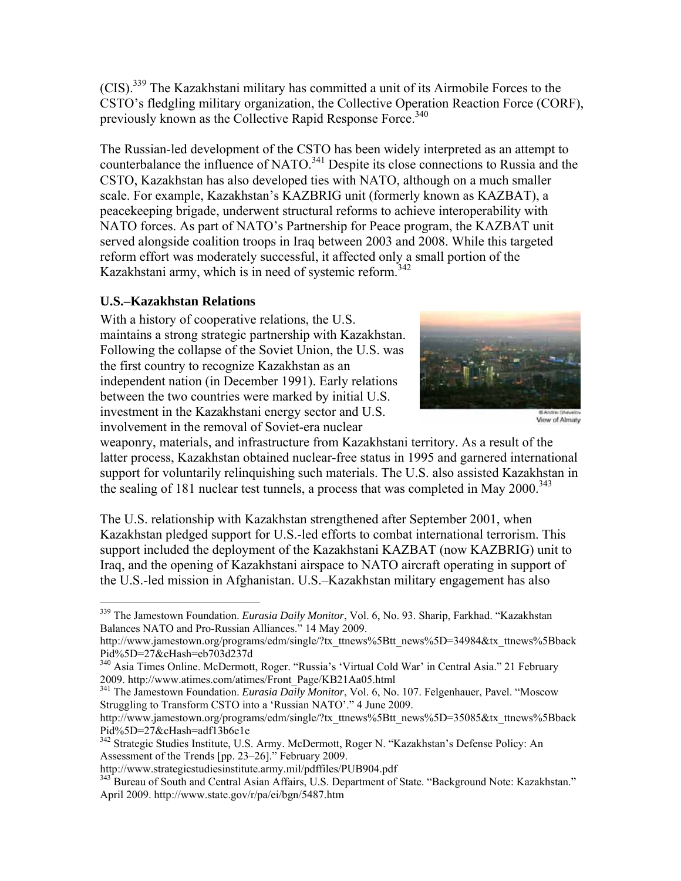(CIS).[339] The Kazakhstani military has committed a unit of its Airmobile Forces to the CSTO's fledgling military organization, the Collective Operation Reaction Force (CORF), previously known as the Collective Rapid Response Force.[340]

The Russian-led development of the CSTO has been widely interpreted as an attempt to counterbalance the influence of NATO.[341] Despite its close connections to Russia and the CSTO, Kazakhstan has also developed ties with NATO, although on a much smaller scale. For example, Kazakhstan's KAZBRIG unit (formerly known as KAZBAT), a peacekeeping brigade, underwent structural reforms to achieve interoperability with NATO forces. As part of NATO's Partnership for Peace program, the KAZBAT unit served alongside coalition troops in Iraq between 2003 and 2008. While this targeted reform effort was moderately successful, it affected only a small portion of the Kazakhstani army, which is in need of systemic reform.[342]

### U.S.–Kazakhstan Relations

With a history of cooperative relations, the U.S. maintains a strong strategic partnership with Kazakhstan. Following the collapse of the Soviet Union, the U.S. was the first country to recognize Kazakhstan as an independent nation (in December 1991). Early relations between the two countries were marked by initial U.S. investment in the Kazakhstani energy sector and U.S. involvement in the removal of Soviet-era nuclear weaponry, materials, and infrastructure from Kazakhstani territory. As a result of the latter process, Kazakhstan obtained nuclear-free status in 1995 and garnered international support for voluntarily relinquishing such materials. The U.S. also assisted Kazakhstan in the sealing of 181 nuclear test tunnels, a process that was completed in May 2000.[343]

© Andrei Shevelov
View of Almaty

The U.S. relationship with Kazakhstan strengthened after September 2001, when Kazakhstan pledged support for U.S.-led efforts to combat international terrorism. This support included the deployment of the Kazakhstani KAZBAT (now KAZBRIG) unit to Iraq, and the opening of Kazakhstani airspace to NATO aircraft operating in support of the U.S.-led mission in Afghanistan. U.S.–Kazakhstan military engagement has also

---

[339] The Jamestown Foundation. *Eurasia Daily Monitor*, Vol. 6, No. 93. Sharip, Farkhad. "Kazakhstan Balances NATO and Pro-Russian Alliances." 14 May 2009. http://www.jamestown.org/programs/edm/single/?tx_ttnews%5Btt_news%5D=34984&tx_ttnews%5BbackPid%5D=27&cHash=eb703d237d

[340] Asia Times Online. McDermott, Roger. "Russia's 'Virtual Cold War' in Central Asia." 21 February 2009. http://www.atimes.com/atimes/Front_Page/KB21Aa05.html

[341] The Jamestown Foundation. *Eurasia Daily Monitor*, Vol. 6, No. 107. Felgenhauer, Pavel. "Moscow Struggling to Transform CSTO into a 'Russian NATO'." 4 June 2009. http://www.jamestown.org/programs/edm/single/?tx_ttnews%5Btt_news%5D=35085&tx_ttnews%5BbackPid%5D=27&cHash=adf13b6e1e

[342] Strategic Studies Institute, U.S. Army. McDermott, Roger N. "Kazakhstan's Defense Policy: An Assessment of the Trends [pp. 23–26]." February 2009. http://www.strategicstudiesinstitute.army.mil/pdffiles/PUB904.pdf

[343] Bureau of South and Central Asian Affairs, U.S. Department of State. "Background Note: Kazakhstan." April 2009. http://www.state.gov/r/pa/ei/bgn/5487.htm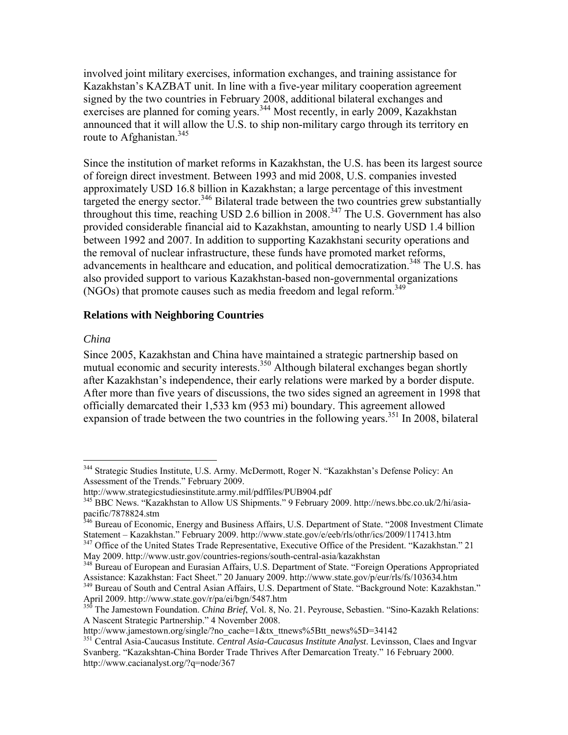involved joint military exercises, information exchanges, and training assistance for Kazakhstan's KAZBAT unit. In line with a five-year military cooperation agreement signed by the two countries in February 2008, additional bilateral exchanges and exercises are planned for coming years.[344] Most recently, in early 2009, Kazakhstan announced that it will allow the U.S. to ship non-military cargo through its territory en route to Afghanistan.[345]

Since the institution of market reforms in Kazakhstan, the U.S. has been its largest source of foreign direct investment. Between 1993 and mid 2008, U.S. companies invested approximately USD 16.8 billion in Kazakhstan; a large percentage of this investment targeted the energy sector.[346] Bilateral trade between the two countries grew substantially throughout this time, reaching USD 2.6 billion in 2008.[347] The U.S. Government has also provided considerable financial aid to Kazakhstan, amounting to nearly USD 1.4 billion between 1992 and 2007. In addition to supporting Kazakhstani security operations and the removal of nuclear infrastructure, these funds have promoted market reforms, advancements in healthcare and education, and political democratization.[348] The U.S. has also provided support to various Kazakhstan-based non-governmental organizations (NGOs) that promote causes such as media freedom and legal reform.[349]

## Relations with Neighboring Countries

### *China*

Since 2005, Kazakhstan and China have maintained a strategic partnership based on mutual economic and security interests.[350] Although bilateral exchanges began shortly after Kazakhstan's independence, their early relations were marked by a border dispute. After more than five years of discussions, the two sides signed an agreement in 1998 that officially demarcated their 1,533 km (953 mi) boundary. This agreement allowed expansion of trade between the two countries in the following years.[351] In 2008, bilateral

---

[344] Strategic Studies Institute, U.S. Army. McDermott, Roger N. "Kazakhstan's Defense Policy: An Assessment of the Trends." February 2009. http://www.strategicstudiesinstitute.army.mil/pdffiles/PUB904.pdf

[345] BBC News. "Kazakhstan to Allow US Shipments." 9 February 2009. http://news.bbc.co.uk/2/hi/asia-pacific/7878824.stm

[346] Bureau of Economic, Energy and Business Affairs, U.S. Department of State. "2008 Investment Climate Statement – Kazakhstan." February 2009. http://www.state.gov/e/eeb/rls/othr/ics/2009/117413.htm

[347] Office of the United States Trade Representative, Executive Office of the President. "Kazakhstan." 21 May 2009. http://www.ustr.gov/countries-regions/south-central-asia/kazakhstan

[348] Bureau of European and Eurasian Affairs, U.S. Department of State. "Foreign Operations Appropriated Assistance: Kazakhstan: Fact Sheet." 20 January 2009. http://www.state.gov/p/eur/rls/fs/103634.htm

[349] Bureau of South and Central Asian Affairs, U.S. Department of State. "Background Note: Kazakhstan." April 2009. http://www.state.gov/r/pa/ei/bgn/5487.htm

[350] The Jamestown Foundation. *China Brief*, Vol. 8, No. 21. Peyrouse, Sebastien. "Sino-Kazakh Relations: A Nascent Strategic Partnership." 4 November 2008. http://www.jamestown.org/single/?no_cache=1&tx_ttnews%5Btt_news%5D=34142

[351] Central Asia-Caucasus Institute. *Central Asia-Caucasus Institute Analyst*. Levinsson, Claes and Ingvar Svanberg. "Kazakhstan-China Border Trade Thrives After Demarcation Treaty." 16 February 2000. http://www.cacianalyst.org/?q=node/367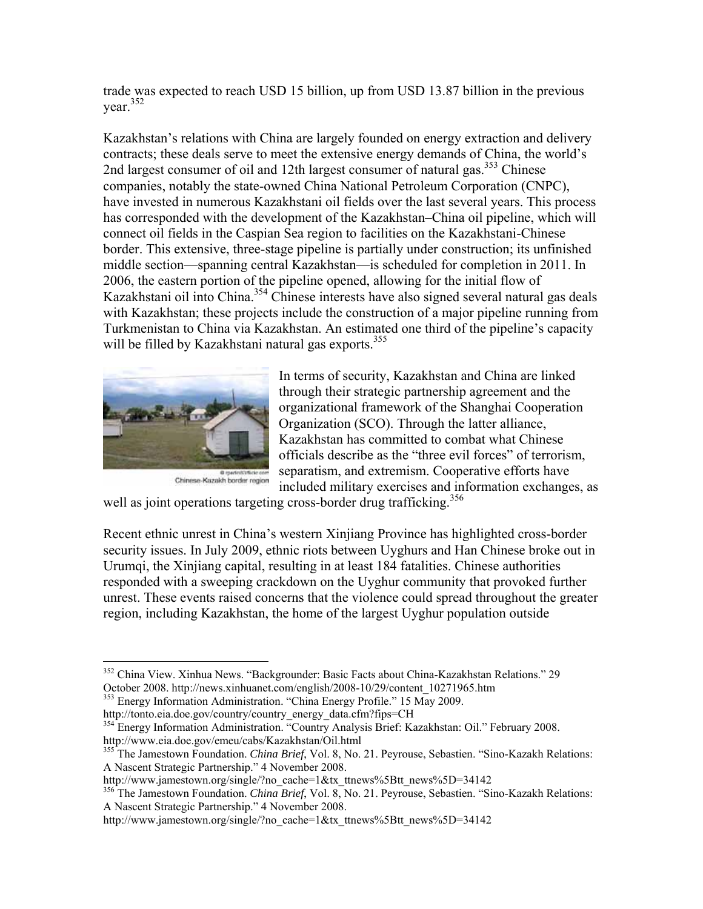trade was expected to reach USD 15 billion, up from USD 13.87 billion in the previous year.[352]

Kazakhstan's relations with China are largely founded on energy extraction and delivery contracts; these deals serve to meet the extensive energy demands of China, the world's 2nd largest consumer of oil and 12th largest consumer of natural gas.[353] Chinese companies, notably the state-owned China National Petroleum Corporation (CNPC), have invested in numerous Kazakhstani oil fields over the last several years. This process has corresponded with the development of the Kazakhstan–China oil pipeline, which will connect oil fields in the Caspian Sea region to facilities on the Kazakhstani-Chinese border. This extensive, three-stage pipeline is partially under construction; its unfinished middle section—spanning central Kazakhstan—is scheduled for completion in 2011. In 2006, the eastern portion of the pipeline opened, allowing for the initial flow of Kazakhstani oil into China.[354] Chinese interests have also signed several natural gas deals with Kazakhstan; these projects include the construction of a major pipeline running from Turkmenistan to China via Kazakhstan. An estimated one third of the pipeline's capacity will be filled by Kazakhstani natural gas exports.[355]

Chinese-Kazakh border region

In terms of security, Kazakhstan and China are linked through their strategic partnership agreement and the organizational framework of the Shanghai Cooperation Organization (SCO). Through the latter alliance, Kazakhstan has committed to combat what Chinese officials describe as the "three evil forces" of terrorism, separatism, and extremism. Cooperative efforts have included military exercises and information exchanges, as well as joint operations targeting cross-border drug trafficking.[356]

Recent ethnic unrest in China's western Xinjiang Province has highlighted cross-border security issues. In July 2009, ethnic riots between Uyghurs and Han Chinese broke out in Urumqi, the Xinjiang capital, resulting in at least 184 fatalities. Chinese authorities responded with a sweeping crackdown on the Uyghur community that provoked further unrest. These events raised concerns that the violence could spread throughout the greater region, including Kazakhstan, the home of the largest Uyghur population outside

---

[352] China View. Xinhua News. "Backgrounder: Basic Facts about China-Kazakhstan Relations." 29 October 2008. http://news.xinhuanet.com/english/2008-10/29/content_10271965.htm

[353] Energy Information Administration. "China Energy Profile." 15 May 2009. http://tonto.eia.doe.gov/country/country_energy_data.cfm?fips=CH

[354] Energy Information Administration. "Country Analysis Brief: Kazakhstan: Oil." February 2008. http://www.eia.doe.gov/emeu/cabs/Kazakhstan/Oil.html

[355] The Jamestown Foundation. *China Brief*, Vol. 8, No. 21. Peyrouse, Sebastien. "Sino-Kazakh Relations: A Nascent Strategic Partnership." 4 November 2008. http://www.jamestown.org/single/?no_cache=1&tx_ttnews%5Btt_news%5D=34142

[356] The Jamestown Foundation. *China Brief*, Vol. 8, No. 21. Peyrouse, Sebastien. "Sino-Kazakh Relations: A Nascent Strategic Partnership." 4 November 2008. http://www.jamestown.org/single/?no_cache=1&tx_ttnews%5Btt_news%5D=34142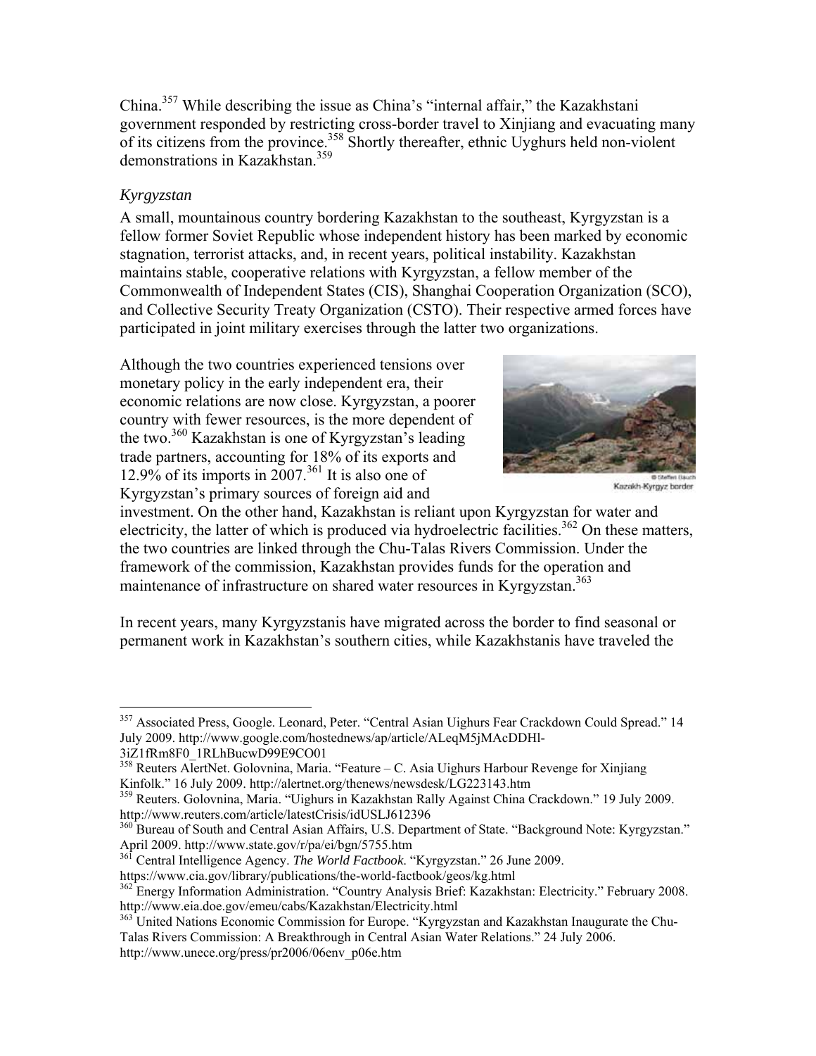China.[357] While describing the issue as China's "internal affair," the Kazakhstani government responded by restricting cross-border travel to Xinjiang and evacuating many of its citizens from the province.[358] Shortly thereafter, ethnic Uyghurs held non-violent demonstrations in Kazakhstan.[359]

### *Kyrgyzstan*

A small, mountainous country bordering Kazakhstan to the southeast, Kyrgyzstan is a fellow former Soviet Republic whose independent history has been marked by economic stagnation, terrorist attacks, and, in recent years, political instability. Kazakhstan maintains stable, cooperative relations with Kyrgyzstan, a fellow member of the Commonwealth of Independent States (CIS), Shanghai Cooperation Organization (SCO), and Collective Security Treaty Organization (CSTO). Their respective armed forces have participated in joint military exercises through the latter two organizations.

Although the two countries experienced tensions over monetary policy in the early independent era, their economic relations are now close. Kyrgyzstan, a poorer country with fewer resources, is the more dependent of the two.[360] Kazakhstan is one of Kyrgyzstan's leading trade partners, accounting for 18% of its exports and 12.9% of its imports in 2007.[361] It is also one of Kyrgyzstan's primary sources of foreign aid and investment. On the other hand, Kazakhstan is reliant upon Kyrgyzstan for water and electricity, the latter of which is produced via hydroelectric facilities.[362] On these matters, the two countries are linked through the Chu-Talas Rivers Commission. Under the framework of the commission, Kazakhstan provides funds for the operation and maintenance of infrastructure on shared water resources in Kyrgyzstan.[363]

© Steffen Bauch
Kazakh-Kyrgyz border

In recent years, many Kyrgyzstanis have migrated across the border to find seasonal or permanent work in Kazakhstan's southern cities, while Kazakhstanis have traveled the

---

[357] Associated Press, Google. Leonard, Peter. "Central Asian Uighurs Fear Crackdown Could Spread." 14 July 2009. http://www.google.com/hostednews/ap/article/ALeqM5jMAcDDHl-3iZ1fRm8F0_1RLhBucwD99E9CO01

[358] Reuters AlertNet. Golovnina, Maria. "Feature – C. Asia Uighurs Harbour Revenge for Xinjiang Kinfolk." 16 July 2009. http://alertnet.org/thenews/newsdesk/LG223143.htm

[359] Reuters. Golovnina, Maria. "Uighurs in Kazakhstan Rally Against China Crackdown." 19 July 2009. http://www.reuters.com/article/latestCrisis/idUSLJ612396

[360] Bureau of South and Central Asian Affairs, U.S. Department of State. "Background Note: Kyrgyzstan." April 2009. http://www.state.gov/r/pa/ei/bgn/5755.htm

[361] Central Intelligence Agency. *The World Factbook*. "Kyrgyzstan." 26 June 2009. https://www.cia.gov/library/publications/the-world-factbook/geos/kg.html

[362] Energy Information Administration. "Country Analysis Brief: Kazakhstan: Electricity." February 2008. http://www.eia.doe.gov/emeu/cabs/Kazakhstan/Electricity.html

[363] United Nations Economic Commission for Europe. "Kyrgyzstan and Kazakhstan Inaugurate the Chu-Talas Rivers Commission: A Breakthrough in Central Asian Water Relations." 24 July 2006. http://www.unece.org/press/pr2006/06env_p06e.htm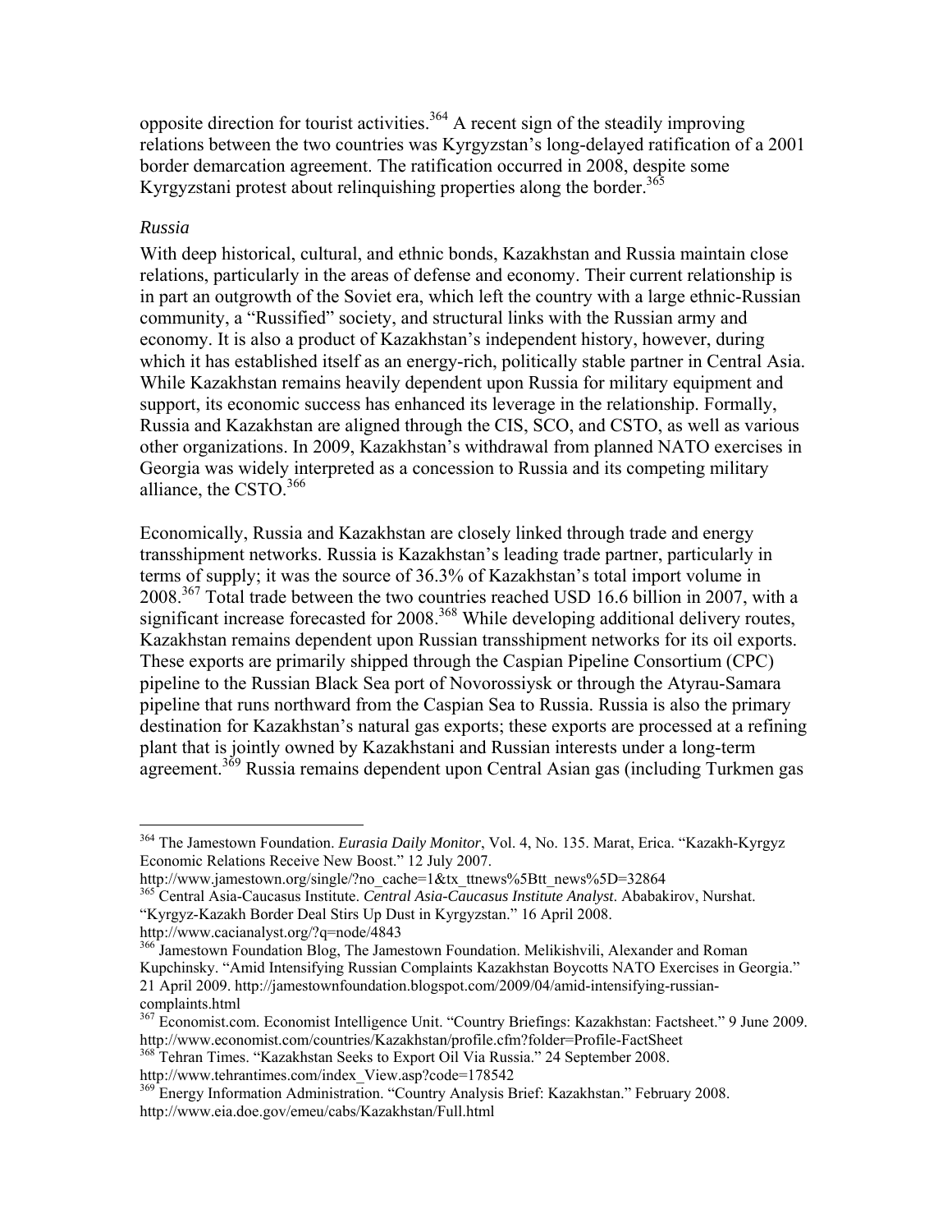opposite direction for tourist activities.[364] A recent sign of the steadily improving relations between the two countries was Kyrgyzstan's long-delayed ratification of a 2001 border demarcation agreement. The ratification occurred in 2008, despite some Kyrgyzstani protest about relinquishing properties along the border.[365]

### *Russia*

With deep historical, cultural, and ethnic bonds, Kazakhstan and Russia maintain close relations, particularly in the areas of defense and economy. Their current relationship is in part an outgrowth of the Soviet era, which left the country with a large ethnic-Russian community, a "Russified" society, and structural links with the Russian army and economy. It is also a product of Kazakhstan's independent history, however, during which it has established itself as an energy-rich, politically stable partner in Central Asia. While Kazakhstan remains heavily dependent upon Russia for military equipment and support, its economic success has enhanced its leverage in the relationship. Formally, Russia and Kazakhstan are aligned through the CIS, SCO, and CSTO, as well as various other organizations. In 2009, Kazakhstan's withdrawal from planned NATO exercises in Georgia was widely interpreted as a concession to Russia and its competing military alliance, the CSTO.[366]

Economically, Russia and Kazakhstan are closely linked through trade and energy transshipment networks. Russia is Kazakhstan's leading trade partner, particularly in terms of supply; it was the source of 36.3% of Kazakhstan's total import volume in 2008.[367] Total trade between the two countries reached USD 16.6 billion in 2007, with a significant increase forecasted for 2008.[368] While developing additional delivery routes, Kazakhstan remains dependent upon Russian transshipment networks for its oil exports. These exports are primarily shipped through the Caspian Pipeline Consortium (CPC) pipeline to the Russian Black Sea port of Novorossiysk or through the Atyrau-Samara pipeline that runs northward from the Caspian Sea to Russia. Russia is also the primary destination for Kazakhstan's natural gas exports; these exports are processed at a refining plant that is jointly owned by Kazakhstani and Russian interests under a long-term agreement.[369] Russia remains dependent upon Central Asian gas (including Turkmen gas

---

[364] The Jamestown Foundation. *Eurasia Daily Monitor*, Vol. 4, No. 135. Marat, Erica. "Kazakh-Kyrgyz Economic Relations Receive New Boost." 12 July 2007. http://www.jamestown.org/single/?no_cache=1&tx_ttnews%5Btt_news%5D=32864

[365] Central Asia-Caucasus Institute. *Central Asia-Caucasus Institute Analyst*. Ababakirov, Nurshat. "Kyrgyz-Kazakh Border Deal Stirs Up Dust in Kyrgyzstan." 16 April 2008. http://www.cacianalyst.org/?q=node/4843

[366] Jamestown Foundation Blog, The Jamestown Foundation. Melikishvili, Alexander and Roman Kupchinsky. "Amid Intensifying Russian Complaints Kazakhstan Boycotts NATO Exercises in Georgia." 21 April 2009. http://jamestownfoundation.blogspot.com/2009/04/amid-intensifying-russian-complaints.html

[367] Economist.com. Economist Intelligence Unit. "Country Briefings: Kazakhstan: Factsheet." 9 June 2009. http://www.economist.com/countries/Kazakhstan/profile.cfm?folder=Profile-FactSheet

[368] Tehran Times. "Kazakhstan Seeks to Export Oil Via Russia." 24 September 2008. http://www.tehrantimes.com/index_View.asp?code=178542

[369] Energy Information Administration. "Country Analysis Brief: Kazakhstan." February 2008. http://www.eia.doe.gov/emeu/cabs/Kazakhstan/Full.html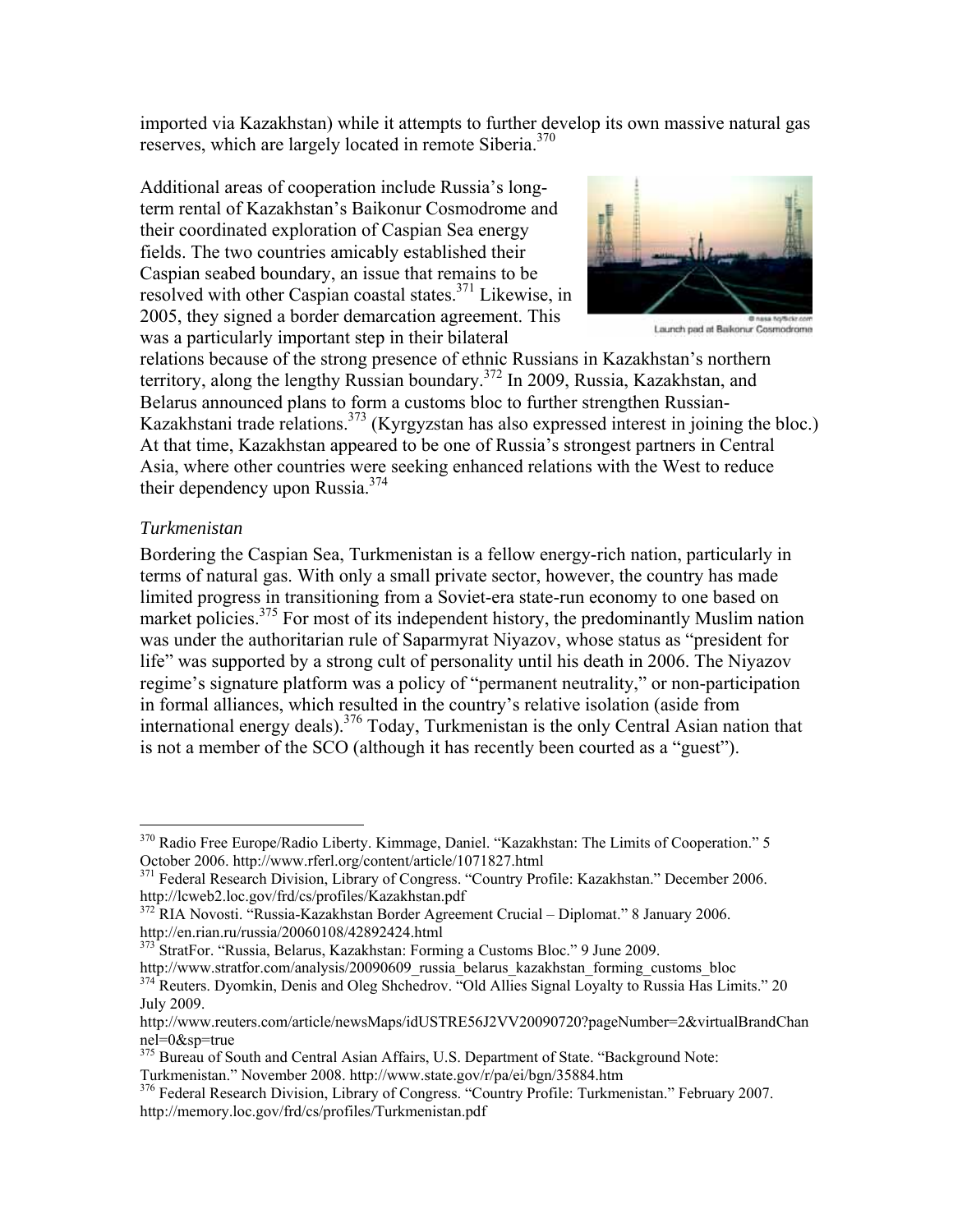imported via Kazakhstan) while it attempts to further develop its own massive natural gas reserves, which are largely located in remote Siberia.[370]

Additional areas of cooperation include Russia's long-term rental of Kazakhstan's Baikonur Cosmodrome and their coordinated exploration of Caspian Sea energy fields. The two countries amicably established their Caspian seabed boundary, an issue that remains to be resolved with other Caspian coastal states.[371] Likewise, in 2005, they signed a border demarcation agreement. This was a particularly important step in their bilateral relations because of the strong presence of ethnic Russians in Kazakhstan's northern territory, along the lengthy Russian boundary.[372] In 2009, Russia, Kazakhstan, and Belarus announced plans to form a customs bloc to further strengthen Russian-Kazakhstani trade relations.[373] (Kyrgyzstan has also expressed interest in joining the bloc.) At that time, Kazakhstan appeared to be one of Russia's strongest partners in Central Asia, where other countries were seeking enhanced relations with the West to reduce their dependency upon Russia.[374]

Launch pad at Baikonur Cosmodrome

### *Turkmenistan*

Bordering the Caspian Sea, Turkmenistan is a fellow energy-rich nation, particularly in terms of natural gas. With only a small private sector, however, the country has made limited progress in transitioning from a Soviet-era state-run economy to one based on market policies.[375] For most of its independent history, the predominantly Muslim nation was under the authoritarian rule of Saparmyrat Niyazov, whose status as "president for life" was supported by a strong cult of personality until his death in 2006. The Niyazov regime's signature platform was a policy of "permanent neutrality," or non-participation in formal alliances, which resulted in the country's relative isolation (aside from international energy deals).[376] Today, Turkmenistan is the only Central Asian nation that is not a member of the SCO (although it has recently been courted as a "guest").

---

[370] Radio Free Europe/Radio Liberty. Kimmage, Daniel. "Kazakhstan: The Limits of Cooperation." 5 October 2006. http://www.rferl.org/content/article/1071827.html

[371] Federal Research Division, Library of Congress. "Country Profile: Kazakhstan." December 2006. http://lcweb2.loc.gov/frd/cs/profiles/Kazakhstan.pdf

[372] RIA Novosti. "Russia-Kazakhstan Border Agreement Crucial – Diplomat." 8 January 2006. http://en.rian.ru/russia/20060108/42892424.html

[373] StratFor. "Russia, Belarus, Kazakhstan: Forming a Customs Bloc." 9 June 2009. http://www.stratfor.com/analysis/20090609_russia_belarus_kazakhstan_forming_customs_bloc

[374] Reuters. Dyomkin, Denis and Oleg Shchedrov. "Old Allies Signal Loyalty to Russia Has Limits." 20 July 2009. http://www.reuters.com/article/newsMaps/idUSTRE56J2VV20090720?pageNumber=2&virtualBrandChannel=0&sp=true

[375] Bureau of South and Central Asian Affairs, U.S. Department of State. "Background Note: Turkmenistan." November 2008. http://www.state.gov/r/pa/ei/bgn/35884.htm

[376] Federal Research Division, Library of Congress. "Country Profile: Turkmenistan." February 2007. http://memory.loc.gov/frd/cs/profiles/Turkmenistan.pdf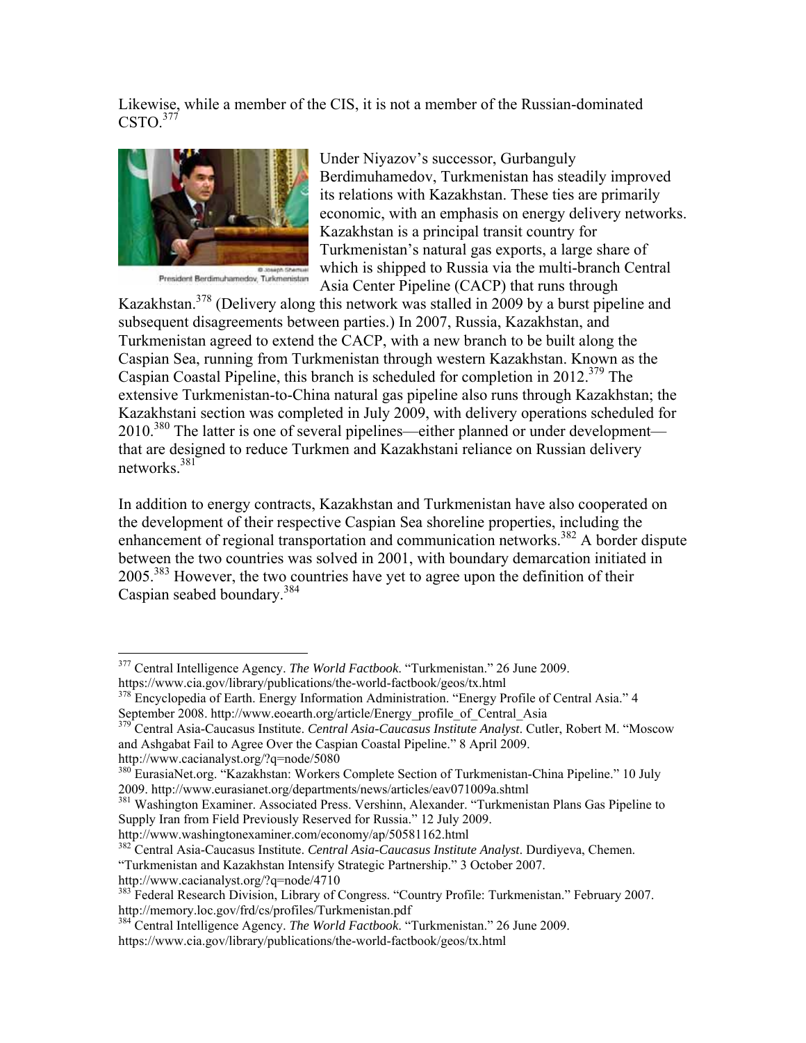Likewise, while a member of the CIS, it is not a member of the Russian-dominated CSTO.[377]

President Berdimuhamedov, Turkmenistan

Under Niyazov's successor, Gurbanguly Berdimuhamedov, Turkmenistan has steadily improved its relations with Kazakhstan. These ties are primarily economic, with an emphasis on energy delivery networks. Kazakhstan is a principal transit country for Turkmenistan's natural gas exports, a large share of which is shipped to Russia via the multi-branch Central Asia Center Pipeline (CACP) that runs through Kazakhstan.[378] (Delivery along this network was stalled in 2009 by a burst pipeline and subsequent disagreements between parties.) In 2007, Russia, Kazakhstan, and Turkmenistan agreed to extend the CACP, with a new branch to be built along the Caspian Sea, running from Turkmenistan through western Kazakhstan. Known as the Caspian Coastal Pipeline, this branch is scheduled for completion in 2012.[379] The extensive Turkmenistan-to-China natural gas pipeline also runs through Kazakhstan; the Kazakhstani section was completed in July 2009, with delivery operations scheduled for 2010.[380] The latter is one of several pipelines—either planned or under development—that are designed to reduce Turkmen and Kazakhstani reliance on Russian delivery networks.[381]

In addition to energy contracts, Kazakhstan and Turkmenistan have also cooperated on the development of their respective Caspian Sea shoreline properties, including the enhancement of regional transportation and communication networks.[382] A border dispute between the two countries was solved in 2001, with boundary demarcation initiated in 2005.[383] However, the two countries have yet to agree upon the definition of their Caspian seabed boundary.[384]

---

[377] Central Intelligence Agency. *The World Factbook*. "Turkmenistan." 26 June 2009. https://www.cia.gov/library/publications/the-world-factbook/geos/tx.html

[378] Encyclopedia of Earth. Energy Information Administration. "Energy Profile of Central Asia." 4 September 2008. http://www.eoearth.org/article/Energy_profile_of_Central_Asia

[379] Central Asia-Caucasus Institute. *Central Asia-Caucasus Institute Analyst*. Cutler, Robert M. "Moscow and Ashgabat Fail to Agree Over the Caspian Coastal Pipeline." 8 April 2009. http://www.cacianalyst.org/?q=node/5080

[380] EurasiaNet.org. "Kazakhstan: Workers Complete Section of Turkmenistan-China Pipeline." 10 July 2009. http://www.eurasianet.org/departments/news/articles/eav071009a.shtml

[381] Washington Examiner. Associated Press. Vershinn, Alexander. "Turkmenistan Plans Gas Pipeline to Supply Iran from Field Previously Reserved for Russia." 12 July 2009. http://www.washingtonexaminer.com/economy/ap/50581162.html

[382] Central Asia-Caucasus Institute. *Central Asia-Caucasus Institute Analyst*. Durdiyeva, Chemen. "Turkmenistan and Kazakhstan Intensify Strategic Partnership." 3 October 2007. http://www.cacianalyst.org/?q=node/4710

[383] Federal Research Division, Library of Congress. "Country Profile: Turkmenistan." February 2007. http://memory.loc.gov/frd/cs/profiles/Turkmenistan.pdf

[384] Central Intelligence Agency. *The World Factbook*. "Turkmenistan." 26 June 2009. https://www.cia.gov/library/publications/the-world-factbook/geos/tx.html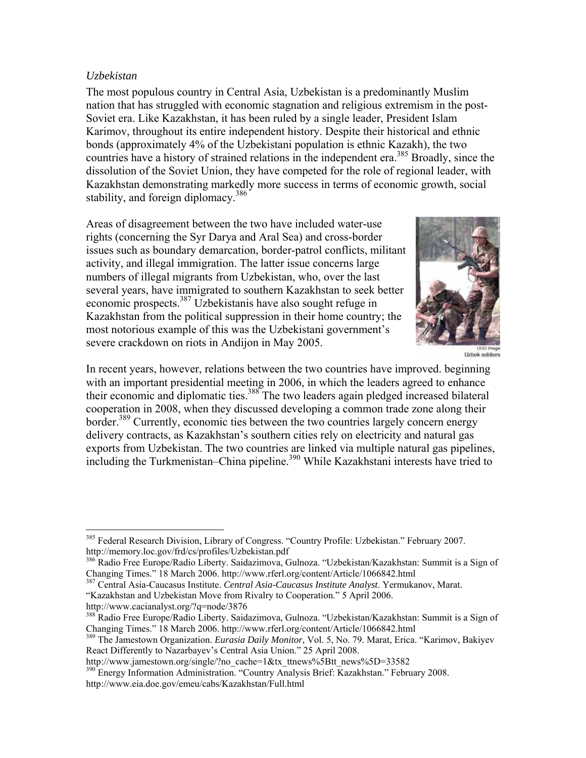*Uzbekistan*

The most populous country in Central Asia, Uzbekistan is a predominantly Muslim nation that has struggled with economic stagnation and religious extremism in the post-Soviet era. Like Kazakhstan, it has been ruled by a single leader, President Islam Karimov, throughout its entire independent history. Despite their historical and ethnic bonds (approximately 4% of the Uzbekistani population is ethnic Kazakh), the two countries have a history of strained relations in the independent era.[385] Broadly, since the dissolution of the Soviet Union, they have competed for the role of regional leader, with Kazakhstan demonstrating markedly more success in terms of economic growth, social stability, and foreign diplomacy.[386]

Areas of disagreement between the two have included water-use rights (concerning the Syr Darya and Aral Sea) and cross-border issues such as boundary demarcation, border-patrol conflicts, militant activity, and illegal immigration. The latter issue concerns large numbers of illegal migrants from Uzbekistan, who, over the last several years, have immigrated to southern Kazakhstan to seek better economic prospects.[387] Uzbekistanis have also sought refuge in Kazakhstan from the political suppression in their home country; the most notorious example of this was the Uzbekistani government's severe crackdown on riots in Andijon in May 2005.

DOD Image
Uzbek soldiers

In recent years, however, relations between the two countries have improved. beginning with an important presidential meeting in 2006, in which the leaders agreed to enhance their economic and diplomatic ties.[388] The two leaders again pledged increased bilateral cooperation in 2008, when they discussed developing a common trade zone along their border.[389] Currently, economic ties between the two countries largely concern energy delivery contracts, as Kazakhstan's southern cities rely on electricity and natural gas exports from Uzbekistan. The two countries are linked via multiple natural gas pipelines, including the Turkmenistan–China pipeline.[390] While Kazakhstani interests have tried to

---

[385] Federal Research Division, Library of Congress. "Country Profile: Uzbekistan." February 2007. http://memory.loc.gov/frd/cs/profiles/Uzbekistan.pdf

[386] Radio Free Europe/Radio Liberty. Saidazimova, Gulnoza. "Uzbekistan/Kazakhstan: Summit is a Sign of Changing Times." 18 March 2006. http://www.rferl.org/content/Article/1066842.html

[387] Central Asia-Caucasus Institute. *Central Asia-Caucasus Institute Analyst*. Yermukanov, Marat. "Kazakhstan and Uzbekistan Move from Rivalry to Cooperation." 5 April 2006. http://www.cacianalyst.org/?q=node/3876

[388] Radio Free Europe/Radio Liberty. Saidazimova, Gulnoza. "Uzbekistan/Kazakhstan: Summit is a Sign of Changing Times." 18 March 2006. http://www.rferl.org/content/Article/1066842.html

[389] The Jamestown Organization. *Eurasia Daily Monitor*, Vol. 5, No. 79. Marat, Erica. "Karimov, Bakiyev React Differently to Nazarbayev's Central Asia Union." 25 April 2008. http://www.jamestown.org/single/?no_cache=1&tx_ttnews%5Btt_news%5D=33582

[390] Energy Information Administration. "Country Analysis Brief: Kazakhstan." February 2008. http://www.eia.doe.gov/emeu/cabs/Kazakhstan/Full.html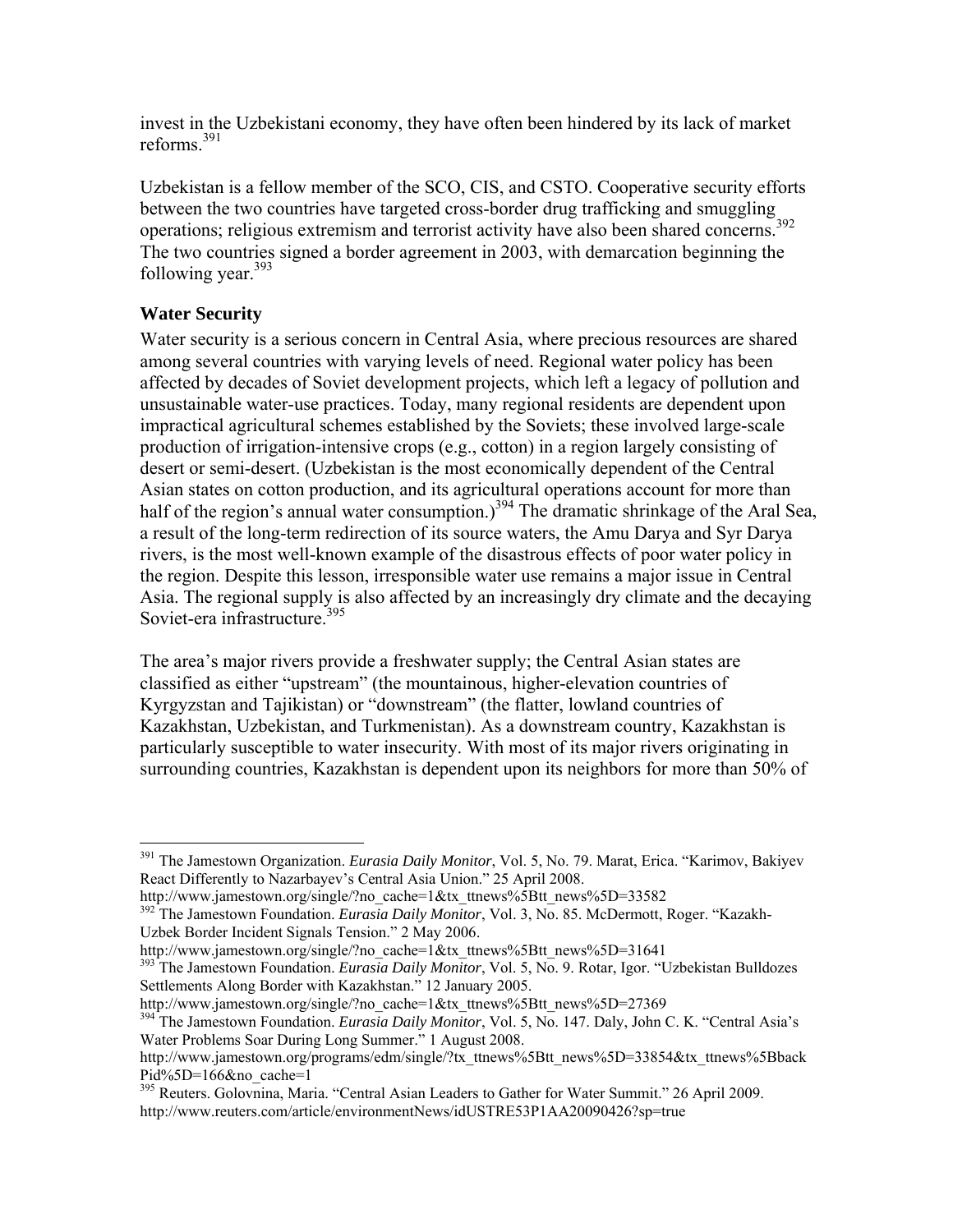invest in the Uzbekistani economy, they have often been hindered by its lack of market reforms.[391]

Uzbekistan is a fellow member of the SCO, CIS, and CSTO. Cooperative security efforts between the two countries have targeted cross-border drug trafficking and smuggling operations; religious extremism and terrorist activity have also been shared concerns.[392] The two countries signed a border agreement in 2003, with demarcation beginning the following year.[393]

### Water Security

Water security is a serious concern in Central Asia, where precious resources are shared among several countries with varying levels of need. Regional water policy has been affected by decades of Soviet development projects, which left a legacy of pollution and unsustainable water-use practices. Today, many regional residents are dependent upon impractical agricultural schemes established by the Soviets; these involved large-scale production of irrigation-intensive crops (e.g., cotton) in a region largely consisting of desert or semi-desert. (Uzbekistan is the most economically dependent of the Central Asian states on cotton production, and its agricultural operations account for more than half of the region's annual water consumption.)[394] The dramatic shrinkage of the Aral Sea, a result of the long-term redirection of its source waters, the Amu Darya and Syr Darya rivers, is the most well-known example of the disastrous effects of poor water policy in the region. Despite this lesson, irresponsible water use remains a major issue in Central Asia. The regional supply is also affected by an increasingly dry climate and the decaying Soviet-era infrastructure.[395]

The area's major rivers provide a freshwater supply; the Central Asian states are classified as either "upstream" (the mountainous, higher-elevation countries of Kyrgyzstan and Tajikistan) or "downstream" (the flatter, lowland countries of Kazakhstan, Uzbekistan, and Turkmenistan). As a downstream country, Kazakhstan is particularly susceptible to water insecurity. With most of its major rivers originating in surrounding countries, Kazakhstan is dependent upon its neighbors for more than 50% of

---

[391] The Jamestown Organization. *Eurasia Daily Monitor*, Vol. 5, No. 79. Marat, Erica. "Karimov, Bakiyev React Differently to Nazarbayev's Central Asia Union." 25 April 2008. http://www.jamestown.org/single/?no_cache=1&tx_ttnews%5Btt_news%5D=33582

[392] The Jamestown Foundation. *Eurasia Daily Monitor*, Vol. 3, No. 85. McDermott, Roger. "Kazakh-Uzbek Border Incident Signals Tension." 2 May 2006. http://www.jamestown.org/single/?no_cache=1&tx_ttnews%5Btt_news%5D=31641

[393] The Jamestown Foundation. *Eurasia Daily Monitor*, Vol. 5, No. 9. Rotar, Igor. "Uzbekistan Bulldozes Settlements Along Border with Kazakhstan." 12 January 2005. http://www.jamestown.org/single/?no_cache=1&tx_ttnews%5Btt_news%5D=27369

[394] The Jamestown Foundation. *Eurasia Daily Monitor*, Vol. 5, No. 147. Daly, John C. K. "Central Asia's Water Problems Soar During Long Summer." 1 August 2008. http://www.jamestown.org/programs/edm/single/?tx_ttnews%5Btt_news%5D=33854&tx_ttnews%5BbackPid%5D=166&no_cache=1

[395] Reuters. Golovnina, Maria. "Central Asian Leaders to Gather for Water Summit." 26 April 2009. http://www.reuters.com/article/environmentNews/idUSTRE53P1AA20090426?sp=true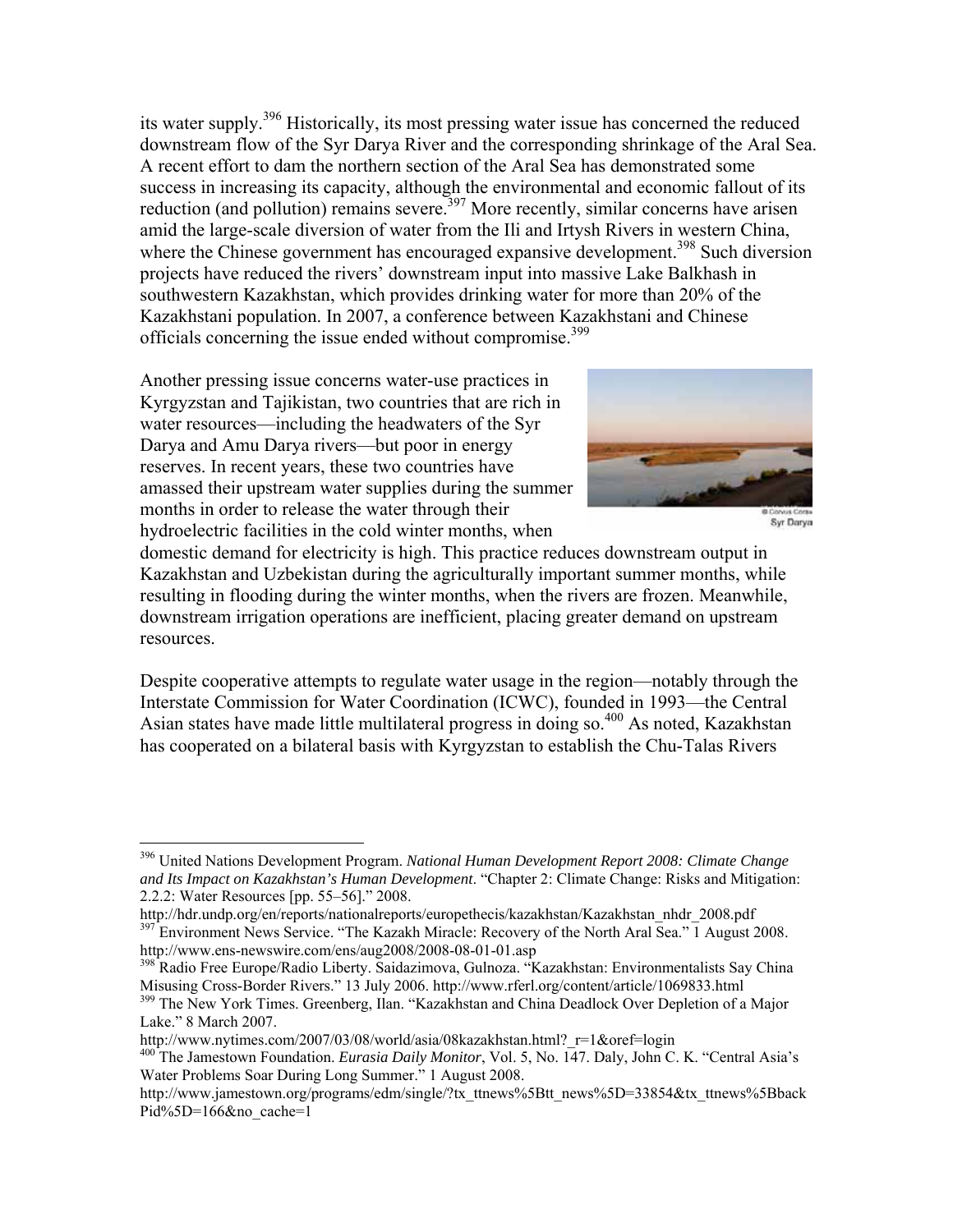its water supply.[396] Historically, its most pressing water issue has concerned the reduced downstream flow of the Syr Darya River and the corresponding shrinkage of the Aral Sea. A recent effort to dam the northern section of the Aral Sea has demonstrated some success in increasing its capacity, although the environmental and economic fallout of its reduction (and pollution) remains severe.[397] More recently, similar concerns have arisen amid the large-scale diversion of water from the Ili and Irtysh Rivers in western China, where the Chinese government has encouraged expansive development.[398] Such diversion projects have reduced the rivers' downstream input into massive Lake Balkhash in southwestern Kazakhstan, which provides drinking water for more than 20% of the Kazakhstani population. In 2007, a conference between Kazakhstani and Chinese officials concerning the issue ended without compromise.[399]

Another pressing issue concerns water-use practices in Kyrgyzstan and Tajikistan, two countries that are rich in water resources—including the headwaters of the Syr Darya and Amu Darya rivers—but poor in energy reserves. In recent years, these two countries have amassed their upstream water supplies during the summer months in order to release the water through their hydroelectric facilities in the cold winter months, when domestic demand for electricity is high. This practice reduces downstream output in Kazakhstan and Uzbekistan during the agriculturally important summer months, while resulting in flooding during the winter months, when the rivers are frozen. Meanwhile, downstream irrigation operations are inefficient, placing greater demand on upstream resources.

© Corvus Corax
Syr Darya

Despite cooperative attempts to regulate water usage in the region—notably through the Interstate Commission for Water Coordination (ICWC), founded in 1993—the Central Asian states have made little multilateral progress in doing so.[400] As noted, Kazakhstan has cooperated on a bilateral basis with Kyrgyzstan to establish the Chu-Talas Rivers

---

[396] United Nations Development Program. *National Human Development Report 2008: Climate Change and Its Impact on Kazakhstan's Human Development*. "Chapter 2: Climate Change: Risks and Mitigation: 2.2.2: Water Resources [pp. 55–56]." 2008. http://hdr.undp.org/en/reports/nationalreports/europethecis/kazakhstan/Kazakhstan_nhdr_2008.pdf

[397] Environment News Service. "The Kazakh Miracle: Recovery of the North Aral Sea." 1 August 2008. http://www.ens-newswire.com/ens/aug2008/2008-08-01-01.asp

[398] Radio Free Europe/Radio Liberty. Saidazimova, Gulnoza. "Kazakhstan: Environmentalists Say China Misusing Cross-Border Rivers." 13 July 2006. http://www.rferl.org/content/article/1069833.html

[399] The New York Times. Greenberg, Ilan. "Kazakhstan and China Deadlock Over Depletion of a Major Lake." 8 March 2007. http://www.nytimes.com/2007/03/08/world/asia/08kazakhstan.html?_r=1&oref=login

[400] The Jamestown Foundation. *Eurasia Daily Monitor*, Vol. 5, No. 147. Daly, John C. K. "Central Asia's Water Problems Soar During Long Summer." 1 August 2008. http://www.jamestown.org/programs/edm/single/?tx_ttnews%5Btt_news%5D=33854&tx_ttnews%5BbackPid%5D=166&no_cache=1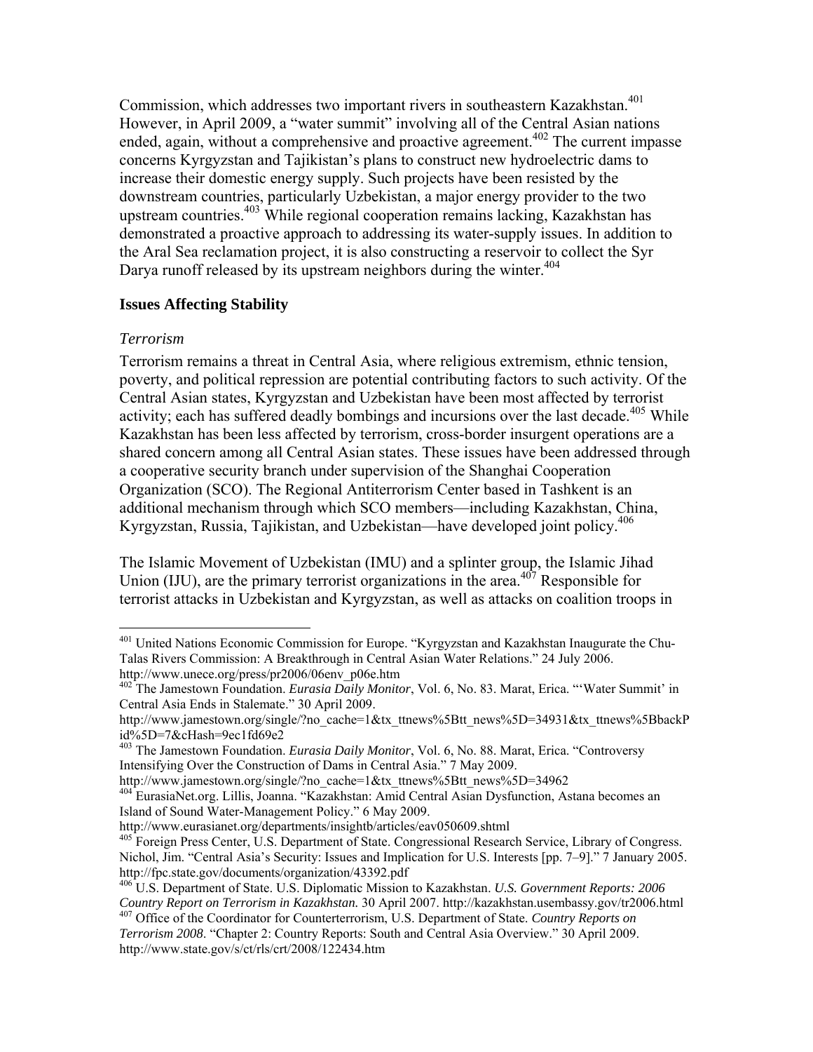Commission, which addresses two important rivers in southeastern Kazakhstan.[401] However, in April 2009, a "water summit" involving all of the Central Asian nations ended, again, without a comprehensive and proactive agreement.[402] The current impasse concerns Kyrgyzstan and Tajikistan's plans to construct new hydroelectric dams to increase their domestic energy supply. Such projects have been resisted by the downstream countries, particularly Uzbekistan, a major energy provider to the two upstream countries.[403] While regional cooperation remains lacking, Kazakhstan has demonstrated a proactive approach to addressing its water-supply issues. In addition to the Aral Sea reclamation project, it is also constructing a reservoir to collect the Syr Darya runoff released by its upstream neighbors during the winter.[404]

## Issues Affecting Stability

### *Terrorism*

Terrorism remains a threat in Central Asia, where religious extremism, ethnic tension, poverty, and political repression are potential contributing factors to such activity. Of the Central Asian states, Kyrgyzstan and Uzbekistan have been most affected by terrorist activity; each has suffered deadly bombings and incursions over the last decade.[405] While Kazakhstan has been less affected by terrorism, cross-border insurgent operations are a shared concern among all Central Asian states. These issues have been addressed through a cooperative security branch under supervision of the Shanghai Cooperation Organization (SCO). The Regional Antiterrorism Center based in Tashkent is an additional mechanism through which SCO members—including Kazakhstan, China, Kyrgyzstan, Russia, Tajikistan, and Uzbekistan—have developed joint policy.[406]

The Islamic Movement of Uzbekistan (IMU) and a splinter group, the Islamic Jihad Union (IJU), are the primary terrorist organizations in the area.[407] Responsible for terrorist attacks in Uzbekistan and Kyrgyzstan, as well as attacks on coalition troops in

---

[401] United Nations Economic Commission for Europe. "Kyrgyzstan and Kazakhstan Inaugurate the Chu-Talas Rivers Commission: A Breakthrough in Central Asian Water Relations." 24 July 2006. http://www.unece.org/press/pr2006/06env_p06e.htm

[402] The Jamestown Foundation. *Eurasia Daily Monitor*, Vol. 6, No. 83. Marat, Erica. "'Water Summit' in Central Asia Ends in Stalemate." 30 April 2009. http://www.jamestown.org/single/?no_cache=1&tx_ttnews%5Btt_news%5D=34931&tx_ttnews%5BbackPid%5D=7&cHash=9ec1fd69e2

[403] The Jamestown Foundation. *Eurasia Daily Monitor*, Vol. 6, No. 88. Marat, Erica. "Controversy Intensifying Over the Construction of Dams in Central Asia." 7 May 2009. http://www.jamestown.org/single/?no_cache=1&tx_ttnews%5Btt_news%5D=34962

[404] EurasiaNet.org. Lillis, Joanna. "Kazakhstan: Amid Central Asian Dysfunction, Astana becomes an Island of Sound Water-Management Policy." 6 May 2009. http://www.eurasianet.org/departments/insightb/articles/eav050609.shtml

[405] Foreign Press Center, U.S. Department of State. Congressional Research Service, Library of Congress. Nichol, Jim. "Central Asia's Security: Issues and Implication for U.S. Interests [pp. 7–9]." 7 January 2005. http://fpc.state.gov/documents/organization/43392.pdf

[406] U.S. Department of State. U.S. Diplomatic Mission to Kazakhstan. *U.S. Government Reports: 2006 Country Report on Terrorism in Kazakhstan.* 30 April 2007. http://kazakhstan.usembassy.gov/tr2006.html

[407] Office of the Coordinator for Counterterrorism, U.S. Department of State. *Country Reports on Terrorism 2008*. "Chapter 2: Country Reports: South and Central Asia Overview." 30 April 2009. http://www.state.gov/s/ct/rls/crt/2008/122434.htm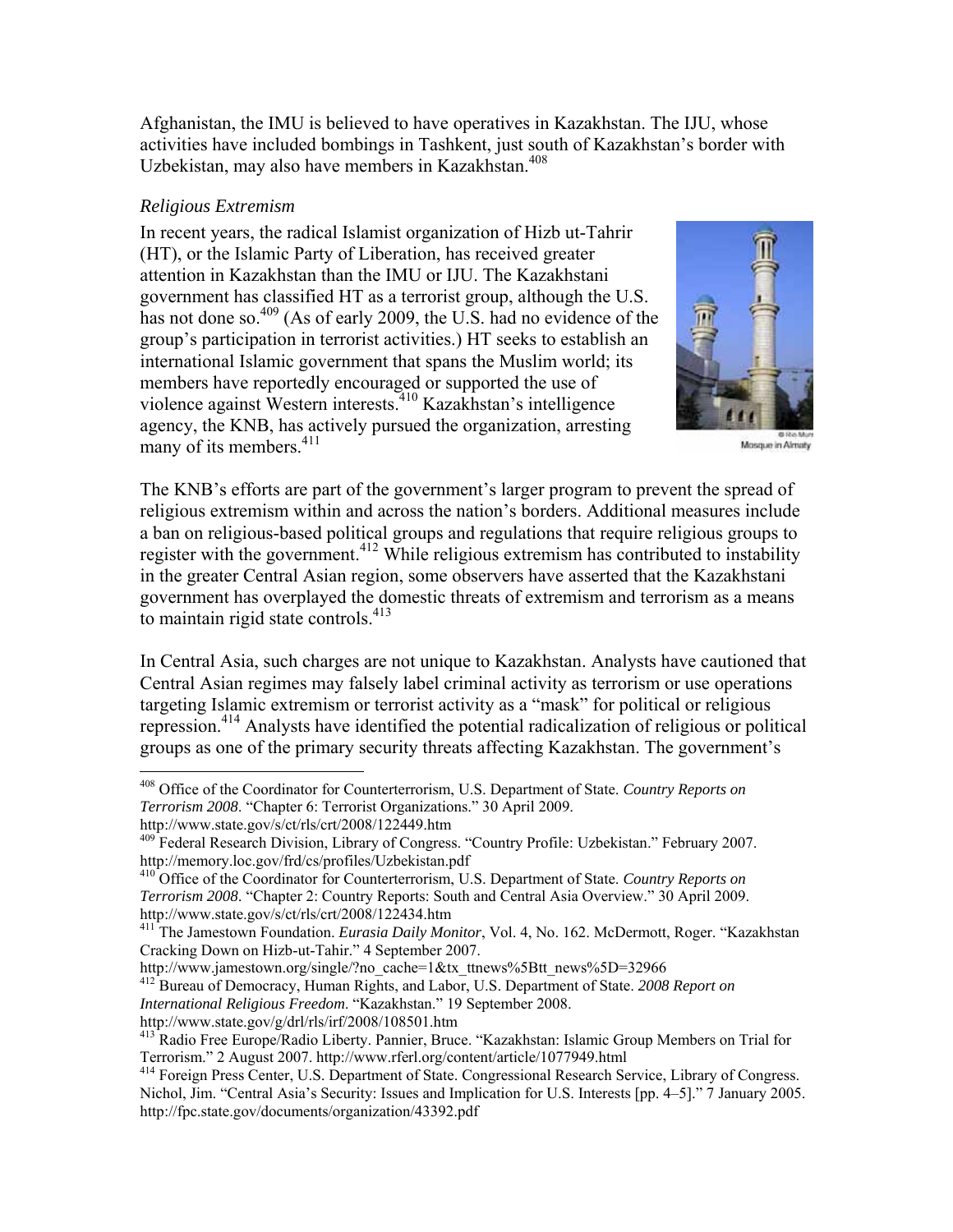Afghanistan, the IMU is believed to have operatives in Kazakhstan. The IJU, whose activities have included bombings in Tashkent, just south of Kazakhstan's border with Uzbekistan, may also have members in Kazakhstan.[408]

### *Religious Extremism*

In recent years, the radical Islamist organization of Hizb ut-Tahrir (HT), or the Islamic Party of Liberation, has received greater attention in Kazakhstan than the IMU or IJU. The Kazakhstani government has classified HT as a terrorist group, although the U.S. has not done so.[409] (As of early 2009, the U.S. had no evidence of the group's participation in terrorist activities.) HT seeks to establish an international Islamic government that spans the Muslim world; its members have reportedly encouraged or supported the use of violence against Western interests.[410] Kazakhstan's intelligence agency, the KNB, has actively pursued the organization, arresting many of its members.[411]

Mosque in Almaty

The KNB's efforts are part of the government's larger program to prevent the spread of religious extremism within and across the nation's borders. Additional measures include a ban on religious-based political groups and regulations that require religious groups to register with the government.[412] While religious extremism has contributed to instability in the greater Central Asian region, some observers have asserted that the Kazakhstani government has overplayed the domestic threats of extremism and terrorism as a means to maintain rigid state controls.[413]

In Central Asia, such charges are not unique to Kazakhstan. Analysts have cautioned that Central Asian regimes may falsely label criminal activity as terrorism or use operations targeting Islamic extremism or terrorist activity as a "mask" for political or religious repression.[414] Analysts have identified the potential radicalization of religious or political groups as one of the primary security threats affecting Kazakhstan. The government's

---

[408] Office of the Coordinator for Counterterrorism, U.S. Department of State. *Country Reports on Terrorism 2008*. "Chapter 6: Terrorist Organizations." 30 April 2009. http://www.state.gov/s/ct/rls/crt/2008/122449.htm

[409] Federal Research Division, Library of Congress. "Country Profile: Uzbekistan." February 2007. http://memory.loc.gov/frd/cs/profiles/Uzbekistan.pdf

[410] Office of the Coordinator for Counterterrorism, U.S. Department of State. *Country Reports on Terrorism 2008*. "Chapter 2: Country Reports: South and Central Asia Overview." 30 April 2009. http://www.state.gov/s/ct/rls/crt/2008/122434.htm

[411] The Jamestown Foundation. *Eurasia Daily Monitor*, Vol. 4, No. 162. McDermott, Roger. "Kazakhstan Cracking Down on Hizb-ut-Tahir." 4 September 2007. http://www.jamestown.org/single/?no_cache=1&tx_ttnews%5Btt_news%5D=32966

[412] Bureau of Democracy, Human Rights, and Labor, U.S. Department of State. *2008 Report on International Religious Freedom*. "Kazakhstan." 19 September 2008. http://www.state.gov/g/drl/rls/irf/2008/108501.htm

[413] Radio Free Europe/Radio Liberty. Pannier, Bruce. "Kazakhstan: Islamic Group Members on Trial for Terrorism." 2 August 2007. http://www.rferl.org/content/article/1077949.html

[414] Foreign Press Center, U.S. Department of State. Congressional Research Service, Library of Congress. Nichol, Jim. "Central Asia's Security: Issues and Implication for U.S. Interests [pp. 4–5]." 7 January 2005. http://fpc.state.gov/documents/organization/43392.pdf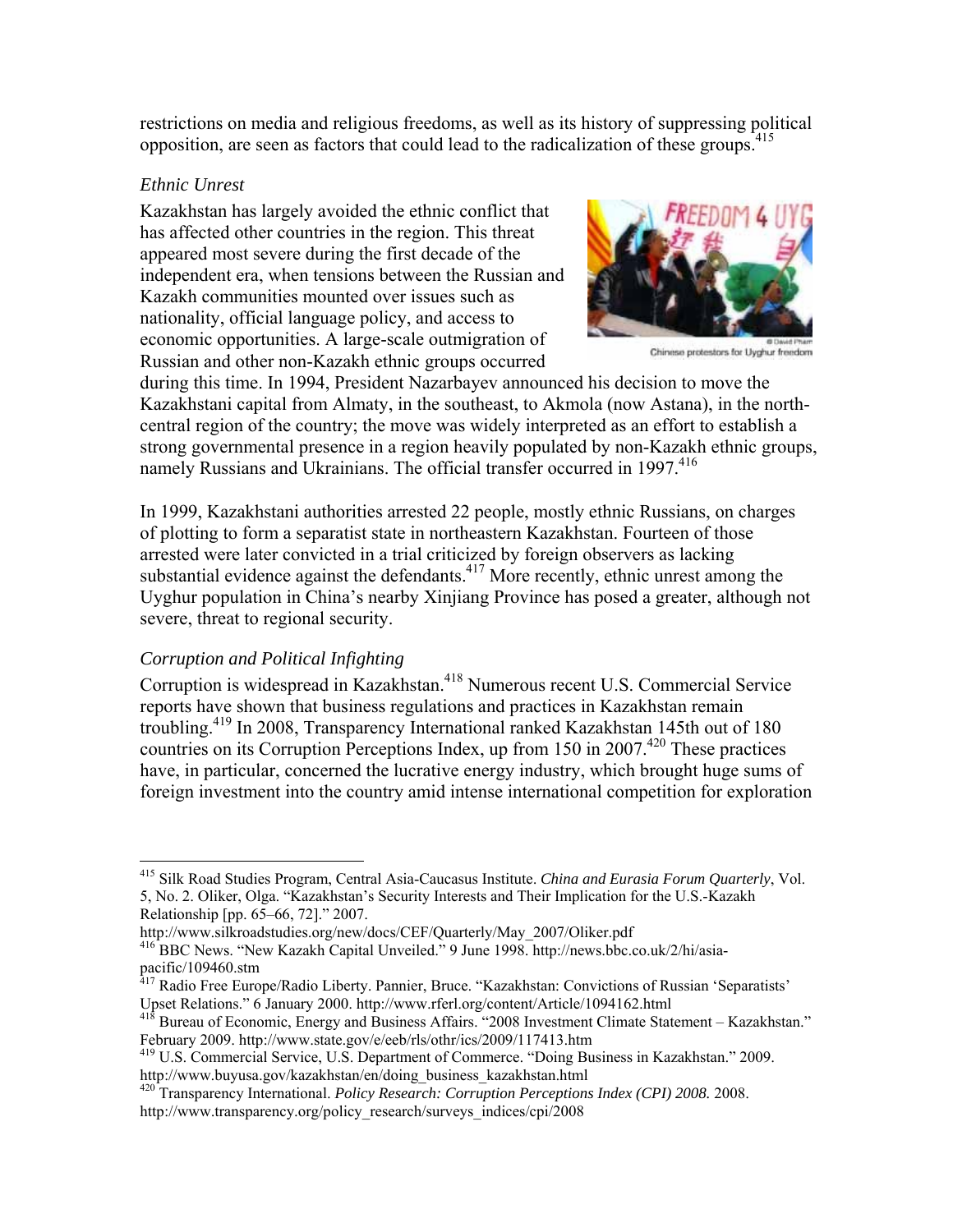restrictions on media and religious freedoms, as well as its history of suppressing political opposition, are seen as factors that could lead to the radicalization of these groups.[415]

*Ethnic Unrest*

Kazakhstan has largely avoided the ethnic conflict that has affected other countries in the region. This threat appeared most severe during the first decade of the independent era, when tensions between the Russian and Kazakh communities mounted over issues such as nationality, official language policy, and access to economic opportunities. A large-scale outmigration of Russian and other non-Kazakh ethnic groups occurred during this time. In 1994, President Nazarbayev announced his decision to move the Kazakhstani capital from Almaty, in the southeast, to Akmola (now Astana), in the north-central region of the country; the move was widely interpreted as an effort to establish a strong governmental presence in a region heavily populated by non-Kazakh ethnic groups, namely Russians and Ukrainians. The official transfer occurred in 1997.[416]

© David Pham
Chinese protestors for Uyghur freedom

In 1999, Kazakhstani authorities arrested 22 people, mostly ethnic Russians, on charges of plotting to form a separatist state in northeastern Kazakhstan. Fourteen of those arrested were later convicted in a trial criticized by foreign observers as lacking substantial evidence against the defendants.[417] More recently, ethnic unrest among the Uyghur population in China's nearby Xinjiang Province has posed a greater, although not severe, threat to regional security.

*Corruption and Political Infighting*

Corruption is widespread in Kazakhstan.[418] Numerous recent U.S. Commercial Service reports have shown that business regulations and practices in Kazakhstan remain troubling.[419] In 2008, Transparency International ranked Kazakhstan 145th out of 180 countries on its Corruption Perceptions Index, up from 150 in 2007.[420] These practices have, in particular, concerned the lucrative energy industry, which brought huge sums of foreign investment into the country amid intense international competition for exploration

---

[415] Silk Road Studies Program, Central Asia-Caucasus Institute. *China and Eurasia Forum Quarterly*, Vol. 5, No. 2. Oliker, Olga. "Kazakhstan's Security Interests and Their Implication for the U.S.-Kazakh Relationship [pp. 65–66, 72]." 2007. http://www.silkroadstudies.org/new/docs/CEF/Quarterly/May_2007/Oliker.pdf

[416] BBC News. "New Kazakh Capital Unveiled." 9 June 1998. http://news.bbc.co.uk/2/hi/asia-pacific/109460.stm

[417] Radio Free Europe/Radio Liberty. Pannier, Bruce. "Kazakhstan: Convictions of Russian 'Separatists' Upset Relations." 6 January 2000. http://www.rferl.org/content/Article/1094162.html

[418] Bureau of Economic, Energy and Business Affairs. "2008 Investment Climate Statement – Kazakhstan." February 2009. http://www.state.gov/e/eeb/rls/othr/ics/2009/117413.htm

[419] U.S. Commercial Service, U.S. Department of Commerce. "Doing Business in Kazakhstan." 2009. http://www.buyusa.gov/kazakhstan/en/doing_business_kazakhstan.html

[420] Transparency International. *Policy Research: Corruption Perceptions Index (CPI) 2008.* 2008. http://www.transparency.org/policy_research/surveys_indices/cpi/2008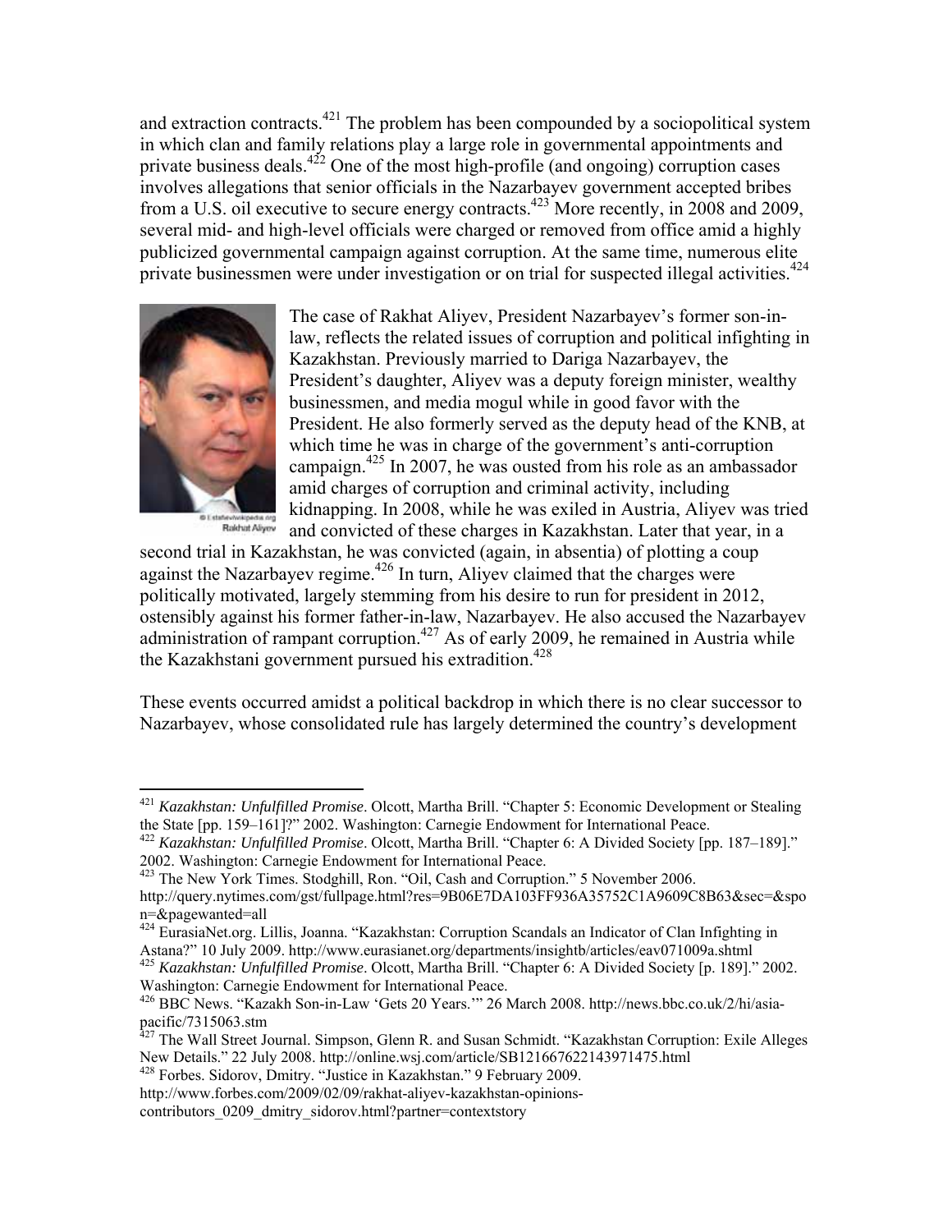and extraction contracts.[421] The problem has been compounded by a sociopolitical system in which clan and family relations play a large role in governmental appointments and private business deals.[422] One of the most high-profile (and ongoing) corruption cases involves allegations that senior officials in the Nazarbayev government accepted bribes from a U.S. oil executive to secure energy contracts.[423] More recently, in 2008 and 2009, several mid- and high-level officials were charged or removed from office amid a highly publicized governmental campaign against corruption. At the same time, numerous elite private businessmen were under investigation or on trial for suspected illegal activities.[424]

© Estatewikipedia.org
Rakhat Aliyev

The case of Rakhat Aliyev, President Nazarbayev's former son-in-law, reflects the related issues of corruption and political infighting in Kazakhstan. Previously married to Dariga Nazarbayev, the President's daughter, Aliyev was a deputy foreign minister, wealthy businessmen, and media mogul while in good favor with the President. He also formerly served as the deputy head of the KNB, at which time he was in charge of the government's anti-corruption campaign.[425] In 2007, he was ousted from his role as an ambassador amid charges of corruption and criminal activity, including kidnapping. In 2008, while he was exiled in Austria, Aliyev was tried and convicted of these charges in Kazakhstan. Later that year, in a second trial in Kazakhstan, he was convicted (again, in absentia) of plotting a coup against the Nazarbayev regime.[426] In turn, Aliyev claimed that the charges were politically motivated, largely stemming from his desire to run for president in 2012, ostensibly against his former father-in-law, Nazarbayev. He also accused the Nazarbayev administration of rampant corruption.[427] As of early 2009, he remained in Austria while the Kazakhstani government pursued his extradition.[428]

These events occurred amidst a political backdrop in which there is no clear successor to Nazarbayev, whose consolidated rule has largely determined the country's development

---

[421] *Kazakhstan: Unfulfilled Promise*. Olcott, Martha Brill. "Chapter 5: Economic Development or Stealing the State [pp. 159–161]?" 2002. Washington: Carnegie Endowment for International Peace.

[422] *Kazakhstan: Unfulfilled Promise*. Olcott, Martha Brill. "Chapter 6: A Divided Society [pp. 187–189]." 2002. Washington: Carnegie Endowment for International Peace.

[423] The New York Times. Stodghill, Ron. "Oil, Cash and Corruption." 5 November 2006. http://query.nytimes.com/gst/fullpage.html?res=9B06E7DA103FF936A35752C1A9609C8B63&sec=&spon=&pagewanted=all

[424] EurasiaNet.org. Lillis, Joanna. "Kazakhstan: Corruption Scandals an Indicator of Clan Infighting in Astana?" 10 July 2009. http://www.eurasianet.org/departments/insightb/articles/eav071009a.shtml

[425] *Kazakhstan: Unfulfilled Promise*. Olcott, Martha Brill. "Chapter 6: A Divided Society [p. 189]." 2002. Washington: Carnegie Endowment for International Peace.

[426] BBC News. "Kazakh Son-in-Law 'Gets 20 Years.'" 26 March 2008. http://news.bbc.co.uk/2/hi/asia-pacific/7315063.stm

[427] The Wall Street Journal. Simpson, Glenn R. and Susan Schmidt. "Kazakhstan Corruption: Exile Alleges New Details." 22 July 2008. http://online.wsj.com/article/SB121667622143971475.html

[428] Forbes. Sidorov, Dmitry. "Justice in Kazakhstan." 9 February 2009. http://www.forbes.com/2009/02/09/rakhat-aliyev-kazakhstan-opinions-contributors_0209_dmitry_sidorov.html?partner=contextstory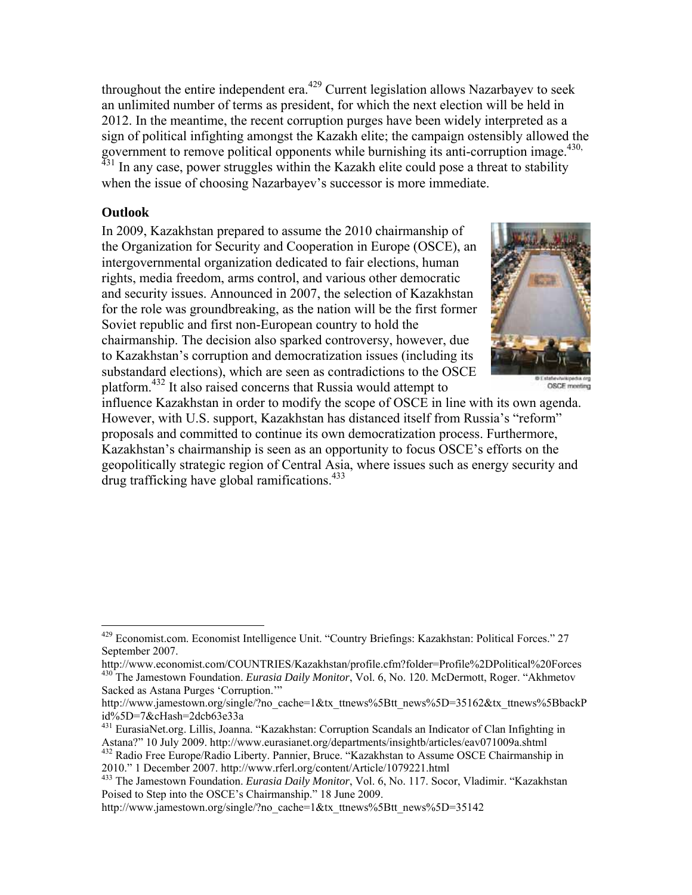throughout the entire independent era.[429] Current legislation allows Nazarbayev to seek an unlimited number of terms as president, for which the next election will be held in 2012. In the meantime, the recent corruption purges have been widely interpreted as a sign of political infighting amongst the Kazakh elite; the campaign ostensibly allowed the government to remove political opponents while burnishing its anti-corruption image.[430, 431] In any case, power struggles within the Kazakh elite could pose a threat to stability when the issue of choosing Nazarbayev's successor is more immediate.

### Outlook

In 2009, Kazakhstan prepared to assume the 2010 chairmanship of the Organization for Security and Cooperation in Europe (OSCE), an intergovernmental organization dedicated to fair elections, human rights, media freedom, arms control, and various other democratic and security issues. Announced in 2007, the selection of Kazakhstan for the role was groundbreaking, as the nation will be the first former Soviet republic and first non-European country to hold the chairmanship. The decision also sparked controversy, however, due to Kazakhstan's corruption and democratization issues (including its substandard elections), which are seen as contradictions to the OSCE platform.[432] It also raised concerns that Russia would attempt to influence Kazakhstan in order to modify the scope of OSCE in line with its own agenda. However, with U.S. support, Kazakhstan has distanced itself from Russia's "reform" proposals and committed to continue its own democratization process. Furthermore, Kazakhstan's chairmanship is seen as an opportunity to focus OSCE's efforts on the geopolitically strategic region of Central Asia, where issues such as energy security and drug trafficking have global ramifications.[433]

© Estatevwikipedia.org
OSCE meeting

---

[429] Economist.com. Economist Intelligence Unit. "Country Briefings: Kazakhstan: Political Forces." 27 September 2007. http://www.economist.com/COUNTRIES/Kazakhstan/profile.cfm?folder=Profile%2DPolitical%20Forces

[430] The Jamestown Foundation. *Eurasia Daily Monitor*, Vol. 6, No. 120. McDermott, Roger. "Akhmetov Sacked as Astana Purges 'Corruption.'" http://www.jamestown.org/single/?no_cache=1&tx_ttnews%5Btt_news%5D=35162&tx_ttnews%5BbackPid%5D=7&cHash=2dcb63e33a

[431] EurasiaNet.org. Lillis, Joanna. "Kazakhstan: Corruption Scandals an Indicator of Clan Infighting in Astana?" 10 July 2009. http://www.eurasianet.org/departments/insightb/articles/eav071009a.shtml

[432] Radio Free Europe/Radio Liberty. Pannier, Bruce. "Kazakhstan to Assume OSCE Chairmanship in 2010." 1 December 2007. http://www.rferl.org/content/Article/1079221.html

[433] The Jamestown Foundation. *Eurasia Daily Monitor*, Vol. 6, No. 117. Socor, Vladimir. "Kazakhstan Poised to Step into the OSCE's Chairmanship." 18 June 2009. http://www.jamestown.org/single/?no_cache=1&tx_ttnews%5Btt_news%5D=35142